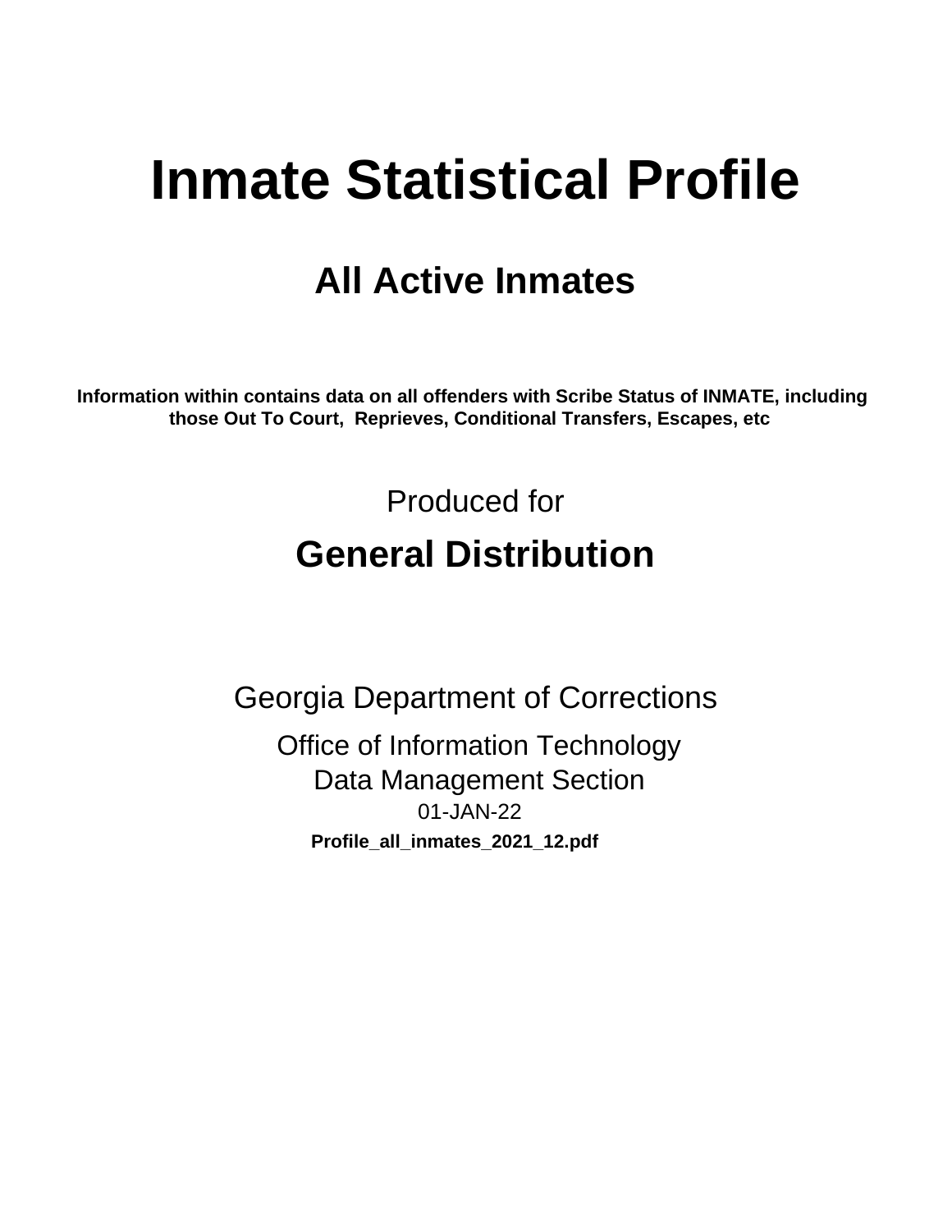# Inmate Statistical Profile

## All Active Inmates

**Information within contains data on all offenders with Scribe Status of INMATE, including those Out To Court, Reprieves, Conditional Transfers, Escapes, etc**

Produced for

## General Distribution

Georgia Department of Corrections

Office of Information Technology

Data Management Section

01-JAN-22

**Profile_all_inmates_2021_12.pdf**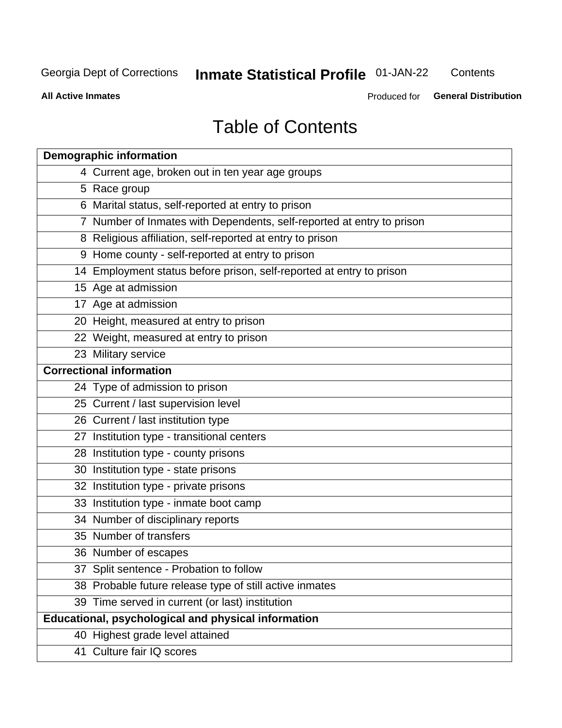# Table of Contents

| Demographic information | |
|---|---|
| 4 | Current age, broken out in ten year age groups |
| 5 | Race group |
| 6 | Marital status, self-reported at entry to prison |
| 7 | Number of Inmates with Dependents, self-reported at entry to prison |
| 8 | Religious affiliation, self-reported at entry to prison |
| 9 | Home county - self-reported at entry to prison |
| 14 | Employment status before prison, self-reported at entry to prison |
| 15 | Age at admission |
| 17 | Age at admission |
| 20 | Height, measured at entry to prison |
| 22 | Weight, measured at entry to prison |
| 23 | Military service |
| **Correctional information** | |
| 24 | Type of admission to prison |
| 25 | Current / last supervision level |
| 26 | Current / last institution type |
| 27 | Institution type - transitional centers |
| 28 | Institution type - county prisons |
| 30 | Institution type - state prisons |
| 32 | Institution type - private prisons |
| 33 | Institution type - inmate boot camp |
| 34 | Number of disciplinary reports |
| 35 | Number of transfers |
| 36 | Number of escapes |
| 37 | Split sentence - Probation to follow |
| 38 | Probable future release type of still active inmates |
| 39 | Time served in current (or last) institution |
| **Educational, psychological and physical information** | |
| 40 | Highest grade level attained |
| 41 | Culture fair IQ scores |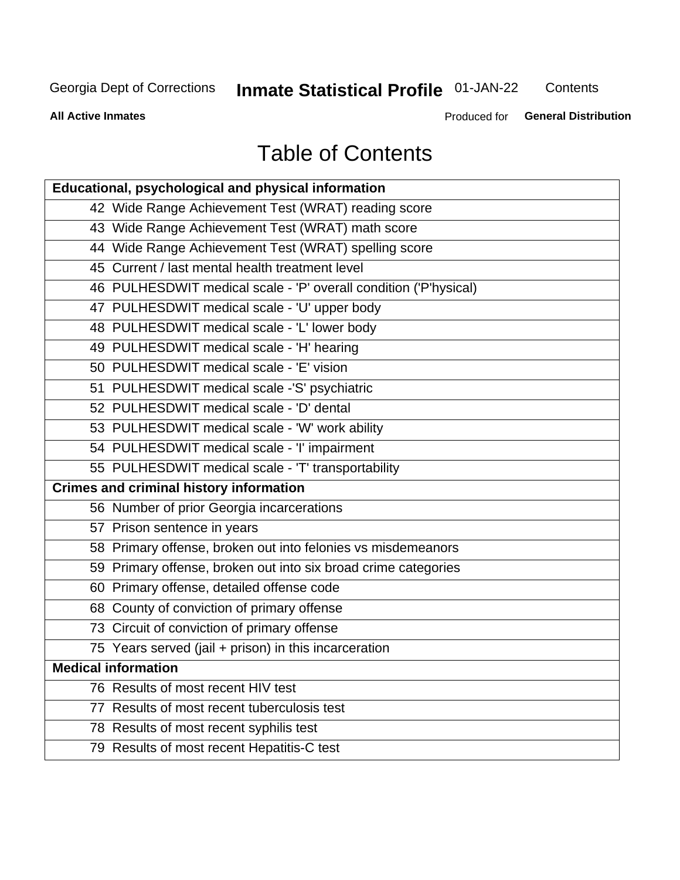# Table of Contents

| Educational, psychological and physical information |
|---|
| 42 Wide Range Achievement Test (WRAT) reading score |
| 43 Wide Range Achievement Test (WRAT) math score |
| 44 Wide Range Achievement Test (WRAT) spelling score |
| 45 Current / last mental health treatment level |
| 46 PULHESDWIT medical scale - 'P' overall condition ('P'hysical) |
| 47 PULHESDWIT medical scale - 'U' upper body |
| 48 PULHESDWIT medical scale - 'L' lower body |
| 49 PULHESDWIT medical scale - 'H' hearing |
| 50 PULHESDWIT medical scale - 'E' vision |
| 51 PULHESDWIT medical scale -'S' psychiatric |
| 52 PULHESDWIT medical scale - 'D' dental |
| 53 PULHESDWIT medical scale - 'W' work ability |
| 54 PULHESDWIT medical scale - 'I' impairment |
| 55 PULHESDWIT medical scale - 'T' transportability |
| **Crimes and criminal history information** |
| 56 Number of prior Georgia incarcerations |
| 57 Prison sentence in years |
| 58 Primary offense, broken out into felonies vs misdemeanors |
| 59 Primary offense, broken out into six broad crime categories |
| 60 Primary offense, detailed offense code |
| 68 County of conviction of primary offense |
| 73 Circuit of conviction of primary offense |
| 75 Years served (jail + prison) in this incarceration |
| **Medical information** |
| 76 Results of most recent HIV test |
| 77 Results of most recent tuberculosis test |
| 78 Results of most recent syphilis test |
| 79 Results of most recent Hepatitis-C test |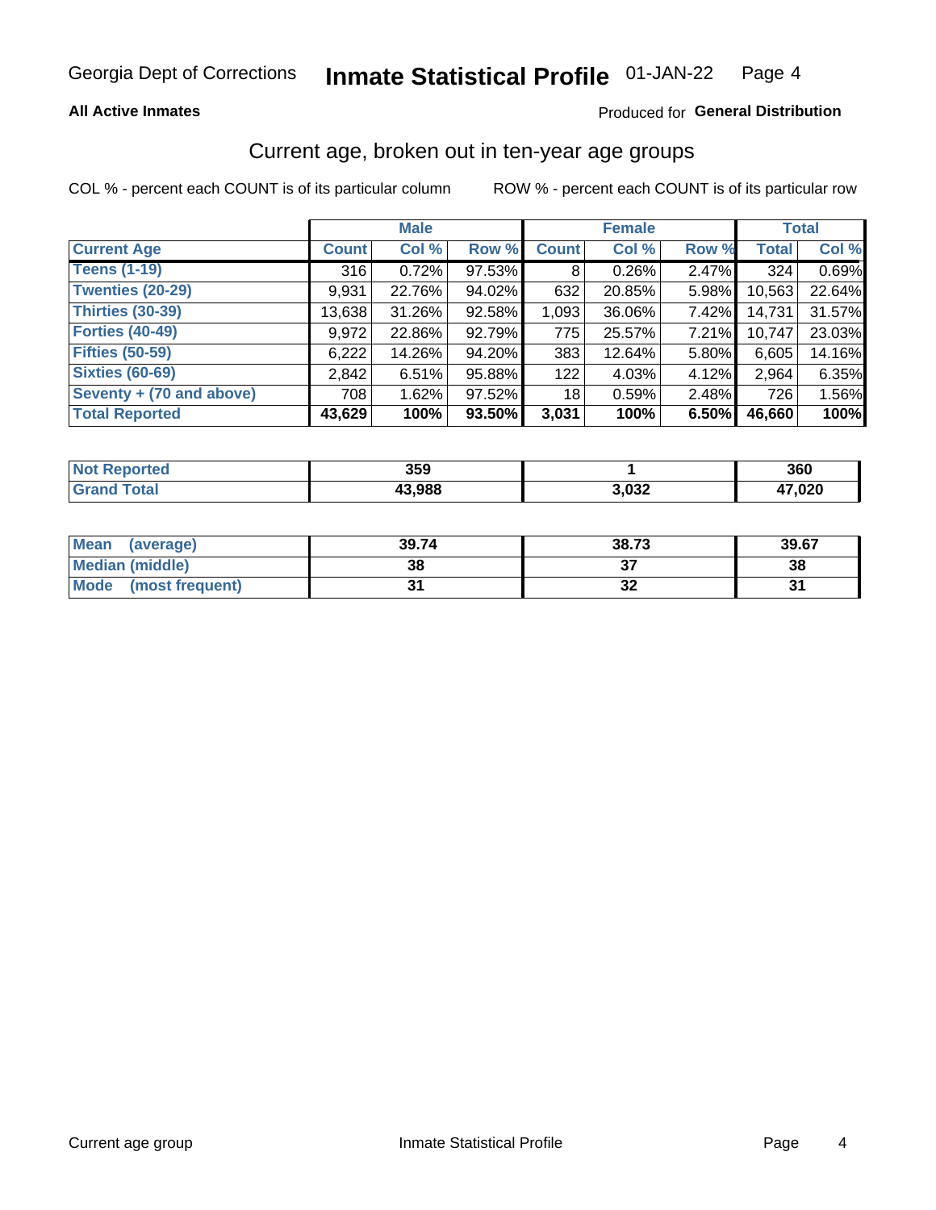Georgia Dept of Corrections **Inmate Statistical Profile** 01-JAN-22

**All Active Inmates**

Produced for **General Distribution**

## Current age, broken out in ten-year age groups

COL % - percent each COUNT is of its particular column ROW % - percent each COUNT is of its particular row

| | Male | | | Female | | | Total | |
|---|---|---|---|---|---|---|---|---|
| **Current Age** | **Count** | **Col %** | **Row %** | **Count** | **Col %** | **Row %** | **Total** | **Col %** |
| **Teens (1-19)** | 316 | 0.72% | 97.53% | 8 | 0.26% | 2.47% | 324 | 0.69% |
| **Twenties (20-29)** | 9,931 | 22.76% | 94.02% | 632 | 20.85% | 5.98% | 10,563 | 22.64% |
| **Thirties (30-39)** | 13,638 | 31.26% | 92.58% | 1,093 | 36.06% | 7.42% | 14,731 | 31.57% |
| **Forties (40-49)** | 9,972 | 22.86% | 92.79% | 775 | 25.57% | 7.21% | 10,747 | 23.03% |
| **Fifties (50-59)** | 6,222 | 14.26% | 94.20% | 383 | 12.64% | 5.80% | 6,605 | 14.16% |
| **Sixties (60-69)** | 2,842 | 6.51% | 95.88% | 122 | 4.03% | 4.12% | 2,964 | 6.35% |
| **Seventy + (70 and above)** | 708 | 1.62% | 97.52% | 18 | 0.59% | 2.48% | 726 | 1.56% |
| **Total Reported** | **43,629** | **100%** | **93.50%** | **3,031** | **100%** | **6.50%** | **46,660** | **100%** |

| | Male | Female | Total |
|---|---|---|---|
| **Not Reported** | **359** | **1** | **360** |
| **Grand Total** | **43,988** | **3,032** | **47,020** |

| | Male | Female | Total |
|---|---|---|---|
| **Mean (average)** | **39.74** | **38.73** | **39.67** |
| **Median (middle)** | **38** | **37** | **38** |
| **Mode (most frequent)** | **31** | **32** | **31** |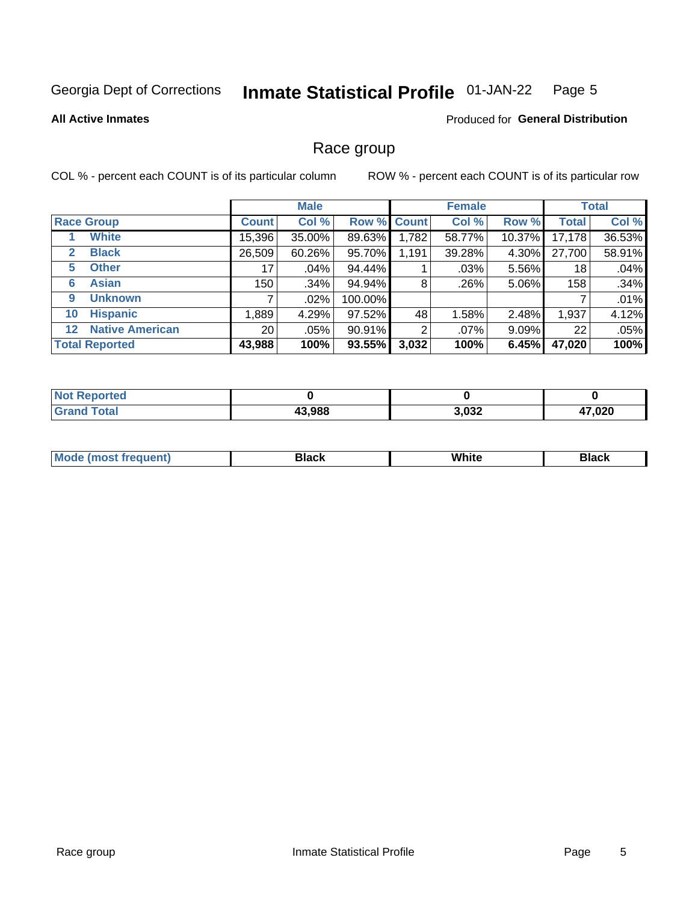Georgia Dept of Corrections **Inmate Statistical Profile** 01-JAN-22

**All Active Inmates**

Produced for **General Distribution**

## Race group

COL % - percent each COUNT is of its particular column

ROW % - percent each COUNT is of its particular row

| | | Male | | | Female | | | Total | |
|---|---|---|---|---|---|---|---|---|---|
| **Race Group** | | **Count** | **Col %** | **Row %** | **Count** | **Col %** | **Row %** | **Total** | **Col %** |
| 1 | **White** | 15,396 | 35.00% | 89.63% | 1,782 | 58.77% | 10.37% | 17,178 | 36.53% |
| 2 | **Black** | 26,509 | 60.26% | 95.70% | 1,191 | 39.28% | 4.30% | 27,700 | 58.91% |
| 5 | **Other** | 17 | .04% | 94.44% | 1 | .03% | 5.56% | 18 | .04% |
| 6 | **Asian** | 150 | .34% | 94.94% | 8 | .26% | 5.06% | 158 | .34% |
| 9 | **Unknown** | 7 | .02% | 100.00% | | | | 7 | .01% |
| 10 | **Hispanic** | 1,889 | 4.29% | 97.52% | 48 | 1.58% | 2.48% | 1,937 | 4.12% |
| 12 | **Native American** | 20 | .05% | 90.91% | 2 | .07% | 9.09% | 22 | .05% |
| **Total Reported** | | **43,988** | **100%** | **93.55%** | **3,032** | **100%** | **6.45%** | **47,020** | **100%** |

| | Male | Female | Total |
|---|---|---|---|
| **Not Reported** | **0** | **0** | **0** |
| **Grand Total** | **43,988** | **3,032** | **47,020** |

| | Male | Female | Total |
|---|---|---|---|
| **Mode (most frequent)** | **Black** | **White** | **Black** |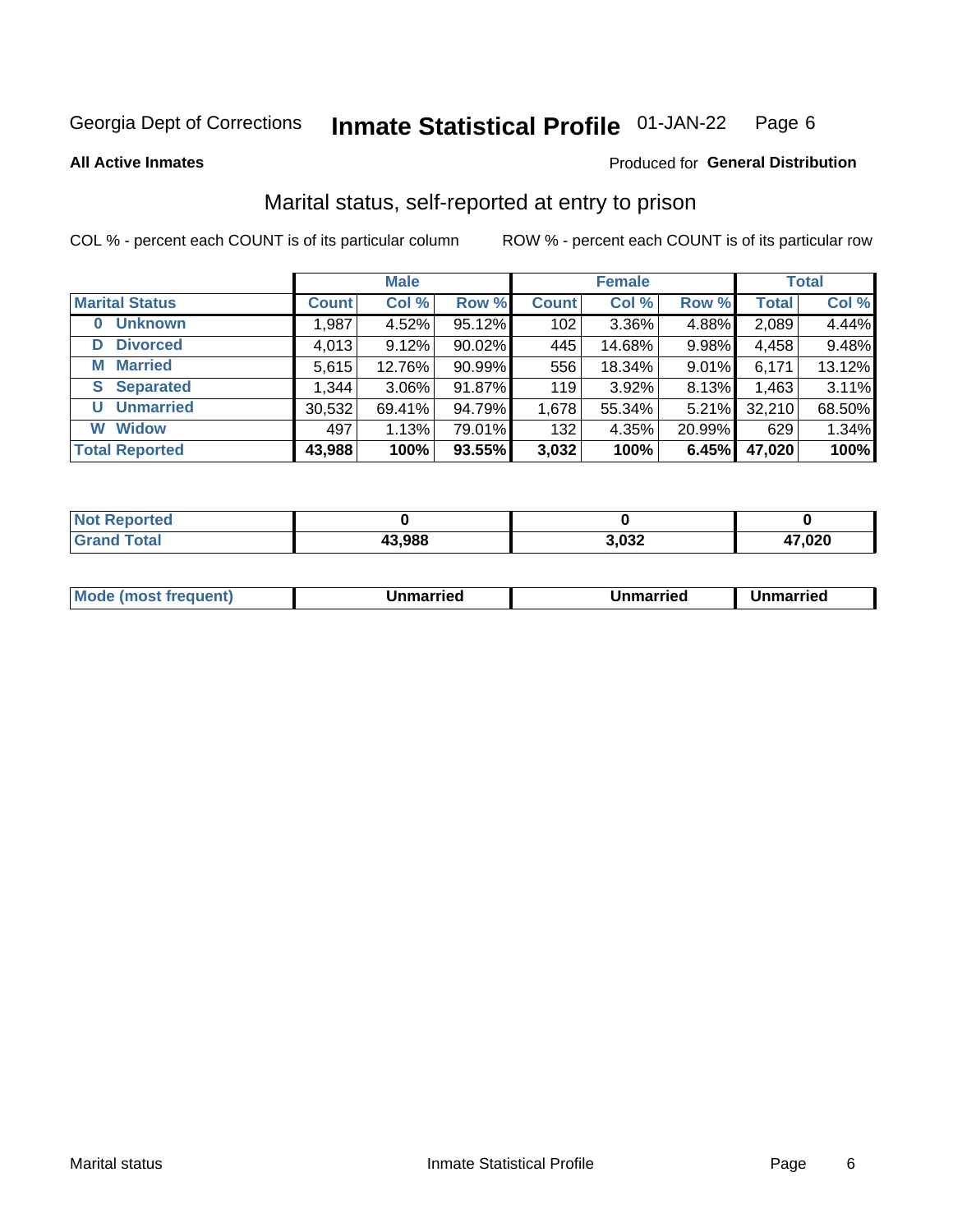Georgia Dept of Corrections **Inmate Statistical Profile** 01-JAN-22

**All Active Inmates** Produced for **General Distribution**

## Marital status, self-reported at entry to prison

COL % - percent each COUNT is of its particular column ROW % - percent each COUNT is of its particular row

| | Male | | | Female | | | Total | |
|---|---|---|---|---|---|---|---|---|
| **Marital Status** | **Count** | **Col %** | **Row %** | **Count** | **Col %** | **Row %** | **Total** | **Col %** |
| 0 Unknown | 1,987 | 4.52% | 95.12% | 102 | 3.36% | 4.88% | 2,089 | 4.44% |
| D Divorced | 4,013 | 9.12% | 90.02% | 445 | 14.68% | 9.98% | 4,458 | 9.48% |
| M Married | 5,615 | 12.76% | 90.99% | 556 | 18.34% | 9.01% | 6,171 | 13.12% |
| S Separated | 1,344 | 3.06% | 91.87% | 119 | 3.92% | 8.13% | 1,463 | 3.11% |
| U Unmarried | 30,532 | 69.41% | 94.79% | 1,678 | 55.34% | 5.21% | 32,210 | 68.50% |
| W Widow | 497 | 1.13% | 79.01% | 132 | 4.35% | 20.99% | 629 | 1.34% |
| **Total Reported** | **43,988** | **100%** | **93.55%** | **3,032** | **100%** | **6.45%** | **47,020** | **100%** |

| | Male | Female | Total |
|---|---|---|---|
| Not Reported | 0 | 0 | 0 |
| Grand Total | 43,988 | 3,032 | 47,020 |

| | Male | Female | Total |
|---|---|---|---|
| Mode (most frequent) | Unmarried | Unmarried | Unmarried |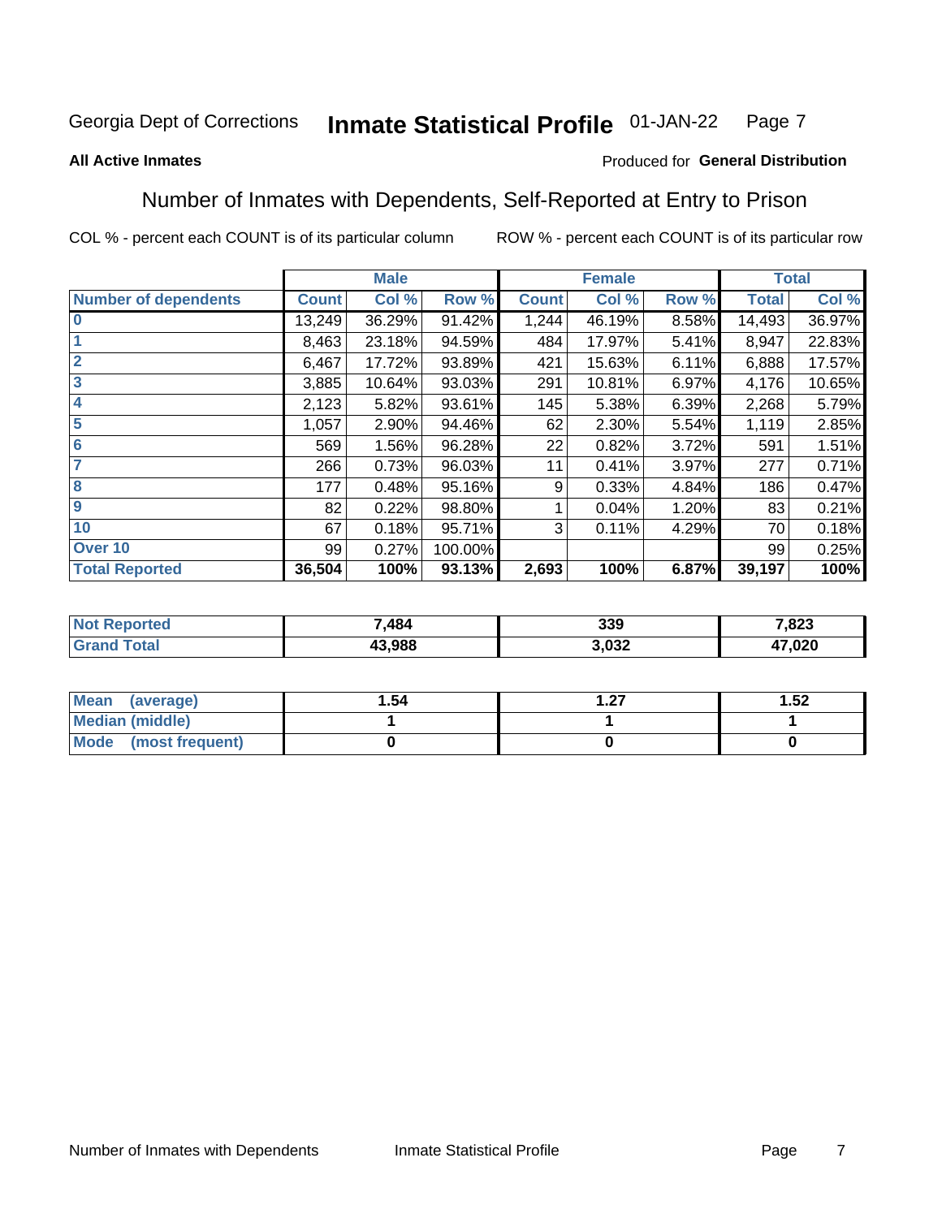Georgia Dept of Corrections **Inmate Statistical Profile** 01-JAN-22

**All Active Inmates**

Produced for **General Distribution**

## Number of Inmates with Dependents, Self-Reported at Entry to Prison

COL % - percent each COUNT is of its particular column

ROW % - percent each COUNT is of its particular row

| | Male | | | Female | | | Total | |
|---|---|---|---|---|---|---|---|---|
| **Number of dependents** | **Count** | **Col %** | **Row %** | **Count** | **Col %** | **Row %** | **Total** | **Col %** |
| **0** | 13,249 | 36.29% | 91.42% | 1,244 | 46.19% | 8.58% | 14,493 | 36.97% |
| **1** | 8,463 | 23.18% | 94.59% | 484 | 17.97% | 5.41% | 8,947 | 22.83% |
| **2** | 6,467 | 17.72% | 93.89% | 421 | 15.63% | 6.11% | 6,888 | 17.57% |
| **3** | 3,885 | 10.64% | 93.03% | 291 | 10.81% | 6.97% | 4,176 | 10.65% |
| **4** | 2,123 | 5.82% | 93.61% | 145 | 5.38% | 6.39% | 2,268 | 5.79% |
| **5** | 1,057 | 2.90% | 94.46% | 62 | 2.30% | 5.54% | 1,119 | 2.85% |
| **6** | 569 | 1.56% | 96.28% | 22 | 0.82% | 3.72% | 591 | 1.51% |
| **7** | 266 | 0.73% | 96.03% | 11 | 0.41% | 3.97% | 277 | 0.71% |
| **8** | 177 | 0.48% | 95.16% | 9 | 0.33% | 4.84% | 186 | 0.47% |
| **9** | 82 | 0.22% | 98.80% | 1 | 0.04% | 1.20% | 83 | 0.21% |
| **10** | 67 | 0.18% | 95.71% | 3 | 0.11% | 4.29% | 70 | 0.18% |
| **Over 10** | 99 | 0.27% | 100.00% | | | | 99 | 0.25% |
| **Total Reported** | **36,504** | **100%** | **93.13%** | **2,693** | **100%** | **6.87%** | **39,197** | **100%** |

| | Male | Female | Total |
|---|---|---|---|
| **Not Reported** | **7,484** | **339** | **7,823** |
| **Grand Total** | **43,988** | **3,032** | **47,020** |

| | Male | Female | Total |
|---|---|---|---|
| **Mean (average)** | **1.54** | **1.27** | **1.52** |
| **Median (middle)** | **1** | **1** | **1** |
| **Mode (most frequent)** | **0** | **0** | **0** |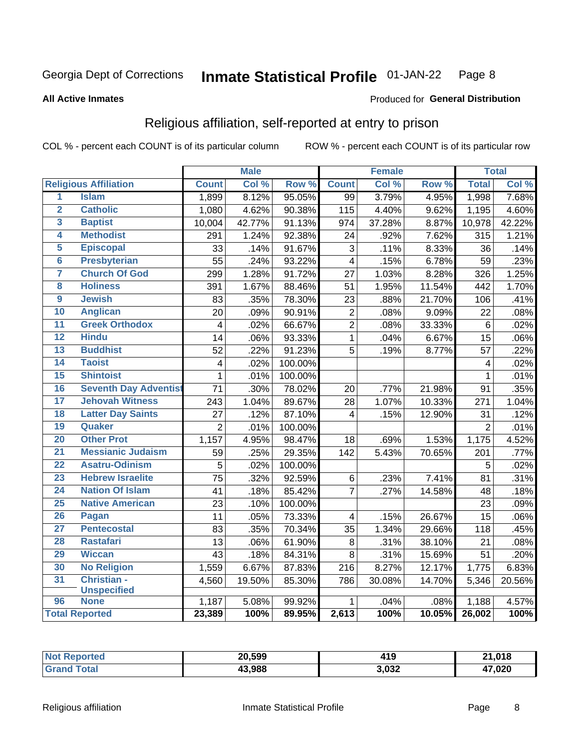Georgia Dept of Corrections **Inmate Statistical Profile** 01-JAN-22

**All Active Inmates**

Produced for **General Distribution**

## Religious affiliation, self-reported at entry to prison

COL % - percent each COUNT is of its particular column    ROW % - percent each COUNT is of its particular row

| | | Male | | | Female | | | Total | |
|---|---|---|---|---|---|---|---|---|---|
| **Religious Affiliation** | | **Count** | **Col %** | **Row %** | **Count** | **Col %** | **Row %** | **Total** | **Col %** |
| 1 | Islam | 1,899 | 8.12% | 95.05% | 99 | 3.79% | 4.95% | 1,998 | 7.68% |
| 2 | Catholic | 1,080 | 4.62% | 90.38% | 115 | 4.40% | 9.62% | 1,195 | 4.60% |
| 3 | Baptist | 10,004 | 42.77% | 91.13% | 974 | 37.28% | 8.87% | 10,978 | 42.22% |
| 4 | Methodist | 291 | 1.24% | 92.38% | 24 | .92% | 7.62% | 315 | 1.21% |
| 5 | Episcopal | 33 | .14% | 91.67% | 3 | .11% | 8.33% | 36 | .14% |
| 6 | Presbyterian | 55 | .24% | 93.22% | 4 | .15% | 6.78% | 59 | .23% |
| 7 | Church Of God | 299 | 1.28% | 91.72% | 27 | 1.03% | 8.28% | 326 | 1.25% |
| 8 | Holiness | 391 | 1.67% | 88.46% | 51 | 1.95% | 11.54% | 442 | 1.70% |
| 9 | Jewish | 83 | .35% | 78.30% | 23 | .88% | 21.70% | 106 | .41% |
| 10 | Anglican | 20 | .09% | 90.91% | 2 | .08% | 9.09% | 22 | .08% |
| 11 | Greek Orthodox | 4 | .02% | 66.67% | 2 | .08% | 33.33% | 6 | .02% |
| 12 | Hindu | 14 | .06% | 93.33% | 1 | .04% | 6.67% | 15 | .06% |
| 13 | Buddhist | 52 | .22% | 91.23% | 5 | .19% | 8.77% | 57 | .22% |
| 14 | Taoist | 4 | .02% | 100.00% | | | | 4 | .02% |
| 15 | Shintoist | 1 | .01% | 100.00% | | | | 1 | .01% |
| 16 | Seventh Day Adventist | 71 | .30% | 78.02% | 20 | .77% | 21.98% | 91 | .35% |
| 17 | Jehovah Witness | 243 | 1.04% | 89.67% | 28 | 1.07% | 10.33% | 271 | 1.04% |
| 18 | Latter Day Saints | 27 | .12% | 87.10% | 4 | .15% | 12.90% | 31 | .12% |
| 19 | Quaker | 2 | .01% | 100.00% | | | | 2 | .01% |
| 20 | Other Prot | 1,157 | 4.95% | 98.47% | 18 | .69% | 1.53% | 1,175 | 4.52% |
| 21 | Messianic Judaism | 59 | .25% | 29.35% | 142 | 5.43% | 70.65% | 201 | .77% |
| 22 | Asatru-Odinism | 5 | .02% | 100.00% | | | | 5 | .02% |
| 23 | Hebrew Israelite | 75 | .32% | 92.59% | 6 | .23% | 7.41% | 81 | .31% |
| 24 | Nation Of Islam | 41 | .18% | 85.42% | 7 | .27% | 14.58% | 48 | .18% |
| 25 | Native American | 23 | .10% | 100.00% | | | | 23 | .09% |
| 26 | Pagan | 11 | .05% | 73.33% | 4 | .15% | 26.67% | 15 | .06% |
| 27 | Pentecostal | 83 | .35% | 70.34% | 35 | 1.34% | 29.66% | 118 | .45% |
| 28 | Rastafari | 13 | .06% | 61.90% | 8 | .31% | 38.10% | 21 | .08% |
| 29 | Wiccan | 43 | .18% | 84.31% | 8 | .31% | 15.69% | 51 | .20% |
| 30 | No Religion | 1,559 | 6.67% | 87.83% | 216 | 8.27% | 12.17% | 1,775 | 6.83% |
| 31 | Christian - Unspecified | 4,560 | 19.50% | 85.30% | 786 | 30.08% | 14.70% | 5,346 | 20.56% |
| 96 | None | 1,187 | 5.08% | 99.92% | 1 | .04% | .08% | 1,188 | 4.57% |
| **Total Reported** | | **23,389** | **100%** | **89.95%** | **2,613** | **100%** | **10.05%** | **26,002** | **100%** |

| | Male | Female | Total |
|---|---|---|---|
| **Not Reported** | **20,599** | **419** | **21,018** |
| **Grand Total** | **43,988** | **3,032** | **47,020** |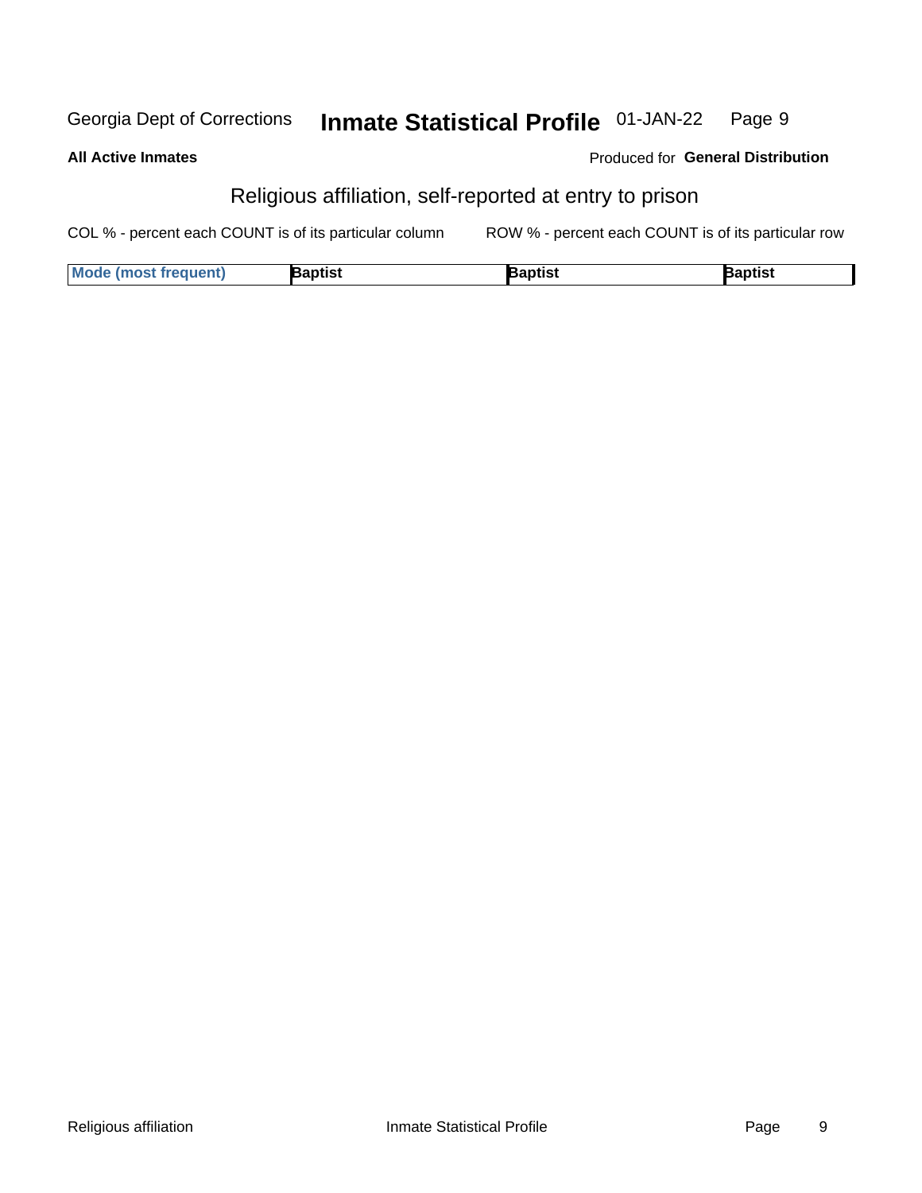Georgia Dept of Corrections **Inmate Statistical Profile** 01-JAN-22 Page 9

**All Active Inmates**

Produced for **General Distribution**

## Religious affiliation, self-reported at entry to prison

COL % - percent each COUNT is of its particular column

ROW % - percent each COUNT is of its particular row

| Mode (most frequent) | Baptist | Baptist | Baptist |
|---|---|---|---|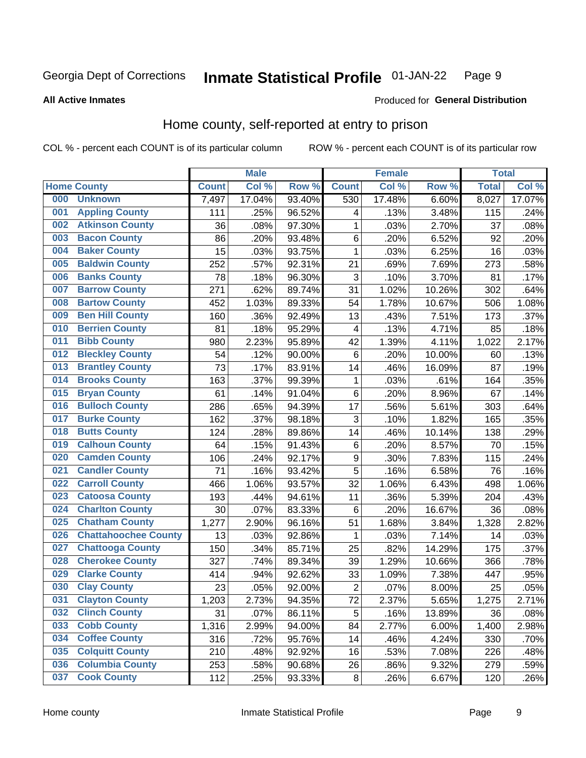Georgia Dept of Corrections **Inmate Statistical Profile** 01-JAN-22

**All Active Inmates**

Produced for **General Distribution**

## Home county, self-reported at entry to prison

COL % - percent each COUNT is of its particular column ROW % - percent each COUNT is of its particular row

| Home County | | Male | | | Female | | | Total | |
|---|---|---|---|---|---|---|---|---|---|
| | | Count | Col % | Row % | Count | Col % | Row % | Total | Col % |
| 000 | Unknown | 7,497 | 17.04% | 93.40% | 530 | 17.48% | 6.60% | 8,027 | 17.07% |
| 001 | Appling County | 111 | .25% | 96.52% | 4 | .13% | 3.48% | 115 | .24% |
| 002 | Atkinson County | 36 | .08% | 97.30% | 1 | .03% | 2.70% | 37 | .08% |
| 003 | Bacon County | 86 | .20% | 93.48% | 6 | .20% | 6.52% | 92 | .20% |
| 004 | Baker County | 15 | .03% | 93.75% | 1 | .03% | 6.25% | 16 | .03% |
| 005 | Baldwin County | 252 | .57% | 92.31% | 21 | .69% | 7.69% | 273 | .58% |
| 006 | Banks County | 78 | .18% | 96.30% | 3 | .10% | 3.70% | 81 | .17% |
| 007 | Barrow County | 271 | .62% | 89.74% | 31 | 1.02% | 10.26% | 302 | .64% |
| 008 | Bartow County | 452 | 1.03% | 89.33% | 54 | 1.78% | 10.67% | 506 | 1.08% |
| 009 | Ben Hill County | 160 | .36% | 92.49% | 13 | .43% | 7.51% | 173 | .37% |
| 010 | Berrien County | 81 | .18% | 95.29% | 4 | .13% | 4.71% | 85 | .18% |
| 011 | Bibb County | 980 | 2.23% | 95.89% | 42 | 1.39% | 4.11% | 1,022 | 2.17% |
| 012 | Bleckley County | 54 | .12% | 90.00% | 6 | .20% | 10.00% | 60 | .13% |
| 013 | Brantley County | 73 | .17% | 83.91% | 14 | .46% | 16.09% | 87 | .19% |
| 014 | Brooks County | 163 | .37% | 99.39% | 1 | .03% | .61% | 164 | .35% |
| 015 | Bryan County | 61 | .14% | 91.04% | 6 | .20% | 8.96% | 67 | .14% |
| 016 | Bulloch County | 286 | .65% | 94.39% | 17 | .56% | 5.61% | 303 | .64% |
| 017 | Burke County | 162 | .37% | 98.18% | 3 | .10% | 1.82% | 165 | .35% |
| 018 | Butts County | 124 | .28% | 89.86% | 14 | .46% | 10.14% | 138 | .29% |
| 019 | Calhoun County | 64 | .15% | 91.43% | 6 | .20% | 8.57% | 70 | .15% |
| 020 | Camden County | 106 | .24% | 92.17% | 9 | .30% | 7.83% | 115 | .24% |
| 021 | Candler County | 71 | .16% | 93.42% | 5 | .16% | 6.58% | 76 | .16% |
| 022 | Carroll County | 466 | 1.06% | 93.57% | 32 | 1.06% | 6.43% | 498 | 1.06% |
| 023 | Catoosa County | 193 | .44% | 94.61% | 11 | .36% | 5.39% | 204 | .43% |
| 024 | Charlton County | 30 | .07% | 83.33% | 6 | .20% | 16.67% | 36 | .08% |
| 025 | Chatham County | 1,277 | 2.90% | 96.16% | 51 | 1.68% | 3.84% | 1,328 | 2.82% |
| 026 | Chattahoochee County | 13 | .03% | 92.86% | 1 | .03% | 7.14% | 14 | .03% |
| 027 | Chattooga County | 150 | .34% | 85.71% | 25 | .82% | 14.29% | 175 | .37% |
| 028 | Cherokee County | 327 | .74% | 89.34% | 39 | 1.29% | 10.66% | 366 | .78% |
| 029 | Clarke County | 414 | .94% | 92.62% | 33 | 1.09% | 7.38% | 447 | .95% |
| 030 | Clay County | 23 | .05% | 92.00% | 2 | .07% | 8.00% | 25 | .05% |
| 031 | Clayton County | 1,203 | 2.73% | 94.35% | 72 | 2.37% | 5.65% | 1,275 | 2.71% |
| 032 | Clinch County | 31 | .07% | 86.11% | 5 | .16% | 13.89% | 36 | .08% |
| 033 | Cobb County | 1,316 | 2.99% | 94.00% | 84 | 2.77% | 6.00% | 1,400 | 2.98% |
| 034 | Coffee County | 316 | .72% | 95.76% | 14 | .46% | 4.24% | 330 | .70% |
| 035 | Colquitt County | 210 | .48% | 92.92% | 16 | .53% | 7.08% | 226 | .48% |
| 036 | Columbia County | 253 | .58% | 90.68% | 26 | .86% | 9.32% | 279 | .59% |
| 037 | Cook County | 112 | .25% | 93.33% | 8 | .26% | 6.67% | 120 | .26% |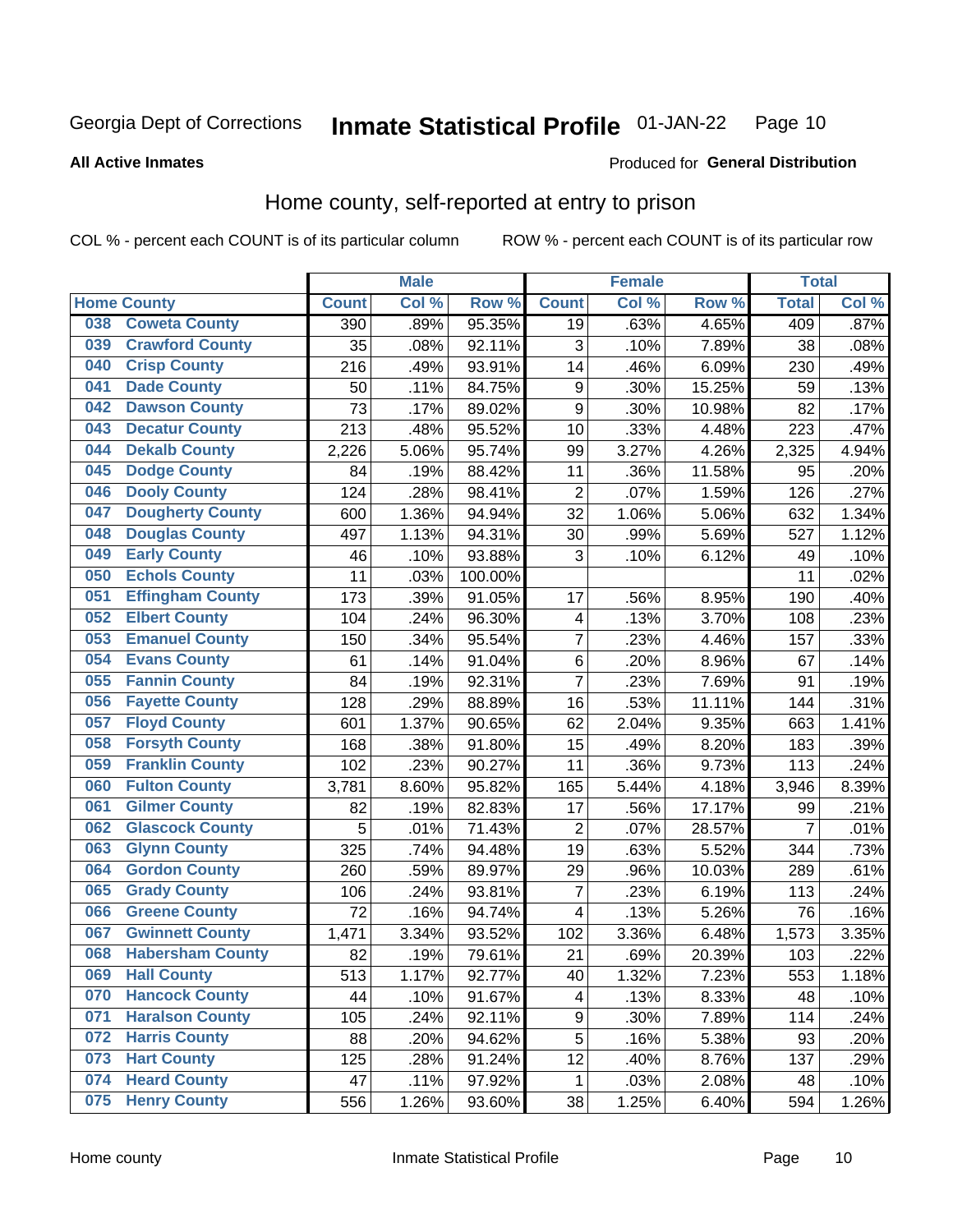Georgia Dept of Corrections **Inmate Statistical Profile** 01-JAN-22

**All Active Inmates**

Produced for **General Distribution**

## Home county, self-reported at entry to prison

COL % - percent each COUNT is of its particular column ROW % - percent each COUNT is of its particular row

| Home County | | Male | | | Female | | | Total | |
|---|---|---|---|---|---|---|---|---|---|
| | | Count | Col % | Row % | Count | Col % | Row % | Total | Col % |
| 038 | Coweta County | 390 | .89% | 95.35% | 19 | .63% | 4.65% | 409 | .87% |
| 039 | Crawford County | 35 | .08% | 92.11% | 3 | .10% | 7.89% | 38 | .08% |
| 040 | Crisp County | 216 | .49% | 93.91% | 14 | .46% | 6.09% | 230 | .49% |
| 041 | Dade County | 50 | .11% | 84.75% | 9 | .30% | 15.25% | 59 | .13% |
| 042 | Dawson County | 73 | .17% | 89.02% | 9 | .30% | 10.98% | 82 | .17% |
| 043 | Decatur County | 213 | .48% | 95.52% | 10 | .33% | 4.48% | 223 | .47% |
| 044 | Dekalb County | 2,226 | 5.06% | 95.74% | 99 | 3.27% | 4.26% | 2,325 | 4.94% |
| 045 | Dodge County | 84 | .19% | 88.42% | 11 | .36% | 11.58% | 95 | .20% |
| 046 | Dooly County | 124 | .28% | 98.41% | 2 | .07% | 1.59% | 126 | .27% |
| 047 | Dougherty County | 600 | 1.36% | 94.94% | 32 | 1.06% | 5.06% | 632 | 1.34% |
| 048 | Douglas County | 497 | 1.13% | 94.31% | 30 | .99% | 5.69% | 527 | 1.12% |
| 049 | Early County | 46 | .10% | 93.88% | 3 | .10% | 6.12% | 49 | .10% |
| 050 | Echols County | 11 | .03% | 100.00% | | | | 11 | .02% |
| 051 | Effingham County | 173 | .39% | 91.05% | 17 | .56% | 8.95% | 190 | .40% |
| 052 | Elbert County | 104 | .24% | 96.30% | 4 | .13% | 3.70% | 108 | .23% |
| 053 | Emanuel County | 150 | .34% | 95.54% | 7 | .23% | 4.46% | 157 | .33% |
| 054 | Evans County | 61 | .14% | 91.04% | 6 | .20% | 8.96% | 67 | .14% |
| 055 | Fannin County | 84 | .19% | 92.31% | 7 | .23% | 7.69% | 91 | .19% |
| 056 | Fayette County | 128 | .29% | 88.89% | 16 | .53% | 11.11% | 144 | .31% |
| 057 | Floyd County | 601 | 1.37% | 90.65% | 62 | 2.04% | 9.35% | 663 | 1.41% |
| 058 | Forsyth County | 168 | .38% | 91.80% | 15 | .49% | 8.20% | 183 | .39% |
| 059 | Franklin County | 102 | .23% | 90.27% | 11 | .36% | 9.73% | 113 | .24% |
| 060 | Fulton County | 3,781 | 8.60% | 95.82% | 165 | 5.44% | 4.18% | 3,946 | 8.39% |
| 061 | Gilmer County | 82 | .19% | 82.83% | 17 | .56% | 17.17% | 99 | .21% |
| 062 | Glascock County | 5 | .01% | 71.43% | 2 | .07% | 28.57% | 7 | .01% |
| 063 | Glynn County | 325 | .74% | 94.48% | 19 | .63% | 5.52% | 344 | .73% |
| 064 | Gordon County | 260 | .59% | 89.97% | 29 | .96% | 10.03% | 289 | .61% |
| 065 | Grady County | 106 | .24% | 93.81% | 7 | .23% | 6.19% | 113 | .24% |
| 066 | Greene County | 72 | .16% | 94.74% | 4 | .13% | 5.26% | 76 | .16% |
| 067 | Gwinnett County | 1,471 | 3.34% | 93.52% | 102 | 3.36% | 6.48% | 1,573 | 3.35% |
| 068 | Habersham County | 82 | .19% | 79.61% | 21 | .69% | 20.39% | 103 | .22% |
| 069 | Hall County | 513 | 1.17% | 92.77% | 40 | 1.32% | 7.23% | 553 | 1.18% |
| 070 | Hancock County | 44 | .10% | 91.67% | 4 | .13% | 8.33% | 48 | .10% |
| 071 | Haralson County | 105 | .24% | 92.11% | 9 | .30% | 7.89% | 114 | .24% |
| 072 | Harris County | 88 | .20% | 94.62% | 5 | .16% | 5.38% | 93 | .20% |
| 073 | Hart County | 125 | .28% | 91.24% | 12 | .40% | 8.76% | 137 | .29% |
| 074 | Heard County | 47 | .11% | 97.92% | 1 | .03% | 2.08% | 48 | .10% |
| 075 | Henry County | 556 | 1.26% | 93.60% | 38 | 1.25% | 6.40% | 594 | 1.26% |

Home county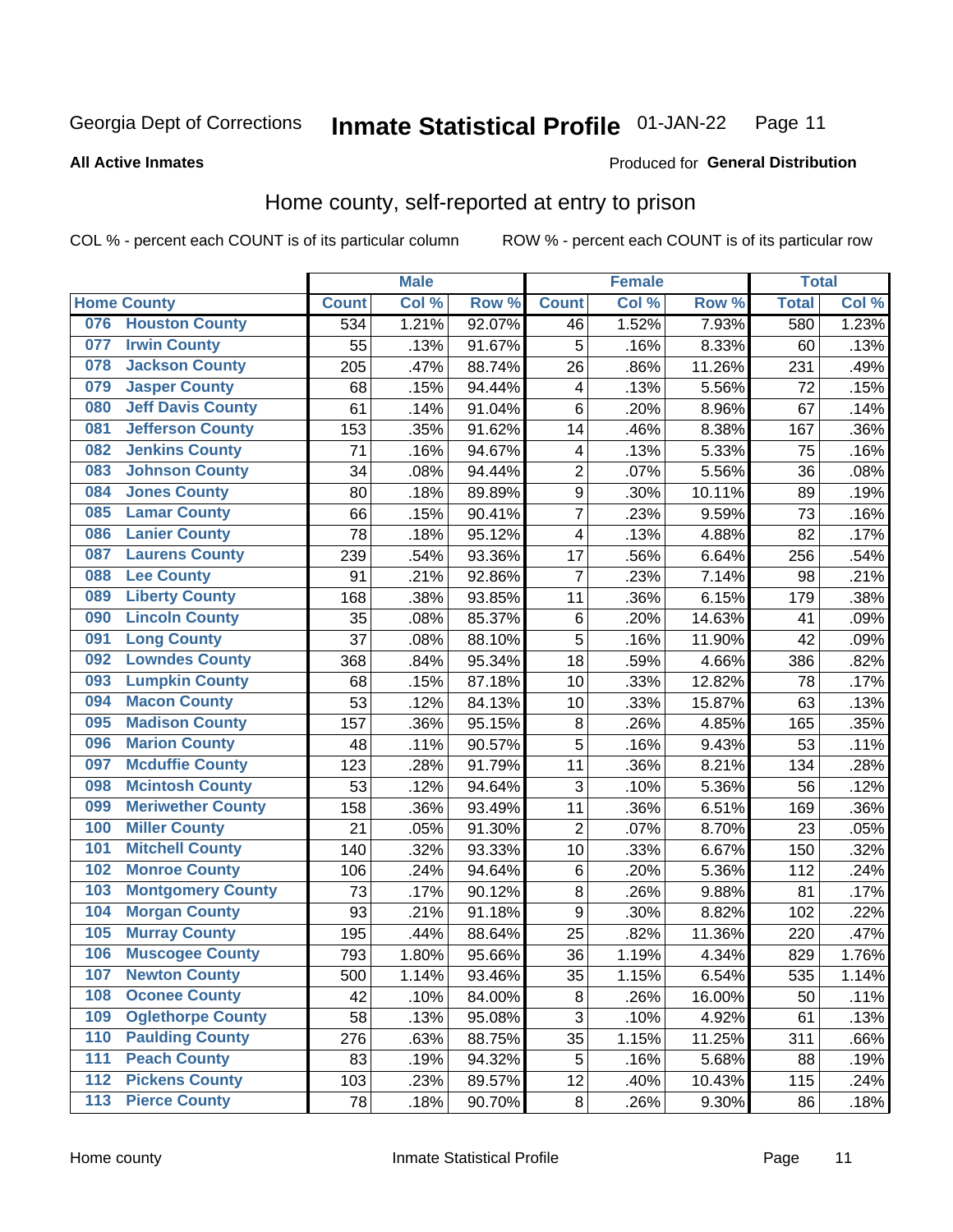Georgia Dept of Corrections **Inmate Statistical Profile** 01-JAN-22

**All Active Inmates**

Produced for **General Distribution**

## Home county, self-reported at entry to prison

COL % - percent each COUNT is of its particular column ROW % - percent each COUNT is of its particular row

| Home County | | Male | | | Female | | | Total | |
|---|---|---|---|---|---|---|---|---|---|
| | | Count | Col % | Row % | Count | Col % | Row % | Total | Col % |
| 076 | Houston County | 534 | 1.21% | 92.07% | 46 | 1.52% | 7.93% | 580 | 1.23% |
| 077 | Irwin County | 55 | .13% | 91.67% | 5 | .16% | 8.33% | 60 | .13% |
| 078 | Jackson County | 205 | .47% | 88.74% | 26 | .86% | 11.26% | 231 | .49% |
| 079 | Jasper County | 68 | .15% | 94.44% | 4 | .13% | 5.56% | 72 | .15% |
| 080 | Jeff Davis County | 61 | .14% | 91.04% | 6 | .20% | 8.96% | 67 | .14% |
| 081 | Jefferson County | 153 | .35% | 91.62% | 14 | .46% | 8.38% | 167 | .36% |
| 082 | Jenkins County | 71 | .16% | 94.67% | 4 | .13% | 5.33% | 75 | .16% |
| 083 | Johnson County | 34 | .08% | 94.44% | 2 | .07% | 5.56% | 36 | .08% |
| 084 | Jones County | 80 | .18% | 89.89% | 9 | .30% | 10.11% | 89 | .19% |
| 085 | Lamar County | 66 | .15% | 90.41% | 7 | .23% | 9.59% | 73 | .16% |
| 086 | Lanier County | 78 | .18% | 95.12% | 4 | .13% | 4.88% | 82 | .17% |
| 087 | Laurens County | 239 | .54% | 93.36% | 17 | .56% | 6.64% | 256 | .54% |
| 088 | Lee County | 91 | .21% | 92.86% | 7 | .23% | 7.14% | 98 | .21% |
| 089 | Liberty County | 168 | .38% | 93.85% | 11 | .36% | 6.15% | 179 | .38% |
| 090 | Lincoln County | 35 | .08% | 85.37% | 6 | .20% | 14.63% | 41 | .09% |
| 091 | Long County | 37 | .08% | 88.10% | 5 | .16% | 11.90% | 42 | .09% |
| 092 | Lowndes County | 368 | .84% | 95.34% | 18 | .59% | 4.66% | 386 | .82% |
| 093 | Lumpkin County | 68 | .15% | 87.18% | 10 | .33% | 12.82% | 78 | .17% |
| 094 | Macon County | 53 | .12% | 84.13% | 10 | .33% | 15.87% | 63 | .13% |
| 095 | Madison County | 157 | .36% | 95.15% | 8 | .26% | 4.85% | 165 | .35% |
| 096 | Marion County | 48 | .11% | 90.57% | 5 | .16% | 9.43% | 53 | .11% |
| 097 | Mcduffie County | 123 | .28% | 91.79% | 11 | .36% | 8.21% | 134 | .28% |
| 098 | Mcintosh County | 53 | .12% | 94.64% | 3 | .10% | 5.36% | 56 | .12% |
| 099 | Meriwether County | 158 | .36% | 93.49% | 11 | .36% | 6.51% | 169 | .36% |
| 100 | Miller County | 21 | .05% | 91.30% | 2 | .07% | 8.70% | 23 | .05% |
| 101 | Mitchell County | 140 | .32% | 93.33% | 10 | .33% | 6.67% | 150 | .32% |
| 102 | Monroe County | 106 | .24% | 94.64% | 6 | .20% | 5.36% | 112 | .24% |
| 103 | Montgomery County | 73 | .17% | 90.12% | 8 | .26% | 9.88% | 81 | .17% |
| 104 | Morgan County | 93 | .21% | 91.18% | 9 | .30% | 8.82% | 102 | .22% |
| 105 | Murray County | 195 | .44% | 88.64% | 25 | .82% | 11.36% | 220 | .47% |
| 106 | Muscogee County | 793 | 1.80% | 95.66% | 36 | 1.19% | 4.34% | 829 | 1.76% |
| 107 | Newton County | 500 | 1.14% | 93.46% | 35 | 1.15% | 6.54% | 535 | 1.14% |
| 108 | Oconee County | 42 | .10% | 84.00% | 8 | .26% | 16.00% | 50 | .11% |
| 109 | Oglethorpe County | 58 | .13% | 95.08% | 3 | .10% | 4.92% | 61 | .13% |
| 110 | Paulding County | 276 | .63% | 88.75% | 35 | 1.15% | 11.25% | 311 | .66% |
| 111 | Peach County | 83 | .19% | 94.32% | 5 | .16% | 5.68% | 88 | .19% |
| 112 | Pickens County | 103 | .23% | 89.57% | 12 | .40% | 10.43% | 115 | .24% |
| 113 | Pierce County | 78 | .18% | 90.70% | 8 | .26% | 9.30% | 86 | .18% |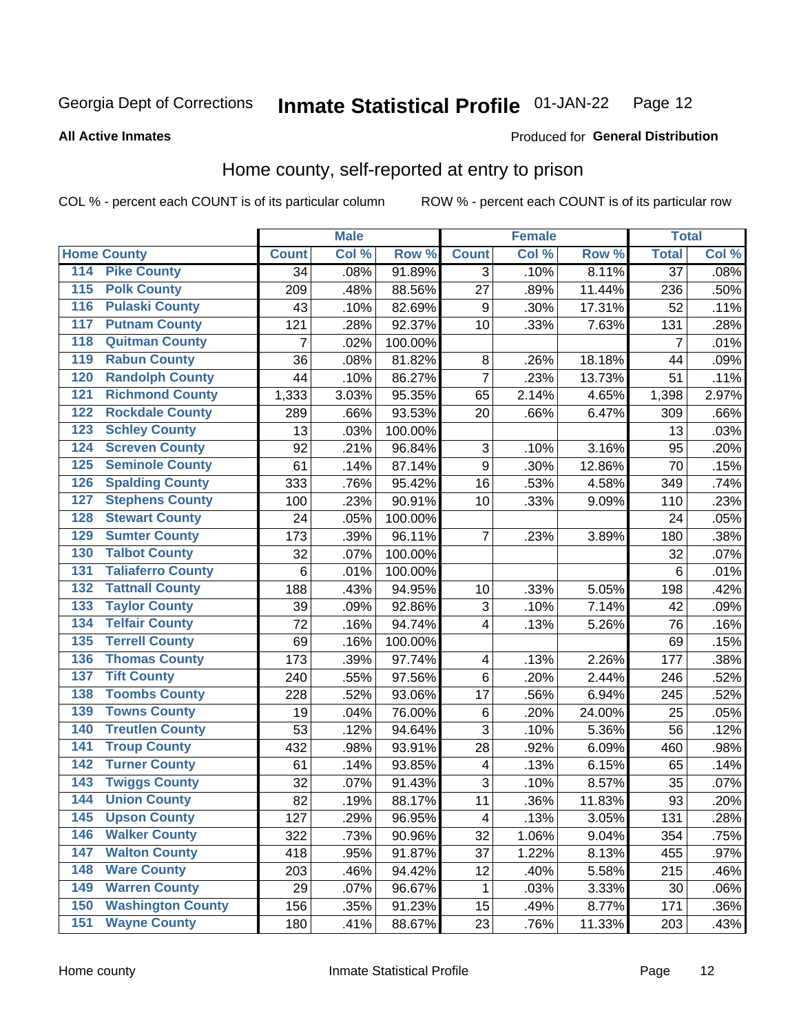Georgia Dept of Corrections **Inmate Statistical Profile** 01-JAN-22

**All Active Inmates**

Produced for **General Distribution**

## Home county, self-reported at entry to prison

COL % - percent each COUNT is of its particular column ROW % - percent each COUNT is of its particular row

| Home County | | Male | | | Female | | | Total | |
|---|---|---|---|---|---|---|---|---|---|
| | | Count | Col % | Row % | Count | Col % | Row % | Total | Col % |
| 114 | Pike County | 34 | .08% | 91.89% | 3 | .10% | 8.11% | 37 | .08% |
| 115 | Polk County | 209 | .48% | 88.56% | 27 | .89% | 11.44% | 236 | .50% |
| 116 | Pulaski County | 43 | .10% | 82.69% | 9 | .30% | 17.31% | 52 | .11% |
| 117 | Putnam County | 121 | .28% | 92.37% | 10 | .33% | 7.63% | 131 | .28% |
| 118 | Quitman County | 7 | .02% | 100.00% | | | | 7 | .01% |
| 119 | Rabun County | 36 | .08% | 81.82% | 8 | .26% | 18.18% | 44 | .09% |
| 120 | Randolph County | 44 | .10% | 86.27% | 7 | .23% | 13.73% | 51 | .11% |
| 121 | Richmond County | 1,333 | 3.03% | 95.35% | 65 | 2.14% | 4.65% | 1,398 | 2.97% |
| 122 | Rockdale County | 289 | .66% | 93.53% | 20 | .66% | 6.47% | 309 | .66% |
| 123 | Schley County | 13 | .03% | 100.00% | | | | 13 | .03% |
| 124 | Screven County | 92 | .21% | 96.84% | 3 | .10% | 3.16% | 95 | .20% |
| 125 | Seminole County | 61 | .14% | 87.14% | 9 | .30% | 12.86% | 70 | .15% |
| 126 | Spalding County | 333 | .76% | 95.42% | 16 | .53% | 4.58% | 349 | .74% |
| 127 | Stephens County | 100 | .23% | 90.91% | 10 | .33% | 9.09% | 110 | .23% |
| 128 | Stewart County | 24 | .05% | 100.00% | | | | 24 | .05% |
| 129 | Sumter County | 173 | .39% | 96.11% | 7 | .23% | 3.89% | 180 | .38% |
| 130 | Talbot County | 32 | .07% | 100.00% | | | | 32 | .07% |
| 131 | Taliaferro County | 6 | .01% | 100.00% | | | | 6 | .01% |
| 132 | Tattnall County | 188 | .43% | 94.95% | 10 | .33% | 5.05% | 198 | .42% |
| 133 | Taylor County | 39 | .09% | 92.86% | 3 | .10% | 7.14% | 42 | .09% |
| 134 | Telfair County | 72 | .16% | 94.74% | 4 | .13% | 5.26% | 76 | .16% |
| 135 | Terrell County | 69 | .16% | 100.00% | | | | 69 | .15% |
| 136 | Thomas County | 173 | .39% | 97.74% | 4 | .13% | 2.26% | 177 | .38% |
| 137 | Tift County | 240 | .55% | 97.56% | 6 | .20% | 2.44% | 246 | .52% |
| 138 | Toombs County | 228 | .52% | 93.06% | 17 | .56% | 6.94% | 245 | .52% |
| 139 | Towns County | 19 | .04% | 76.00% | 6 | .20% | 24.00% | 25 | .05% |
| 140 | Treutlen County | 53 | .12% | 94.64% | 3 | .10% | 5.36% | 56 | .12% |
| 141 | Troup County | 432 | .98% | 93.91% | 28 | .92% | 6.09% | 460 | .98% |
| 142 | Turner County | 61 | .14% | 93.85% | 4 | .13% | 6.15% | 65 | .14% |
| 143 | Twiggs County | 32 | .07% | 91.43% | 3 | .10% | 8.57% | 35 | .07% |
| 144 | Union County | 82 | .19% | 88.17% | 11 | .36% | 11.83% | 93 | .20% |
| 145 | Upson County | 127 | .29% | 96.95% | 4 | .13% | 3.05% | 131 | .28% |
| 146 | Walker County | 322 | .73% | 90.96% | 32 | 1.06% | 9.04% | 354 | .75% |
| 147 | Walton County | 418 | .95% | 91.87% | 37 | 1.22% | 8.13% | 455 | .97% |
| 148 | Ware County | 203 | .46% | 94.42% | 12 | .40% | 5.58% | 215 | .46% |
| 149 | Warren County | 29 | .07% | 96.67% | 1 | .03% | 3.33% | 30 | .06% |
| 150 | Washington County | 156 | .35% | 91.23% | 15 | .49% | 8.77% | 171 | .36% |
| 151 | Wayne County | 180 | .41% | 88.67% | 23 | .76% | 11.33% | 203 | .43% |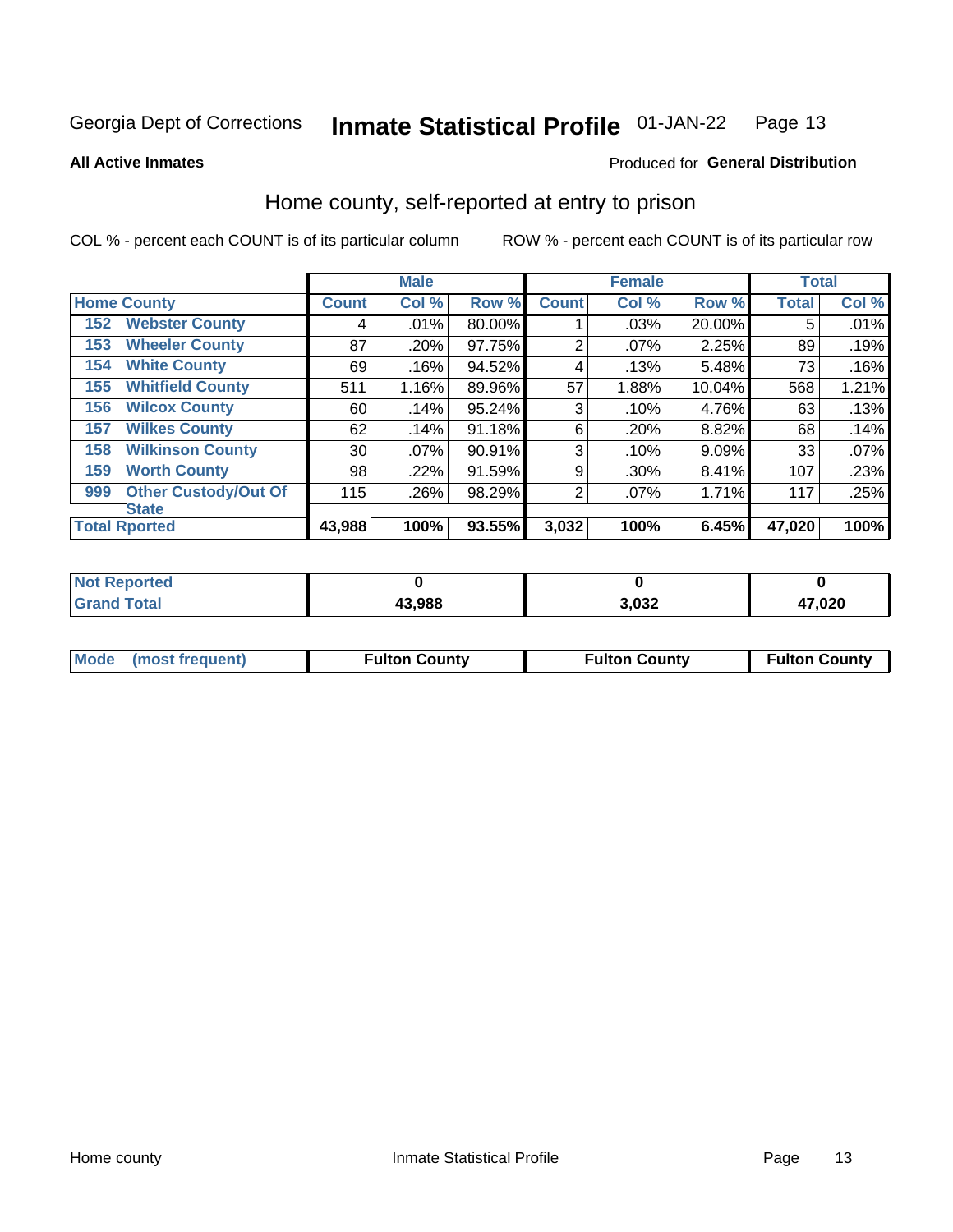Georgia Dept of Corrections **Inmate Statistical Profile** 01-JAN-22

**All Active Inmates**

Produced for **General Distribution**

## Home county, self-reported at entry to prison

COL % - percent each COUNT is of its particular column

ROW % - percent each COUNT is of its particular row

| | | Male | | | Female | | | Total | |
|---|---|---|---|---|---|---|---|---|---|
| Home County | | Count | Col % | Row % | Count | Col % | Row % | Total | Col % |
| 152 | Webster County | 4 | .01% | 80.00% | 1 | .03% | 20.00% | 5 | .01% |
| 153 | Wheeler County | 87 | .20% | 97.75% | 2 | .07% | 2.25% | 89 | .19% |
| 154 | White County | 69 | .16% | 94.52% | 4 | .13% | 5.48% | 73 | .16% |
| 155 | Whitfield County | 511 | 1.16% | 89.96% | 57 | 1.88% | 10.04% | 568 | 1.21% |
| 156 | Wilcox County | 60 | .14% | 95.24% | 3 | .10% | 4.76% | 63 | .13% |
| 157 | Wilkes County | 62 | .14% | 91.18% | 6 | .20% | 8.82% | 68 | .14% |
| 158 | Wilkinson County | 30 | .07% | 90.91% | 3 | .10% | 9.09% | 33 | .07% |
| 159 | Worth County | 98 | .22% | 91.59% | 9 | .30% | 8.41% | 107 | .23% |
| 999 | Other Custody/Out Of State | 115 | .26% | 98.29% | 2 | .07% | 1.71% | 117 | .25% |
| Total Rported | | 43,988 | 100% | 93.55% | 3,032 | 100% | 6.45% | 47,020 | 100% |

| | Male | Female | Total |
|---|---|---|---|
| Not Reported | 0 | 0 | 0 |
| Grand Total | 43,988 | 3,032 | 47,020 |

| Mode (most frequent) | Fulton County | Fulton County | Fulton County |
|---|---|---|---|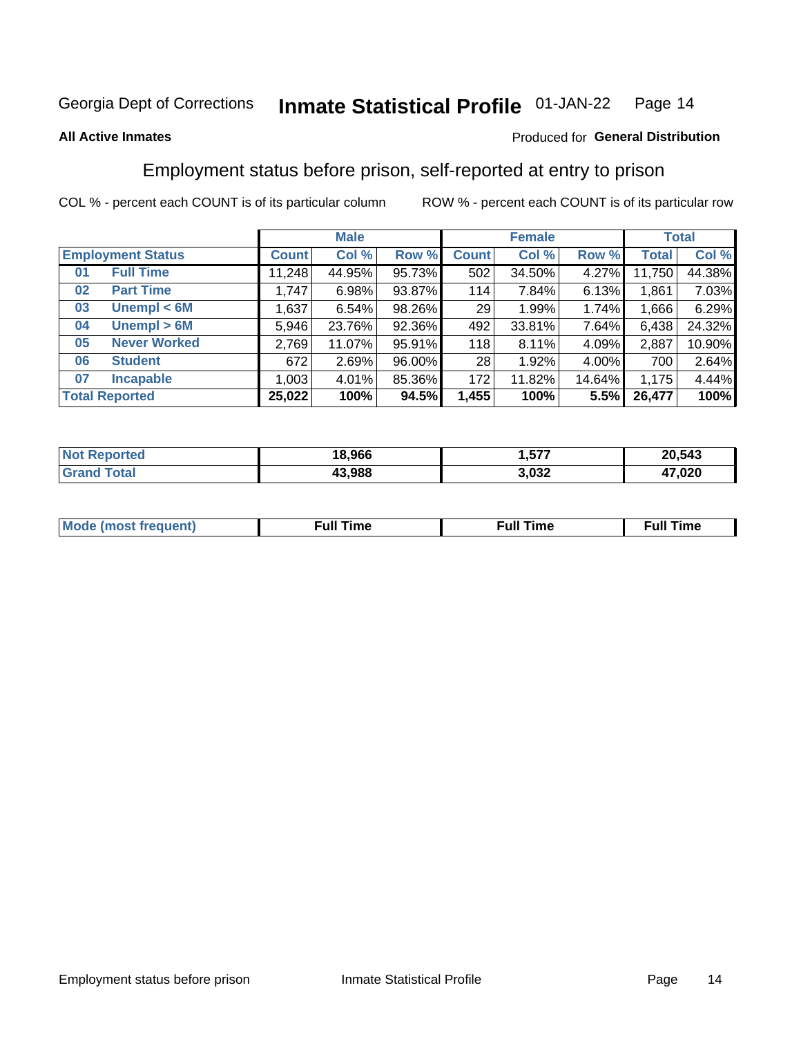Georgia Dept of Corrections **Inmate Statistical Profile** 01-JAN-22

**All Active Inmates**

Produced for **General Distribution**

## Employment status before prison, self-reported at entry to prison

COL % - percent each COUNT is of its particular column ROW % - percent each COUNT is of its particular row

| Employment Status | | Male | | | Female | | | Total | |
|---|---|---|---|---|---|---|---|---|---|
| | | Count | Col % | Row % | Count | Col % | Row % | Total | Col % |
| 01 | Full Time | 11,248 | 44.95% | 95.73% | 502 | 34.50% | 4.27% | 11,750 | 44.38% |
| 02 | Part Time | 1,747 | 6.98% | 93.87% | 114 | 7.84% | 6.13% | 1,861 | 7.03% |
| 03 | Unempl < 6M | 1,637 | 6.54% | 98.26% | 29 | 1.99% | 1.74% | 1,666 | 6.29% |
| 04 | Unempl > 6M | 5,946 | 23.76% | 92.36% | 492 | 33.81% | 7.64% | 6,438 | 24.32% |
| 05 | Never Worked | 2,769 | 11.07% | 95.91% | 118 | 8.11% | 4.09% | 2,887 | 10.90% |
| 06 | Student | 672 | 2.69% | 96.00% | 28 | 1.92% | 4.00% | 700 | 2.64% |
| 07 | Incapable | 1,003 | 4.01% | 85.36% | 172 | 11.82% | 14.64% | 1,175 | 4.44% |
| **Total Reported** | | **25,022** | **100%** | **94.5%** | **1,455** | **100%** | **5.5%** | **26,477** | **100%** |

| | Male | Female | Total |
|---|---|---|---|
| Not Reported | 18,966 | 1,577 | 20,543 |
| Grand Total | 43,988 | 3,032 | 47,020 |

| | Male | Female | Total |
|---|---|---|---|
| Mode (most frequent) | Full Time | Full Time | Full Time |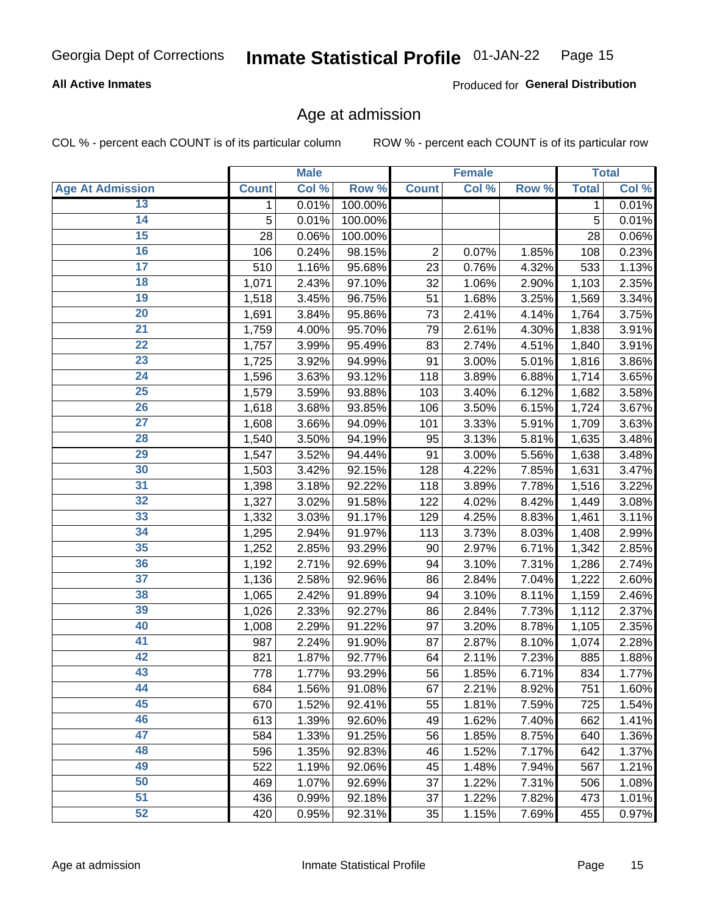## Age at admission

COL % - percent each COUNT is of its particular column

ROW % - percent each COUNT is of its particular row

| | Male | | | Female | | | Total | |
|---|---|---|---|---|---|---|---|---|
| Age At Admission | Count | Col % | Row % | Count | Col % | Row % | Total | Col % |
| 13 | 1 | 0.01% | 100.00% | | | | 1 | 0.01% |
| 14 | 5 | 0.01% | 100.00% | | | | 5 | 0.01% |
| 15 | 28 | 0.06% | 100.00% | | | | 28 | 0.06% |
| 16 | 106 | 0.24% | 98.15% | 2 | 0.07% | 1.85% | 108 | 0.23% |
| 17 | 510 | 1.16% | 95.68% | 23 | 0.76% | 4.32% | 533 | 1.13% |
| 18 | 1,071 | 2.43% | 97.10% | 32 | 1.06% | 2.90% | 1,103 | 2.35% |
| 19 | 1,518 | 3.45% | 96.75% | 51 | 1.68% | 3.25% | 1,569 | 3.34% |
| 20 | 1,691 | 3.84% | 95.86% | 73 | 2.41% | 4.14% | 1,764 | 3.75% |
| 21 | 1,759 | 4.00% | 95.70% | 79 | 2.61% | 4.30% | 1,838 | 3.91% |
| 22 | 1,757 | 3.99% | 95.49% | 83 | 2.74% | 4.51% | 1,840 | 3.91% |
| 23 | 1,725 | 3.92% | 94.99% | 91 | 3.00% | 5.01% | 1,816 | 3.86% |
| 24 | 1,596 | 3.63% | 93.12% | 118 | 3.89% | 6.88% | 1,714 | 3.65% |
| 25 | 1,579 | 3.59% | 93.88% | 103 | 3.40% | 6.12% | 1,682 | 3.58% |
| 26 | 1,618 | 3.68% | 93.85% | 106 | 3.50% | 6.15% | 1,724 | 3.67% |
| 27 | 1,608 | 3.66% | 94.09% | 101 | 3.33% | 5.91% | 1,709 | 3.63% |
| 28 | 1,540 | 3.50% | 94.19% | 95 | 3.13% | 5.81% | 1,635 | 3.48% |
| 29 | 1,547 | 3.52% | 94.44% | 91 | 3.00% | 5.56% | 1,638 | 3.48% |
| 30 | 1,503 | 3.42% | 92.15% | 128 | 4.22% | 7.85% | 1,631 | 3.47% |
| 31 | 1,398 | 3.18% | 92.22% | 118 | 3.89% | 7.78% | 1,516 | 3.22% |
| 32 | 1,327 | 3.02% | 91.58% | 122 | 4.02% | 8.42% | 1,449 | 3.08% |
| 33 | 1,332 | 3.03% | 91.17% | 129 | 4.25% | 8.83% | 1,461 | 3.11% |
| 34 | 1,295 | 2.94% | 91.97% | 113 | 3.73% | 8.03% | 1,408 | 2.99% |
| 35 | 1,252 | 2.85% | 93.29% | 90 | 2.97% | 6.71% | 1,342 | 2.85% |
| 36 | 1,192 | 2.71% | 92.69% | 94 | 3.10% | 7.31% | 1,286 | 2.74% |
| 37 | 1,136 | 2.58% | 92.96% | 86 | 2.84% | 7.04% | 1,222 | 2.60% |
| 38 | 1,065 | 2.42% | 91.89% | 94 | 3.10% | 8.11% | 1,159 | 2.46% |
| 39 | 1,026 | 2.33% | 92.27% | 86 | 2.84% | 7.73% | 1,112 | 2.37% |
| 40 | 1,008 | 2.29% | 91.22% | 97 | 3.20% | 8.78% | 1,105 | 2.35% |
| 41 | 987 | 2.24% | 91.90% | 87 | 2.87% | 8.10% | 1,074 | 2.28% |
| 42 | 821 | 1.87% | 92.77% | 64 | 2.11% | 7.23% | 885 | 1.88% |
| 43 | 778 | 1.77% | 93.29% | 56 | 1.85% | 6.71% | 834 | 1.77% |
| 44 | 684 | 1.56% | 91.08% | 67 | 2.21% | 8.92% | 751 | 1.60% |
| 45 | 670 | 1.52% | 92.41% | 55 | 1.81% | 7.59% | 725 | 1.54% |
| 46 | 613 | 1.39% | 92.60% | 49 | 1.62% | 7.40% | 662 | 1.41% |
| 47 | 584 | 1.33% | 91.25% | 56 | 1.85% | 8.75% | 640 | 1.36% |
| 48 | 596 | 1.35% | 92.83% | 46 | 1.52% | 7.17% | 642 | 1.37% |
| 49 | 522 | 1.19% | 92.06% | 45 | 1.48% | 7.94% | 567 | 1.21% |
| 50 | 469 | 1.07% | 92.69% | 37 | 1.22% | 7.31% | 506 | 1.08% |
| 51 | 436 | 0.99% | 92.18% | 37 | 1.22% | 7.82% | 473 | 1.01% |
| 52 | 420 | 0.95% | 92.31% | 35 | 1.15% | 7.69% | 455 | 0.97% |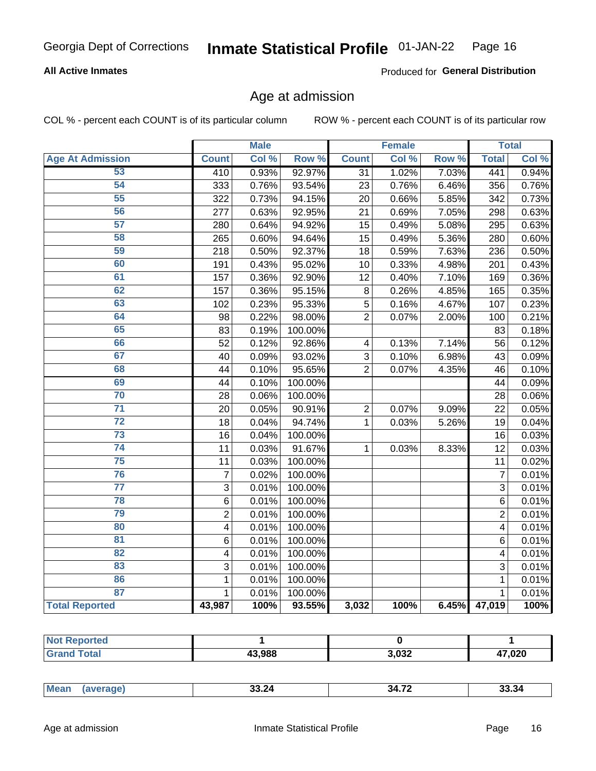# Inmate Statistical Profile

**All Active Inmates**

Produced for **General Distribution**

## Age at admission

COL % - percent each COUNT is of its particular column

ROW % - percent each COUNT is of its particular row

| | Male | | | Female | | | Total | |
|---|---|---|---|---|---|---|---|---|
| **Age At Admission** | **Count** | **Col %** | **Row %** | **Count** | **Col %** | **Row %** | **Total** | **Col %** |
| 53 | 410 | 0.93% | 92.97% | 31 | 1.02% | 7.03% | 441 | 0.94% |
| 54 | 333 | 0.76% | 93.54% | 23 | 0.76% | 6.46% | 356 | 0.76% |
| 55 | 322 | 0.73% | 94.15% | 20 | 0.66% | 5.85% | 342 | 0.73% |
| 56 | 277 | 0.63% | 92.95% | 21 | 0.69% | 7.05% | 298 | 0.63% |
| 57 | 280 | 0.64% | 94.92% | 15 | 0.49% | 5.08% | 295 | 0.63% |
| 58 | 265 | 0.60% | 94.64% | 15 | 0.49% | 5.36% | 280 | 0.60% |
| 59 | 218 | 0.50% | 92.37% | 18 | 0.59% | 7.63% | 236 | 0.50% |
| 60 | 191 | 0.43% | 95.02% | 10 | 0.33% | 4.98% | 201 | 0.43% |
| 61 | 157 | 0.36% | 92.90% | 12 | 0.40% | 7.10% | 169 | 0.36% |
| 62 | 157 | 0.36% | 95.15% | 8 | 0.26% | 4.85% | 165 | 0.35% |
| 63 | 102 | 0.23% | 95.33% | 5 | 0.16% | 4.67% | 107 | 0.23% |
| 64 | 98 | 0.22% | 98.00% | 2 | 0.07% | 2.00% | 100 | 0.21% |
| 65 | 83 | 0.19% | 100.00% | | | | 83 | 0.18% |
| 66 | 52 | 0.12% | 92.86% | 4 | 0.13% | 7.14% | 56 | 0.12% |
| 67 | 40 | 0.09% | 93.02% | 3 | 0.10% | 6.98% | 43 | 0.09% |
| 68 | 44 | 0.10% | 95.65% | 2 | 0.07% | 4.35% | 46 | 0.10% |
| 69 | 44 | 0.10% | 100.00% | | | | 44 | 0.09% |
| 70 | 28 | 0.06% | 100.00% | | | | 28 | 0.06% |
| 71 | 20 | 0.05% | 90.91% | 2 | 0.07% | 9.09% | 22 | 0.05% |
| 72 | 18 | 0.04% | 94.74% | 1 | 0.03% | 5.26% | 19 | 0.04% |
| 73 | 16 | 0.04% | 100.00% | | | | 16 | 0.03% |
| 74 | 11 | 0.03% | 91.67% | 1 | 0.03% | 8.33% | 12 | 0.03% |
| 75 | 11 | 0.03% | 100.00% | | | | 11 | 0.02% |
| 76 | 7 | 0.02% | 100.00% | | | | 7 | 0.01% |
| 77 | 3 | 0.01% | 100.00% | | | | 3 | 0.01% |
| 78 | 6 | 0.01% | 100.00% | | | | 6 | 0.01% |
| 79 | 2 | 0.01% | 100.00% | | | | 2 | 0.01% |
| 80 | 4 | 0.01% | 100.00% | | | | 4 | 0.01% |
| 81 | 6 | 0.01% | 100.00% | | | | 6 | 0.01% |
| 82 | 4 | 0.01% | 100.00% | | | | 4 | 0.01% |
| 83 | 3 | 0.01% | 100.00% | | | | 3 | 0.01% |
| 86 | 1 | 0.01% | 100.00% | | | | 1 | 0.01% |
| 87 | 1 | 0.01% | 100.00% | | | | 1 | 0.01% |
| **Total Reported** | **43,987** | **100%** | **93.55%** | **3,032** | **100%** | **6.45%** | **47,019** | **100%** |

| | Male | Female | Total |
|---|---|---|---|
| **Not Reported** | **1** | **0** | **1** |
| **Grand Total** | **43,988** | **3,032** | **47,020** |

| | Male | Female | Total |
|---|---|---|---|
| **Mean (average)** | **33.24** | **34.72** | **33.34** |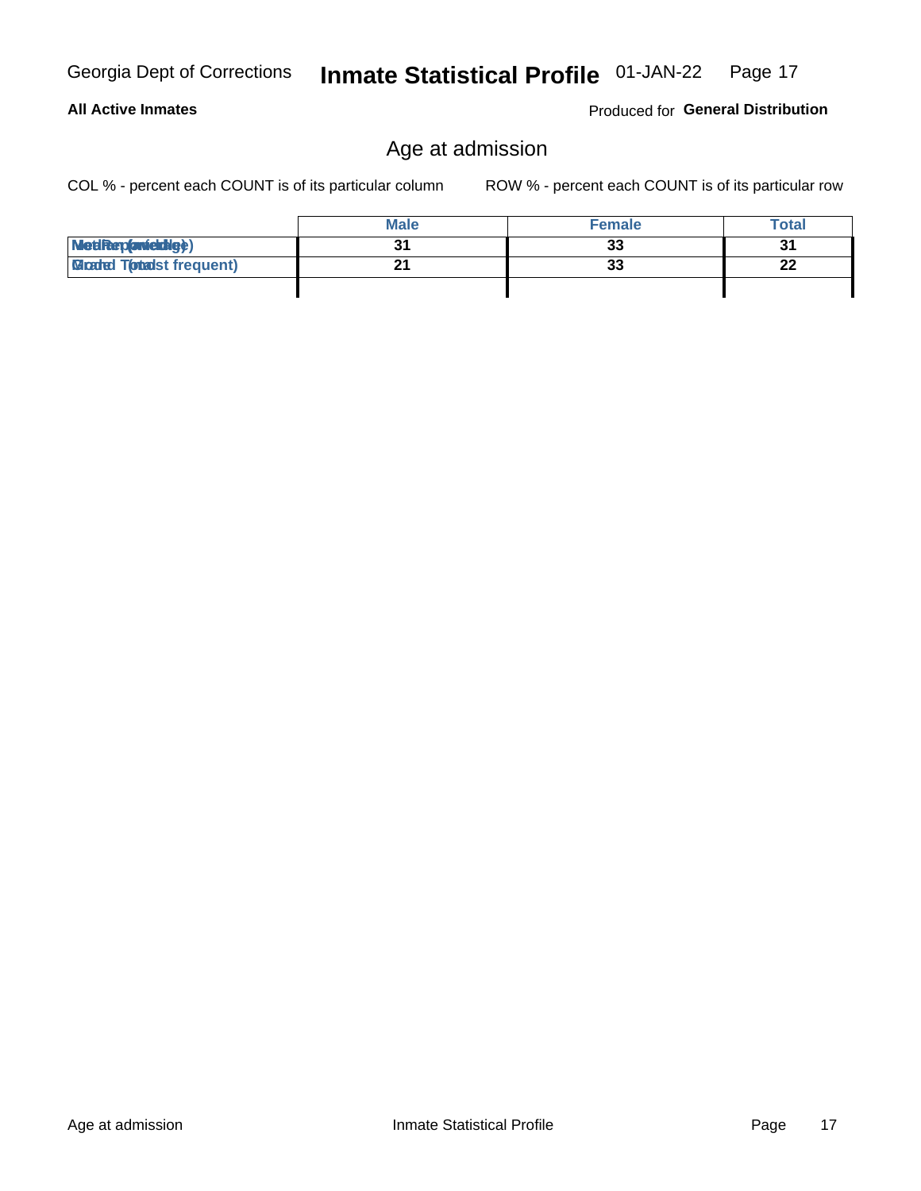## Age at admission

COL % - percent each COUNT is of its particular column

ROW % - percent each COUNT is of its particular row

| | Male | Female | Total |
|---|---|---|---|
| Median (middle) | 31 | 33 | 31 |
| Mode (most frequent) | 21 | 33 | 22 |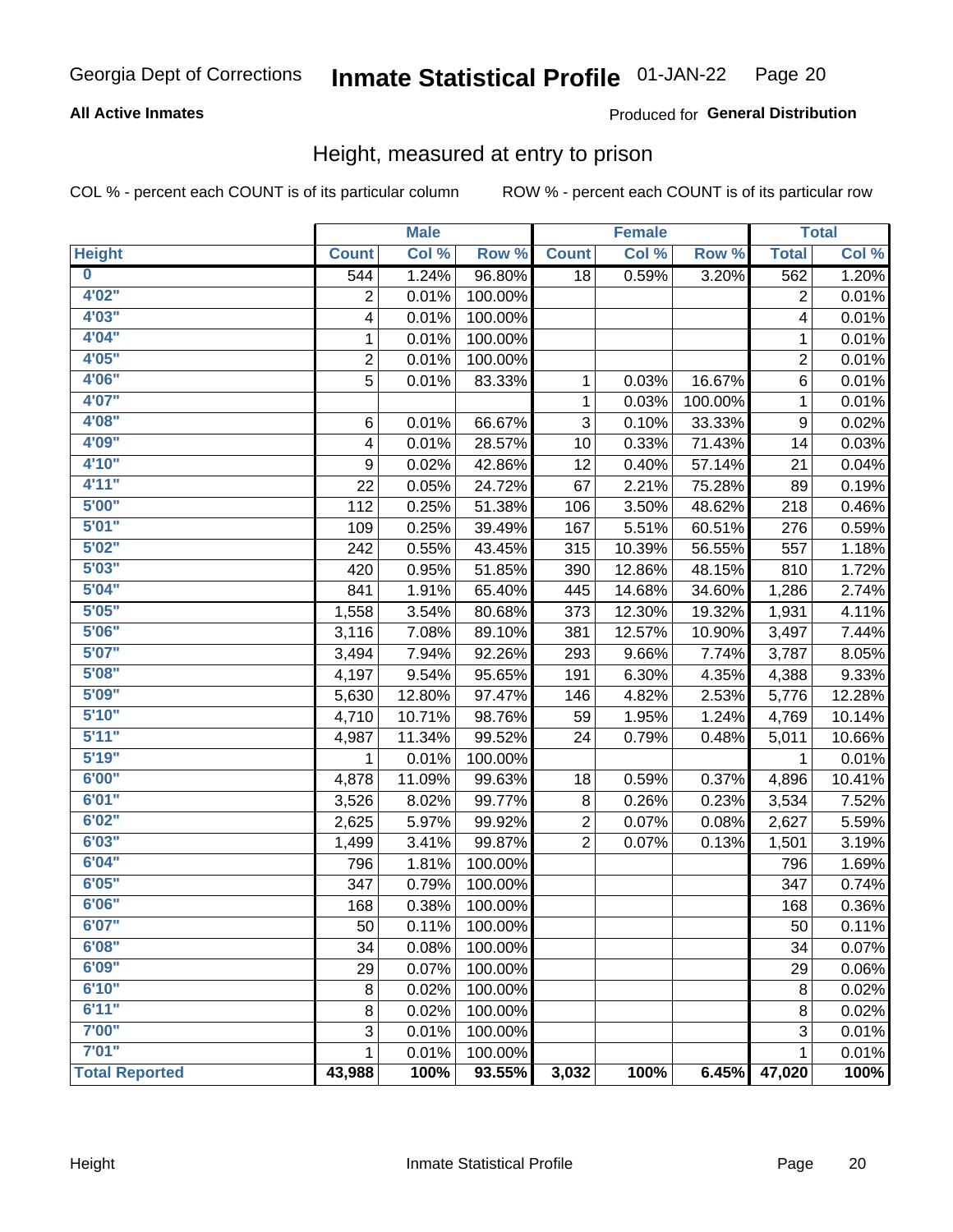Georgia Dept of Corrections **Inmate Statistical Profile** 01-JAN-22

**All Active Inmates** Produced for **General Distribution**

## Height, measured at entry to prison

COL % - percent each COUNT is of its particular column ROW % - percent each COUNT is of its particular row

| | Male | | | Female | | | Total | |
|---|---|---|---|---|---|---|---|---|
| **Height** | **Count** | **Col %** | **Row %** | **Count** | **Col %** | **Row %** | **Total** | **Col %** |
| **0** | 544 | 1.24% | 96.80% | 18 | 0.59% | 3.20% | 562 | 1.20% |
| **4'02"** | 2 | 0.01% | 100.00% | | | | 2 | 0.01% |
| **4'03"** | 4 | 0.01% | 100.00% | | | | 4 | 0.01% |
| **4'04"** | 1 | 0.01% | 100.00% | | | | 1 | 0.01% |
| **4'05"** | 2 | 0.01% | 100.00% | | | | 2 | 0.01% |
| **4'06"** | 5 | 0.01% | 83.33% | 1 | 0.03% | 16.67% | 6 | 0.01% |
| **4'07"** | | | | 1 | 0.03% | 100.00% | 1 | 0.01% |
| **4'08"** | 6 | 0.01% | 66.67% | 3 | 0.10% | 33.33% | 9 | 0.02% |
| **4'09"** | 4 | 0.01% | 28.57% | 10 | 0.33% | 71.43% | 14 | 0.03% |
| **4'10"** | 9 | 0.02% | 42.86% | 12 | 0.40% | 57.14% | 21 | 0.04% |
| **4'11"** | 22 | 0.05% | 24.72% | 67 | 2.21% | 75.28% | 89 | 0.19% |
| **5'00"** | 112 | 0.25% | 51.38% | 106 | 3.50% | 48.62% | 218 | 0.46% |
| **5'01"** | 109 | 0.25% | 39.49% | 167 | 5.51% | 60.51% | 276 | 0.59% |
| **5'02"** | 242 | 0.55% | 43.45% | 315 | 10.39% | 56.55% | 557 | 1.18% |
| **5'03"** | 420 | 0.95% | 51.85% | 390 | 12.86% | 48.15% | 810 | 1.72% |
| **5'04"** | 841 | 1.91% | 65.40% | 445 | 14.68% | 34.60% | 1,286 | 2.74% |
| **5'05"** | 1,558 | 3.54% | 80.68% | 373 | 12.30% | 19.32% | 1,931 | 4.11% |
| **5'06"** | 3,116 | 7.08% | 89.10% | 381 | 12.57% | 10.90% | 3,497 | 7.44% |
| **5'07"** | 3,494 | 7.94% | 92.26% | 293 | 9.66% | 7.74% | 3,787 | 8.05% |
| **5'08"** | 4,197 | 9.54% | 95.65% | 191 | 6.30% | 4.35% | 4,388 | 9.33% |
| **5'09"** | 5,630 | 12.80% | 97.47% | 146 | 4.82% | 2.53% | 5,776 | 12.28% |
| **5'10"** | 4,710 | 10.71% | 98.76% | 59 | 1.95% | 1.24% | 4,769 | 10.14% |
| **5'11"** | 4,987 | 11.34% | 99.52% | 24 | 0.79% | 0.48% | 5,011 | 10.66% |
| **5'19"** | 1 | 0.01% | 100.00% | | | | 1 | 0.01% |
| **6'00"** | 4,878 | 11.09% | 99.63% | 18 | 0.59% | 0.37% | 4,896 | 10.41% |
| **6'01"** | 3,526 | 8.02% | 99.77% | 8 | 0.26% | 0.23% | 3,534 | 7.52% |
| **6'02"** | 2,625 | 5.97% | 99.92% | 2 | 0.07% | 0.08% | 2,627 | 5.59% |
| **6'03"** | 1,499 | 3.41% | 99.87% | 2 | 0.07% | 0.13% | 1,501 | 3.19% |
| **6'04"** | 796 | 1.81% | 100.00% | | | | 796 | 1.69% |
| **6'05"** | 347 | 0.79% | 100.00% | | | | 347 | 0.74% |
| **6'06"** | 168 | 0.38% | 100.00% | | | | 168 | 0.36% |
| **6'07"** | 50 | 0.11% | 100.00% | | | | 50 | 0.11% |
| **6'08"** | 34 | 0.08% | 100.00% | | | | 34 | 0.07% |
| **6'09"** | 29 | 0.07% | 100.00% | | | | 29 | 0.06% |
| **6'10"** | 8 | 0.02% | 100.00% | | | | 8 | 0.02% |
| **6'11"** | 8 | 0.02% | 100.00% | | | | 8 | 0.02% |
| **7'00"** | 3 | 0.01% | 100.00% | | | | 3 | 0.01% |
| **7'01"** | 1 | 0.01% | 100.00% | | | | 1 | 0.01% |
| **Total Reported** | **43,988** | **100%** | **93.55%** | **3,032** | **100%** | **6.45%** | **47,020** | **100%** |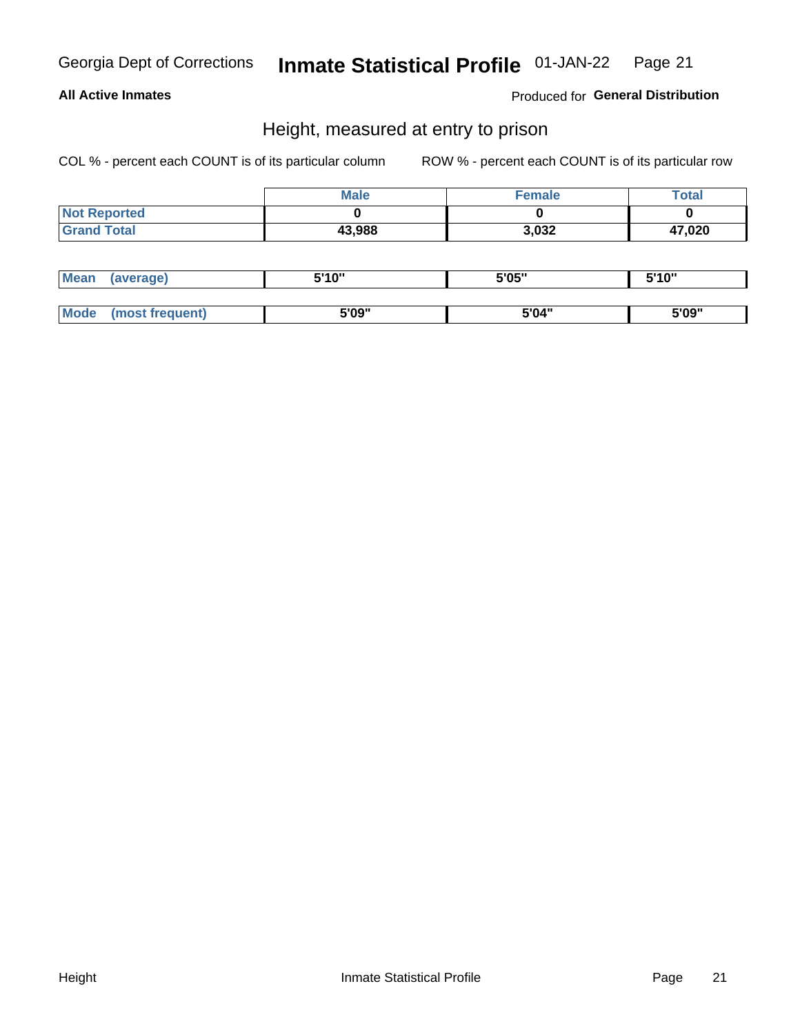Georgia Dept of Corrections **Inmate Statistical Profile** 01-JAN-22

**All Active Inmates**

Produced for **General Distribution**

## Height, measured at entry to prison

COL % - percent each COUNT is of its particular column ROW % - percent each COUNT is of its particular row

| | Male | Female | Total |
|---|---|---|---|
| **Not Reported** | 0 | 0 | 0 |
| **Grand Total** | 43,988 | 3,032 | 47,020 |

| | Male | Female | Total |
|---|---|---|---|
| **Mean (average)** | 5'10" | 5'05" | 5'10" |
| **Mode (most frequent)** | 5'09" | 5'04" | 5'09" |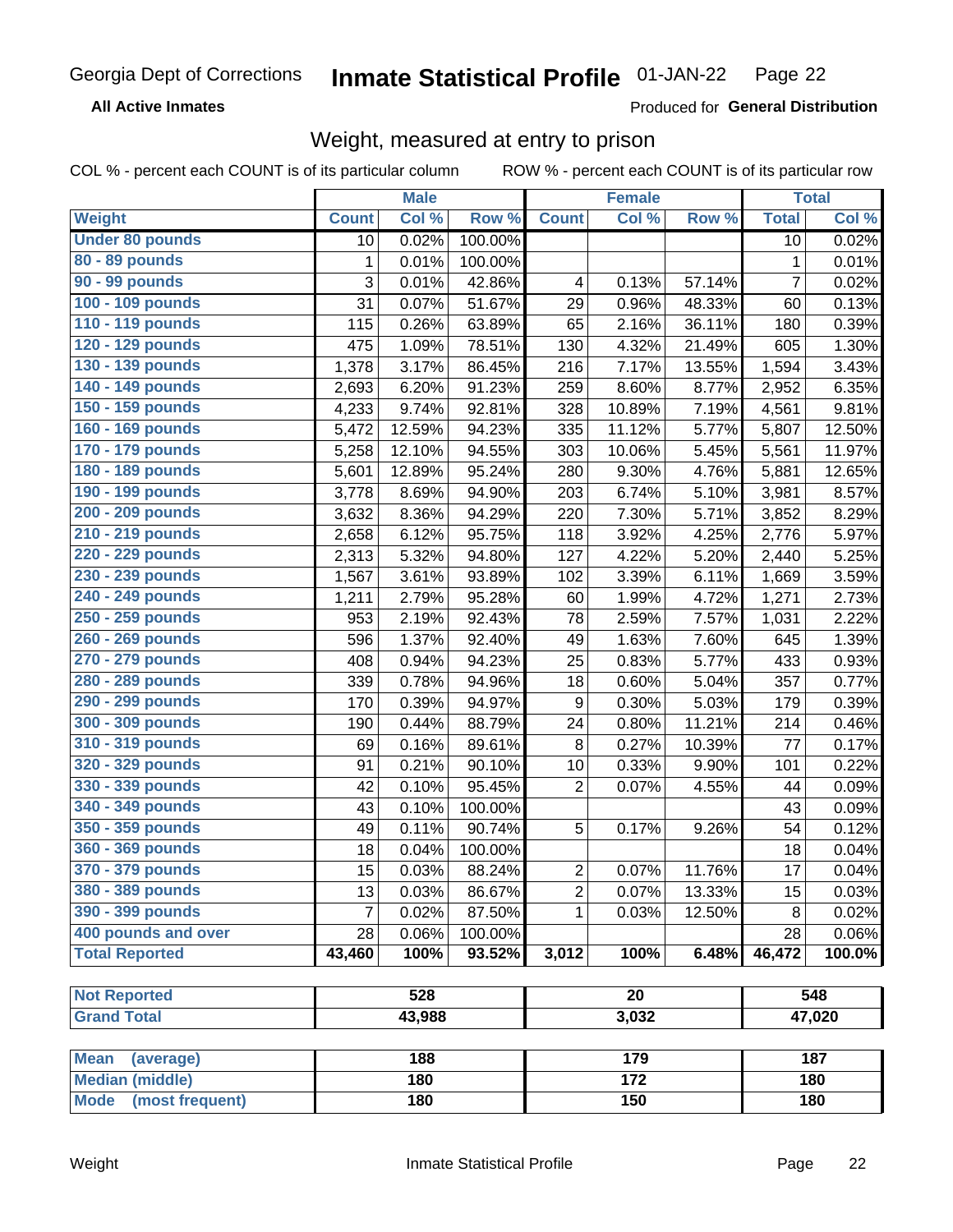Georgia Dept of Corrections **Inmate Statistical Profile** 01-JAN-22

**All Active Inmates**

Produced for **General Distribution**

## Weight, measured at entry to prison

COL % - percent each COUNT is of its particular column ROW % - percent each COUNT is of its particular row

| | Male | | | Female | | | Total | |
|---|---|---|---|---|---|---|---|---|
| **Weight** | **Count** | **Col %** | **Row %** | **Count** | **Col %** | **Row %** | **Total** | **Col %** |
| Under 80 pounds | 10 | 0.02% | 100.00% | | | | 10 | 0.02% |
| 80 - 89 pounds | 1 | 0.01% | 100.00% | | | | 1 | 0.01% |
| 90 - 99 pounds | 3 | 0.01% | 42.86% | 4 | 0.13% | 57.14% | 7 | 0.02% |
| 100 - 109 pounds | 31 | 0.07% | 51.67% | 29 | 0.96% | 48.33% | 60 | 0.13% |
| 110 - 119 pounds | 115 | 0.26% | 63.89% | 65 | 2.16% | 36.11% | 180 | 0.39% |
| 120 - 129 pounds | 475 | 1.09% | 78.51% | 130 | 4.32% | 21.49% | 605 | 1.30% |
| 130 - 139 pounds | 1,378 | 3.17% | 86.45% | 216 | 7.17% | 13.55% | 1,594 | 3.43% |
| 140 - 149 pounds | 2,693 | 6.20% | 91.23% | 259 | 8.60% | 8.77% | 2,952 | 6.35% |
| 150 - 159 pounds | 4,233 | 9.74% | 92.81% | 328 | 10.89% | 7.19% | 4,561 | 9.81% |
| 160 - 169 pounds | 5,472 | 12.59% | 94.23% | 335 | 11.12% | 5.77% | 5,807 | 12.50% |
| 170 - 179 pounds | 5,258 | 12.10% | 94.55% | 303 | 10.06% | 5.45% | 5,561 | 11.97% |
| 180 - 189 pounds | 5,601 | 12.89% | 95.24% | 280 | 9.30% | 4.76% | 5,881 | 12.65% |
| 190 - 199 pounds | 3,778 | 8.69% | 94.90% | 203 | 6.74% | 5.10% | 3,981 | 8.57% |
| 200 - 209 pounds | 3,632 | 8.36% | 94.29% | 220 | 7.30% | 5.71% | 3,852 | 8.29% |
| 210 - 219 pounds | 2,658 | 6.12% | 95.75% | 118 | 3.92% | 4.25% | 2,776 | 5.97% |
| 220 - 229 pounds | 2,313 | 5.32% | 94.80% | 127 | 4.22% | 5.20% | 2,440 | 5.25% |
| 230 - 239 pounds | 1,567 | 3.61% | 93.89% | 102 | 3.39% | 6.11% | 1,669 | 3.59% |
| 240 - 249 pounds | 1,211 | 2.79% | 95.28% | 60 | 1.99% | 4.72% | 1,271 | 2.73% |
| 250 - 259 pounds | 953 | 2.19% | 92.43% | 78 | 2.59% | 7.57% | 1,031 | 2.22% |
| 260 - 269 pounds | 596 | 1.37% | 92.40% | 49 | 1.63% | 7.60% | 645 | 1.39% |
| 270 - 279 pounds | 408 | 0.94% | 94.23% | 25 | 0.83% | 5.77% | 433 | 0.93% |
| 280 - 289 pounds | 339 | 0.78% | 94.96% | 18 | 0.60% | 5.04% | 357 | 0.77% |
| 290 - 299 pounds | 170 | 0.39% | 94.97% | 9 | 0.30% | 5.03% | 179 | 0.39% |
| 300 - 309 pounds | 190 | 0.44% | 88.79% | 24 | 0.80% | 11.21% | 214 | 0.46% |
| 310 - 319 pounds | 69 | 0.16% | 89.61% | 8 | 0.27% | 10.39% | 77 | 0.17% |
| 320 - 329 pounds | 91 | 0.21% | 90.10% | 10 | 0.33% | 9.90% | 101 | 0.22% |
| 330 - 339 pounds | 42 | 0.10% | 95.45% | 2 | 0.07% | 4.55% | 44 | 0.09% |
| 340 - 349 pounds | 43 | 0.10% | 100.00% | | | | 43 | 0.09% |
| 350 - 359 pounds | 49 | 0.11% | 90.74% | 5 | 0.17% | 9.26% | 54 | 0.12% |
| 360 - 369 pounds | 18 | 0.04% | 100.00% | | | | 18 | 0.04% |
| 370 - 379 pounds | 15 | 0.03% | 88.24% | 2 | 0.07% | 11.76% | 17 | 0.04% |
| 380 - 389 pounds | 13 | 0.03% | 86.67% | 2 | 0.07% | 13.33% | 15 | 0.03% |
| 390 - 399 pounds | 7 | 0.02% | 87.50% | 1 | 0.03% | 12.50% | 8 | 0.02% |
| 400 pounds and over | 28 | 0.06% | 100.00% | | | | 28 | 0.06% |
| **Total Reported** | **43,460** | **100%** | **93.52%** | **3,012** | **100%** | **6.48%** | **46,472** | **100.0%** |

| | Male | Female | Total |
|---|---|---|---|
| Not Reported | 528 | 20 | 548 |
| Grand Total | 43,988 | 3,032 | 47,020 |

| | Male | Female | Total |
|---|---|---|---|
| Mean (average) | 188 | 179 | 187 |
| Median (middle) | 180 | 172 | 180 |
| Mode (most frequent) | 180 | 150 | 180 |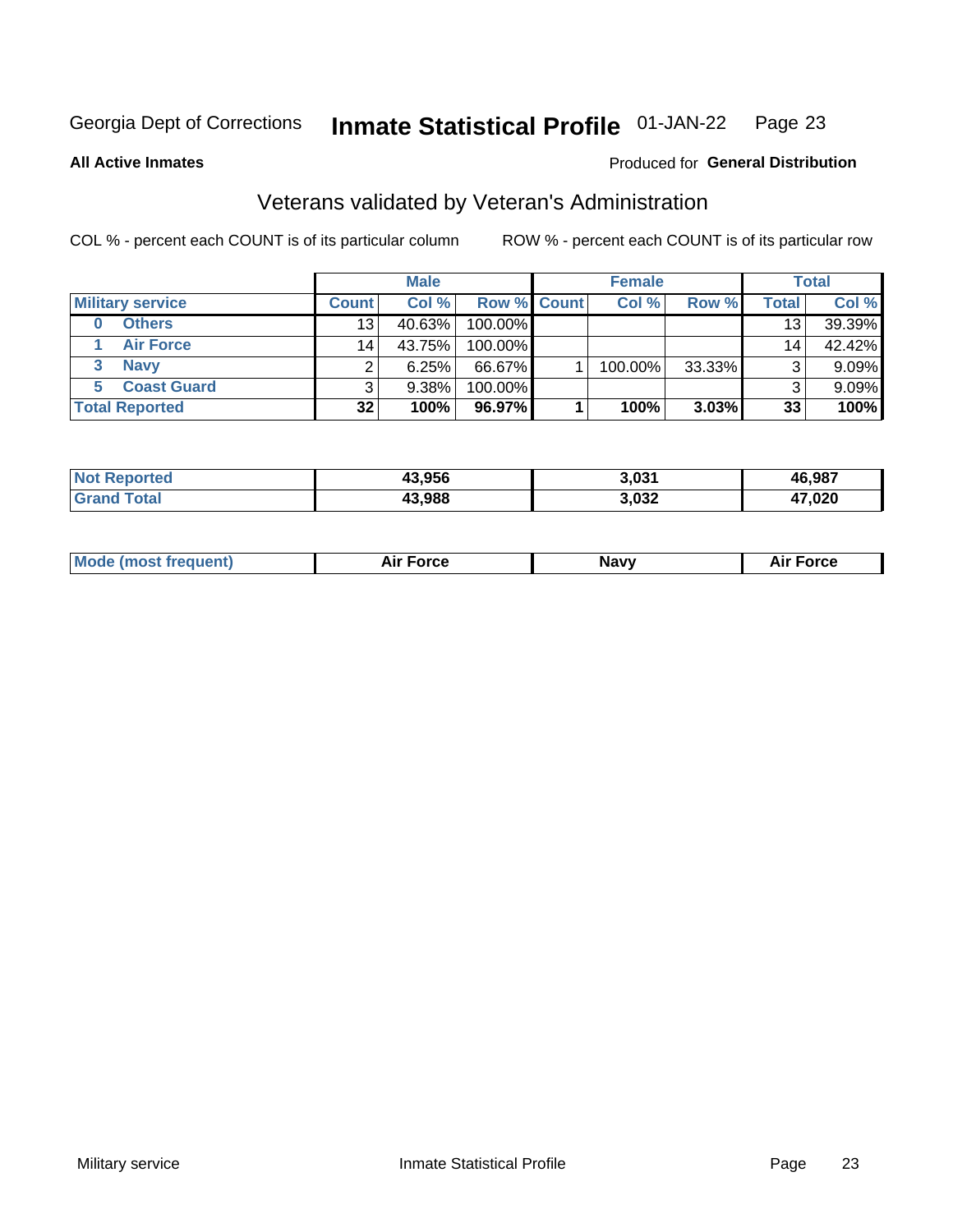Georgia Dept of Corrections **Inmate Statistical Profile** 01-JAN-22

**All Active Inmates**

Produced for **General Distribution**

## Veterans validated by Veteran's Administration

COL % - percent each COUNT is of its particular column

ROW % - percent each COUNT is of its particular row

| | Male | | | Female | | | Total | |
|---|---|---|---|---|---|---|---|---|
| **Military service** | **Count** | **Col %** | **Row %** | **Count** | **Col %** | **Row %** | **Total** | **Col %** |
| 0 Others | 13 | 40.63% | 100.00% | | | | 13 | 39.39% |
| 1 Air Force | 14 | 43.75% | 100.00% | | | | 14 | 42.42% |
| 3 Navy | 2 | 6.25% | 66.67% | 1 | 100.00% | 33.33% | 3 | 9.09% |
| 5 Coast Guard | 3 | 9.38% | 100.00% | | | | 3 | 9.09% |
| **Total Reported** | **32** | **100%** | **96.97%** | **1** | **100%** | **3.03%** | **33** | **100%** |

| | Male | Female | Total |
|---|---|---|---|
| **Not Reported** | **43,956** | **3,031** | **46,987** |
| **Grand Total** | **43,988** | **3,032** | **47,020** |

| | Male | Female | Total |
|---|---|---|---|
| **Mode (most frequent)** | **Air Force** | **Navy** | **Air Force** |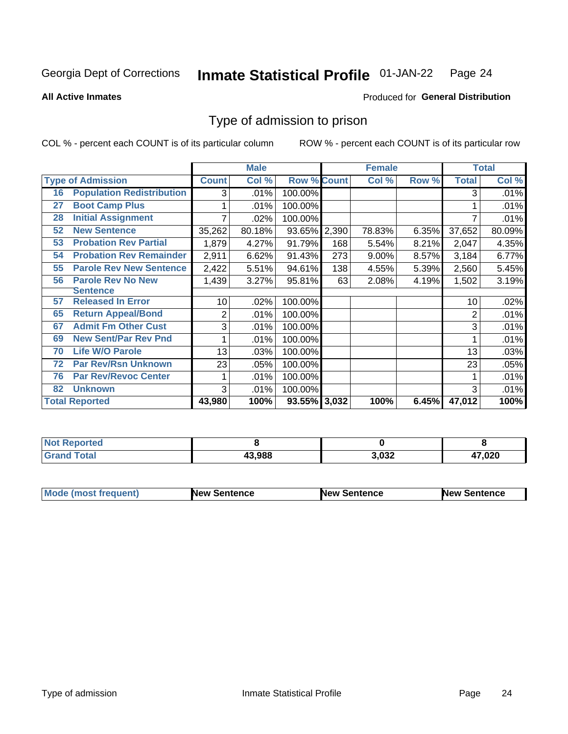Georgia Dept of Corrections **Inmate Statistical Profile** 01-JAN-22

**All Active Inmates**

Produced for **General Distribution**

## Type of admission to prison

COL % - percent each COUNT is of its particular column ROW % - percent each COUNT is of its particular row

| Type of Admission | | Male | | | Female | | | Total | |
|---|---|---|---|---|---|---|---|---|---|
| | | Count | Col % | Row % | Count | Col % | Row % | Total | Col % |
| 16 | Population Redistribution | 3 | .01% | 100.00% | | | | 3 | .01% |
| 27 | Boot Camp Plus | 1 | .01% | 100.00% | | | | 1 | .01% |
| 28 | Initial Assignment | 7 | .02% | 100.00% | | | | 7 | .01% |
| 52 | New Sentence | 35,262 | 80.18% | 93.65% | 2,390 | 78.83% | 6.35% | 37,652 | 80.09% |
| 53 | Probation Rev Partial | 1,879 | 4.27% | 91.79% | 168 | 5.54% | 8.21% | 2,047 | 4.35% |
| 54 | Probation Rev Remainder | 2,911 | 6.62% | 91.43% | 273 | 9.00% | 8.57% | 3,184 | 6.77% |
| 55 | Parole Rev New Sentence | 2,422 | 5.51% | 94.61% | 138 | 4.55% | 5.39% | 2,560 | 5.45% |
| 56 | Parole Rev No New Sentence | 1,439 | 3.27% | 95.81% | 63 | 2.08% | 4.19% | 1,502 | 3.19% |
| 57 | Released In Error | 10 | .02% | 100.00% | | | | 10 | .02% |
| 65 | Return Appeal/Bond | 2 | .01% | 100.00% | | | | 2 | .01% |
| 67 | Admit Fm Other Cust | 3 | .01% | 100.00% | | | | 3 | .01% |
| 69 | New Sent/Par Rev Pnd | 1 | .01% | 100.00% | | | | 1 | .01% |
| 70 | Life W/O Parole | 13 | .03% | 100.00% | | | | 13 | .03% |
| 72 | Par Rev/Rsn Unknown | 23 | .05% | 100.00% | | | | 23 | .05% |
| 76 | Par Rev/Revoc Center | 1 | .01% | 100.00% | | | | 1 | .01% |
| 82 | Unknown | 3 | .01% | 100.00% | | | | 3 | .01% |
| Total Reported | | 43,980 | 100% | 93.55% | 3,032 | 100% | 6.45% | 47,012 | 100% |

| | Male | Female | Total |
|---|---|---|---|
| Not Reported | 8 | 0 | 8 |
| Grand Total | 43,988 | 3,032 | 47,020 |

| | Male | Female | Total |
|---|---|---|---|
| Mode (most frequent) | New Sentence | New Sentence | New Sentence |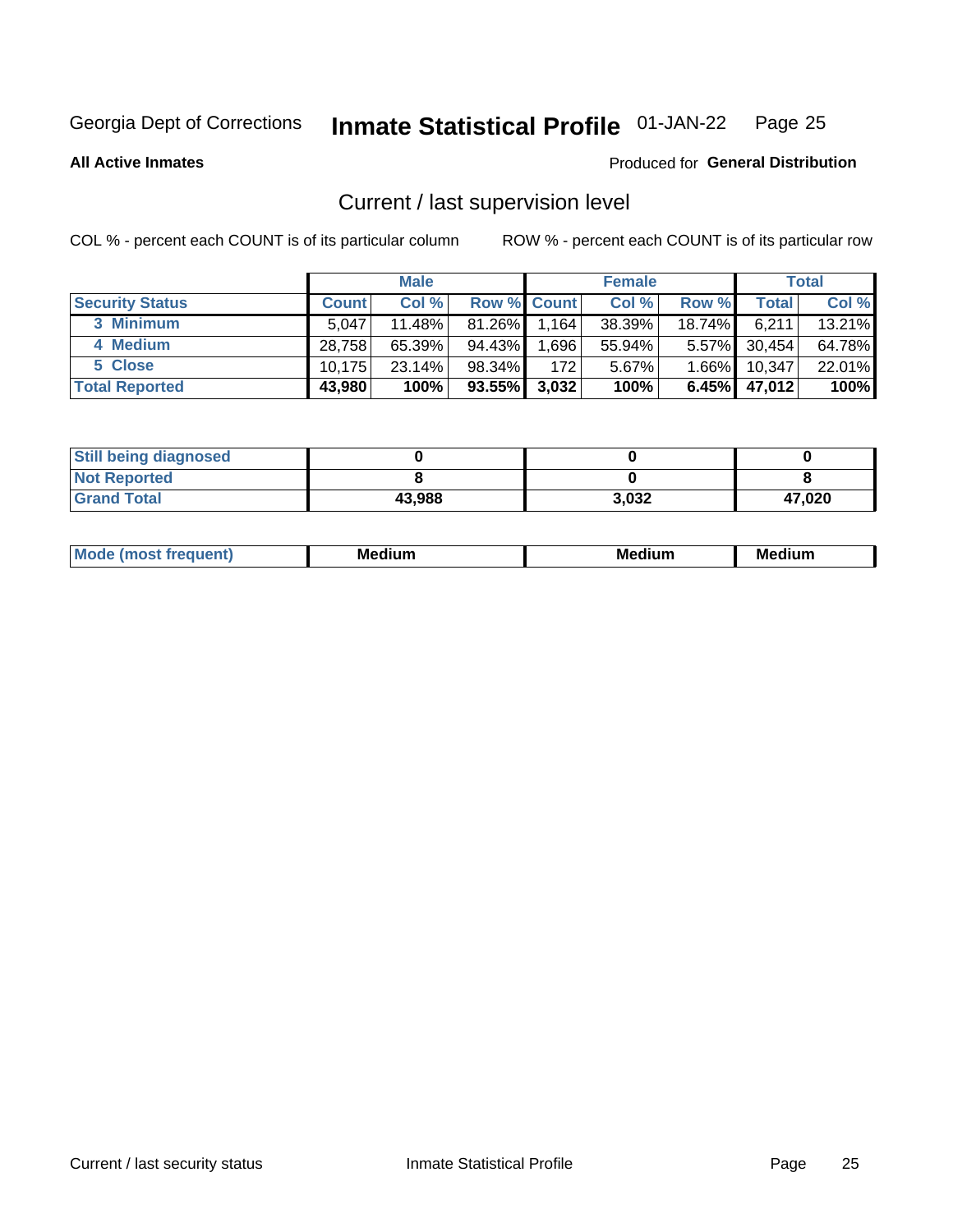Georgia Dept of Corrections **Inmate Statistical Profile** 01-JAN-22

**All Active Inmates**

Produced for **General Distribution**

## Current / last supervision level

COL % - percent each COUNT is of its particular column

ROW % - percent each COUNT is of its particular row

| | Male | | | Female | | | Total | |
|---|---|---|---|---|---|---|---|---|
| **Security Status** | **Count** | **Col %** | **Row %** | **Count** | **Col %** | **Row %** | **Total** | **Col %** |
| 3 Minimum | 5,047 | 11.48% | 81.26% | 1,164 | 38.39% | 18.74% | 6,211 | 13.21% |
| 4 Medium | 28,758 | 65.39% | 94.43% | 1,696 | 55.94% | 5.57% | 30,454 | 64.78% |
| 5 Close | 10,175 | 23.14% | 98.34% | 172 | 5.67% | 1.66% | 10,347 | 22.01% |
| **Total Reported** | **43,980** | **100%** | **93.55%** | **3,032** | **100%** | **6.45%** | **47,012** | **100%** |

| | Male | Female | Total |
|---|---|---|---|
| Still being diagnosed | 0 | 0 | 0 |
| Not Reported | 8 | 0 | 8 |
| Grand Total | 43,988 | 3,032 | 47,020 |

| | Male | Female | Total |
|---|---|---|---|
| Mode (most frequent) | Medium | Medium | Medium |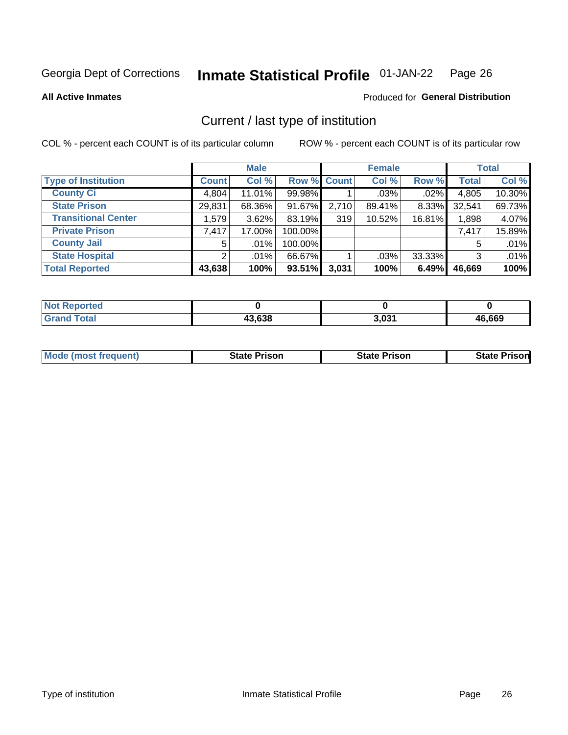Georgia Dept of Corrections **Inmate Statistical Profile** 01-JAN-22

**All Active Inmates**

Produced for **General Distribution**

## Current / last type of institution

COL % - percent each COUNT is of its particular column

ROW % - percent each COUNT is of its particular row

| | Male | | | Female | | | Total | |
|---|---|---|---|---|---|---|---|---|
| **Type of Institution** | **Count** | **Col %** | **Row %** | **Count** | **Col %** | **Row %** | **Total** | **Col %** |
| **County Ci** | 4,804 | 11.01% | 99.98% | 1 | .03% | .02% | 4,805 | 10.30% |
| **State Prison** | 29,831 | 68.36% | 91.67% | 2,710 | 89.41% | 8.33% | 32,541 | 69.73% |
| **Transitional Center** | 1,579 | 3.62% | 83.19% | 319 | 10.52% | 16.81% | 1,898 | 4.07% |
| **Private Prison** | 7,417 | 17.00% | 100.00% | | | | 7,417 | 15.89% |
| **County Jail** | 5 | .01% | 100.00% | | | | 5 | .01% |
| **State Hospital** | 2 | .01% | 66.67% | 1 | .03% | 33.33% | 3 | .01% |
| **Total Reported** | **43,638** | **100%** | **93.51%** | **3,031** | **100%** | **6.49%** | **46,669** | **100%** |

| | Male | Female | Total |
|---|---|---|---|
| **Not Reported** | **0** | **0** | **0** |
| **Grand Total** | **43,638** | **3,031** | **46,669** |

| | Male | Female | Total |
|---|---|---|---|
| **Mode (most frequent)** | **State Prison** | **State Prison** | **State Prison** |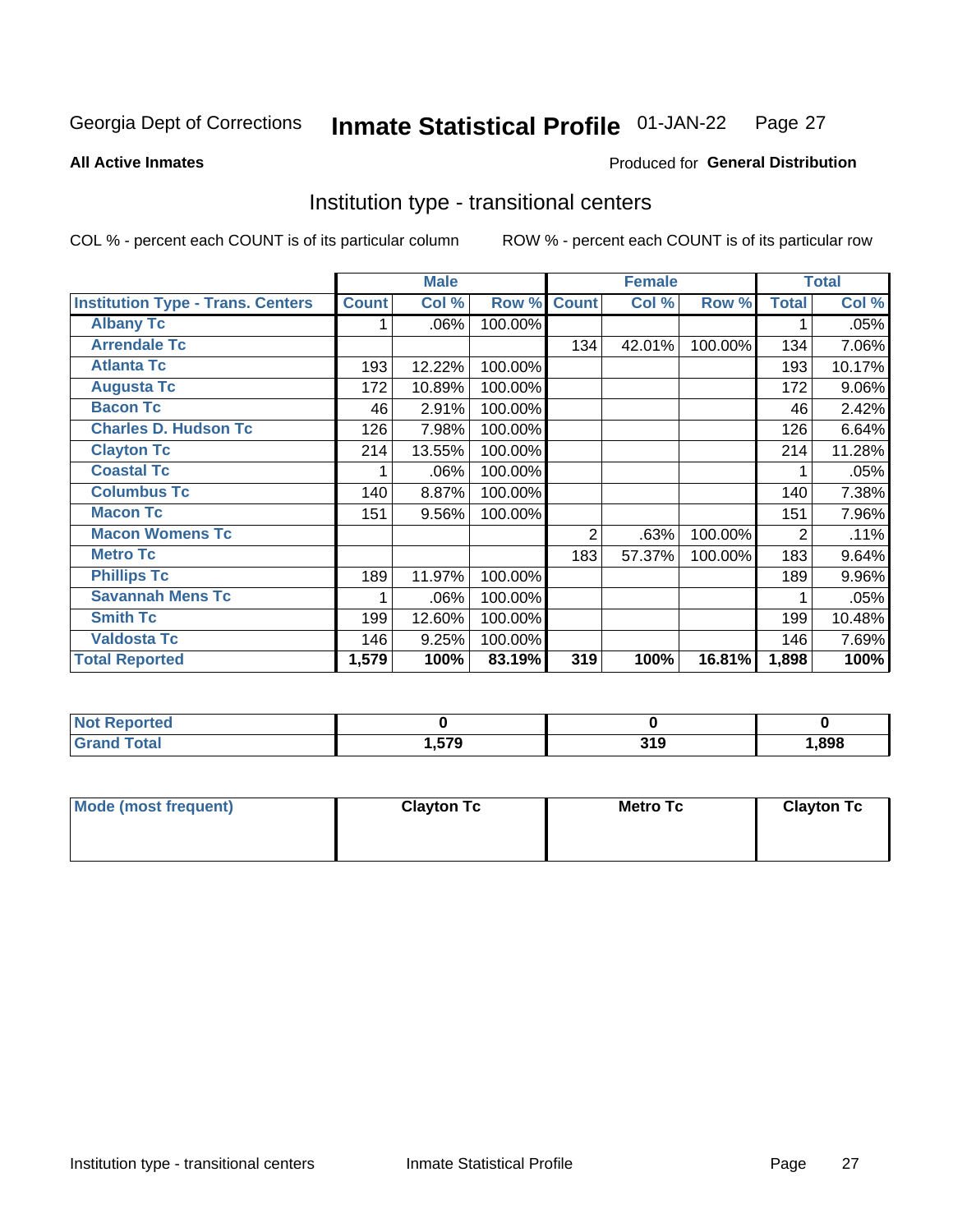Georgia Dept of Corrections **Inmate Statistical Profile** 01-JAN-22

**All Active Inmates**

Produced for **General Distribution**

## Institution type - transitional centers

COL % - percent each COUNT is of its particular column

ROW % - percent each COUNT is of its particular row

| | Male | | | Female | | | Total | |
|---|---|---|---|---|---|---|---|---|
| **Institution Type - Trans. Centers** | **Count** | **Col %** | **Row %** | **Count** | **Col %** | **Row %** | **Total** | **Col %** |
| **Albany Tc** | 1 | .06% | 100.00% | | | | 1 | .05% |
| **Arrendale Tc** | | | | 134 | 42.01% | 100.00% | 134 | 7.06% |
| **Atlanta Tc** | 193 | 12.22% | 100.00% | | | | 193 | 10.17% |
| **Augusta Tc** | 172 | 10.89% | 100.00% | | | | 172 | 9.06% |
| **Bacon Tc** | 46 | 2.91% | 100.00% | | | | 46 | 2.42% |
| **Charles D. Hudson Tc** | 126 | 7.98% | 100.00% | | | | 126 | 6.64% |
| **Clayton Tc** | 214 | 13.55% | 100.00% | | | | 214 | 11.28% |
| **Coastal Tc** | 1 | .06% | 100.00% | | | | 1 | .05% |
| **Columbus Tc** | 140 | 8.87% | 100.00% | | | | 140 | 7.38% |
| **Macon Tc** | 151 | 9.56% | 100.00% | | | | 151 | 7.96% |
| **Macon Womens Tc** | | | | 2 | .63% | 100.00% | 2 | .11% |
| **Metro Tc** | | | | 183 | 57.37% | 100.00% | 183 | 9.64% |
| **Phillips Tc** | 189 | 11.97% | 100.00% | | | | 189 | 9.96% |
| **Savannah Mens Tc** | 1 | .06% | 100.00% | | | | 1 | .05% |
| **Smith Tc** | 199 | 12.60% | 100.00% | | | | 199 | 10.48% |
| **Valdosta Tc** | 146 | 9.25% | 100.00% | | | | 146 | 7.69% |
| **Total Reported** | **1,579** | **100%** | **83.19%** | **319** | **100%** | **16.81%** | **1,898** | **100%** |

| | Male | Female | Total |
|---|---|---|---|
| **Not Reported** | **0** | **0** | **0** |
| **Grand Total** | **1,579** | **319** | **1,898** |

| | Male | Female | Total |
|---|---|---|---|
| **Mode (most frequent)** | **Clayton Tc** | **Metro Tc** | **Clayton Tc** |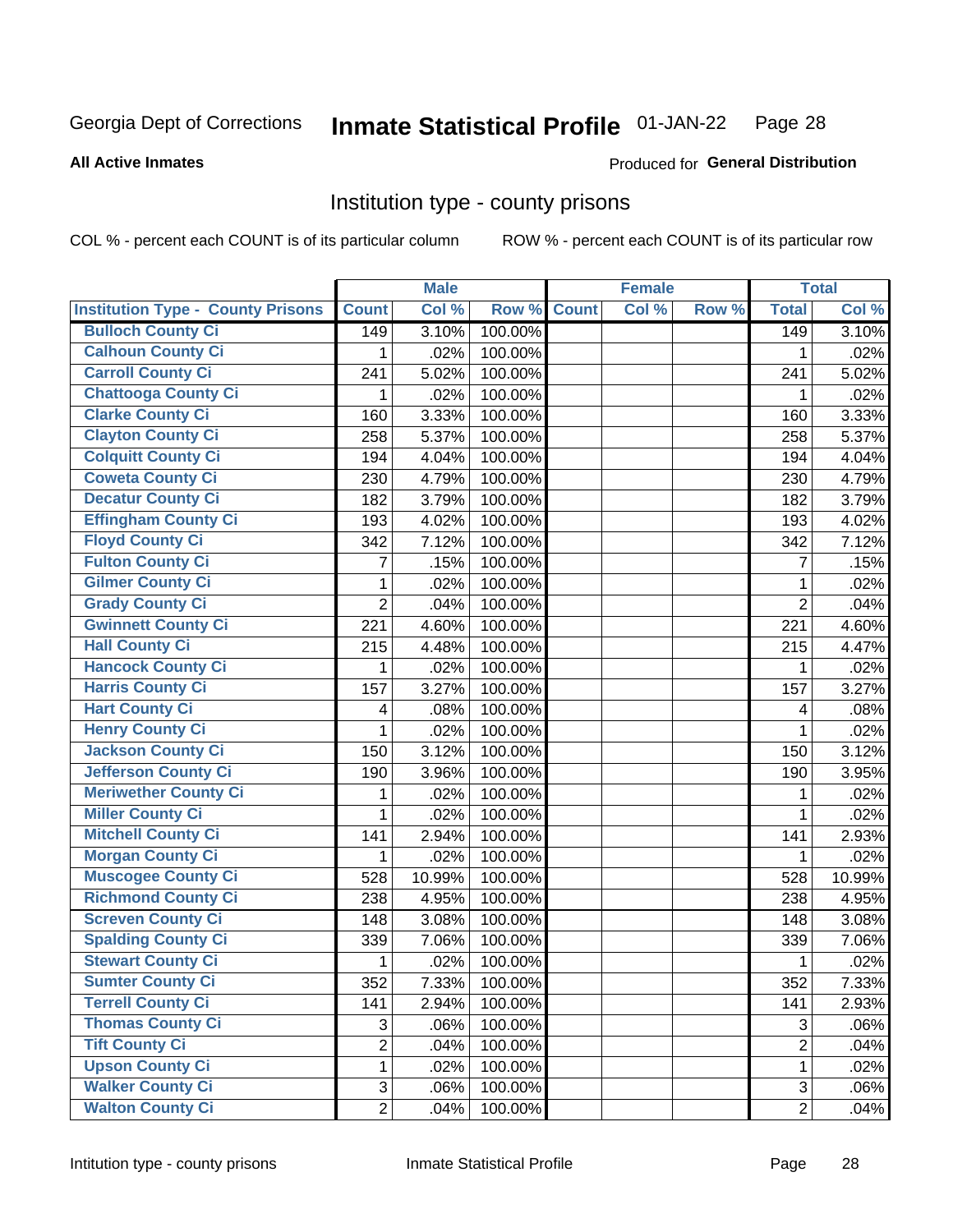Georgia Dept of Corrections **Inmate Statistical Profile** 01-JAN-22

**All Active Inmates**

Produced for **General Distribution**

## Institution type - county prisons

COL % - percent each COUNT is of its particular column

ROW % - percent each COUNT is of its particular row

| | Male | | | Female | | | Total | |
|---|---|---|---|---|---|---|---|---|
| Institution Type - County Prisons | Count | Col % | Row % | Count | Col % | Row % | Total | Col % |
| Bulloch County Ci | 149 | 3.10% | 100.00% | | | | 149 | 3.10% |
| Calhoun County Ci | 1 | .02% | 100.00% | | | | 1 | .02% |
| Carroll County Ci | 241 | 5.02% | 100.00% | | | | 241 | 5.02% |
| Chattooga County Ci | 1 | .02% | 100.00% | | | | 1 | .02% |
| Clarke County Ci | 160 | 3.33% | 100.00% | | | | 160 | 3.33% |
| Clayton County Ci | 258 | 5.37% | 100.00% | | | | 258 | 5.37% |
| Colquitt County Ci | 194 | 4.04% | 100.00% | | | | 194 | 4.04% |
| Coweta County Ci | 230 | 4.79% | 100.00% | | | | 230 | 4.79% |
| Decatur County Ci | 182 | 3.79% | 100.00% | | | | 182 | 3.79% |
| Effingham County Ci | 193 | 4.02% | 100.00% | | | | 193 | 4.02% |
| Floyd County Ci | 342 | 7.12% | 100.00% | | | | 342 | 7.12% |
| Fulton County Ci | 7 | .15% | 100.00% | | | | 7 | .15% |
| Gilmer County Ci | 1 | .02% | 100.00% | | | | 1 | .02% |
| Grady County Ci | 2 | .04% | 100.00% | | | | 2 | .04% |
| Gwinnett County Ci | 221 | 4.60% | 100.00% | | | | 221 | 4.60% |
| Hall County Ci | 215 | 4.48% | 100.00% | | | | 215 | 4.47% |
| Hancock County Ci | 1 | .02% | 100.00% | | | | 1 | .02% |
| Harris County Ci | 157 | 3.27% | 100.00% | | | | 157 | 3.27% |
| Hart County Ci | 4 | .08% | 100.00% | | | | 4 | .08% |
| Henry County Ci | 1 | .02% | 100.00% | | | | 1 | .02% |
| Jackson County Ci | 150 | 3.12% | 100.00% | | | | 150 | 3.12% |
| Jefferson County Ci | 190 | 3.96% | 100.00% | | | | 190 | 3.95% |
| Meriwether County Ci | 1 | .02% | 100.00% | | | | 1 | .02% |
| Miller County Ci | 1 | .02% | 100.00% | | | | 1 | .02% |
| Mitchell County Ci | 141 | 2.94% | 100.00% | | | | 141 | 2.93% |
| Morgan County Ci | 1 | .02% | 100.00% | | | | 1 | .02% |
| Muscogee County Ci | 528 | 10.99% | 100.00% | | | | 528 | 10.99% |
| Richmond County Ci | 238 | 4.95% | 100.00% | | | | 238 | 4.95% |
| Screven County Ci | 148 | 3.08% | 100.00% | | | | 148 | 3.08% |
| Spalding County Ci | 339 | 7.06% | 100.00% | | | | 339 | 7.06% |
| Stewart County Ci | 1 | .02% | 100.00% | | | | 1 | .02% |
| Sumter County Ci | 352 | 7.33% | 100.00% | | | | 352 | 7.33% |
| Terrell County Ci | 141 | 2.94% | 100.00% | | | | 141 | 2.93% |
| Thomas County Ci | 3 | .06% | 100.00% | | | | 3 | .06% |
| Tift County Ci | 2 | .04% | 100.00% | | | | 2 | .04% |
| Upson County Ci | 1 | .02% | 100.00% | | | | 1 | .02% |
| Walker County Ci | 3 | .06% | 100.00% | | | | 3 | .06% |
| Walton County Ci | 2 | .04% | 100.00% | | | | 2 | .04% |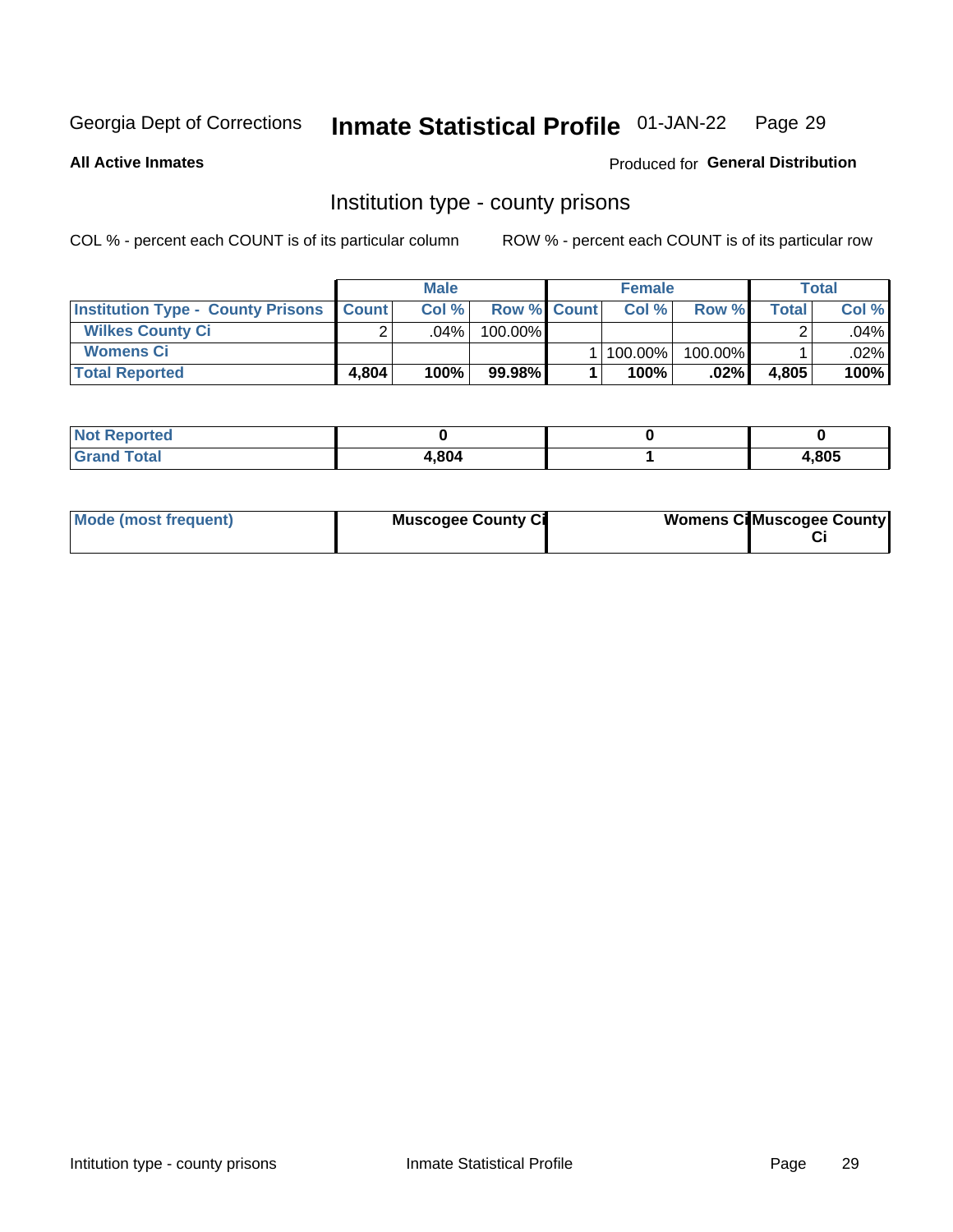Georgia Dept of Corrections **Inmate Statistical Profile** 01-JAN-22

**All Active Inmates**

Produced for **General Distribution**

## Institution type - county prisons

COL % - percent each COUNT is of its particular column

ROW % - percent each COUNT is of its particular row

| | Male | | | Female | | | Total | |
|---|---|---|---|---|---|---|---|---|
| **Institution Type - County Prisons** | **Count** | **Col %** | **Row %** | **Count** | **Col %** | **Row %** | **Total** | **Col %** |
| **Wilkes County Ci** | 2 | .04% | 100.00% | | | | 2 | .04% |
| **Womens Ci** | | | | 1 | 100.00% | 100.00% | 1 | .02% |
| **Total Reported** | **4,804** | **100%** | **99.98%** | **1** | **100%** | **.02%** | **4,805** | **100%** |

| | Male | Female | Total |
|---|---|---|---|
| **Not Reported** | **0** | **0** | **0** |
| **Grand Total** | **4,804** | **1** | **4,805** |

| | Male | Female | Total |
|---|---|---|---|
| **Mode (most frequent)** | **Muscogee County Ci** | **Womens Ci** | **Muscogee County Ci** |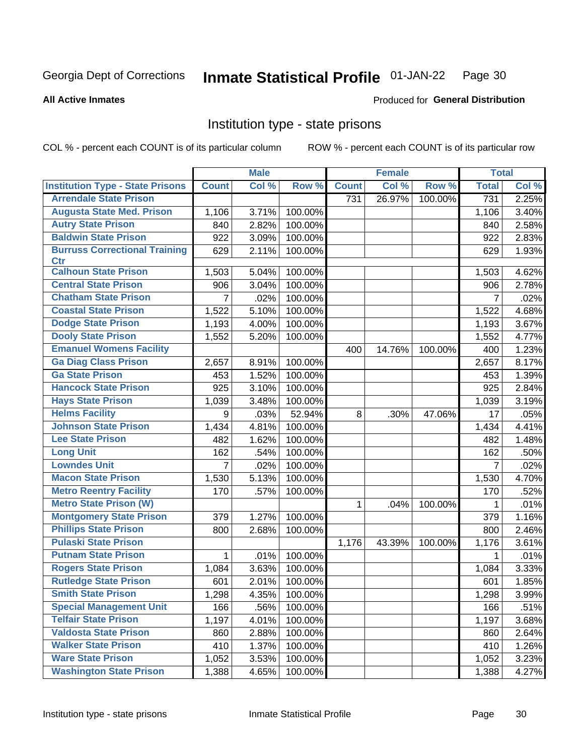Georgia Dept of Corrections **Inmate Statistical Profile** 01-JAN-22

**All Active Inmates**

Produced for **General Distribution**

## Institution type - state prisons

COL % - percent each COUNT is of its particular column ROW % - percent each COUNT is of its particular row

| | Male | | | Female | | | Total | |
|---|---|---|---|---|---|---|---|---|
| **Institution Type - State Prisons** | **Count** | **Col %** | **Row %** | **Count** | **Col %** | **Row %** | **Total** | **Col %** |
| Arrendale State Prison | | | | 731 | 26.97% | 100.00% | 731 | 2.25% |
| Augusta State Med. Prison | 1,106 | 3.71% | 100.00% | | | | 1,106 | 3.40% |
| Autry State Prison | 840 | 2.82% | 100.00% | | | | 840 | 2.58% |
| Baldwin State Prison | 922 | 3.09% | 100.00% | | | | 922 | 2.83% |
| Burruss Correctional Training Ctr | 629 | 2.11% | 100.00% | | | | 629 | 1.93% |
| Calhoun State Prison | 1,503 | 5.04% | 100.00% | | | | 1,503 | 4.62% |
| Central State Prison | 906 | 3.04% | 100.00% | | | | 906 | 2.78% |
| Chatham State Prison | 7 | .02% | 100.00% | | | | 7 | .02% |
| Coastal State Prison | 1,522 | 5.10% | 100.00% | | | | 1,522 | 4.68% |
| Dodge State Prison | 1,193 | 4.00% | 100.00% | | | | 1,193 | 3.67% |
| Dooly State Prison | 1,552 | 5.20% | 100.00% | | | | 1,552 | 4.77% |
| Emanuel Womens Facility | | | | 400 | 14.76% | 100.00% | 400 | 1.23% |
| Ga Diag Class Prison | 2,657 | 8.91% | 100.00% | | | | 2,657 | 8.17% |
| Ga State Prison | 453 | 1.52% | 100.00% | | | | 453 | 1.39% |
| Hancock State Prison | 925 | 3.10% | 100.00% | | | | 925 | 2.84% |
| Hays State Prison | 1,039 | 3.48% | 100.00% | | | | 1,039 | 3.19% |
| Helms Facility | 9 | .03% | 52.94% | 8 | .30% | 47.06% | 17 | .05% |
| Johnson State Prison | 1,434 | 4.81% | 100.00% | | | | 1,434 | 4.41% |
| Lee State Prison | 482 | 1.62% | 100.00% | | | | 482 | 1.48% |
| Long Unit | 162 | .54% | 100.00% | | | | 162 | .50% |
| Lowndes Unit | 7 | .02% | 100.00% | | | | 7 | .02% |
| Macon State Prison | 1,530 | 5.13% | 100.00% | | | | 1,530 | 4.70% |
| Metro Reentry Facility | 170 | .57% | 100.00% | | | | 170 | .52% |
| Metro State Prison (W) | | | | 1 | .04% | 100.00% | 1 | .01% |
| Montgomery State Prison | 379 | 1.27% | 100.00% | | | | 379 | 1.16% |
| Phillips State Prison | 800 | 2.68% | 100.00% | | | | 800 | 2.46% |
| Pulaski State Prison | | | | 1,176 | 43.39% | 100.00% | 1,176 | 3.61% |
| Putnam State Prison | 1 | .01% | 100.00% | | | | 1 | .01% |
| Rogers State Prison | 1,084 | 3.63% | 100.00% | | | | 1,084 | 3.33% |
| Rutledge State Prison | 601 | 2.01% | 100.00% | | | | 601 | 1.85% |
| Smith State Prison | 1,298 | 4.35% | 100.00% | | | | 1,298 | 3.99% |
| Special Management Unit | 166 | .56% | 100.00% | | | | 166 | .51% |
| Telfair State Prison | 1,197 | 4.01% | 100.00% | | | | 1,197 | 3.68% |
| Valdosta State Prison | 860 | 2.88% | 100.00% | | | | 860 | 2.64% |
| Walker State Prison | 410 | 1.37% | 100.00% | | | | 410 | 1.26% |
| Ware State Prison | 1,052 | 3.53% | 100.00% | | | | 1,052 | 3.23% |
| Washington State Prison | 1,388 | 4.65% | 100.00% | | | | 1,388 | 4.27% |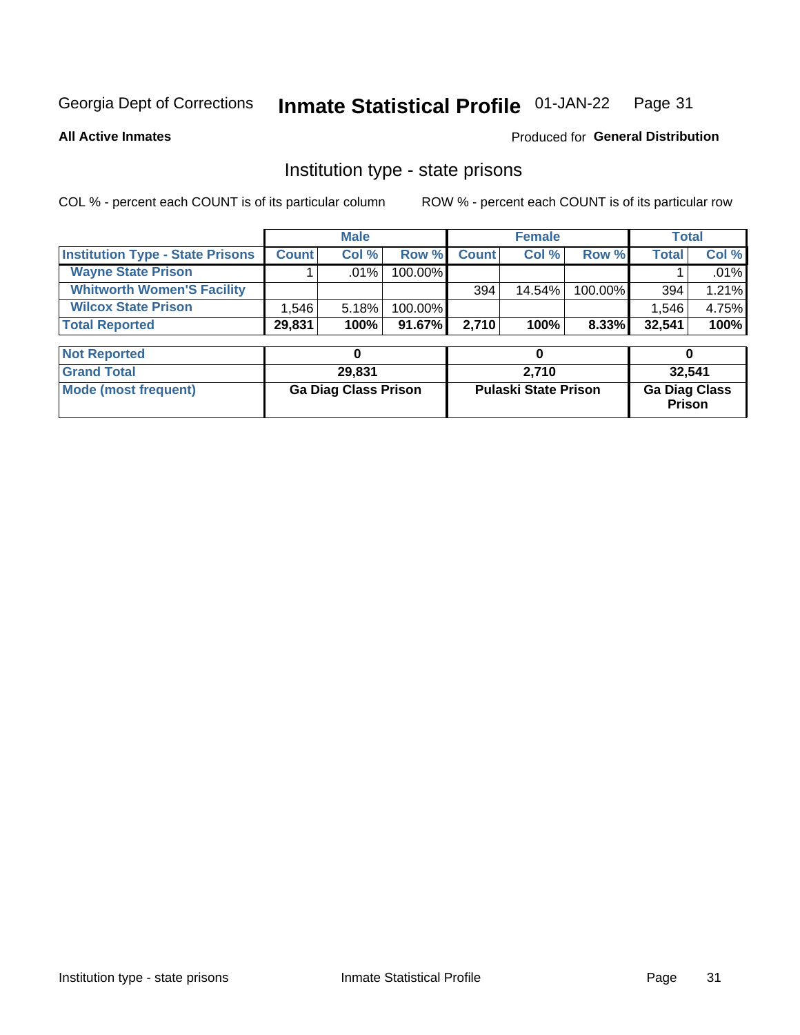Georgia Dept of Corrections **Inmate Statistical Profile** 01-JAN-22

**All Active Inmates**

Produced for **General Distribution**

## Institution type - state prisons

COL % - percent each COUNT is of its particular column

ROW % - percent each COUNT is of its particular row

| | Male | | | Female | | | Total | |
|---|---|---|---|---|---|---|---|---|
| **Institution Type - State Prisons** | **Count** | **Col %** | **Row %** | **Count** | **Col %** | **Row %** | **Total** | **Col %** |
| **Wayne State Prison** | 1 | .01% | 100.00% | | | | 1 | .01% |
| **Whitworth Women'S Facility** | | | | 394 | 14.54% | 100.00% | 394 | 1.21% |
| **Wilcox State Prison** | 1,546 | 5.18% | 100.00% | | | | 1,546 | 4.75% |
| **Total Reported** | **29,831** | **100%** | **91.67%** | **2,710** | **100%** | **8.33%** | **32,541** | **100%** |

| | Male | Female | Total |
|---|---|---|---|
| **Not Reported** | **0** | **0** | **0** |
| **Grand Total** | **29,831** | **2,710** | **32,541** |
| **Mode (most frequent)** | **Ga Diag Class Prison** | **Pulaski State Prison** | **Ga Diag Class Prison** |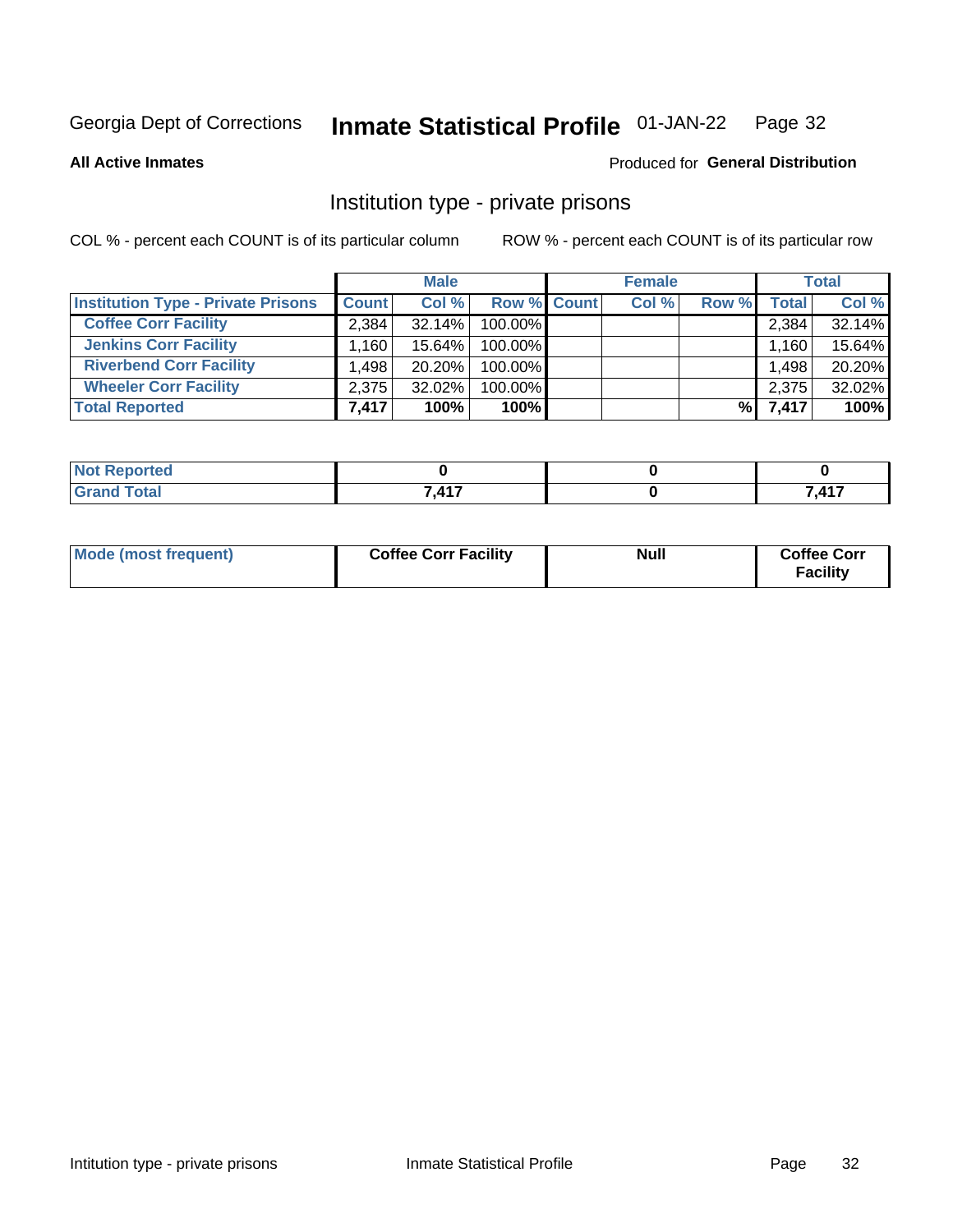Georgia Dept of Corrections **Inmate Statistical Profile** 01-JAN-22

**All Active Inmates**

Produced for **General Distribution**

## Institution type - private prisons

COL % - percent each COUNT is of its particular column ROW % - percent each COUNT is of its particular row

| | Male | | | Female | | | Total | |
|---|---|---|---|---|---|---|---|---|
| **Institution Type - Private Prisons** | **Count** | **Col %** | **Row %** | **Count** | **Col %** | **Row %** | **Total** | **Col %** |
| **Coffee Corr Facility** | 2,384 | 32.14% | 100.00% | | | | 2,384 | 32.14% |
| **Jenkins Corr Facility** | 1,160 | 15.64% | 100.00% | | | | 1,160 | 15.64% |
| **Riverbend Corr Facility** | 1,498 | 20.20% | 100.00% | | | | 1,498 | 20.20% |
| **Wheeler Corr Facility** | 2,375 | 32.02% | 100.00% | | | | 2,375 | 32.02% |
| **Total Reported** | **7,417** | **100%** | **100%** | | | **%** | **7,417** | **100%** |

| | Male | Female | Total |
|---|---|---|---|
| **Not Reported** | **0** | **0** | **0** |
| **Grand Total** | **7,417** | **0** | **7,417** |

| | Male | Female | Total |
|---|---|---|---|
| **Mode (most frequent)** | **Coffee Corr Facility** | **Null** | **Coffee Corr Facility** |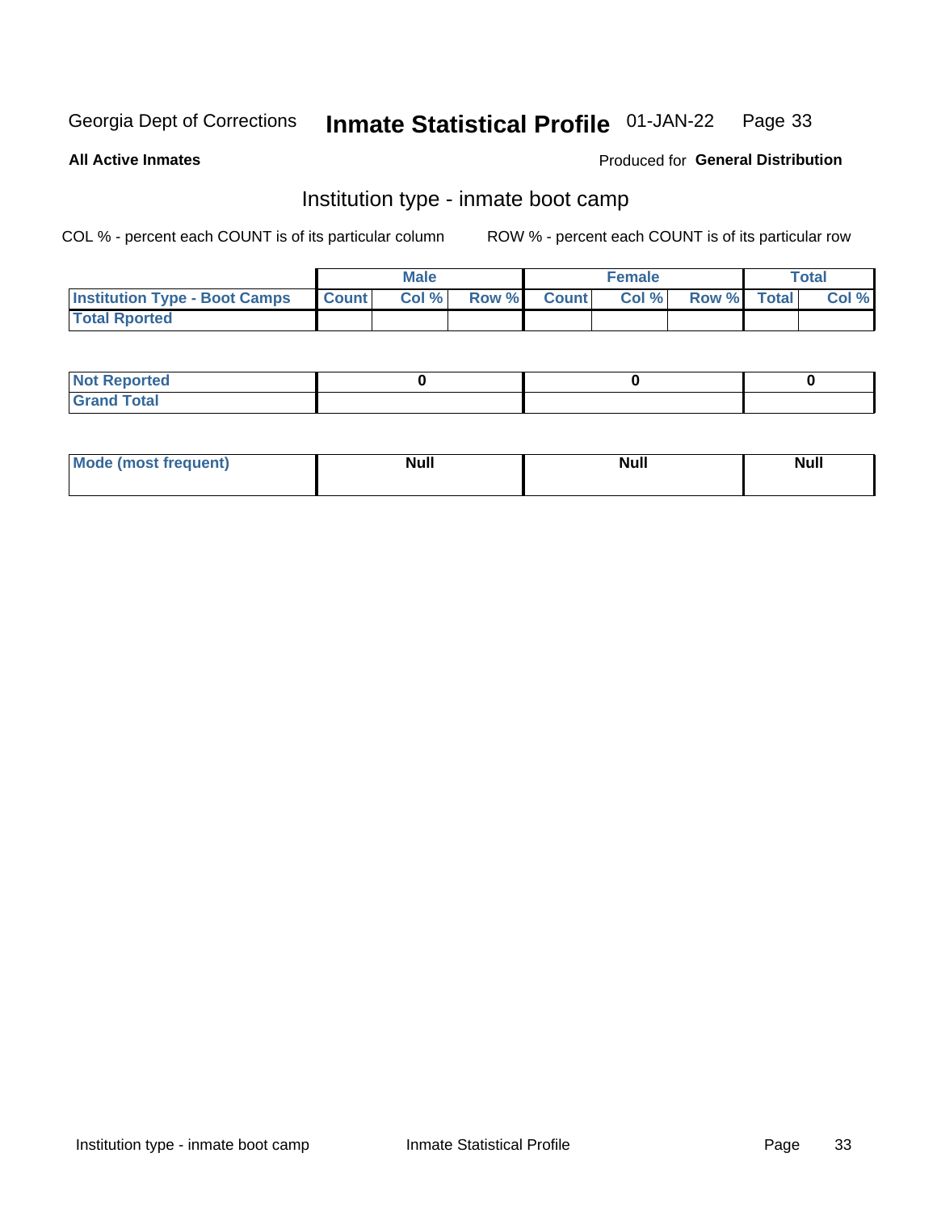Georgia Dept of Corrections **Inmate Statistical Profile** 01-JAN-22

**All Active Inmates**

Produced for **General Distribution**

## Institution type - inmate boot camp

COL % - percent each COUNT is of its particular column

ROW % - percent each COUNT is of its particular row

| | Male | | | Female | | | Total | |
|---|---|---|---|---|---|---|---|---|
| **Institution Type - Boot Camps** | **Count** | **Col %** | **Row %** | **Count** | **Col %** | **Row %** | **Total** | **Col %** |
| **Total Rported** | | | | | | | | |

| | Male | Female | Total |
|---|---|---|---|
| **Not Reported** | **0** | **0** | **0** |
| **Grand Total** | | | |

| | Male | Female | Total |
|---|---|---|---|
| **Mode (most frequent)** | **Null** | **Null** | **Null** |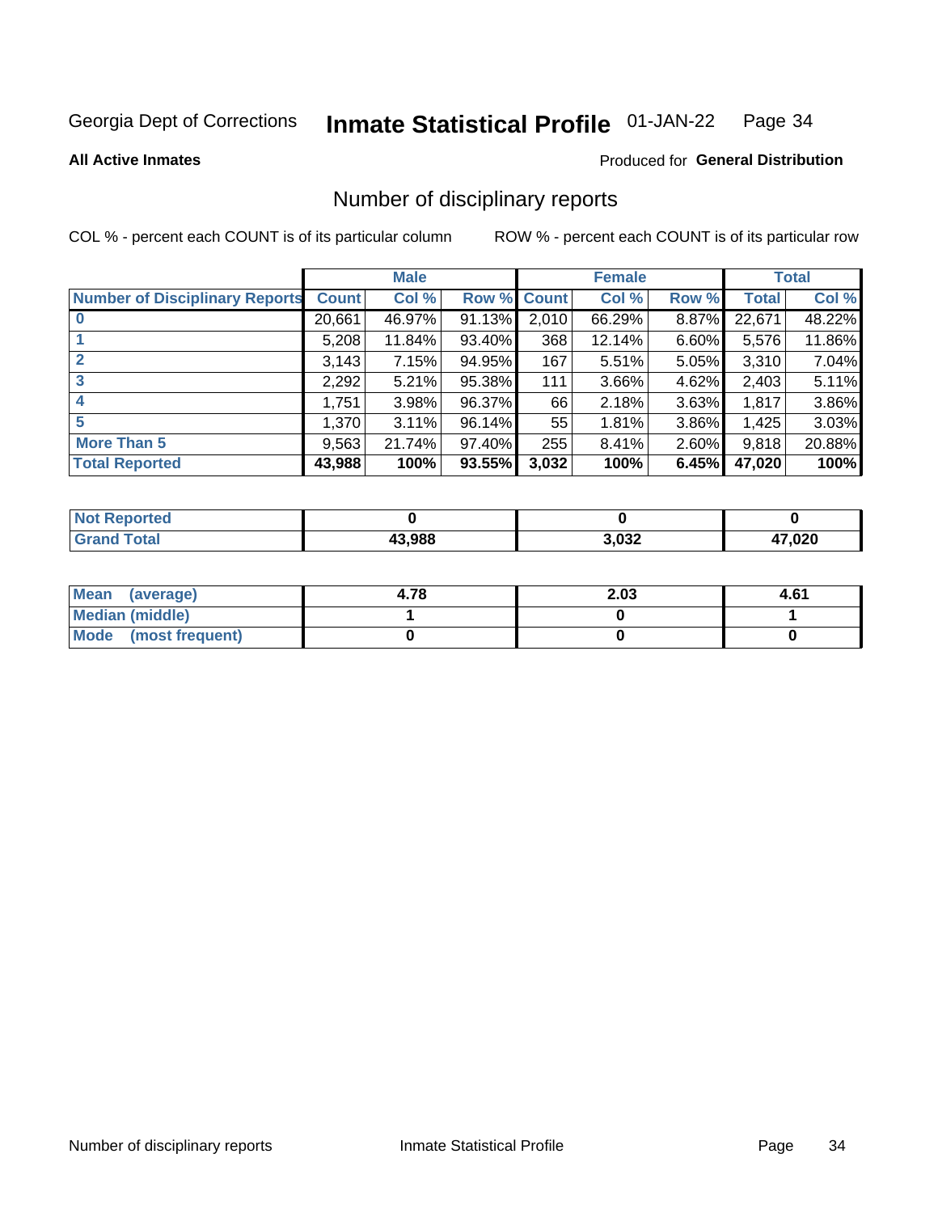Georgia Dept of Corrections **Inmate Statistical Profile** 01-JAN-22

**All Active Inmates**

Produced for **General Distribution**

## Number of disciplinary reports

COL % - percent each COUNT is of its particular column

ROW % - percent each COUNT is of its particular row

| | Male | | | Female | | | Total | |
|---|---|---|---|---|---|---|---|---|
| **Number of Disciplinary Reports** | **Count** | **Col %** | **Row %** | **Count** | **Col %** | **Row %** | **Total** | **Col %** |
| **0** | 20,661 | 46.97% | 91.13% | 2,010 | 66.29% | 8.87% | 22,671 | 48.22% |
| **1** | 5,208 | 11.84% | 93.40% | 368 | 12.14% | 6.60% | 5,576 | 11.86% |
| **2** | 3,143 | 7.15% | 94.95% | 167 | 5.51% | 5.05% | 3,310 | 7.04% |
| **3** | 2,292 | 5.21% | 95.38% | 111 | 3.66% | 4.62% | 2,403 | 5.11% |
| **4** | 1,751 | 3.98% | 96.37% | 66 | 2.18% | 3.63% | 1,817 | 3.86% |
| **5** | 1,370 | 3.11% | 96.14% | 55 | 1.81% | 3.86% | 1,425 | 3.03% |
| **More Than 5** | 9,563 | 21.74% | 97.40% | 255 | 8.41% | 2.60% | 9,818 | 20.88% |
| **Total Reported** | **43,988** | **100%** | **93.55%** | **3,032** | **100%** | **6.45%** | **47,020** | **100%** |

| | Male | Female | Total |
|---|---|---|---|
| **Not Reported** | **0** | **0** | **0** |
| **Grand Total** | **43,988** | **3,032** | **47,020** |

| | Male | Female | Total |
|---|---|---|---|
| **Mean (average)** | **4.78** | **2.03** | **4.61** |
| **Median (middle)** | **1** | **0** | **1** |
| **Mode (most frequent)** | **0** | **0** | **0** |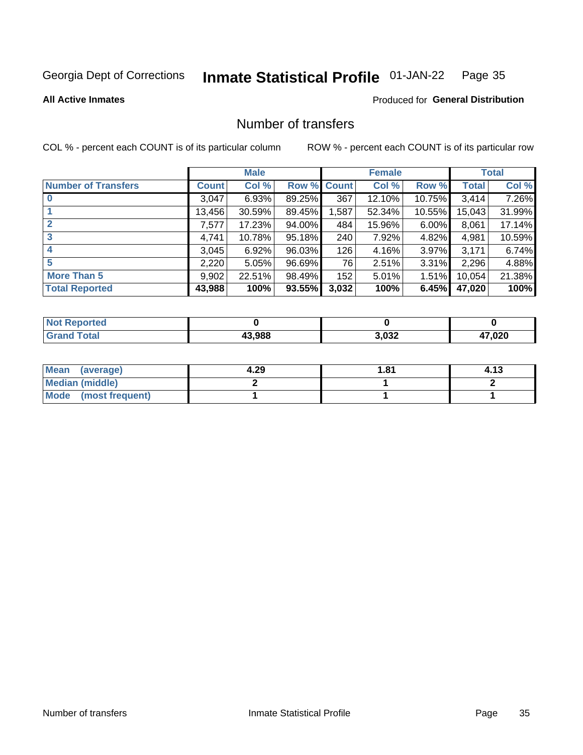Georgia Dept of Corrections **Inmate Statistical Profile** 01-JAN-22

**All Active Inmates**

Produced for **General Distribution**

## Number of transfers

COL % - percent each COUNT is of its particular column

ROW % - percent each COUNT is of its particular row

| | Male | | | Female | | | Total | |
|---|---|---|---|---|---|---|---|---|
| **Number of Transfers** | **Count** | **Col %** | **Row %** | **Count** | **Col %** | **Row %** | **Total** | **Col %** |
| **0** | 3,047 | 6.93% | 89.25% | 367 | 12.10% | 10.75% | 3,414 | 7.26% |
| **1** | 13,456 | 30.59% | 89.45% | 1,587 | 52.34% | 10.55% | 15,043 | 31.99% |
| **2** | 7,577 | 17.23% | 94.00% | 484 | 15.96% | 6.00% | 8,061 | 17.14% |
| **3** | 4,741 | 10.78% | 95.18% | 240 | 7.92% | 4.82% | 4,981 | 10.59% |
| **4** | 3,045 | 6.92% | 96.03% | 126 | 4.16% | 3.97% | 3,171 | 6.74% |
| **5** | 2,220 | 5.05% | 96.69% | 76 | 2.51% | 3.31% | 2,296 | 4.88% |
| **More Than 5** | 9,902 | 22.51% | 98.49% | 152 | 5.01% | 1.51% | 10,054 | 21.38% |
| **Total Reported** | **43,988** | **100%** | **93.55%** | **3,032** | **100%** | **6.45%** | **47,020** | **100%** |

| | Male | Female | Total |
|---|---|---|---|
| **Not Reported** | **0** | **0** | **0** |
| **Grand Total** | **43,988** | **3,032** | **47,020** |

| | Male | Female | Total |
|---|---|---|---|
| **Mean (average)** | **4.29** | **1.81** | **4.13** |
| **Median (middle)** | **2** | **1** | **2** |
| **Mode (most frequent)** | **1** | **1** | **1** |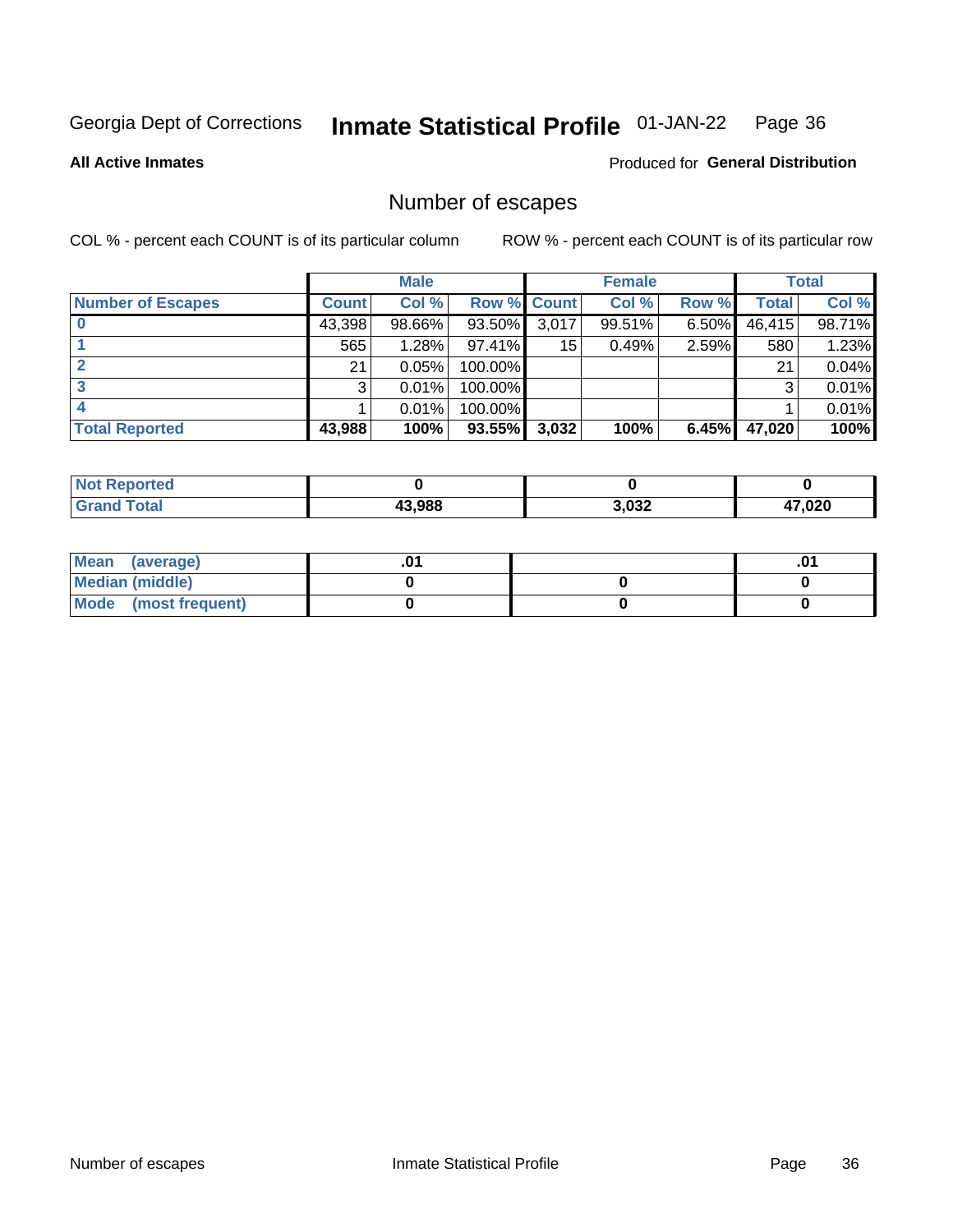Georgia Dept of Corrections **Inmate Statistical Profile** 01-JAN-22

**All Active Inmates**

Produced for **General Distribution**

## Number of escapes

COL % - percent each COUNT is of its particular column ROW % - percent each COUNT is of its particular row

| | Male | | | Female | | | Total | |
|---|---|---|---|---|---|---|---|---|
| **Number of Escapes** | **Count** | **Col %** | **Row %** | **Count** | **Col %** | **Row %** | **Total** | **Col %** |
| **0** | 43,398 | 98.66% | 93.50% | 3,017 | 99.51% | 6.50% | 46,415 | 98.71% |
| **1** | 565 | 1.28% | 97.41% | 15 | 0.49% | 2.59% | 580 | 1.23% |
| **2** | 21 | 0.05% | 100.00% | | | | 21 | 0.04% |
| **3** | 3 | 0.01% | 100.00% | | | | 3 | 0.01% |
| **4** | 1 | 0.01% | 100.00% | | | | 1 | 0.01% |
| **Total Reported** | **43,988** | **100%** | **93.55%** | **3,032** | **100%** | **6.45%** | **47,020** | **100%** |

| | Male | Female | Total |
|---|---|---|---|
| **Not Reported** | **0** | **0** | **0** |
| **Grand Total** | **43,988** | **3,032** | **47,020** |

| | Male | Female | Total |
|---|---|---|---|
| **Mean (average)** | **.01** | | **.01** |
| **Median (middle)** | **0** | **0** | **0** |
| **Mode (most frequent)** | **0** | **0** | **0** |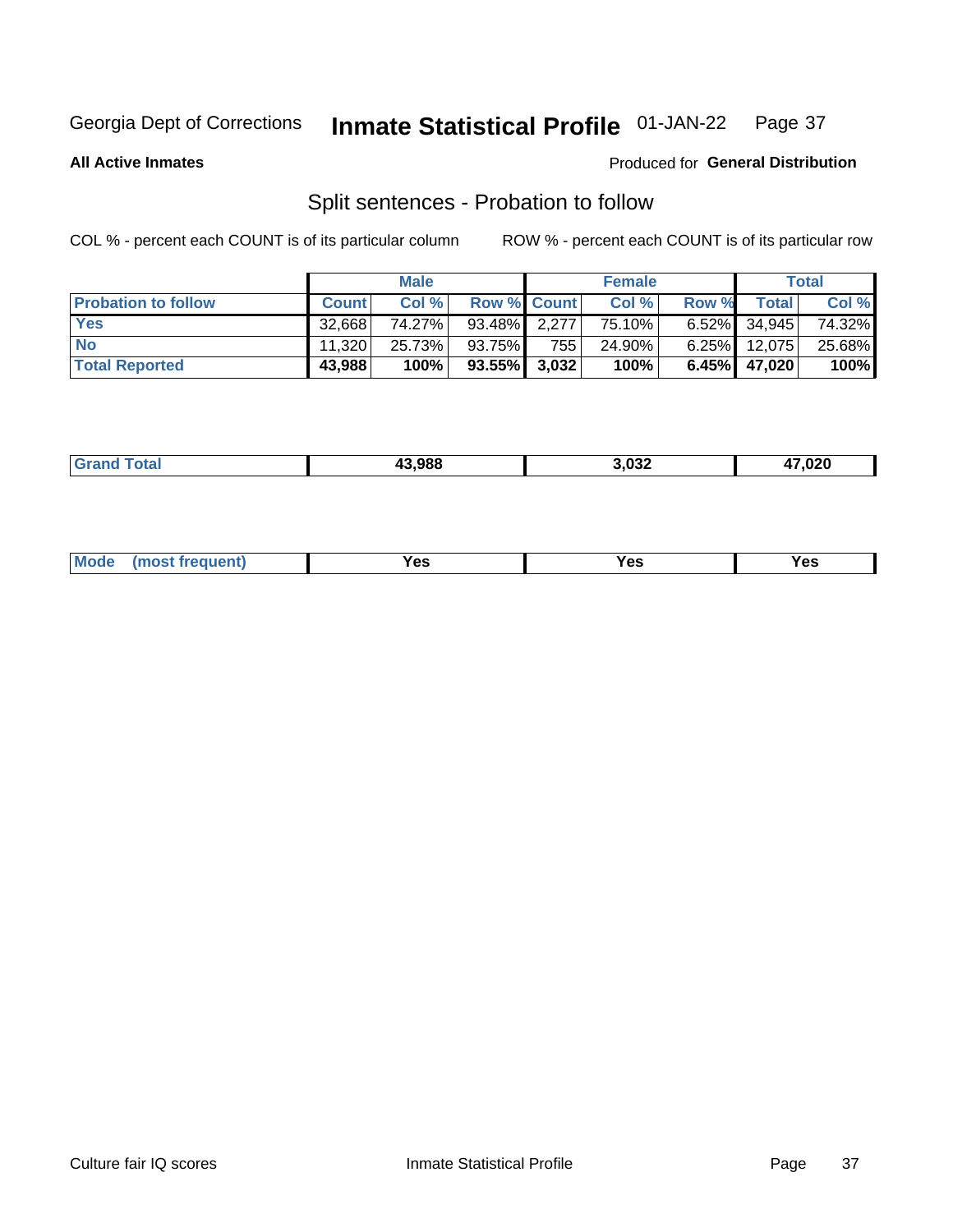Georgia Dept of Corrections **Inmate Statistical Profile** 01-JAN-22

**All Active Inmates**

Produced for **General Distribution**

## Split sentences - Probation to follow

COL % - percent each COUNT is of its particular column

ROW % - percent each COUNT is of its particular row

| | Male | | | Female | | | Total | |
|---|---|---|---|---|---|---|---|---|
| **Probation to follow** | **Count** | **Col %** | **Row %** | **Count** | **Col %** | **Row %** | **Total** | **Col %** |
| **Yes** | 32,668 | 74.27% | 93.48% | 2,277 | 75.10% | 6.52% | 34,945 | 74.32% |
| **No** | 11,320 | 25.73% | 93.75% | 755 | 24.90% | 6.25% | 12,075 | 25.68% |
| **Total Reported** | **43,988** | **100%** | **93.55%** | **3,032** | **100%** | **6.45%** | **47,020** | **100%** |

| | Male | Female | Total |
|---|---|---|---|
| **Grand Total** | **43,988** | **3,032** | **47,020** |

| | Male | Female | Total |
|---|---|---|---|
| **Mode (most frequent)** | **Yes** | **Yes** | **Yes** |

Culture fair IQ scores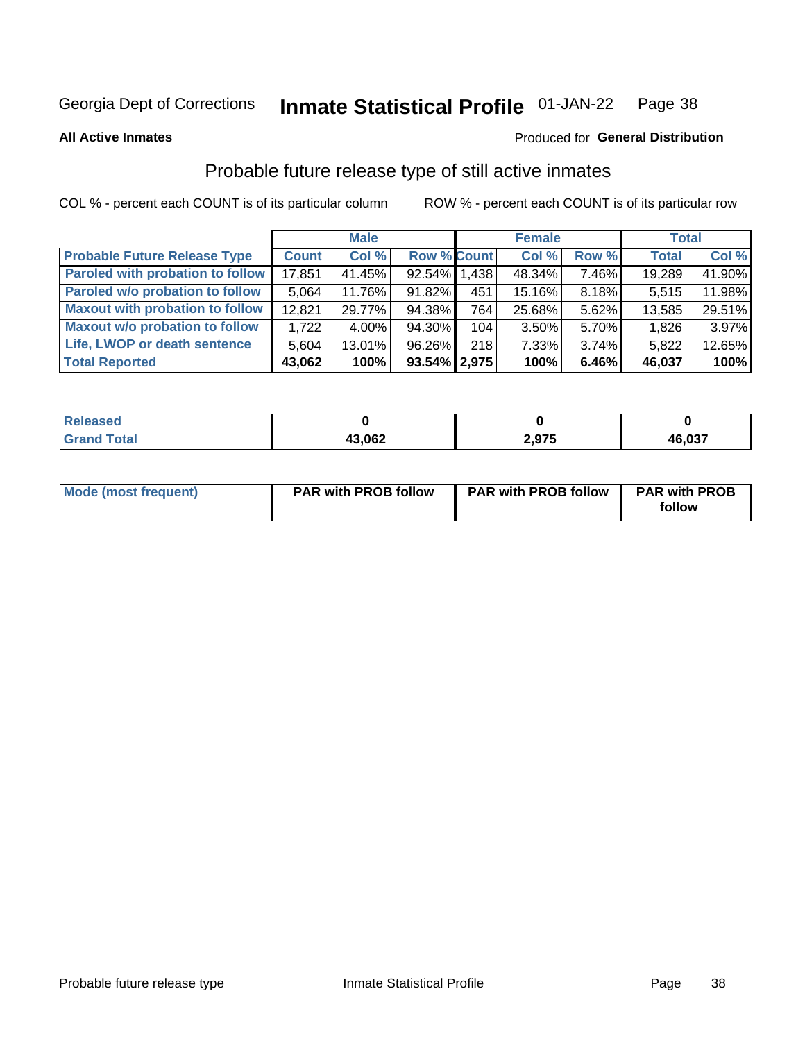Georgia Dept of Corrections **Inmate Statistical Profile** 01-JAN-22

**All Active Inmates** Produced for **General Distribution**

## Probable future release type of still active inmates

COL % - percent each COUNT is of its particular column ROW % - percent each COUNT is of its particular row

| | Male | | | Female | | | Total | |
|---|---|---|---|---|---|---|---|---|
| **Probable Future Release Type** | **Count** | **Col %** | **Row %** | **Count** | **Col %** | **Row %** | **Total** | **Col %** |
| **Paroled with probation to follow** | 17,851 | 41.45% | 92.54% | 1,438 | 48.34% | 7.46% | 19,289 | 41.90% |
| **Paroled w/o probation to follow** | 5,064 | 11.76% | 91.82% | 451 | 15.16% | 8.18% | 5,515 | 11.98% |
| **Maxout with probation to follow** | 12,821 | 29.77% | 94.38% | 764 | 25.68% | 5.62% | 13,585 | 29.51% |
| **Maxout w/o probation to follow** | 1,722 | 4.00% | 94.30% | 104 | 3.50% | 5.70% | 1,826 | 3.97% |
| **Life, LWOP or death sentence** | 5,604 | 13.01% | 96.26% | 218 | 7.33% | 3.74% | 5,822 | 12.65% |
| **Total Reported** | **43,062** | **100%** | **93.54%** | **2,975** | **100%** | **6.46%** | **46,037** | **100%** |

| | Male | Female | Total |
|---|---|---|---|
| **Released** | **0** | **0** | **0** |
| **Grand Total** | **43,062** | **2,975** | **46,037** |

| | Male | Female | Total |
|---|---|---|---|
| **Mode (most frequent)** | **PAR with PROB follow** | **PAR with PROB follow** | **PAR with PROB follow** |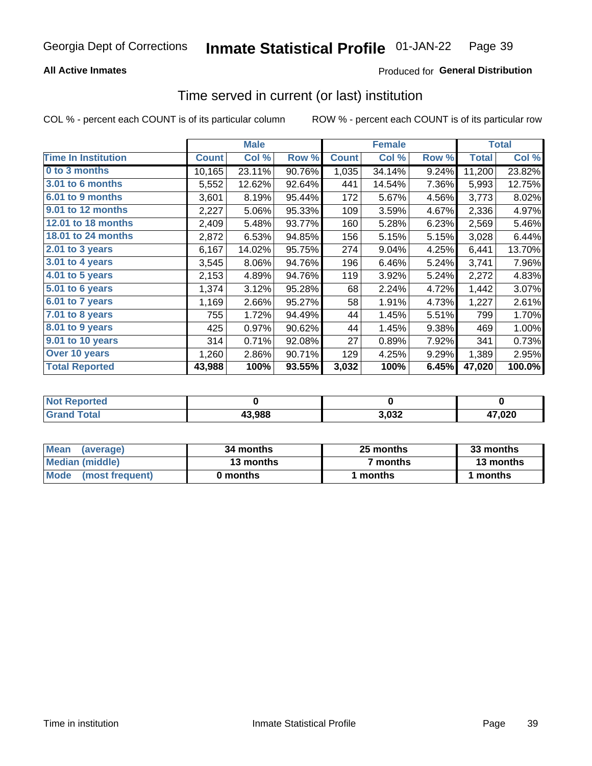Georgia Dept of Corrections **Inmate Statistical Profile** 01-JAN-22

**All Active Inmates**

Produced for **General Distribution**

## Time served in current (or last) institution

COL % - percent each COUNT is of its particular column

ROW % - percent each COUNT is of its particular row

| | Male | | | Female | | | Total | |
|---|---|---|---|---|---|---|---|---|
| **Time In Institution** | **Count** | **Col %** | **Row %** | **Count** | **Col %** | **Row %** | **Total** | **Col %** |
| **0 to 3 months** | 10,165 | 23.11% | 90.76% | 1,035 | 34.14% | 9.24% | 11,200 | 23.82% |
| **3.01 to 6 months** | 5,552 | 12.62% | 92.64% | 441 | 14.54% | 7.36% | 5,993 | 12.75% |
| **6.01 to 9 months** | 3,601 | 8.19% | 95.44% | 172 | 5.67% | 4.56% | 3,773 | 8.02% |
| **9.01 to 12 months** | 2,227 | 5.06% | 95.33% | 109 | 3.59% | 4.67% | 2,336 | 4.97% |
| **12.01 to 18 months** | 2,409 | 5.48% | 93.77% | 160 | 5.28% | 6.23% | 2,569 | 5.46% |
| **18.01 to 24 months** | 2,872 | 6.53% | 94.85% | 156 | 5.15% | 5.15% | 3,028 | 6.44% |
| **2.01 to 3 years** | 6,167 | 14.02% | 95.75% | 274 | 9.04% | 4.25% | 6,441 | 13.70% |
| **3.01 to 4 years** | 3,545 | 8.06% | 94.76% | 196 | 6.46% | 5.24% | 3,741 | 7.96% |
| **4.01 to 5 years** | 2,153 | 4.89% | 94.76% | 119 | 3.92% | 5.24% | 2,272 | 4.83% |
| **5.01 to 6 years** | 1,374 | 3.12% | 95.28% | 68 | 2.24% | 4.72% | 1,442 | 3.07% |
| **6.01 to 7 years** | 1,169 | 2.66% | 95.27% | 58 | 1.91% | 4.73% | 1,227 | 2.61% |
| **7.01 to 8 years** | 755 | 1.72% | 94.49% | 44 | 1.45% | 5.51% | 799 | 1.70% |
| **8.01 to 9 years** | 425 | 0.97% | 90.62% | 44 | 1.45% | 9.38% | 469 | 1.00% |
| **9.01 to 10 years** | 314 | 0.71% | 92.08% | 27 | 0.89% | 7.92% | 341 | 0.73% |
| **Over 10 years** | 1,260 | 2.86% | 90.71% | 129 | 4.25% | 9.29% | 1,389 | 2.95% |
| **Total Reported** | **43,988** | **100%** | **93.55%** | **3,032** | **100%** | **6.45%** | **47,020** | **100.0%** |

| | Male | Female | Total |
|---|---|---|---|
| **Not Reported** | **0** | **0** | **0** |
| **Grand Total** | **43,988** | **3,032** | **47,020** |

| | Male | Female | Total |
|---|---|---|---|
| **Mean (average)** | **34 months** | **25 months** | **33 months** |
| **Median (middle)** | **13 months** | **7 months** | **13 months** |
| **Mode (most frequent)** | **0 months** | **1 months** | **1 months** |

Time in institution | Inmate Statistical Profile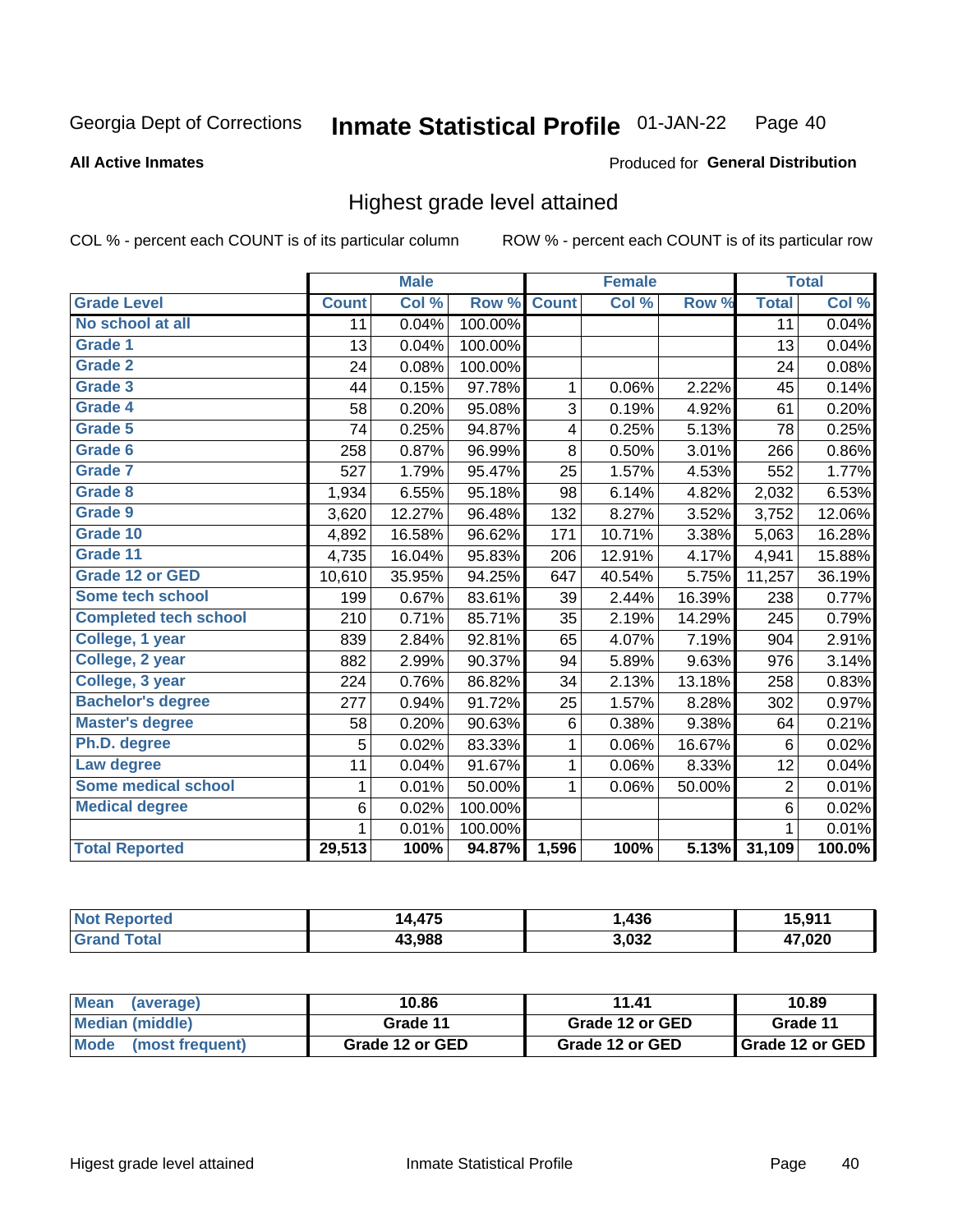Georgia Dept of Corrections **Inmate Statistical Profile** 01-JAN-22

**All Active Inmates**

Produced for **General Distribution**

## Highest grade level attained

COL % - percent each COUNT is of its particular column ROW % - percent each COUNT is of its particular row

| | Male | | | Female | | | Total | |
|---|---|---|---|---|---|---|---|---|
| **Grade Level** | **Count** | **Col %** | **Row %** | **Count** | **Col %** | **Row %** | **Total** | **Col %** |
| No school at all | 11 | 0.04% | 100.00% | | | | 11 | 0.04% |
| Grade 1 | 13 | 0.04% | 100.00% | | | | 13 | 0.04% |
| Grade 2 | 24 | 0.08% | 100.00% | | | | 24 | 0.08% |
| Grade 3 | 44 | 0.15% | 97.78% | 1 | 0.06% | 2.22% | 45 | 0.14% |
| Grade 4 | 58 | 0.20% | 95.08% | 3 | 0.19% | 4.92% | 61 | 0.20% |
| Grade 5 | 74 | 0.25% | 94.87% | 4 | 0.25% | 5.13% | 78 | 0.25% |
| Grade 6 | 258 | 0.87% | 96.99% | 8 | 0.50% | 3.01% | 266 | 0.86% |
| Grade 7 | 527 | 1.79% | 95.47% | 25 | 1.57% | 4.53% | 552 | 1.77% |
| Grade 8 | 1,934 | 6.55% | 95.18% | 98 | 6.14% | 4.82% | 2,032 | 6.53% |
| Grade 9 | 3,620 | 12.27% | 96.48% | 132 | 8.27% | 3.52% | 3,752 | 12.06% |
| Grade 10 | 4,892 | 16.58% | 96.62% | 171 | 10.71% | 3.38% | 5,063 | 16.28% |
| Grade 11 | 4,735 | 16.04% | 95.83% | 206 | 12.91% | 4.17% | 4,941 | 15.88% |
| Grade 12 or GED | 10,610 | 35.95% | 94.25% | 647 | 40.54% | 5.75% | 11,257 | 36.19% |
| Some tech school | 199 | 0.67% | 83.61% | 39 | 2.44% | 16.39% | 238 | 0.77% |
| Completed tech school | 210 | 0.71% | 85.71% | 35 | 2.19% | 14.29% | 245 | 0.79% |
| College, 1 year | 839 | 2.84% | 92.81% | 65 | 4.07% | 7.19% | 904 | 2.91% |
| College, 2 year | 882 | 2.99% | 90.37% | 94 | 5.89% | 9.63% | 976 | 3.14% |
| College, 3 year | 224 | 0.76% | 86.82% | 34 | 2.13% | 13.18% | 258 | 0.83% |
| Bachelor's degree | 277 | 0.94% | 91.72% | 25 | 1.57% | 8.28% | 302 | 0.97% |
| Master's degree | 58 | 0.20% | 90.63% | 6 | 0.38% | 9.38% | 64 | 0.21% |
| Ph.D. degree | 5 | 0.02% | 83.33% | 1 | 0.06% | 16.67% | 6 | 0.02% |
| Law degree | 11 | 0.04% | 91.67% | 1 | 0.06% | 8.33% | 12 | 0.04% |
| Some medical school | 1 | 0.01% | 50.00% | 1 | 0.06% | 50.00% | 2 | 0.01% |
| Medical degree | 6 | 0.02% | 100.00% | | | | 6 | 0.02% |
| | 1 | 0.01% | 100.00% | | | | 1 | 0.01% |
| **Total Reported** | **29,513** | **100%** | **94.87%** | **1,596** | **100%** | **5.13%** | **31,109** | **100.0%** |

| | Male | Female | Total |
|---|---|---|---|
| Not Reported | 14,475 | 1,436 | 15,911 |
| Grand Total | 43,988 | 3,032 | 47,020 |

| | Male | Female | Total |
|---|---|---|---|
| Mean (average) | 10.86 | 11.41 | 10.89 |
| Median (middle) | Grade 11 | Grade 12 or GED | Grade 11 |
| Mode (most frequent) | Grade 12 or GED | Grade 12 or GED | Grade 12 or GED |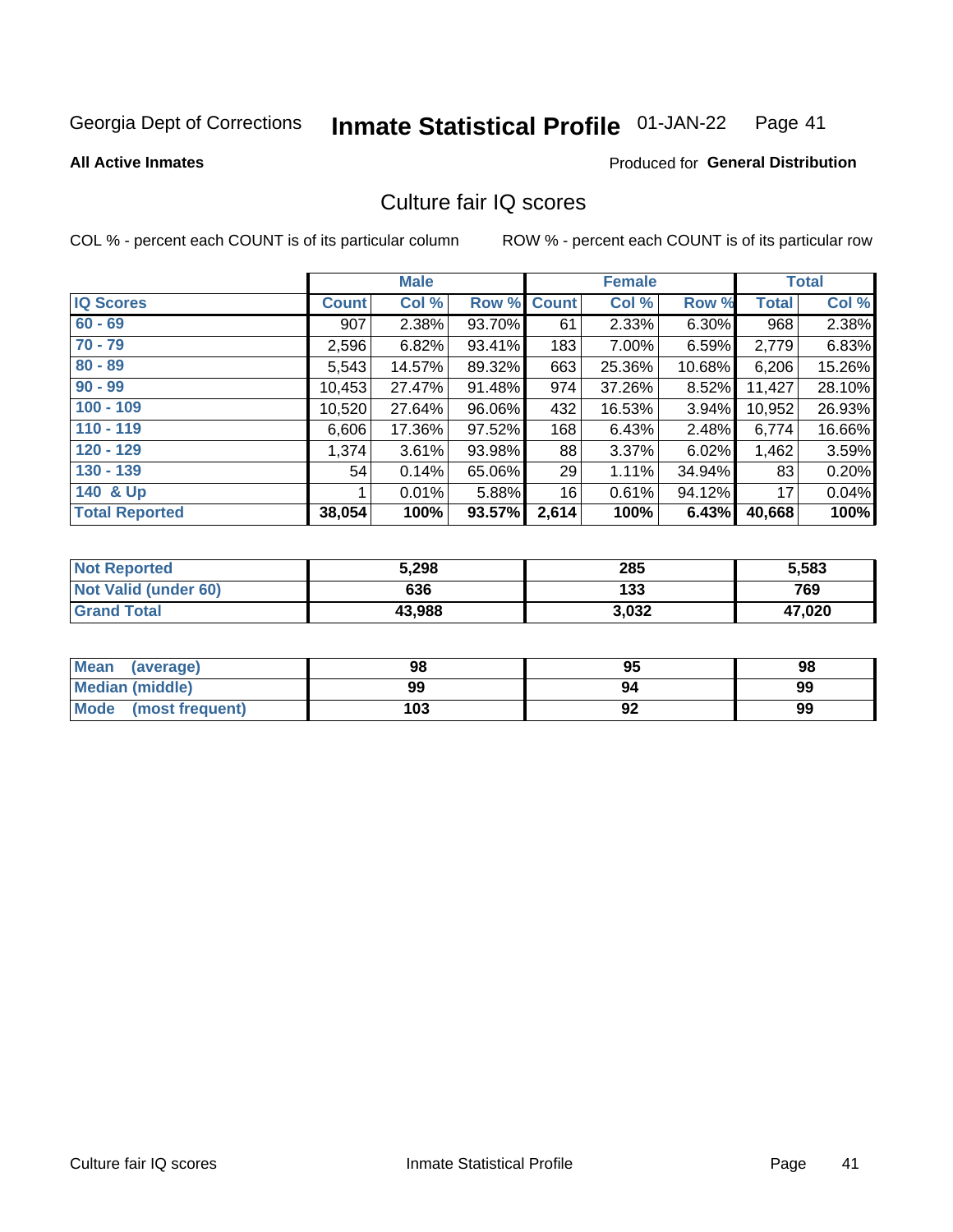Georgia Dept of Corrections **Inmate Statistical Profile** 01-JAN-22

**All Active Inmates**

Produced for **General Distribution**

## Culture fair IQ scores

COL % - percent each COUNT is of its particular column    ROW % - percent each COUNT is of its particular row

| | Male | | | Female | | | Total | |
|---|---|---|---|---|---|---|---|---|
| **IQ Scores** | **Count** | **Col %** | **Row %** | **Count** | **Col %** | **Row %** | **Total** | **Col %** |
| 60 - 69 | 907 | 2.38% | 93.70% | 61 | 2.33% | 6.30% | 968 | 2.38% |
| 70 - 79 | 2,596 | 6.82% | 93.41% | 183 | 7.00% | 6.59% | 2,779 | 6.83% |
| 80 - 89 | 5,543 | 14.57% | 89.32% | 663 | 25.36% | 10.68% | 6,206 | 15.26% |
| 90 - 99 | 10,453 | 27.47% | 91.48% | 974 | 37.26% | 8.52% | 11,427 | 28.10% |
| 100 - 109 | 10,520 | 27.64% | 96.06% | 432 | 16.53% | 3.94% | 10,952 | 26.93% |
| 110 - 119 | 6,606 | 17.36% | 97.52% | 168 | 6.43% | 2.48% | 6,774 | 16.66% |
| 120 - 129 | 1,374 | 3.61% | 93.98% | 88 | 3.37% | 6.02% | 1,462 | 3.59% |
| 130 - 139 | 54 | 0.14% | 65.06% | 29 | 1.11% | 34.94% | 83 | 0.20% |
| 140 & Up | 1 | 0.01% | 5.88% | 16 | 0.61% | 94.12% | 17 | 0.04% |
| **Total Reported** | **38,054** | **100%** | **93.57%** | **2,614** | **100%** | **6.43%** | **40,668** | **100%** |

| | Male | Female | Total |
|---|---|---|---|
| Not Reported | 5,298 | 285 | 5,583 |
| Not Valid (under 60) | 636 | 133 | 769 |
| Grand Total | 43,988 | 3,032 | 47,020 |

| | Male | Female | Total |
|---|---|---|---|
| Mean (average) | 98 | 95 | 98 |
| Median (middle) | 99 | 94 | 99 |
| Mode (most frequent) | 103 | 92 | 99 |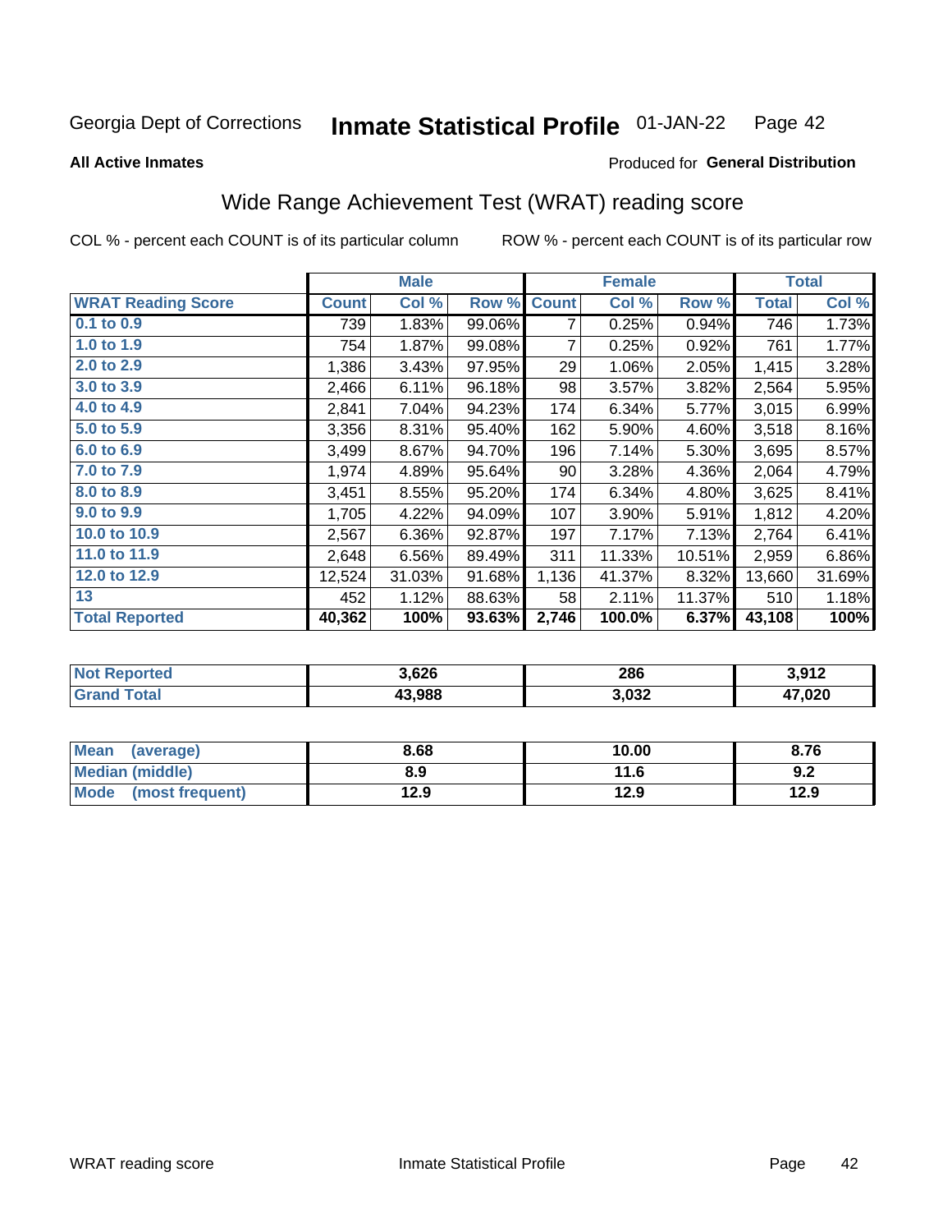Georgia Dept of Corrections **Inmate Statistical Profile** 01-JAN-22

**All Active Inmates**

Produced for **General Distribution**

## Wide Range Achievement Test (WRAT) reading score

COL % - percent each COUNT is of its particular column ROW % - percent each COUNT is of its particular row

| | Male | | | Female | | | Total | |
|---|---|---|---|---|---|---|---|---|
| **WRAT Reading Score** | **Count** | **Col %** | **Row %** | **Count** | **Col %** | **Row %** | **Total** | **Col %** |
| 0.1 to 0.9 | 739 | 1.83% | 99.06% | 7 | 0.25% | 0.94% | 746 | 1.73% |
| 1.0 to 1.9 | 754 | 1.87% | 99.08% | 7 | 0.25% | 0.92% | 761 | 1.77% |
| 2.0 to 2.9 | 1,386 | 3.43% | 97.95% | 29 | 1.06% | 2.05% | 1,415 | 3.28% |
| 3.0 to 3.9 | 2,466 | 6.11% | 96.18% | 98 | 3.57% | 3.82% | 2,564 | 5.95% |
| 4.0 to 4.9 | 2,841 | 7.04% | 94.23% | 174 | 6.34% | 5.77% | 3,015 | 6.99% |
| 5.0 to 5.9 | 3,356 | 8.31% | 95.40% | 162 | 5.90% | 4.60% | 3,518 | 8.16% |
| 6.0 to 6.9 | 3,499 | 8.67% | 94.70% | 196 | 7.14% | 5.30% | 3,695 | 8.57% |
| 7.0 to 7.9 | 1,974 | 4.89% | 95.64% | 90 | 3.28% | 4.36% | 2,064 | 4.79% |
| 8.0 to 8.9 | 3,451 | 8.55% | 95.20% | 174 | 6.34% | 4.80% | 3,625 | 8.41% |
| 9.0 to 9.9 | 1,705 | 4.22% | 94.09% | 107 | 3.90% | 5.91% | 1,812 | 4.20% |
| 10.0 to 10.9 | 2,567 | 6.36% | 92.87% | 197 | 7.17% | 7.13% | 2,764 | 6.41% |
| 11.0 to 11.9 | 2,648 | 6.56% | 89.49% | 311 | 11.33% | 10.51% | 2,959 | 6.86% |
| 12.0 to 12.9 | 12,524 | 31.03% | 91.68% | 1,136 | 41.37% | 8.32% | 13,660 | 31.69% |
| 13 | 452 | 1.12% | 88.63% | 58 | 2.11% | 11.37% | 510 | 1.18% |
| **Total Reported** | **40,362** | **100%** | **93.63%** | **2,746** | **100.0%** | **6.37%** | **43,108** | **100%** |

| | Male | Female | Total |
|---|---|---|---|
| Not Reported | 3,626 | 286 | 3,912 |
| Grand Total | 43,988 | 3,032 | 47,020 |

| | Male | Female | Total |
|---|---|---|---|
| Mean (average) | 8.68 | 10.00 | 8.76 |
| Median (middle) | 8.9 | 11.6 | 9.2 |
| Mode (most frequent) | 12.9 | 12.9 | 12.9 |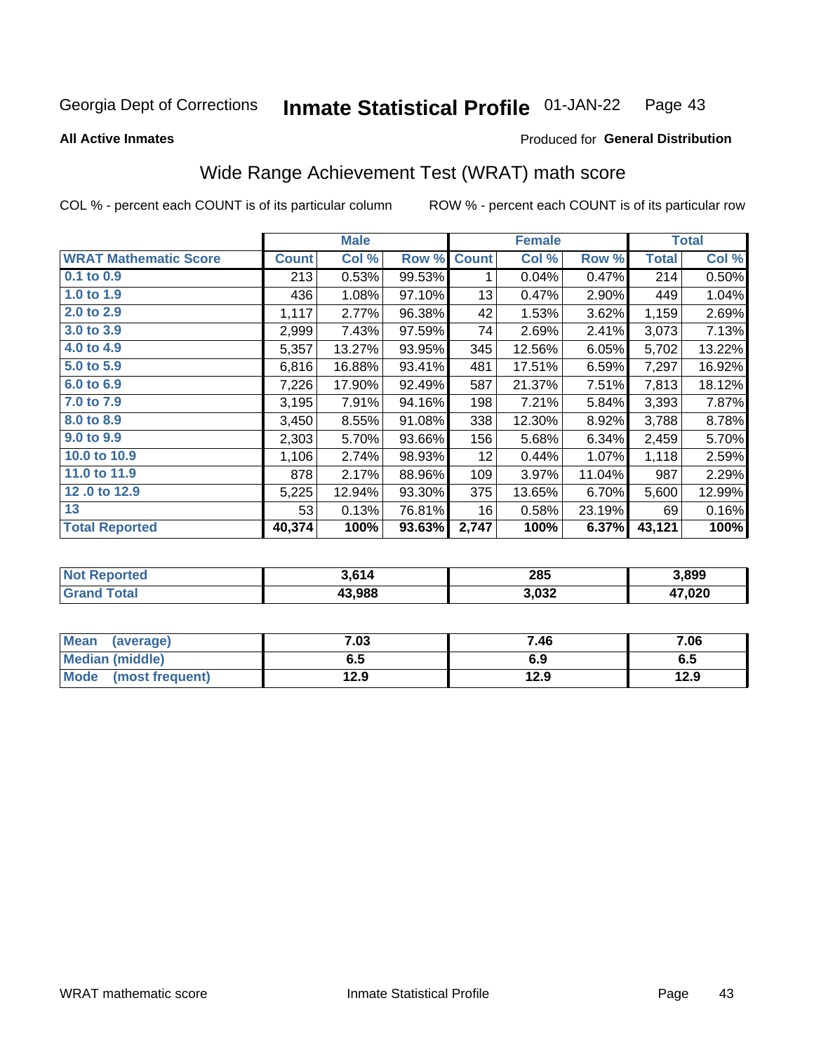Georgia Dept of Corrections **Inmate Statistical Profile** 01-JAN-22

**All Active Inmates**

Produced for **General Distribution**

## Wide Range Achievement Test (WRAT) math score

COL % - percent each COUNT is of its particular column

ROW % - percent each COUNT is of its particular row

| | Male | | | Female | | | Total | |
|---|---|---|---|---|---|---|---|---|
| **WRAT Mathematic Score** | **Count** | **Col %** | **Row %** | **Count** | **Col %** | **Row %** | **Total** | **Col %** |
| 0.1 to 0.9 | 213 | 0.53% | 99.53% | 1 | 0.04% | 0.47% | 214 | 0.50% |
| 1.0 to 1.9 | 436 | 1.08% | 97.10% | 13 | 0.47% | 2.90% | 449 | 1.04% |
| 2.0 to 2.9 | 1,117 | 2.77% | 96.38% | 42 | 1.53% | 3.62% | 1,159 | 2.69% |
| 3.0 to 3.9 | 2,999 | 7.43% | 97.59% | 74 | 2.69% | 2.41% | 3,073 | 7.13% |
| 4.0 to 4.9 | 5,357 | 13.27% | 93.95% | 345 | 12.56% | 6.05% | 5,702 | 13.22% |
| 5.0 to 5.9 | 6,816 | 16.88% | 93.41% | 481 | 17.51% | 6.59% | 7,297 | 16.92% |
| 6.0 to 6.9 | 7,226 | 17.90% | 92.49% | 587 | 21.37% | 7.51% | 7,813 | 18.12% |
| 7.0 to 7.9 | 3,195 | 7.91% | 94.16% | 198 | 7.21% | 5.84% | 3,393 | 7.87% |
| 8.0 to 8.9 | 3,450 | 8.55% | 91.08% | 338 | 12.30% | 8.92% | 3,788 | 8.78% |
| 9.0 to 9.9 | 2,303 | 5.70% | 93.66% | 156 | 5.68% | 6.34% | 2,459 | 5.70% |
| 10.0 to 10.9 | 1,106 | 2.74% | 98.93% | 12 | 0.44% | 1.07% | 1,118 | 2.59% |
| 11.0 to 11.9 | 878 | 2.17% | 88.96% | 109 | 3.97% | 11.04% | 987 | 2.29% |
| 12 .0 to 12.9 | 5,225 | 12.94% | 93.30% | 375 | 13.65% | 6.70% | 5,600 | 12.99% |
| 13 | 53 | 0.13% | 76.81% | 16 | 0.58% | 23.19% | 69 | 0.16% |
| **Total Reported** | **40,374** | **100%** | **93.63%** | **2,747** | **100%** | **6.37%** | **43,121** | **100%** |

| | Male | Female | Total |
|---|---|---|---|
| Not Reported | 3,614 | 285 | 3,899 |
| Grand Total | 43,988 | 3,032 | 47,020 |

| | Male | Female | Total |
|---|---|---|---|
| Mean (average) | 7.03 | 7.46 | 7.06 |
| Median (middle) | 6.5 | 6.9 | 6.5 |
| Mode (most frequent) | 12.9 | 12.9 | 12.9 |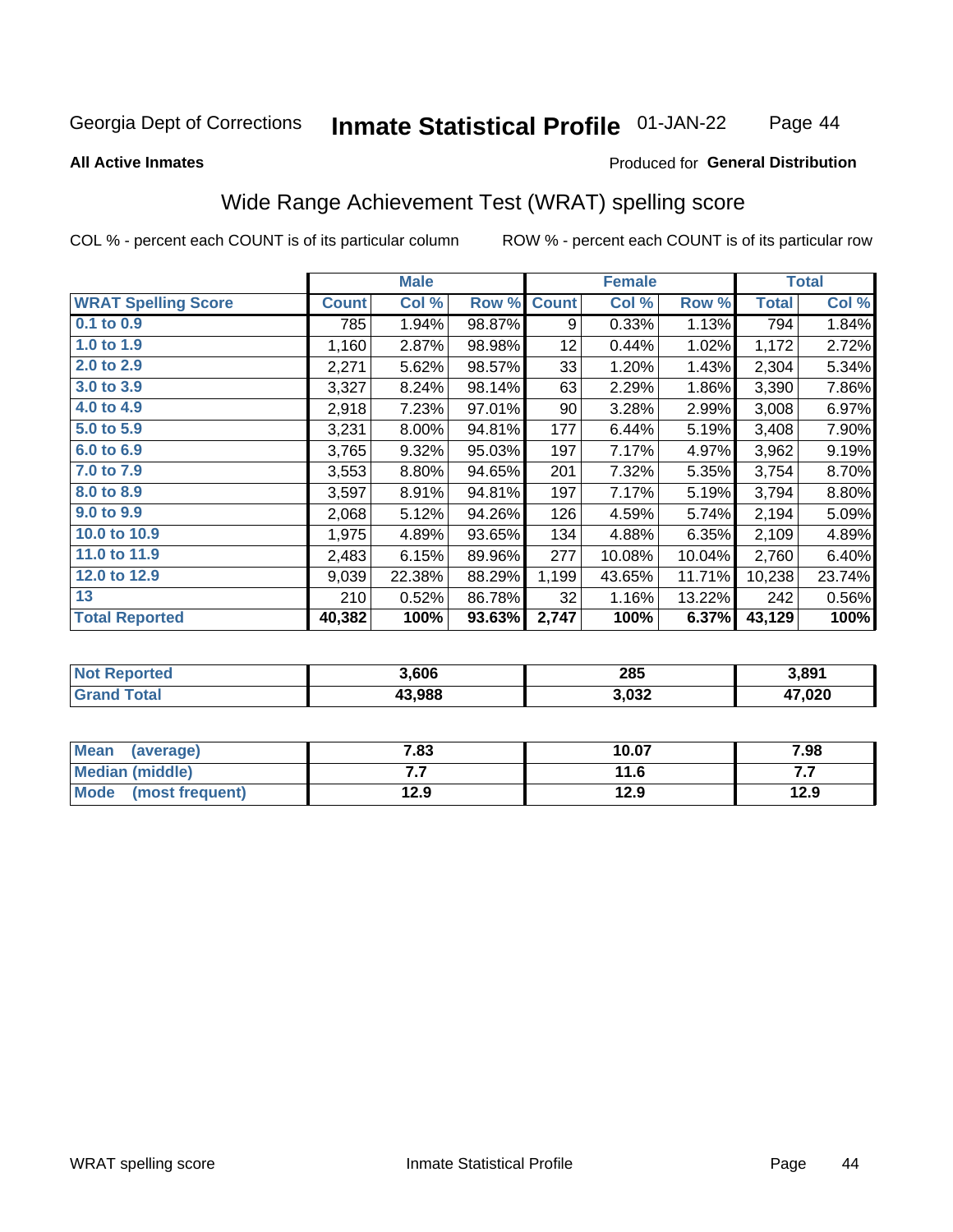Georgia Dept of Corrections **Inmate Statistical Profile** 01-JAN-22

**All Active Inmates**

Produced for **General Distribution**

## Wide Range Achievement Test (WRAT) spelling score

COL % - percent each COUNT is of its particular column ROW % - percent each COUNT is of its particular row

| | Male | | | Female | | | Total | |
|---|---|---|---|---|---|---|---|---|
| **WRAT Spelling Score** | **Count** | **Col %** | **Row %** | **Count** | **Col %** | **Row %** | **Total** | **Col %** |
| 0.1 to 0.9 | 785 | 1.94% | 98.87% | 9 | 0.33% | 1.13% | 794 | 1.84% |
| 1.0 to 1.9 | 1,160 | 2.87% | 98.98% | 12 | 0.44% | 1.02% | 1,172 | 2.72% |
| 2.0 to 2.9 | 2,271 | 5.62% | 98.57% | 33 | 1.20% | 1.43% | 2,304 | 5.34% |
| 3.0 to 3.9 | 3,327 | 8.24% | 98.14% | 63 | 2.29% | 1.86% | 3,390 | 7.86% |
| 4.0 to 4.9 | 2,918 | 7.23% | 97.01% | 90 | 3.28% | 2.99% | 3,008 | 6.97% |
| 5.0 to 5.9 | 3,231 | 8.00% | 94.81% | 177 | 6.44% | 5.19% | 3,408 | 7.90% |
| 6.0 to 6.9 | 3,765 | 9.32% | 95.03% | 197 | 7.17% | 4.97% | 3,962 | 9.19% |
| 7.0 to 7.9 | 3,553 | 8.80% | 94.65% | 201 | 7.32% | 5.35% | 3,754 | 8.70% |
| 8.0 to 8.9 | 3,597 | 8.91% | 94.81% | 197 | 7.17% | 5.19% | 3,794 | 8.80% |
| 9.0 to 9.9 | 2,068 | 5.12% | 94.26% | 126 | 4.59% | 5.74% | 2,194 | 5.09% |
| 10.0 to 10.9 | 1,975 | 4.89% | 93.65% | 134 | 4.88% | 6.35% | 2,109 | 4.89% |
| 11.0 to 11.9 | 2,483 | 6.15% | 89.96% | 277 | 10.08% | 10.04% | 2,760 | 6.40% |
| 12.0 to 12.9 | 9,039 | 22.38% | 88.29% | 1,199 | 43.65% | 11.71% | 10,238 | 23.74% |
| 13 | 210 | 0.52% | 86.78% | 32 | 1.16% | 13.22% | 242 | 0.56% |
| **Total Reported** | **40,382** | **100%** | **93.63%** | **2,747** | **100%** | **6.37%** | **43,129** | **100%** |

| | Male | Female | Total |
|---|---|---|---|
| Not Reported | 3,606 | 285 | 3,891 |
| Grand Total | 43,988 | 3,032 | 47,020 |

| | Male | Female | Total |
|---|---|---|---|
| Mean (average) | 7.83 | 10.07 | 7.98 |
| Median (middle) | 7.7 | 11.6 | 7.7 |
| Mode (most frequent) | 12.9 | 12.9 | 12.9 |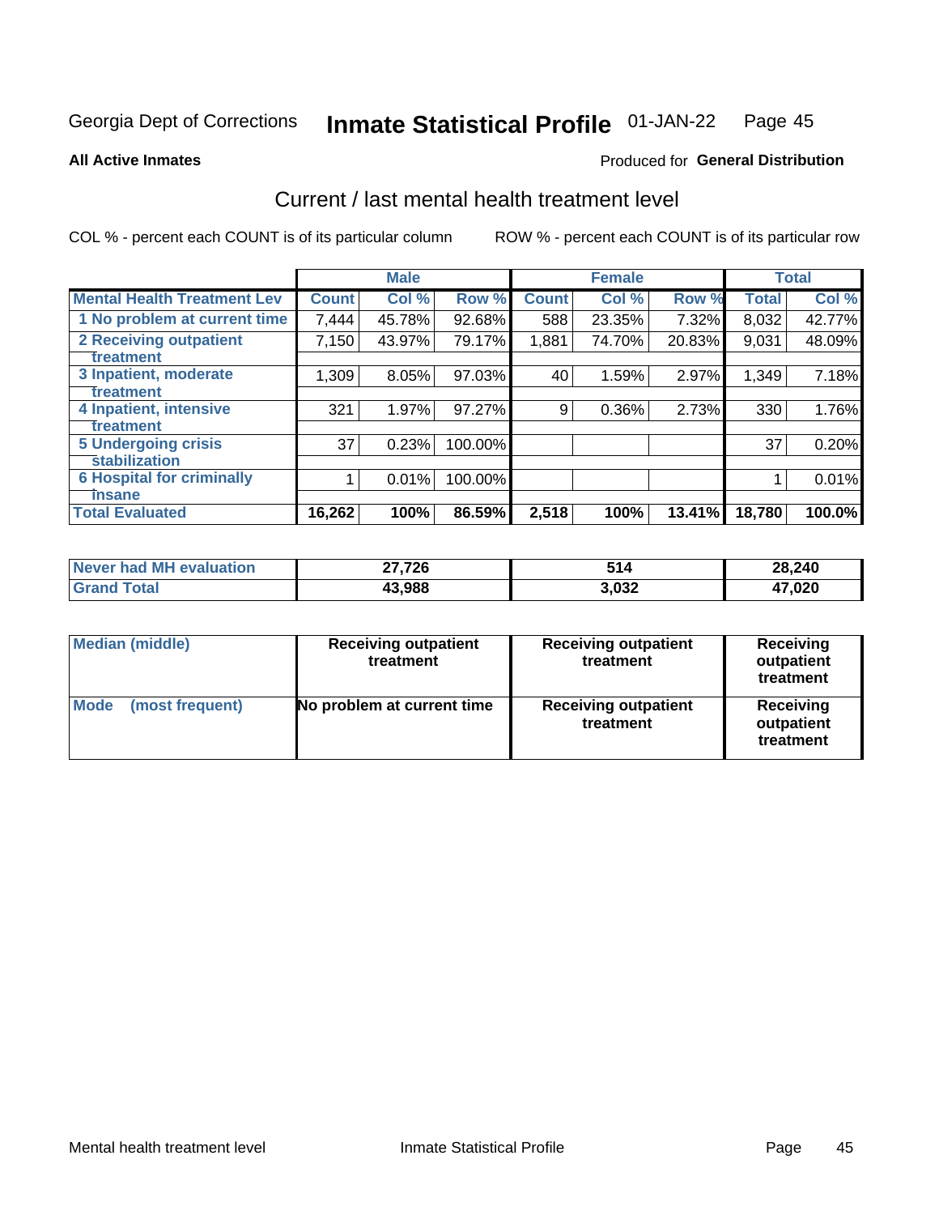Georgia Dept of Corrections **Inmate Statistical Profile** 01-JAN-22

**All Active Inmates**

Produced for **General Distribution**

## Current / last mental health treatment level

COL % - percent each COUNT is of its particular column

ROW % - percent each COUNT is of its particular row

| | Male | | | Female | | | Total | |
|---|---|---|---|---|---|---|---|---|
| **Mental Health Treatment Lev** | **Count** | **Col %** | **Row %** | **Count** | **Col %** | **Row %** | **Total** | **Col %** |
| 1 No problem at current time | 7,444 | 45.78% | 92.68% | 588 | 23.35% | 7.32% | 8,032 | 42.77% |
| 2 Receiving outpatient treatment | 7,150 | 43.97% | 79.17% | 1,881 | 74.70% | 20.83% | 9,031 | 48.09% |
| 3 Inpatient, moderate treatment | 1,309 | 8.05% | 97.03% | 40 | 1.59% | 2.97% | 1,349 | 7.18% |
| 4 Inpatient, intensive treatment | 321 | 1.97% | 97.27% | 9 | 0.36% | 2.73% | 330 | 1.76% |
| 5 Undergoing crisis stabilization | 37 | 0.23% | 100.00% | | | | 37 | 0.20% |
| 6 Hospital for criminally insane | 1 | 0.01% | 100.00% | | | | 1 | 0.01% |
| **Total Evaluated** | **16,262** | **100%** | **86.59%** | **2,518** | **100%** | **13.41%** | **18,780** | **100.0%** |

| | Male | Female | Total |
|---|---|---|---|
| Never had MH evaluation | **27,726** | **514** | **28,240** |
| Grand Total | **43,988** | **3,032** | **47,020** |

| | Male | Female | Total |
|---|---|---|---|
| Median (middle) | Receiving outpatient treatment | Receiving outpatient treatment | Receiving outpatient treatment |
| Mode (most frequent) | No problem at current time | Receiving outpatient treatment | Receiving outpatient treatment |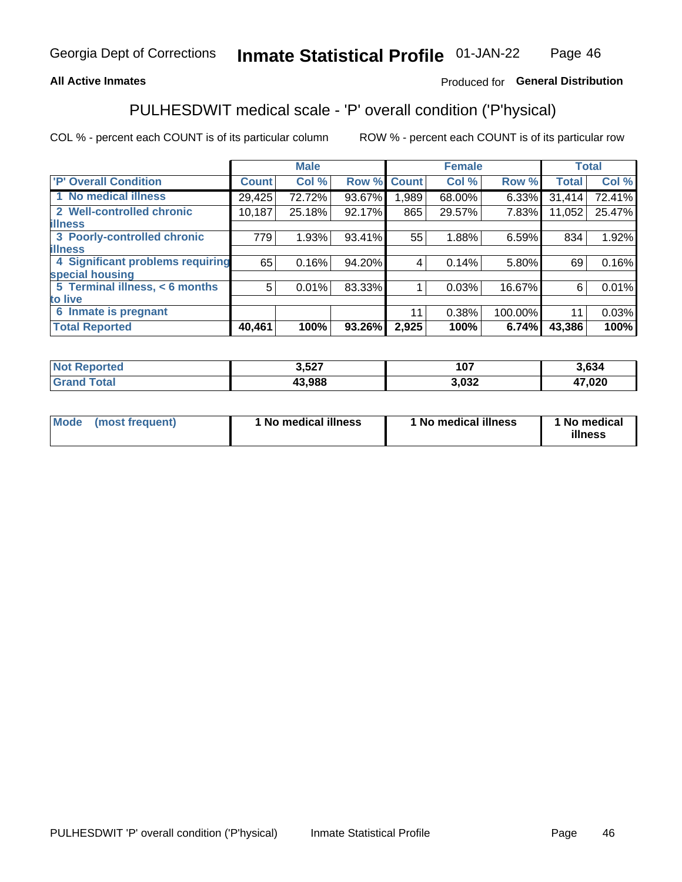Georgia Dept of Corrections **Inmate Statistical Profile** 01-JAN-22

**All Active Inmates**

Produced for **General Distribution**

## PULHESDWIT medical scale - 'P' overall condition ('P'hysical)

COL % - percent each COUNT is of its particular column ROW % - percent each COUNT is of its particular row

| 'P' Overall Condition | Male | | | Female | | | Total | |
|---|---|---|---|---|---|---|---|---|
| | Count | Col % | Row % | Count | Col % | Row % | Total | Col % |
| 1 No medical illness | 29,425 | 72.72% | 93.67% | 1,989 | 68.00% | 6.33% | 31,414 | 72.41% |
| 2 Well-controlled chronic illness | 10,187 | 25.18% | 92.17% | 865 | 29.57% | 7.83% | 11,052 | 25.47% |
| 3 Poorly-controlled chronic illness | 779 | 1.93% | 93.41% | 55 | 1.88% | 6.59% | 834 | 1.92% |
| 4 Significant problems requiring special housing | 65 | 0.16% | 94.20% | 4 | 0.14% | 5.80% | 69 | 0.16% |
| 5 Terminal illness, < 6 months to live | 5 | 0.01% | 83.33% | 1 | 0.03% | 16.67% | 6 | 0.01% |
| 6 Inmate is pregnant | | | | 11 | 0.38% | 100.00% | 11 | 0.03% |
| **Total Reported** | **40,461** | **100%** | **93.26%** | **2,925** | **100%** | **6.74%** | **43,386** | **100%** |

| | Male | Female | Total |
|---|---|---|---|
| Not Reported | 3,527 | 107 | 3,634 |
| Grand Total | 43,988 | 3,032 | 47,020 |

| | Male | Female | Total |
|---|---|---|---|
| Mode (most frequent) | 1 No medical illness | 1 No medical illness | 1 No medical illness |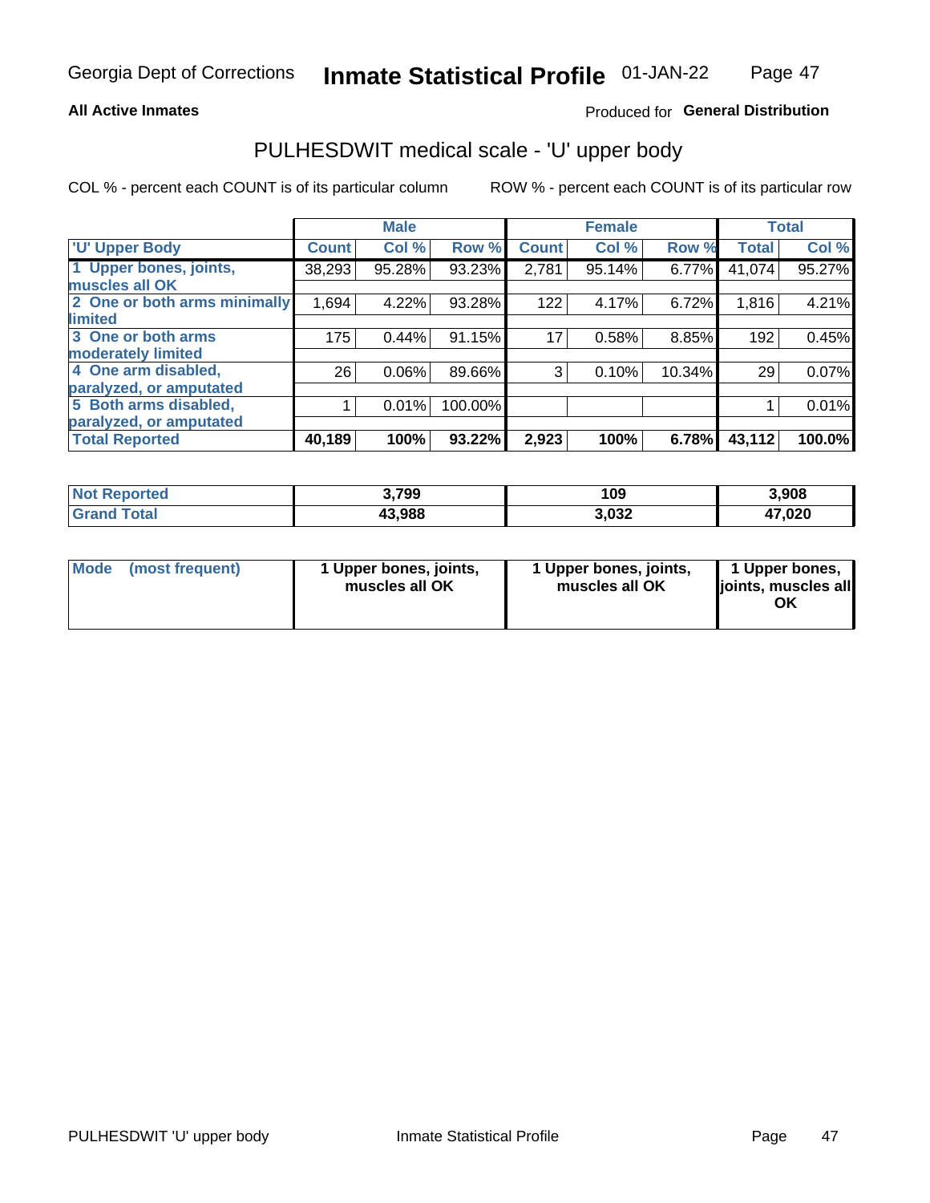Georgia Dept of Corrections **Inmate Statistical Profile** 01-JAN-22

**All Active Inmates**

Produced for **General Distribution**

## PULHESDWIT medical scale - 'U' upper body

COL % - percent each COUNT is of its particular column

ROW % - percent each COUNT is of its particular row

| | Male | | | Female | | | Total | |
|---|---|---|---|---|---|---|---|---|
| 'U' Upper Body | Count | Col % | Row % | Count | Col % | Row % | Total | Col % |
| 1 Upper bones, joints, muscles all OK | 38,293 | 95.28% | 93.23% | 2,781 | 95.14% | 6.77% | 41,074 | 95.27% |
| 2 One or both arms minimally limited | 1,694 | 4.22% | 93.28% | 122 | 4.17% | 6.72% | 1,816 | 4.21% |
| 3 One or both arms moderately limited | 175 | 0.44% | 91.15% | 17 | 0.58% | 8.85% | 192 | 0.45% |
| 4 One arm disabled, paralyzed, or amputated | 26 | 0.06% | 89.66% | 3 | 0.10% | 10.34% | 29 | 0.07% |
| 5 Both arms disabled, paralyzed, or amputated | 1 | 0.01% | 100.00% | | | | 1 | 0.01% |
| **Total Reported** | **40,189** | **100%** | **93.22%** | **2,923** | **100%** | **6.78%** | **43,112** | **100.0%** |

| | Male | Female | Total |
|---|---|---|---|
| Not Reported | 3,799 | 109 | 3,908 |
| Grand Total | 43,988 | 3,032 | 47,020 |

| | Male | Female | Total |
|---|---|---|---|
| Mode (most frequent) | 1 Upper bones, joints, muscles all OK | 1 Upper bones, joints, muscles all OK | 1 Upper bones, joints, muscles all OK |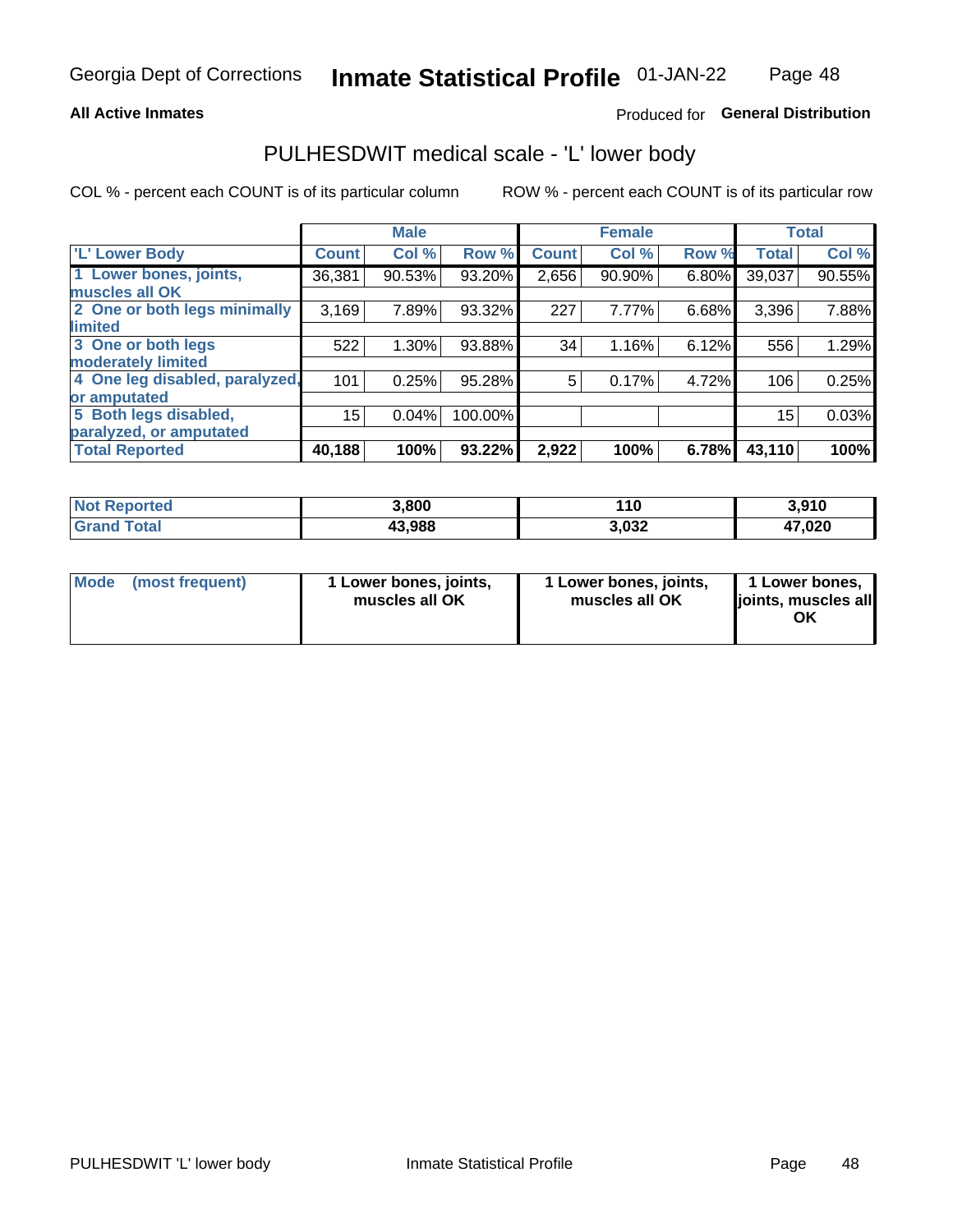Georgia Dept of Corrections **Inmate Statistical Profile** 01-JAN-22

**All Active Inmates**

Produced for **General Distribution**

## PULHESDWIT medical scale - 'L' lower body

COL % - percent each COUNT is of its particular column

ROW % - percent each COUNT is of its particular row

| | Male | | | Female | | | Total | |
|---|---|---|---|---|---|---|---|---|
| 'L' Lower Body | Count | Col % | Row % | Count | Col % | Row % | Total | Col % |
| 1 Lower bones, joints, muscles all OK | 36,381 | 90.53% | 93.20% | 2,656 | 90.90% | 6.80% | 39,037 | 90.55% |
| 2 One or both legs minimally limited | 3,169 | 7.89% | 93.32% | 227 | 7.77% | 6.68% | 3,396 | 7.88% |
| 3 One or both legs moderately limited | 522 | 1.30% | 93.88% | 34 | 1.16% | 6.12% | 556 | 1.29% |
| 4 One leg disabled, paralyzed, or amputated | 101 | 0.25% | 95.28% | 5 | 0.17% | 4.72% | 106 | 0.25% |
| 5 Both legs disabled, paralyzed, or amputated | 15 | 0.04% | 100.00% | | | | 15 | 0.03% |
| **Total Reported** | **40,188** | **100%** | **93.22%** | **2,922** | **100%** | **6.78%** | **43,110** | **100%** |

| | Male | Female | Total |
|---|---|---|---|
| Not Reported | 3,800 | 110 | 3,910 |
| Grand Total | 43,988 | 3,032 | 47,020 |

| | Male | Female | Total |
|---|---|---|---|
| Mode (most frequent) | 1 Lower bones, joints, muscles all OK | 1 Lower bones, joints, muscles all OK | 1 Lower bones, joints, muscles all OK |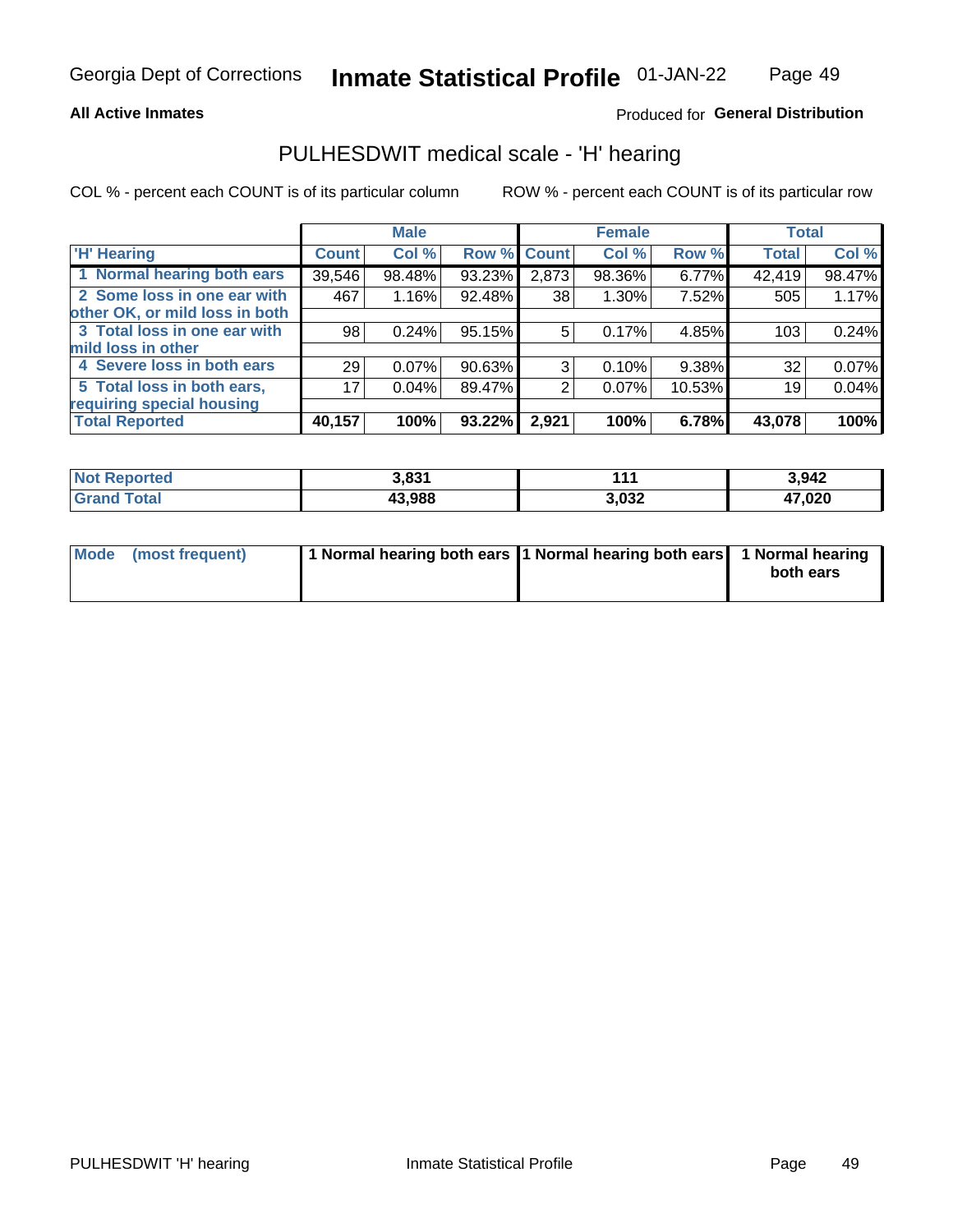Georgia Dept of Corrections **Inmate Statistical Profile** 01-JAN-22

**All Active Inmates**

Produced for **General Distribution**

## PULHESDWIT medical scale - 'H' hearing

COL % - percent each COUNT is of its particular column

ROW % - percent each COUNT is of its particular row

| | Male | | | Female | | | Total | |
|---|---|---|---|---|---|---|---|---|
| 'H' Hearing | Count | Col % | Row % | Count | Col % | Row % | Total | Col % |
| 1 Normal hearing both ears | 39,546 | 98.48% | 93.23% | 2,873 | 98.36% | 6.77% | 42,419 | 98.47% |
| 2 Some loss in one ear with other OK, or mild loss in both | 467 | 1.16% | 92.48% | 38 | 1.30% | 7.52% | 505 | 1.17% |
| 3 Total loss in one ear with mild loss in other | 98 | 0.24% | 95.15% | 5 | 0.17% | 4.85% | 103 | 0.24% |
| 4 Severe loss in both ears | 29 | 0.07% | 90.63% | 3 | 0.10% | 9.38% | 32 | 0.07% |
| 5 Total loss in both ears, requiring special housing | 17 | 0.04% | 89.47% | 2 | 0.07% | 10.53% | 19 | 0.04% |
| **Total Reported** | **40,157** | **100%** | **93.22%** | **2,921** | **100%** | **6.78%** | **43,078** | **100%** |

| | Male | Female | Total |
|---|---|---|---|
| Not Reported | 3,831 | 111 | 3,942 |
| Grand Total | 43,988 | 3,032 | 47,020 |

| | Male | Female | Total |
|---|---|---|---|
| Mode (most frequent) | 1 Normal hearing both ears | 1 Normal hearing both ears | 1 Normal hearing both ears |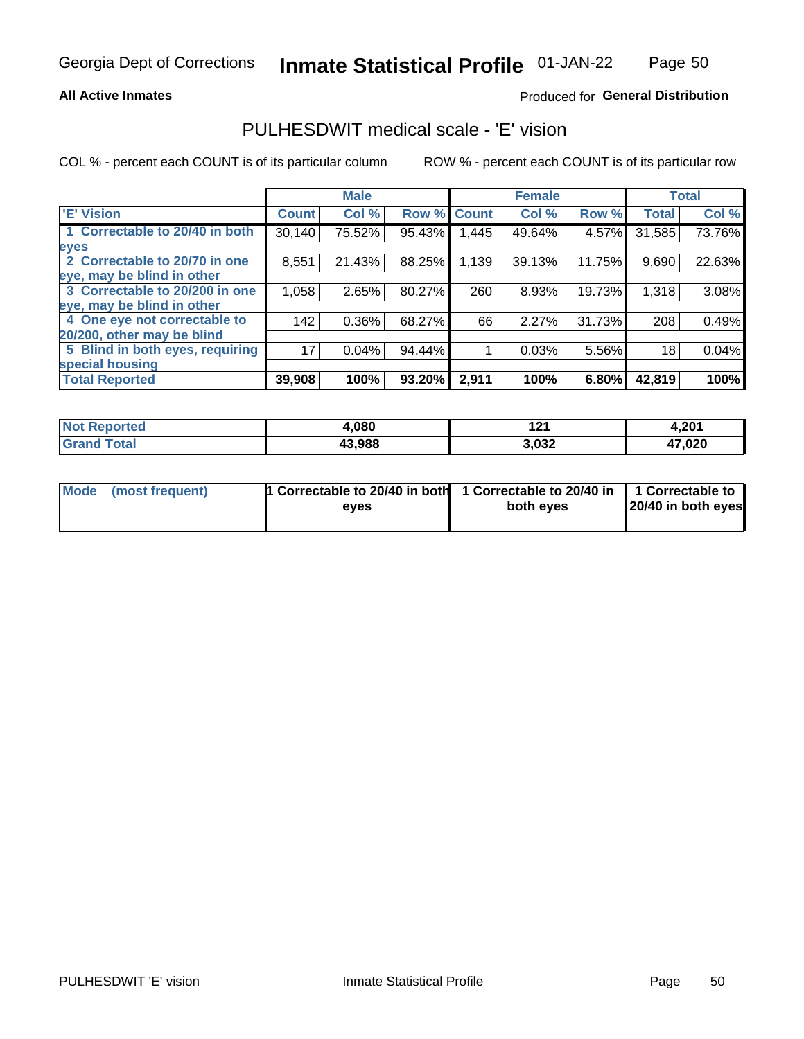Georgia Dept of Corrections **Inmate Statistical Profile** 01-JAN-22

**All Active Inmates**

Produced for **General Distribution**

## PULHESDWIT medical scale - 'E' vision

COL % - percent each COUNT is of its particular column

ROW % - percent each COUNT is of its particular row

| | Male | | | Female | | | Total | |
|---|---|---|---|---|---|---|---|---|
| 'E' Vision | Count | Col % | Row % | Count | Col % | Row % | Total | Col % |
| 1 Correctable to 20/40 in both eyes | 30,140 | 75.52% | 95.43% | 1,445 | 49.64% | 4.57% | 31,585 | 73.76% |
| 2 Correctable to 20/70 in one eye, may be blind in other | 8,551 | 21.43% | 88.25% | 1,139 | 39.13% | 11.75% | 9,690 | 22.63% |
| 3 Correctable to 20/200 in one eye, may be blind in other | 1,058 | 2.65% | 80.27% | 260 | 8.93% | 19.73% | 1,318 | 3.08% |
| 4 One eye not correctable to 20/200, other may be blind | 142 | 0.36% | 68.27% | 66 | 2.27% | 31.73% | 208 | 0.49% |
| 5 Blind in both eyes, requiring special housing | 17 | 0.04% | 94.44% | 1 | 0.03% | 5.56% | 18 | 0.04% |
| **Total Reported** | **39,908** | **100%** | **93.20%** | **2,911** | **100%** | **6.80%** | **42,819** | **100%** |

| | Male | Female | Total |
|---|---|---|---|
| Not Reported | 4,080 | 121 | 4,201 |
| Grand Total | 43,988 | 3,032 | 47,020 |

| | Male | Female | Total |
|---|---|---|---|
| Mode (most frequent) | 1 Correctable to 20/40 in both eyes | 1 Correctable to 20/40 in both eyes | 1 Correctable to 20/40 in both eyes |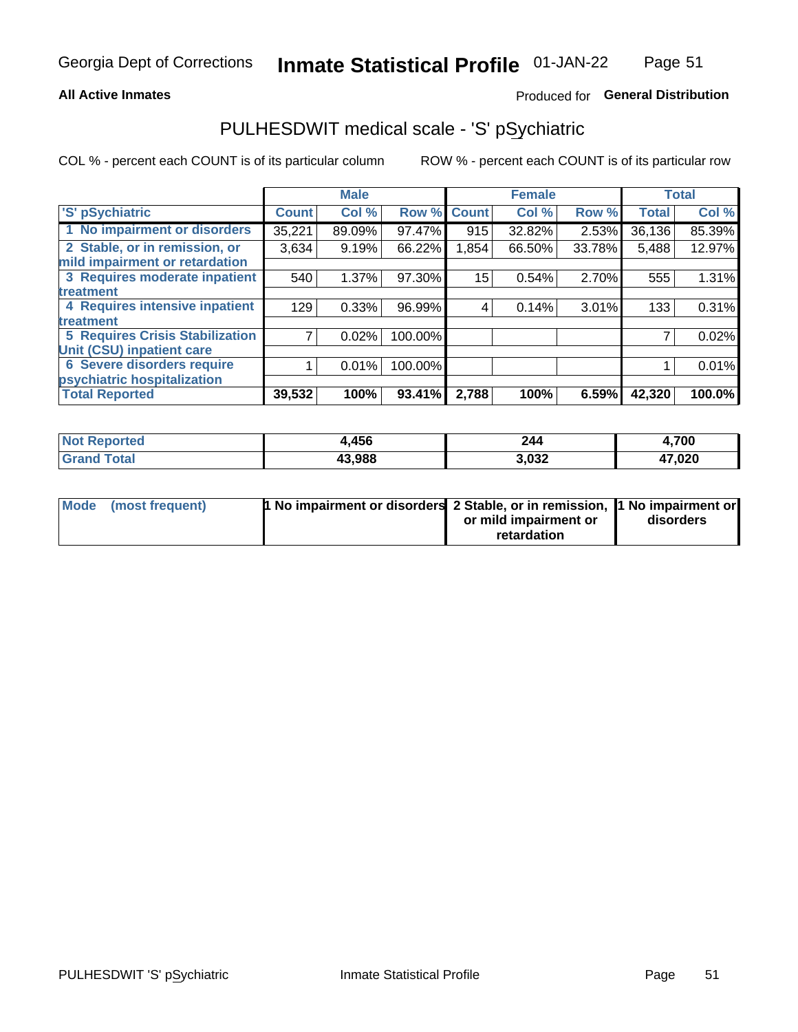Georgia Dept of Corrections **Inmate Statistical Profile** 01-JAN-22

**All Active Inmates**

Produced for **General Distribution**

## PULHESDWIT medical scale - 'S' pSychiatric

COL % - percent each COUNT is of its particular column ROW % - percent each COUNT is of its particular row

| | Male | | | Female | | | Total | |
|---|---|---|---|---|---|---|---|---|
| 'S' pSychiatric | Count | Col % | Row % | Count | Col % | Row % | Total | Col % |
| 1 No impairment or disorders | 35,221 | 89.09% | 97.47% | 915 | 32.82% | 2.53% | 36,136 | 85.39% |
| 2 Stable, or in remission, or mild impairment or retardation | 3,634 | 9.19% | 66.22% | 1,854 | 66.50% | 33.78% | 5,488 | 12.97% |
| 3 Requires moderate inpatient treatment | 540 | 1.37% | 97.30% | 15 | 0.54% | 2.70% | 555 | 1.31% |
| 4 Requires intensive inpatient treatment | 129 | 0.33% | 96.99% | 4 | 0.14% | 3.01% | 133 | 0.31% |
| 5 Requires Crisis Stabilization Unit (CSU) inpatient care | 7 | 0.02% | 100.00% | | | | 7 | 0.02% |
| 6 Severe disorders require psychiatric hospitalization | 1 | 0.01% | 100.00% | | | | 1 | 0.01% |
| **Total Reported** | **39,532** | **100%** | **93.41%** | **2,788** | **100%** | **6.59%** | **42,320** | **100.0%** |

| | Male | Female | Total |
|---|---|---|---|
| Not Reported | 4,456 | 244 | 4,700 |
| Grand Total | 43,988 | 3,032 | 47,020 |

| | Male | Female | Total |
|---|---|---|---|
| Mode (most frequent) | 1 No impairment or disorders | 2 Stable, or in remission, or mild impairment or retardation | 1 No impairment or disorders |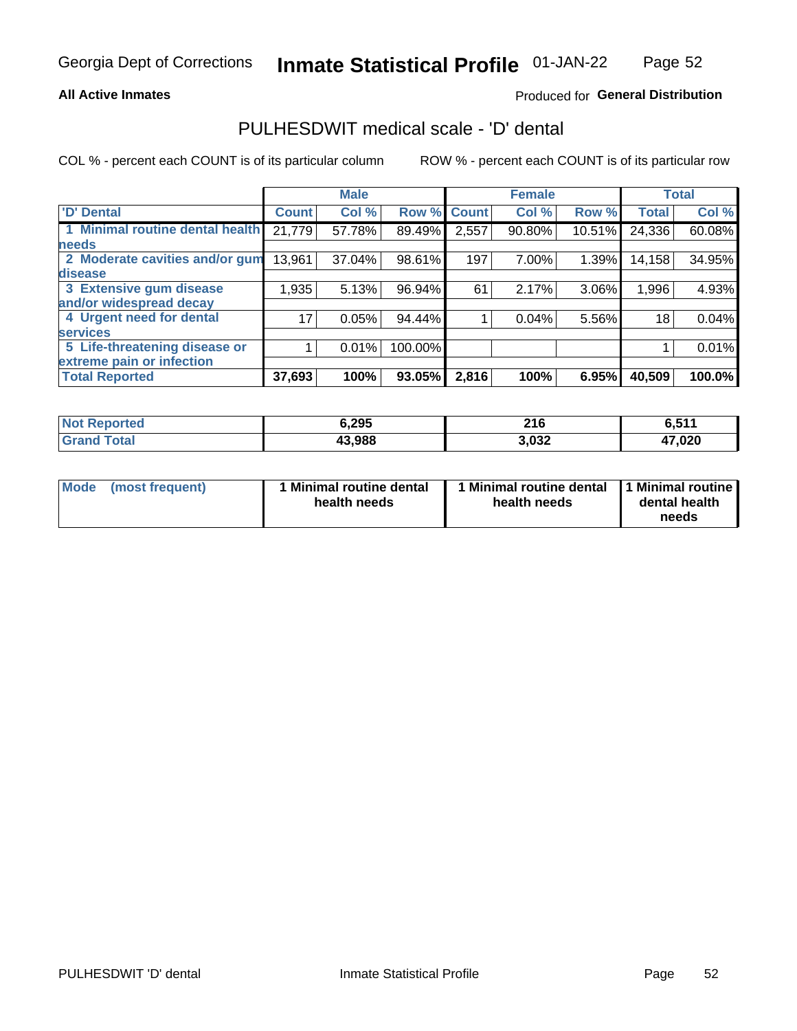Georgia Dept of Corrections **Inmate Statistical Profile** 01-JAN-22

**All Active Inmates**

Produced for **General Distribution**

## PULHESDWIT medical scale - 'D' dental

COL % - percent each COUNT is of its particular column

ROW % - percent each COUNT is of its particular row

| 'D' Dental | Male | | | Female | | | Total | |
|---|---|---|---|---|---|---|---|---|
| | Count | Col % | Row % | Count | Col % | Row % | Total | Col % |
| 1 Minimal routine dental health needs | 21,779 | 57.78% | 89.49% | 2,557 | 90.80% | 10.51% | 24,336 | 60.08% |
| 2 Moderate cavities and/or gum disease | 13,961 | 37.04% | 98.61% | 197 | 7.00% | 1.39% | 14,158 | 34.95% |
| 3 Extensive gum disease and/or widespread decay | 1,935 | 5.13% | 96.94% | 61 | 2.17% | 3.06% | 1,996 | 4.93% |
| 4 Urgent need for dental services | 17 | 0.05% | 94.44% | 1 | 0.04% | 5.56% | 18 | 0.04% |
| 5 Life-threatening disease or extreme pain or infection | 1 | 0.01% | 100.00% | | | | 1 | 0.01% |
| **Total Reported** | **37,693** | **100%** | **93.05%** | **2,816** | **100%** | **6.95%** | **40,509** | **100.0%** |

| | Male | Female | Total |
|---|---|---|---|
| **Not Reported** | **6,295** | **216** | **6,511** |
| **Grand Total** | **43,988** | **3,032** | **47,020** |

| | Male | Female | Total |
|---|---|---|---|
| **Mode (most frequent)** | **1 Minimal routine dental health needs** | **1 Minimal routine dental health needs** | **1 Minimal routine dental health needs** |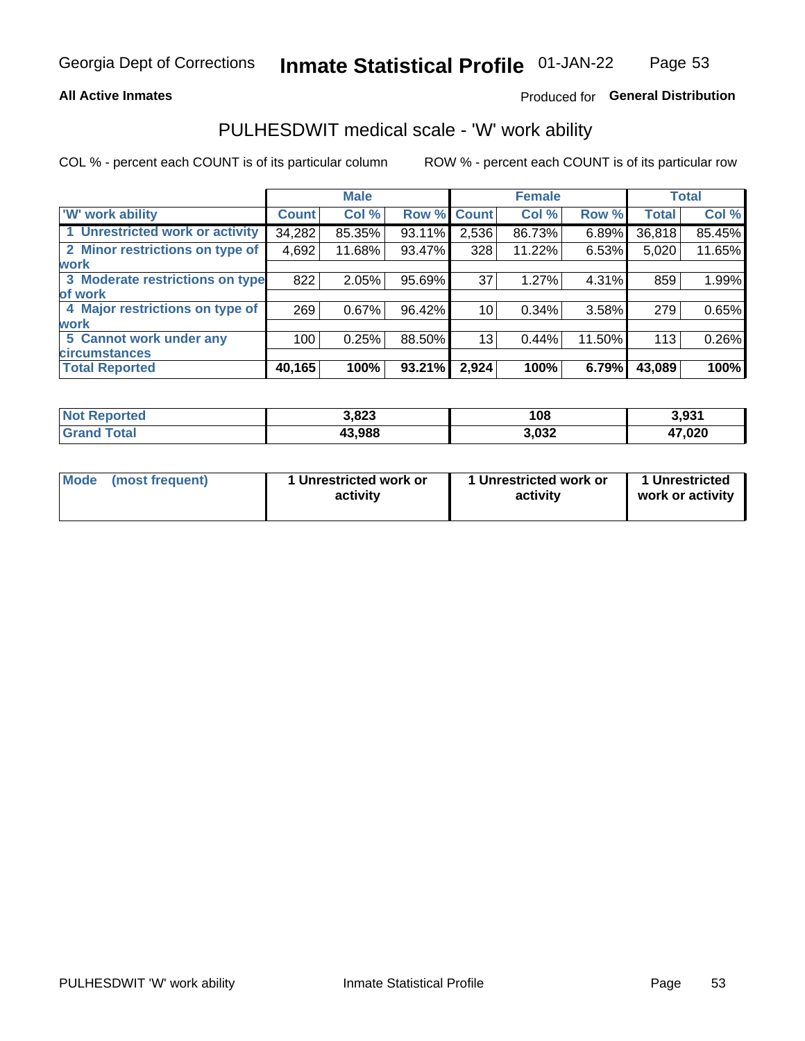Georgia Dept of Corrections **Inmate Statistical Profile** 01-JAN-22

**All Active Inmates** Produced for **General Distribution**

## PULHESDWIT medical scale - 'W' work ability

COL % - percent each COUNT is of its particular column ROW % - percent each COUNT is of its particular row

| | Male | | | Female | | | Total | |
|---|---|---|---|---|---|---|---|---|
| 'W' work ability | Count | Col % | Row % | Count | Col % | Row % | Total | Col % |
| 1 Unrestricted work or activity | 34,282 | 85.35% | 93.11% | 2,536 | 86.73% | 6.89% | 36,818 | 85.45% |
| 2 Minor restrictions on type of work | 4,692 | 11.68% | 93.47% | 328 | 11.22% | 6.53% | 5,020 | 11.65% |
| 3 Moderate restrictions on type of work | 822 | 2.05% | 95.69% | 37 | 1.27% | 4.31% | 859 | 1.99% |
| 4 Major restrictions on type of work | 269 | 0.67% | 96.42% | 10 | 0.34% | 3.58% | 279 | 0.65% |
| 5 Cannot work under any circumstances | 100 | 0.25% | 88.50% | 13 | 0.44% | 11.50% | 113 | 0.26% |
| **Total Reported** | **40,165** | **100%** | **93.21%** | **2,924** | **100%** | **6.79%** | **43,089** | **100%** |

| | Male | Female | Total |
|---|---|---|---|
| Not Reported | 3,823 | 108 | 3,931 |
| Grand Total | 43,988 | 3,032 | 47,020 |

| | Male | Female | Total |
|---|---|---|---|
| Mode (most frequent) | 1 Unrestricted work or activity | 1 Unrestricted work or activity | 1 Unrestricted work or activity |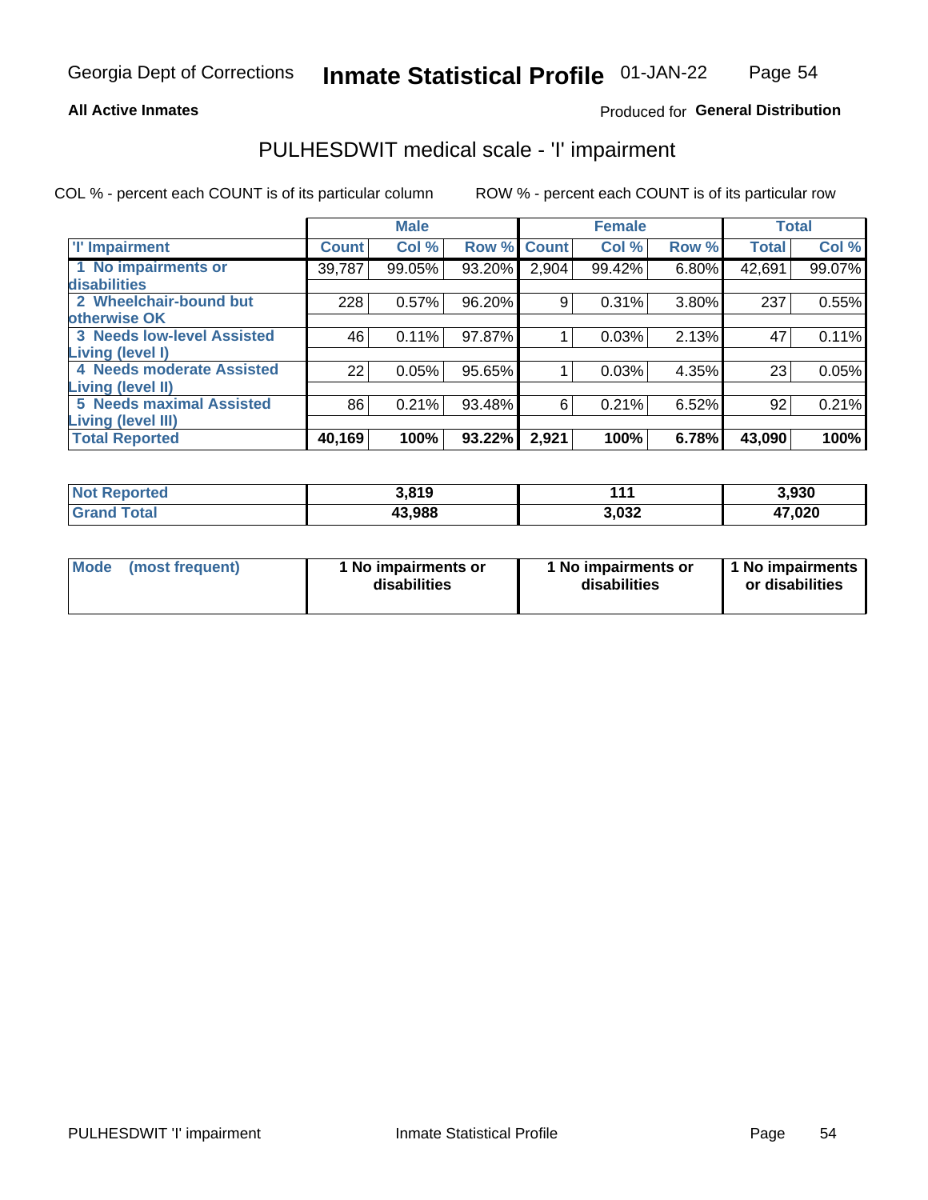Georgia Dept of Corrections **Inmate Statistical Profile** 01-JAN-22

**All Active Inmates**

Produced for **General Distribution**

## PULHESDWIT medical scale - 'I' impairment

COL % - percent each COUNT is of its particular column ROW % - percent each COUNT is of its particular row

| | Male | | | Female | | | Total | |
|---|---|---|---|---|---|---|---|---|
| 'I' Impairment | Count | Col % | Row % | Count | Col % | Row % | Total | Col % |
| 1 No impairments or disabilities | 39,787 | 99.05% | 93.20% | 2,904 | 99.42% | 6.80% | 42,691 | 99.07% |
| 2 Wheelchair-bound but otherwise OK | 228 | 0.57% | 96.20% | 9 | 0.31% | 3.80% | 237 | 0.55% |
| 3 Needs low-level Assisted Living (level I) | 46 | 0.11% | 97.87% | 1 | 0.03% | 2.13% | 47 | 0.11% |
| 4 Needs moderate Assisted Living (level II) | 22 | 0.05% | 95.65% | 1 | 0.03% | 4.35% | 23 | 0.05% |
| 5 Needs maximal Assisted Living (level III) | 86 | 0.21% | 93.48% | 6 | 0.21% | 6.52% | 92 | 0.21% |
| **Total Reported** | **40,169** | **100%** | **93.22%** | **2,921** | **100%** | **6.78%** | **43,090** | **100%** |

| | Male | Female | Total |
|---|---|---|---|
| Not Reported | 3,819 | 111 | 3,930 |
| Grand Total | 43,988 | 3,032 | 47,020 |

| | Male | Female | Total |
|---|---|---|---|
| Mode (most frequent) | 1 No impairments or disabilities | 1 No impairments or disabilities | 1 No impairments or disabilities |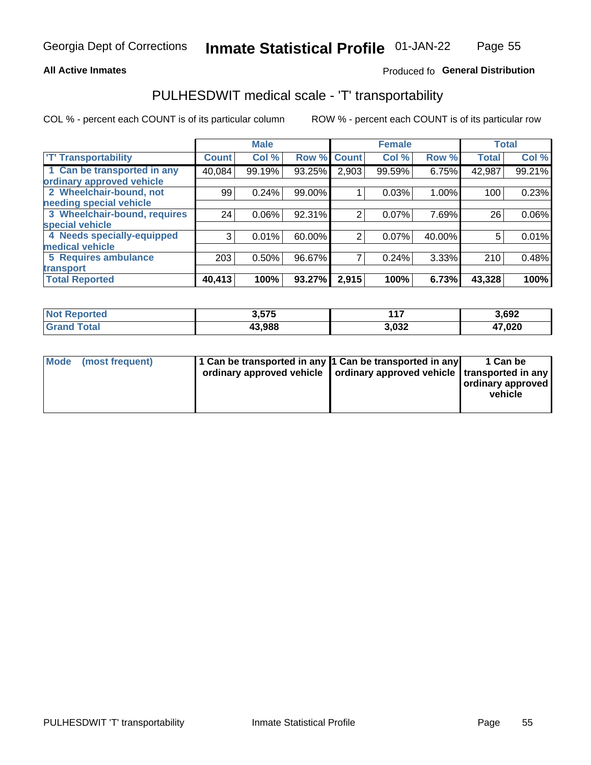**All Active Inmates**

Produced fo **General Distribution**

## PULHESDWIT medical scale - 'T' transportability

COL % - percent each COUNT is of its particular column

ROW % - percent each COUNT is of its particular row

| | Male | | | Female | | | Total | |
|---|---|---|---|---|---|---|---|---|
| 'T' Transportability | Count | Col % | Row % | Count | Col % | Row % | Total | Col % |
| 1 Can be transported in any ordinary approved vehicle | 40,084 | 99.19% | 93.25% | 2,903 | 99.59% | 6.75% | 42,987 | 99.21% |
| 2 Wheelchair-bound, not needing special vehicle | 99 | 0.24% | 99.00% | 1 | 0.03% | 1.00% | 100 | 0.23% |
| 3 Wheelchair-bound, requires special vehicle | 24 | 0.06% | 92.31% | 2 | 0.07% | 7.69% | 26 | 0.06% |
| 4 Needs specially-equipped medical vehicle | 3 | 0.01% | 60.00% | 2 | 0.07% | 40.00% | 5 | 0.01% |
| 5 Requires ambulance transport | 203 | 0.50% | 96.67% | 7 | 0.24% | 3.33% | 210 | 0.48% |
| **Total Reported** | **40,413** | **100%** | **93.27%** | **2,915** | **100%** | **6.73%** | **43,328** | **100%** |

| | Male | Female | Total |
|---|---|---|---|
| **Not Reported** | **3,575** | **117** | **3,692** |
| **Grand Total** | **43,988** | **3,032** | **47,020** |

| | Male | Female | Total |
|---|---|---|---|
| **Mode (most frequent)** | **1 Can be transported in any ordinary approved vehicle** | **1 Can be transported in any ordinary approved vehicle** | **1 Can be transported in any ordinary approved vehicle** |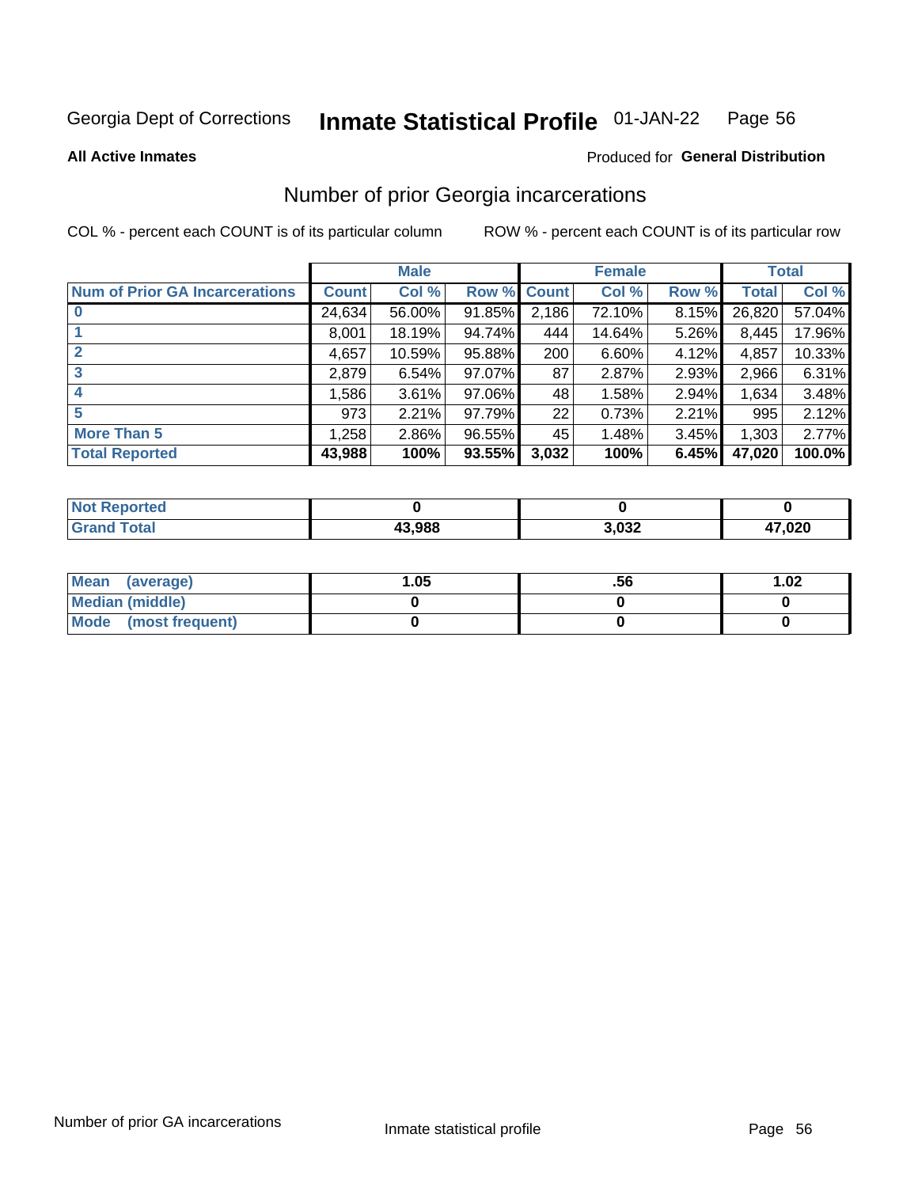Georgia Dept of Corrections **Inmate Statistical Profile** 01-JAN-22

**All Active Inmates**

Produced for **General Distribution**

## Number of prior Georgia incarcerations

COL % - percent each COUNT is of its particular column    ROW % - percent each COUNT is of its particular row

| | Male | | | Female | | | Total | |
|---|---|---|---|---|---|---|---|---|
| **Num of Prior GA Incarcerations** | **Count** | **Col %** | **Row %** | **Count** | **Col %** | **Row %** | **Total** | **Col %** |
| **0** | 24,634 | 56.00% | 91.85% | 2,186 | 72.10% | 8.15% | 26,820 | 57.04% |
| **1** | 8,001 | 18.19% | 94.74% | 444 | 14.64% | 5.26% | 8,445 | 17.96% |
| **2** | 4,657 | 10.59% | 95.88% | 200 | 6.60% | 4.12% | 4,857 | 10.33% |
| **3** | 2,879 | 6.54% | 97.07% | 87 | 2.87% | 2.93% | 2,966 | 6.31% |
| **4** | 1,586 | 3.61% | 97.06% | 48 | 1.58% | 2.94% | 1,634 | 3.48% |
| **5** | 973 | 2.21% | 97.79% | 22 | 0.73% | 2.21% | 995 | 2.12% |
| **More Than 5** | 1,258 | 2.86% | 96.55% | 45 | 1.48% | 3.45% | 1,303 | 2.77% |
| **Total Reported** | **43,988** | **100%** | **93.55%** | **3,032** | **100%** | **6.45%** | **47,020** | **100.0%** |

| | Male | Female | Total |
|---|---|---|---|
| **Not Reported** | **0** | **0** | **0** |
| **Grand Total** | **43,988** | **3,032** | **47,020** |

| | Male | Female | Total |
|---|---|---|---|
| **Mean (average)** | **1.05** | **.56** | **1.02** |
| **Median (middle)** | **0** | **0** | **0** |
| **Mode (most frequent)** | **0** | **0** | **0** |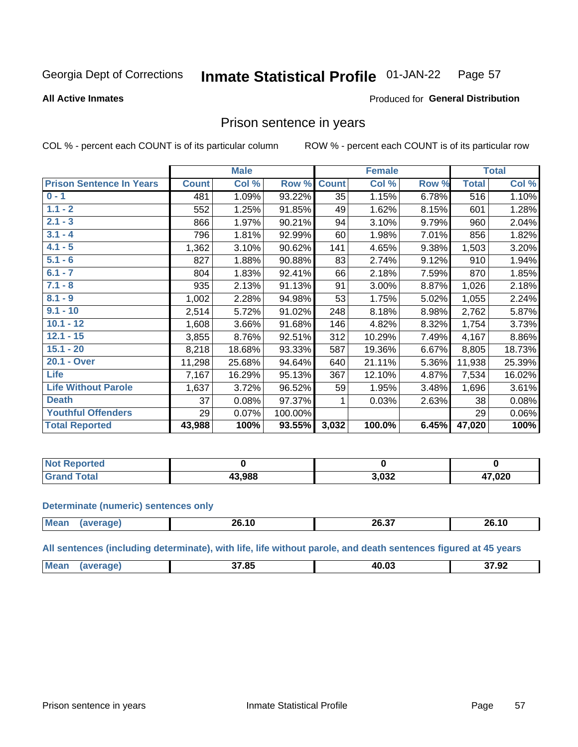Georgia Dept of Corrections **Inmate Statistical Profile** 01-JAN-22

**All Active Inmates**

Produced for **General Distribution**

## Prison sentence in years

COL % - percent each COUNT is of its particular column

ROW % - percent each COUNT is of its particular row

| | Male | | | Female | | | Total | |
|---|---|---|---|---|---|---|---|---|
| **Prison Sentence In Years** | **Count** | **Col %** | **Row %** | **Count** | **Col %** | **Row %** | **Total** | **Col %** |
| **0 - 1** | 481 | 1.09% | 93.22% | 35 | 1.15% | 6.78% | 516 | 1.10% |
| **1.1 - 2** | 552 | 1.25% | 91.85% | 49 | 1.62% | 8.15% | 601 | 1.28% |
| **2.1 - 3** | 866 | 1.97% | 90.21% | 94 | 3.10% | 9.79% | 960 | 2.04% |
| **3.1 - 4** | 796 | 1.81% | 92.99% | 60 | 1.98% | 7.01% | 856 | 1.82% |
| **4.1 - 5** | 1,362 | 3.10% | 90.62% | 141 | 4.65% | 9.38% | 1,503 | 3.20% |
| **5.1 - 6** | 827 | 1.88% | 90.88% | 83 | 2.74% | 9.12% | 910 | 1.94% |
| **6.1 - 7** | 804 | 1.83% | 92.41% | 66 | 2.18% | 7.59% | 870 | 1.85% |
| **7.1 - 8** | 935 | 2.13% | 91.13% | 91 | 3.00% | 8.87% | 1,026 | 2.18% |
| **8.1 - 9** | 1,002 | 2.28% | 94.98% | 53 | 1.75% | 5.02% | 1,055 | 2.24% |
| **9.1 - 10** | 2,514 | 5.72% | 91.02% | 248 | 8.18% | 8.98% | 2,762 | 5.87% |
| **10.1 - 12** | 1,608 | 3.66% | 91.68% | 146 | 4.82% | 8.32% | 1,754 | 3.73% |
| **12.1 - 15** | 3,855 | 8.76% | 92.51% | 312 | 10.29% | 7.49% | 4,167 | 8.86% |
| **15.1 - 20** | 8,218 | 18.68% | 93.33% | 587 | 19.36% | 6.67% | 8,805 | 18.73% |
| **20.1 - Over** | 11,298 | 25.68% | 94.64% | 640 | 21.11% | 5.36% | 11,938 | 25.39% |
| **Life** | 7,167 | 16.29% | 95.13% | 367 | 12.10% | 4.87% | 7,534 | 16.02% |
| **Life Without Parole** | 1,637 | 3.72% | 96.52% | 59 | 1.95% | 3.48% | 1,696 | 3.61% |
| **Death** | 37 | 0.08% | 97.37% | 1 | 0.03% | 2.63% | 38 | 0.08% |
| **Youthful Offenders** | 29 | 0.07% | 100.00% | | | | 29 | 0.06% |
| **Total Reported** | **43,988** | **100%** | **93.55%** | **3,032** | **100.0%** | **6.45%** | **47,020** | **100%** |

| | Male | Female | Total |
|---|---|---|---|
| **Not Reported** | **0** | **0** | **0** |
| **Grand Total** | **43,988** | **3,032** | **47,020** |

### Determinate (numeric) sentences only

| | Male | Female | Total |
|---|---|---|---|
| **Mean (average)** | **26.10** | **26.37** | **26.10** |

### All sentences (including determinate), with life, life without parole, and death sentences figured at 45 years

| | Male | Female | Total |
|---|---|---|---|
| **Mean (average)** | **37.85** | **40.03** | **37.92** |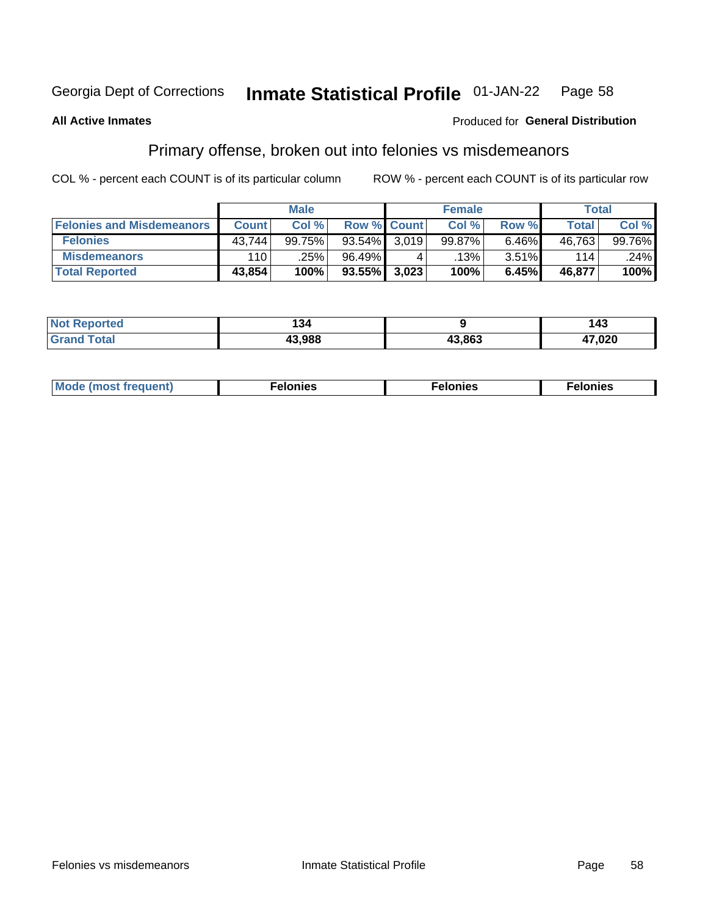Georgia Dept of Corrections **Inmate Statistical Profile** 01-JAN-22

**All Active Inmates**

Produced for **General Distribution**

## Primary offense, broken out into felonies vs misdemeanors

COL % - percent each COUNT is of its particular column

ROW % - percent each COUNT is of its particular row

| | Male | | | Female | | | Total | |
|---|---|---|---|---|---|---|---|---|
| **Felonies and Misdemeanors** | **Count** | **Col %** | **Row %** | **Count** | **Col %** | **Row %** | **Total** | **Col %** |
| **Felonies** | 43,744 | 99.75% | 93.54% | 3,019 | 99.87% | 6.46% | 46,763 | 99.76% |
| **Misdemeanors** | 110 | .25% | 96.49% | 4 | .13% | 3.51% | 114 | .24% |
| **Total Reported** | **43,854** | **100%** | **93.55%** | **3,023** | **100%** | **6.45%** | **46,877** | **100%** |

| | Male | Female | Total |
|---|---|---|---|
| **Not Reported** | **134** | **9** | **143** |
| **Grand Total** | **43,988** | **43,863** | **47,020** |

| | Male | Female | Total |
|---|---|---|---|
| **Mode (most frequent)** | **Felonies** | **Felonies** | **Felonies** |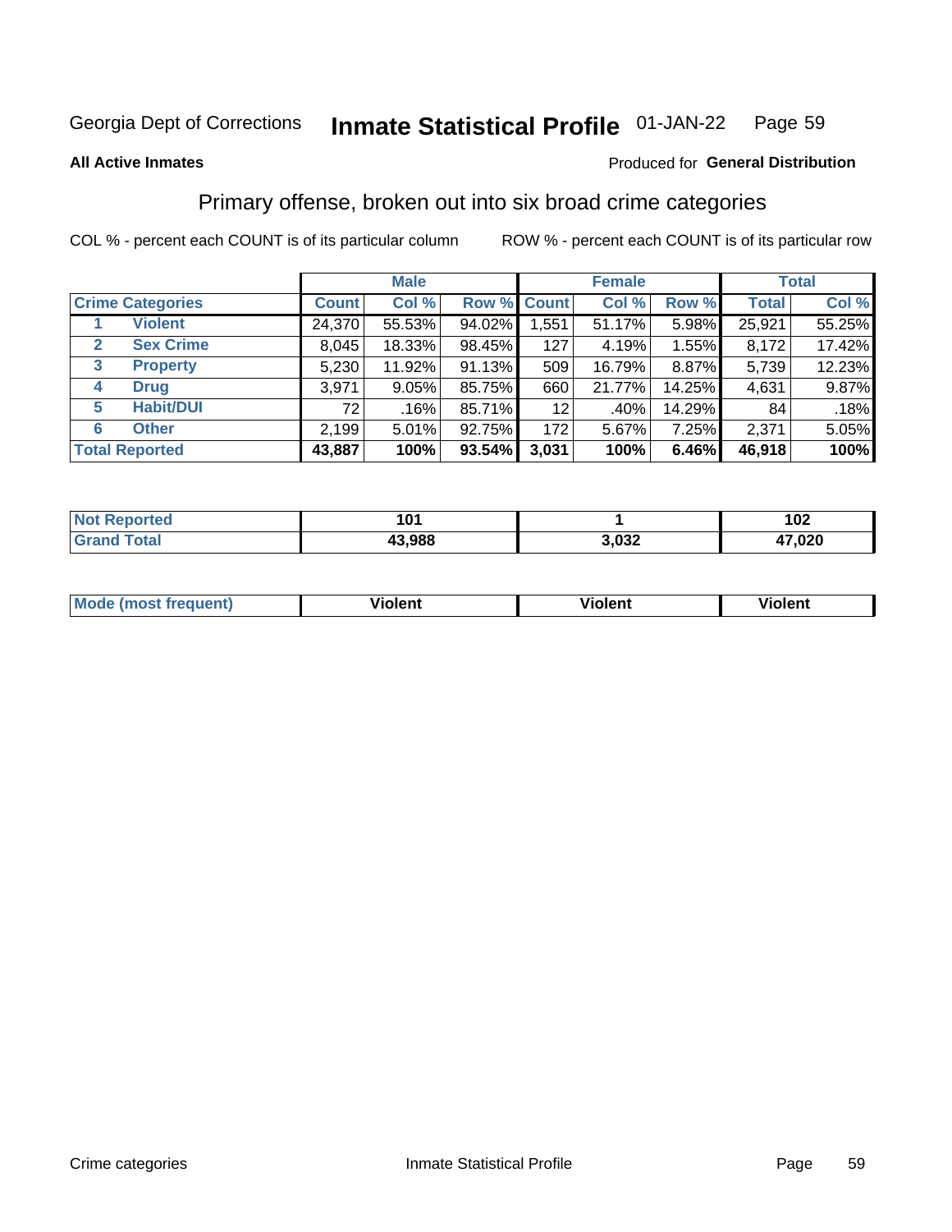Georgia Dept of Corrections **Inmate Statistical Profile** 01-JAN-22

**All Active Inmates**

Produced for **General Distribution**

## Primary offense, broken out into six broad crime categories

COL % - percent each COUNT is of its particular column

ROW % - percent each COUNT is of its particular row

| | | Male | | | Female | | | Total | |
|---|---|---|---|---|---|---|---|---|---|
| **Crime Categories** | | **Count** | **Col %** | **Row %** | **Count** | **Col %** | **Row %** | **Total** | **Col %** |
| 1 | **Violent** | 24,370 | 55.53% | 94.02% | 1,551 | 51.17% | 5.98% | 25,921 | 55.25% |
| 2 | **Sex Crime** | 8,045 | 18.33% | 98.45% | 127 | 4.19% | 1.55% | 8,172 | 17.42% |
| 3 | **Property** | 5,230 | 11.92% | 91.13% | 509 | 16.79% | 8.87% | 5,739 | 12.23% |
| 4 | **Drug** | 3,971 | 9.05% | 85.75% | 660 | 21.77% | 14.25% | 4,631 | 9.87% |
| 5 | **Habit/DUI** | 72 | .16% | 85.71% | 12 | .40% | 14.29% | 84 | .18% |
| 6 | **Other** | 2,199 | 5.01% | 92.75% | 172 | 5.67% | 7.25% | 2,371 | 5.05% |
| **Total Reported** | | **43,887** | **100%** | **93.54%** | **3,031** | **100%** | **6.46%** | **46,918** | **100%** |

| | Male | Female | Total |
|---|---|---|---|
| **Not Reported** | **101** | **1** | **102** |
| **Grand Total** | **43,988** | **3,032** | **47,020** |

| | Male | Female | Total |
|---|---|---|---|
| **Mode (most frequent)** | **Violent** | **Violent** | **Violent** |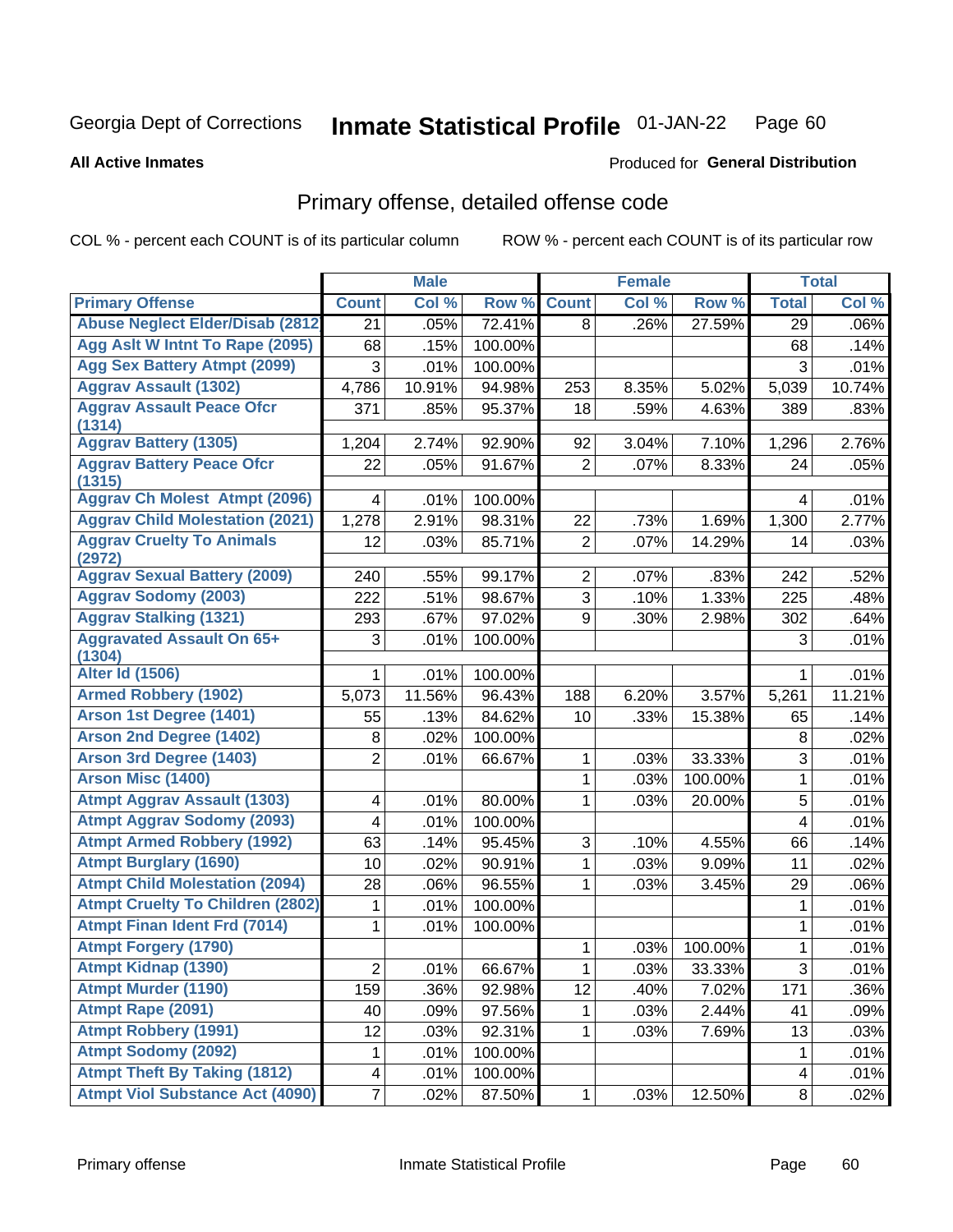Georgia Dept of Corrections **Inmate Statistical Profile** 01-JAN-22

**All Active Inmates**

Produced for **General Distribution**

## Primary offense, detailed offense code

COL % - percent each COUNT is of its particular column

ROW % - percent each COUNT is of its particular row

| | Male | | | Female | | | Total | |
|---|---|---|---|---|---|---|---|---|
| **Primary Offense** | **Count** | **Col %** | **Row %** | **Count** | **Col %** | **Row %** | **Total** | **Col %** |
| Abuse Neglect Elder/Disab (2812 | 21 | .05% | 72.41% | 8 | .26% | 27.59% | 29 | .06% |
| Agg Aslt W Intnt To Rape (2095) | 68 | .15% | 100.00% | | | | 68 | .14% |
| Agg Sex Battery Atmpt (2099) | 3 | .01% | 100.00% | | | | 3 | .01% |
| Aggrav Assault (1302) | 4,786 | 10.91% | 94.98% | 253 | 8.35% | 5.02% | 5,039 | 10.74% |
| Aggrav Assault Peace Ofcr (1314) | 371 | .85% | 95.37% | 18 | .59% | 4.63% | 389 | .83% |
| Aggrav Battery (1305) | 1,204 | 2.74% | 92.90% | 92 | 3.04% | 7.10% | 1,296 | 2.76% |
| Aggrav Battery Peace Ofcr (1315) | 22 | .05% | 91.67% | 2 | .07% | 8.33% | 24 | .05% |
| Aggrav Ch Molest Atmpt (2096) | 4 | .01% | 100.00% | | | | 4 | .01% |
| Aggrav Child Molestation (2021) | 1,278 | 2.91% | 98.31% | 22 | .73% | 1.69% | 1,300 | 2.77% |
| Aggrav Cruelty To Animals (2972) | 12 | .03% | 85.71% | 2 | .07% | 14.29% | 14 | .03% |
| Aggrav Sexual Battery (2009) | 240 | .55% | 99.17% | 2 | .07% | .83% | 242 | .52% |
| Aggrav Sodomy (2003) | 222 | .51% | 98.67% | 3 | .10% | 1.33% | 225 | .48% |
| Aggrav Stalking (1321) | 293 | .67% | 97.02% | 9 | .30% | 2.98% | 302 | .64% |
| Aggravated Assault On 65+ (1304) | 3 | .01% | 100.00% | | | | 3 | .01% |
| Alter Id (1506) | 1 | .01% | 100.00% | | | | 1 | .01% |
| Armed Robbery (1902) | 5,073 | 11.56% | 96.43% | 188 | 6.20% | 3.57% | 5,261 | 11.21% |
| Arson 1st Degree (1401) | 55 | .13% | 84.62% | 10 | .33% | 15.38% | 65 | .14% |
| Arson 2nd Degree (1402) | 8 | .02% | 100.00% | | | | 8 | .02% |
| Arson 3rd Degree (1403) | 2 | .01% | 66.67% | 1 | .03% | 33.33% | 3 | .01% |
| Arson Misc (1400) | | | | 1 | .03% | 100.00% | 1 | .01% |
| Atmpt Aggrav Assault (1303) | 4 | .01% | 80.00% | 1 | .03% | 20.00% | 5 | .01% |
| Atmpt Aggrav Sodomy (2093) | 4 | .01% | 100.00% | | | | 4 | .01% |
| Atmpt Armed Robbery (1992) | 63 | .14% | 95.45% | 3 | .10% | 4.55% | 66 | .14% |
| Atmpt Burglary (1690) | 10 | .02% | 90.91% | 1 | .03% | 9.09% | 11 | .02% |
| Atmpt Child Molestation (2094) | 28 | .06% | 96.55% | 1 | .03% | 3.45% | 29 | .06% |
| Atmpt Cruelty To Children (2802) | 1 | .01% | 100.00% | | | | 1 | .01% |
| Atmpt Finan Ident Frd (7014) | 1 | .01% | 100.00% | | | | 1 | .01% |
| Atmpt Forgery (1790) | | | | 1 | .03% | 100.00% | 1 | .01% |
| Atmpt Kidnap (1390) | 2 | .01% | 66.67% | 1 | .03% | 33.33% | 3 | .01% |
| Atmpt Murder (1190) | 159 | .36% | 92.98% | 12 | .40% | 7.02% | 171 | .36% |
| Atmpt Rape (2091) | 40 | .09% | 97.56% | 1 | .03% | 2.44% | 41 | .09% |
| Atmpt Robbery (1991) | 12 | .03% | 92.31% | 1 | .03% | 7.69% | 13 | .03% |
| Atmpt Sodomy (2092) | 1 | .01% | 100.00% | | | | 1 | .01% |
| Atmpt Theft By Taking (1812) | 4 | .01% | 100.00% | | | | 4 | .01% |
| Atmpt Viol Substance Act (4090) | 7 | .02% | 87.50% | 1 | .03% | 12.50% | 8 | .02% |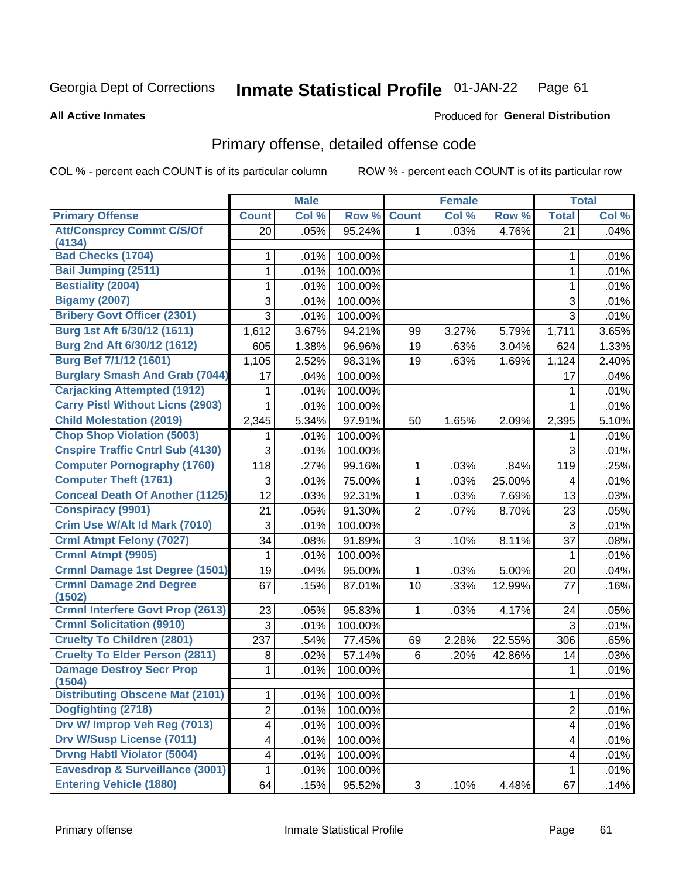Georgia Dept of Corrections **Inmate Statistical Profile** 01-JAN-22

**All Active Inmates**

Produced for **General Distribution**

## Primary offense, detailed offense code

COL % - percent each COUNT is of its particular column

ROW % - percent each COUNT is of its particular row

| | Male | | | Female | | | Total | |
|---|---|---|---|---|---|---|---|---|
| **Primary Offense** | **Count** | **Col %** | **Row %** | **Count** | **Col %** | **Row %** | **Total** | **Col %** |
| **Att/Consprcy Commt C/S/Of (4134)** | 20 | .05% | 95.24% | 1 | .03% | 4.76% | 21 | .04% |
| **Bad Checks (1704)** | 1 | .01% | 100.00% | | | | 1 | .01% |
| **Bail Jumping (2511)** | 1 | .01% | 100.00% | | | | 1 | .01% |
| **Bestiality (2004)** | 1 | .01% | 100.00% | | | | 1 | .01% |
| **Bigamy (2007)** | 3 | .01% | 100.00% | | | | 3 | .01% |
| **Bribery Govt Officer (2301)** | 3 | .01% | 100.00% | | | | 3 | .01% |
| **Burg 1st Aft 6/30/12 (1611)** | 1,612 | 3.67% | 94.21% | 99 | 3.27% | 5.79% | 1,711 | 3.65% |
| **Burg 2nd Aft 6/30/12 (1612)** | 605 | 1.38% | 96.96% | 19 | .63% | 3.04% | 624 | 1.33% |
| **Burg Bef 7/1/12 (1601)** | 1,105 | 2.52% | 98.31% | 19 | .63% | 1.69% | 1,124 | 2.40% |
| **Burglary Smash And Grab (7044)** | 17 | .04% | 100.00% | | | | 17 | .04% |
| **Carjacking Attempted (1912)** | 1 | .01% | 100.00% | | | | 1 | .01% |
| **Carry Pistl Without Licns (2903)** | 1 | .01% | 100.00% | | | | 1 | .01% |
| **Child Molestation (2019)** | 2,345 | 5.34% | 97.91% | 50 | 1.65% | 2.09% | 2,395 | 5.10% |
| **Chop Shop Violation (5003)** | 1 | .01% | 100.00% | | | | 1 | .01% |
| **Cnspire Traffic Cntrl Sub (4130)** | 3 | .01% | 100.00% | | | | 3 | .01% |
| **Computer Pornography (1760)** | 118 | .27% | 99.16% | 1 | .03% | .84% | 119 | .25% |
| **Computer Theft (1761)** | 3 | .01% | 75.00% | 1 | .03% | 25.00% | 4 | .01% |
| **Conceal Death Of Another (1125)** | 12 | .03% | 92.31% | 1 | .03% | 7.69% | 13 | .03% |
| **Conspiracy (9901)** | 21 | .05% | 91.30% | 2 | .07% | 8.70% | 23 | .05% |
| **Crim Use W/Alt Id Mark (7010)** | 3 | .01% | 100.00% | | | | 3 | .01% |
| **Crml Atmpt Felony (7027)** | 34 | .08% | 91.89% | 3 | .10% | 8.11% | 37 | .08% |
| **Crmnl Atmpt (9905)** | 1 | .01% | 100.00% | | | | 1 | .01% |
| **Crmnl Damage 1st Degree (1501)** | 19 | .04% | 95.00% | 1 | .03% | 5.00% | 20 | .04% |
| **Crmnl Damage 2nd Degree (1502)** | 67 | .15% | 87.01% | 10 | .33% | 12.99% | 77 | .16% |
| **Crmnl Interfere Govt Prop (2613)** | 23 | .05% | 95.83% | 1 | .03% | 4.17% | 24 | .05% |
| **Crmnl Solicitation (9910)** | 3 | .01% | 100.00% | | | | 3 | .01% |
| **Cruelty To Children (2801)** | 237 | .54% | 77.45% | 69 | 2.28% | 22.55% | 306 | .65% |
| **Cruelty To Elder Person (2811)** | 8 | .02% | 57.14% | 6 | .20% | 42.86% | 14 | .03% |
| **Damage Destroy Secr Prop (1504)** | 1 | .01% | 100.00% | | | | 1 | .01% |
| **Distributing Obscene Mat (2101)** | 1 | .01% | 100.00% | | | | 1 | .01% |
| **Dogfighting (2718)** | 2 | .01% | 100.00% | | | | 2 | .01% |
| **Drv W/ Improp Veh Reg (7013)** | 4 | .01% | 100.00% | | | | 4 | .01% |
| **Drv W/Susp License (7011)** | 4 | .01% | 100.00% | | | | 4 | .01% |
| **Drvng Habtl Violator (5004)** | 4 | .01% | 100.00% | | | | 4 | .01% |
| **Eavesdrop & Surveillance (3001)** | 1 | .01% | 100.00% | | | | 1 | .01% |
| **Entering Vehicle (1880)** | 64 | .15% | 95.52% | 3 | .10% | 4.48% | 67 | .14% |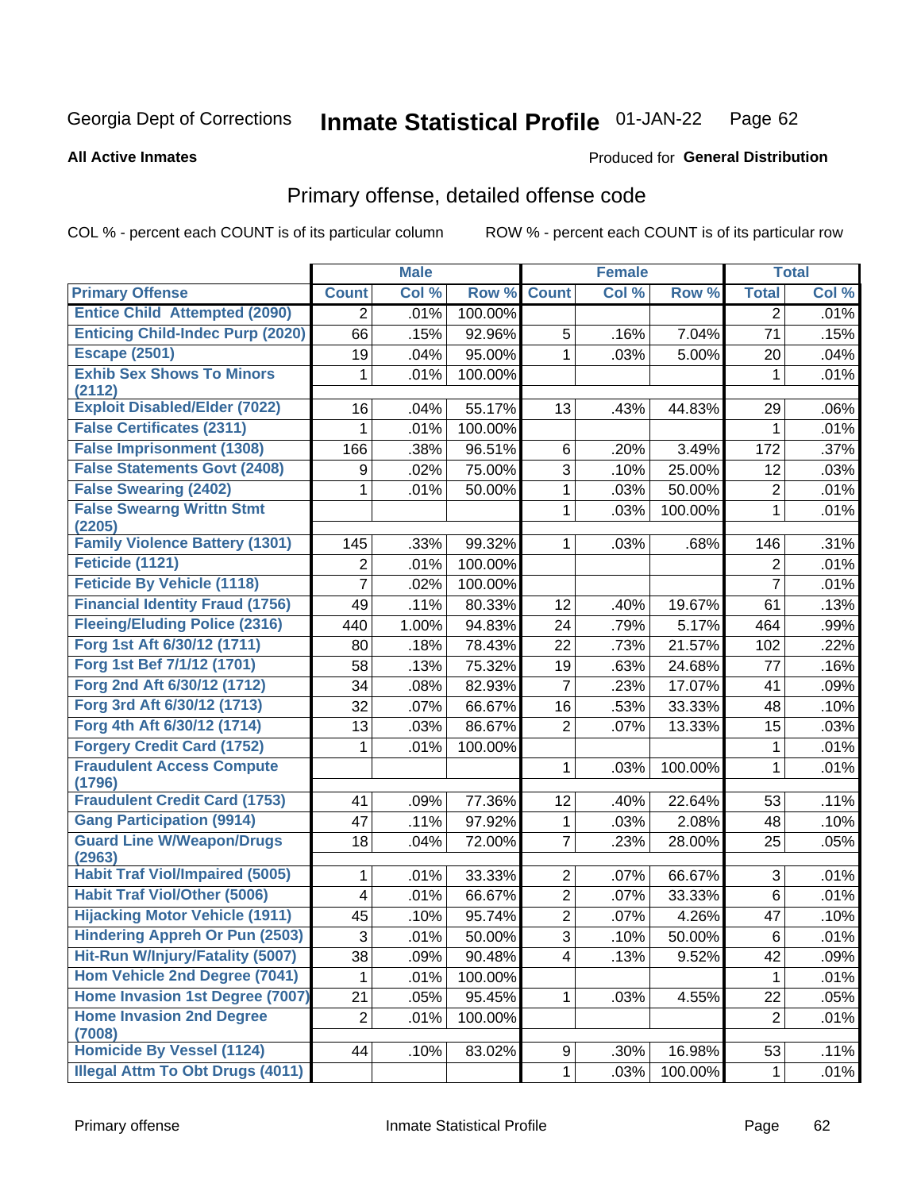Georgia Dept of Corrections **Inmate Statistical Profile** 01-JAN-22

**All Active Inmates**

Produced for **General Distribution**

## Primary offense, detailed offense code

COL % - percent each COUNT is of its particular column ROW % - percent each COUNT is of its particular row

| | Male | | | Female | | | Total | |
|---|---|---|---|---|---|---|---|---|
| **Primary Offense** | **Count** | **Col %** | **Row %** | **Count** | **Col %** | **Row %** | **Total** | **Col %** |
| **Entice Child Attempted (2090)** | 2 | .01% | 100.00% | | | | 2 | .01% |
| **Enticing Child-Indec Purp (2020)** | 66 | .15% | 92.96% | 5 | .16% | 7.04% | 71 | .15% |
| **Escape (2501)** | 19 | .04% | 95.00% | 1 | .03% | 5.00% | 20 | .04% |
| **Exhib Sex Shows To Minors (2112)** | 1 | .01% | 100.00% | | | | 1 | .01% |
| **Exploit Disabled/Elder (7022)** | 16 | .04% | 55.17% | 13 | .43% | 44.83% | 29 | .06% |
| **False Certificates (2311)** | 1 | .01% | 100.00% | | | | 1 | .01% |
| **False Imprisonment (1308)** | 166 | .38% | 96.51% | 6 | .20% | 3.49% | 172 | .37% |
| **False Statements Govt (2408)** | 9 | .02% | 75.00% | 3 | .10% | 25.00% | 12 | .03% |
| **False Swearing (2402)** | 1 | .01% | 50.00% | 1 | .03% | 50.00% | 2 | .01% |
| **False Swearng Writtn Stmt (2205)** | | | | 1 | .03% | 100.00% | 1 | .01% |
| **Family Violence Battery (1301)** | 145 | .33% | 99.32% | 1 | .03% | .68% | 146 | .31% |
| **Feticide (1121)** | 2 | .01% | 100.00% | | | | 2 | .01% |
| **Feticide By Vehicle (1118)** | 7 | .02% | 100.00% | | | | 7 | .01% |
| **Financial Identity Fraud (1756)** | 49 | .11% | 80.33% | 12 | .40% | 19.67% | 61 | .13% |
| **Fleeing/Eluding Police (2316)** | 440 | 1.00% | 94.83% | 24 | .79% | 5.17% | 464 | .99% |
| **Forg 1st Aft 6/30/12 (1711)** | 80 | .18% | 78.43% | 22 | .73% | 21.57% | 102 | .22% |
| **Forg 1st Bef 7/1/12 (1701)** | 58 | .13% | 75.32% | 19 | .63% | 24.68% | 77 | .16% |
| **Forg 2nd Aft 6/30/12 (1712)** | 34 | .08% | 82.93% | 7 | .23% | 17.07% | 41 | .09% |
| **Forg 3rd Aft 6/30/12 (1713)** | 32 | .07% | 66.67% | 16 | .53% | 33.33% | 48 | .10% |
| **Forg 4th Aft 6/30/12 (1714)** | 13 | .03% | 86.67% | 2 | .07% | 13.33% | 15 | .03% |
| **Forgery Credit Card (1752)** | 1 | .01% | 100.00% | | | | 1 | .01% |
| **Fraudulent Access Compute (1796)** | | | | 1 | .03% | 100.00% | 1 | .01% |
| **Fraudulent Credit Card (1753)** | 41 | .09% | 77.36% | 12 | .40% | 22.64% | 53 | .11% |
| **Gang Participation (9914)** | 47 | .11% | 97.92% | 1 | .03% | 2.08% | 48 | .10% |
| **Guard Line W/Weapon/Drugs (2963)** | 18 | .04% | 72.00% | 7 | .23% | 28.00% | 25 | .05% |
| **Habit Traf Viol/Impaired (5005)** | 1 | .01% | 33.33% | 2 | .07% | 66.67% | 3 | .01% |
| **Habit Traf Viol/Other (5006)** | 4 | .01% | 66.67% | 2 | .07% | 33.33% | 6 | .01% |
| **Hijacking Motor Vehicle (1911)** | 45 | .10% | 95.74% | 2 | .07% | 4.26% | 47 | .10% |
| **Hindering Appreh Or Pun (2503)** | 3 | .01% | 50.00% | 3 | .10% | 50.00% | 6 | .01% |
| **Hit-Run W/Injury/Fatality (5007)** | 38 | .09% | 90.48% | 4 | .13% | 9.52% | 42 | .09% |
| **Hom Vehicle 2nd Degree (7041)** | 1 | .01% | 100.00% | | | | 1 | .01% |
| **Home Invasion 1st Degree (7007)** | 21 | .05% | 95.45% | 1 | .03% | 4.55% | 22 | .05% |
| **Home Invasion 2nd Degree (7008)** | 2 | .01% | 100.00% | | | | 2 | .01% |
| **Homicide By Vessel (1124)** | 44 | .10% | 83.02% | 9 | .30% | 16.98% | 53 | .11% |
| **Illegal Attm To Obt Drugs (4011)** | | | | 1 | .03% | 100.00% | 1 | .01% |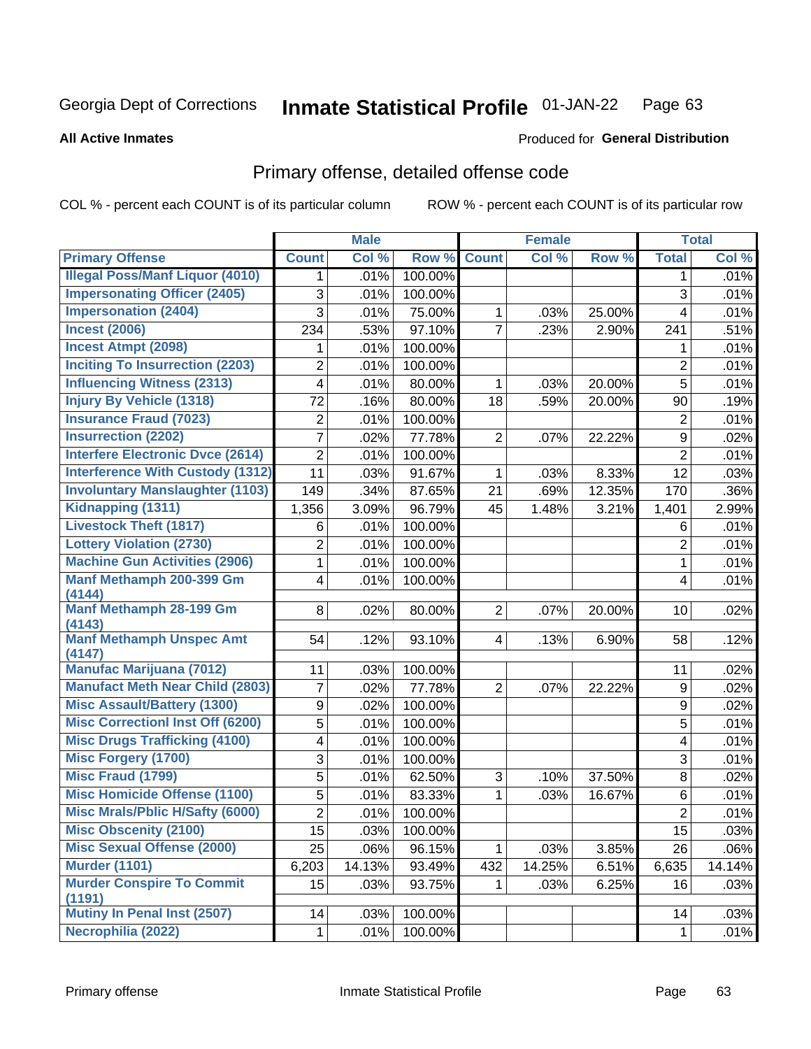Georgia Dept of Corrections **Inmate Statistical Profile** 01-JAN-22

**All Active Inmates**

Produced for **General Distribution**

## Primary offense, detailed offense code

COL % - percent each COUNT is of its particular column ROW % - percent each COUNT is of its particular row

| | Male | | | Female | | | Total | |
|---|---|---|---|---|---|---|---|---|
| **Primary Offense** | **Count** | **Col %** | **Row %** | **Count** | **Col %** | **Row %** | **Total** | **Col %** |
| Illegal Poss/Manf Liquor (4010) | 1 | .01% | 100.00% | | | | 1 | .01% |
| Impersonating Officer (2405) | 3 | .01% | 100.00% | | | | 3 | .01% |
| Impersonation (2404) | 3 | .01% | 75.00% | 1 | .03% | 25.00% | 4 | .01% |
| Incest (2006) | 234 | .53% | 97.10% | 7 | .23% | 2.90% | 241 | .51% |
| Incest Atmpt (2098) | 1 | .01% | 100.00% | | | | 1 | .01% |
| Inciting To Insurrection (2203) | 2 | .01% | 100.00% | | | | 2 | .01% |
| Influencing Witness (2313) | 4 | .01% | 80.00% | 1 | .03% | 20.00% | 5 | .01% |
| Injury By Vehicle (1318) | 72 | .16% | 80.00% | 18 | .59% | 20.00% | 90 | .19% |
| Insurance Fraud (7023) | 2 | .01% | 100.00% | | | | 2 | .01% |
| Insurrection (2202) | 7 | .02% | 77.78% | 2 | .07% | 22.22% | 9 | .02% |
| Interfere Electronic Dvce (2614) | 2 | .01% | 100.00% | | | | 2 | .01% |
| Interference With Custody (1312) | 11 | .03% | 91.67% | 1 | .03% | 8.33% | 12 | .03% |
| Involuntary Manslaughter (1103) | 149 | .34% | 87.65% | 21 | .69% | 12.35% | 170 | .36% |
| Kidnapping (1311) | 1,356 | 3.09% | 96.79% | 45 | 1.48% | 3.21% | 1,401 | 2.99% |
| Livestock Theft (1817) | 6 | .01% | 100.00% | | | | 6 | .01% |
| Lottery Violation (2730) | 2 | .01% | 100.00% | | | | 2 | .01% |
| Machine Gun Activities (2906) | 1 | .01% | 100.00% | | | | 1 | .01% |
| Manf Methamph 200-399 Gm (4144) | 4 | .01% | 100.00% | | | | 4 | .01% |
| Manf Methamph 28-199 Gm (4143) | 8 | .02% | 80.00% | 2 | .07% | 20.00% | 10 | .02% |
| Manf Methamph Unspec Amt (4147) | 54 | .12% | 93.10% | 4 | .13% | 6.90% | 58 | .12% |
| Manufac Marijuana (7012) | 11 | .03% | 100.00% | | | | 11 | .02% |
| Manufact Meth Near Child (2803) | 7 | .02% | 77.78% | 2 | .07% | 22.22% | 9 | .02% |
| Misc Assault/Battery (1300) | 9 | .02% | 100.00% | | | | 9 | .02% |
| Misc Correctionl Inst Off (6200) | 5 | .01% | 100.00% | | | | 5 | .01% |
| Misc Drugs Trafficking (4100) | 4 | .01% | 100.00% | | | | 4 | .01% |
| Misc Forgery (1700) | 3 | .01% | 100.00% | | | | 3 | .01% |
| Misc Fraud (1799) | 5 | .01% | 62.50% | 3 | .10% | 37.50% | 8 | .02% |
| Misc Homicide Offense (1100) | 5 | .01% | 83.33% | 1 | .03% | 16.67% | 6 | .01% |
| Misc Mrals/Pblic H/Safty (6000) | 2 | .01% | 100.00% | | | | 2 | .01% |
| Misc Obscenity (2100) | 15 | .03% | 100.00% | | | | 15 | .03% |
| Misc Sexual Offense (2000) | 25 | .06% | 96.15% | 1 | .03% | 3.85% | 26 | .06% |
| Murder (1101) | 6,203 | 14.13% | 93.49% | 432 | 14.25% | 6.51% | 6,635 | 14.14% |
| Murder Conspire To Commit (1191) | 15 | .03% | 93.75% | 1 | .03% | 6.25% | 16 | .03% |
| Mutiny In Penal Inst (2507) | 14 | .03% | 100.00% | | | | 14 | .03% |
| Necrophilia (2022) | 1 | .01% | 100.00% | | | | 1 | .01% |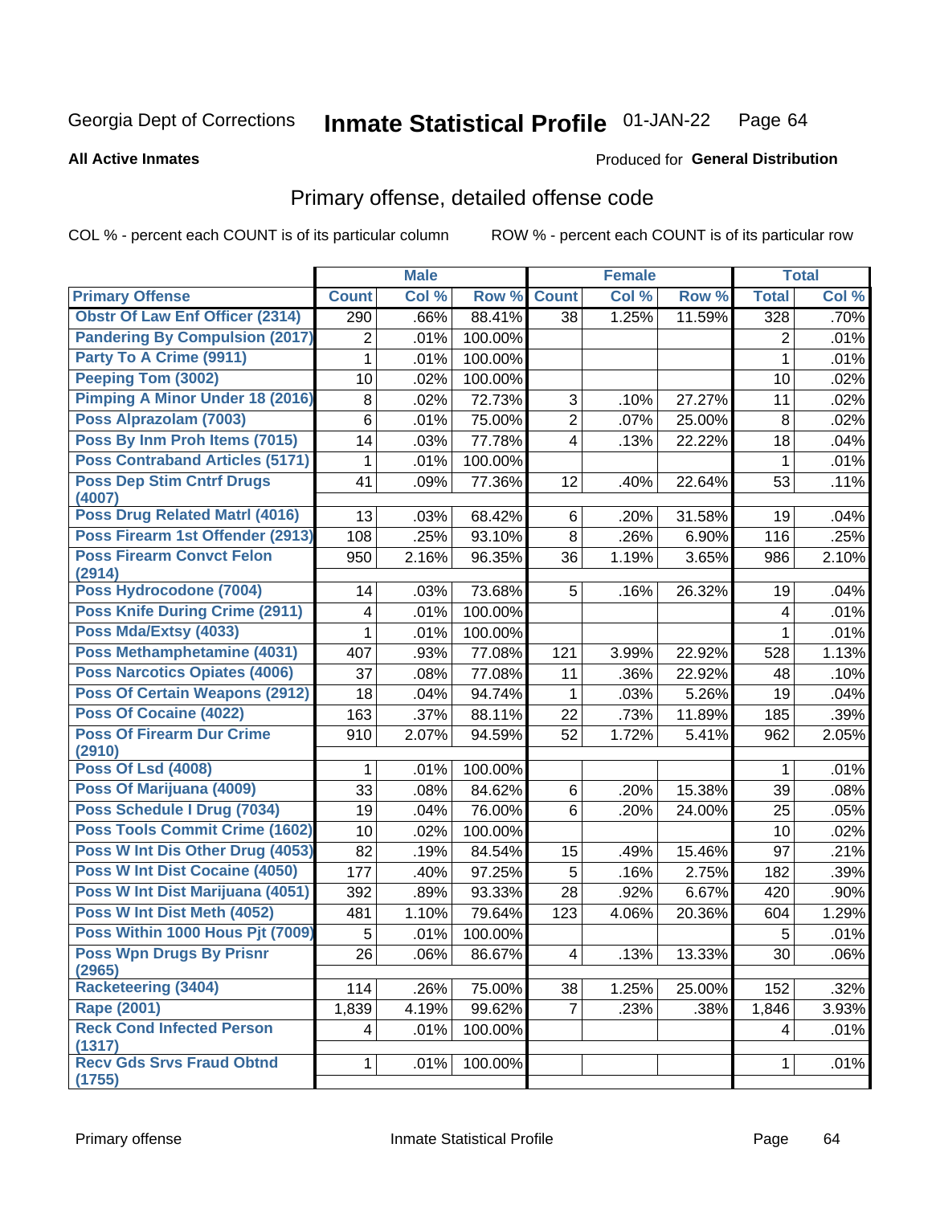Georgia Dept of Corrections **Inmate Statistical Profile** 01-JAN-22

**All Active Inmates**

Produced for **General Distribution**

## Primary offense, detailed offense code

COL % - percent each COUNT is of its particular column ROW % - percent each COUNT is of its particular row

| | Male | | | Female | | | Total | |
|---|---|---|---|---|---|---|---|---|
| Primary Offense | Count | Col % | Row % | Count | Col % | Row % | Total | Col % |
| Obstr Of Law Enf Officer (2314) | 290 | .66% | 88.41% | 38 | 1.25% | 11.59% | 328 | .70% |
| Pandering By Compulsion (2017) | 2 | .01% | 100.00% | | | | 2 | .01% |
| Party To A Crime (9911) | 1 | .01% | 100.00% | | | | 1 | .01% |
| Peeping Tom (3002) | 10 | .02% | 100.00% | | | | 10 | .02% |
| Pimping A Minor Under 18 (2016) | 8 | .02% | 72.73% | 3 | .10% | 27.27% | 11 | .02% |
| Poss Alprazolam (7003) | 6 | .01% | 75.00% | 2 | .07% | 25.00% | 8 | .02% |
| Poss By Inm Proh Items (7015) | 14 | .03% | 77.78% | 4 | .13% | 22.22% | 18 | .04% |
| Poss Contraband Articles (5171) | 1 | .01% | 100.00% | | | | 1 | .01% |
| Poss Dep Stim Cntrf Drugs (4007) | 41 | .09% | 77.36% | 12 | .40% | 22.64% | 53 | .11% |
| Poss Drug Related Matrl (4016) | 13 | .03% | 68.42% | 6 | .20% | 31.58% | 19 | .04% |
| Poss Firearm 1st Offender (2913) | 108 | .25% | 93.10% | 8 | .26% | 6.90% | 116 | .25% |
| Poss Firearm Convct Felon (2914) | 950 | 2.16% | 96.35% | 36 | 1.19% | 3.65% | 986 | 2.10% |
| Poss Hydrocodone (7004) | 14 | .03% | 73.68% | 5 | .16% | 26.32% | 19 | .04% |
| Poss Knife During Crime (2911) | 4 | .01% | 100.00% | | | | 4 | .01% |
| Poss Mda/Extsy (4033) | 1 | .01% | 100.00% | | | | 1 | .01% |
| Poss Methamphetamine (4031) | 407 | .93% | 77.08% | 121 | 3.99% | 22.92% | 528 | 1.13% |
| Poss Narcotics Opiates (4006) | 37 | .08% | 77.08% | 11 | .36% | 22.92% | 48 | .10% |
| Poss Of Certain Weapons (2912) | 18 | .04% | 94.74% | 1 | .03% | 5.26% | 19 | .04% |
| Poss Of Cocaine (4022) | 163 | .37% | 88.11% | 22 | .73% | 11.89% | 185 | .39% |
| Poss Of Firearm Dur Crime (2910) | 910 | 2.07% | 94.59% | 52 | 1.72% | 5.41% | 962 | 2.05% |
| Poss Of Lsd (4008) | 1 | .01% | 100.00% | | | | 1 | .01% |
| Poss Of Marijuana (4009) | 33 | .08% | 84.62% | 6 | .20% | 15.38% | 39 | .08% |
| Poss Schedule I Drug (7034) | 19 | .04% | 76.00% | 6 | .20% | 24.00% | 25 | .05% |
| Poss Tools Commit Crime (1602) | 10 | .02% | 100.00% | | | | 10 | .02% |
| Poss W Int Dis Other Drug (4053) | 82 | .19% | 84.54% | 15 | .49% | 15.46% | 97 | .21% |
| Poss W Int Dist Cocaine (4050) | 177 | .40% | 97.25% | 5 | .16% | 2.75% | 182 | .39% |
| Poss W Int Dist Marijuana (4051) | 392 | .89% | 93.33% | 28 | .92% | 6.67% | 420 | .90% |
| Poss W Int Dist Meth (4052) | 481 | 1.10% | 79.64% | 123 | 4.06% | 20.36% | 604 | 1.29% |
| Poss Within 1000 Hous Pjt (7009) | 5 | .01% | 100.00% | | | | 5 | .01% |
| Poss Wpn Drugs By Prisnr (2965) | 26 | .06% | 86.67% | 4 | .13% | 13.33% | 30 | .06% |
| Racketeering (3404) | 114 | .26% | 75.00% | 38 | 1.25% | 25.00% | 152 | .32% |
| Rape (2001) | 1,839 | 4.19% | 99.62% | 7 | .23% | .38% | 1,846 | 3.93% |
| Reck Cond Infected Person (1317) | 4 | .01% | 100.00% | | | | 4 | .01% |
| Recv Gds Srvs Fraud Obtnd (1755) | 1 | .01% | 100.00% | | | | 1 | .01% |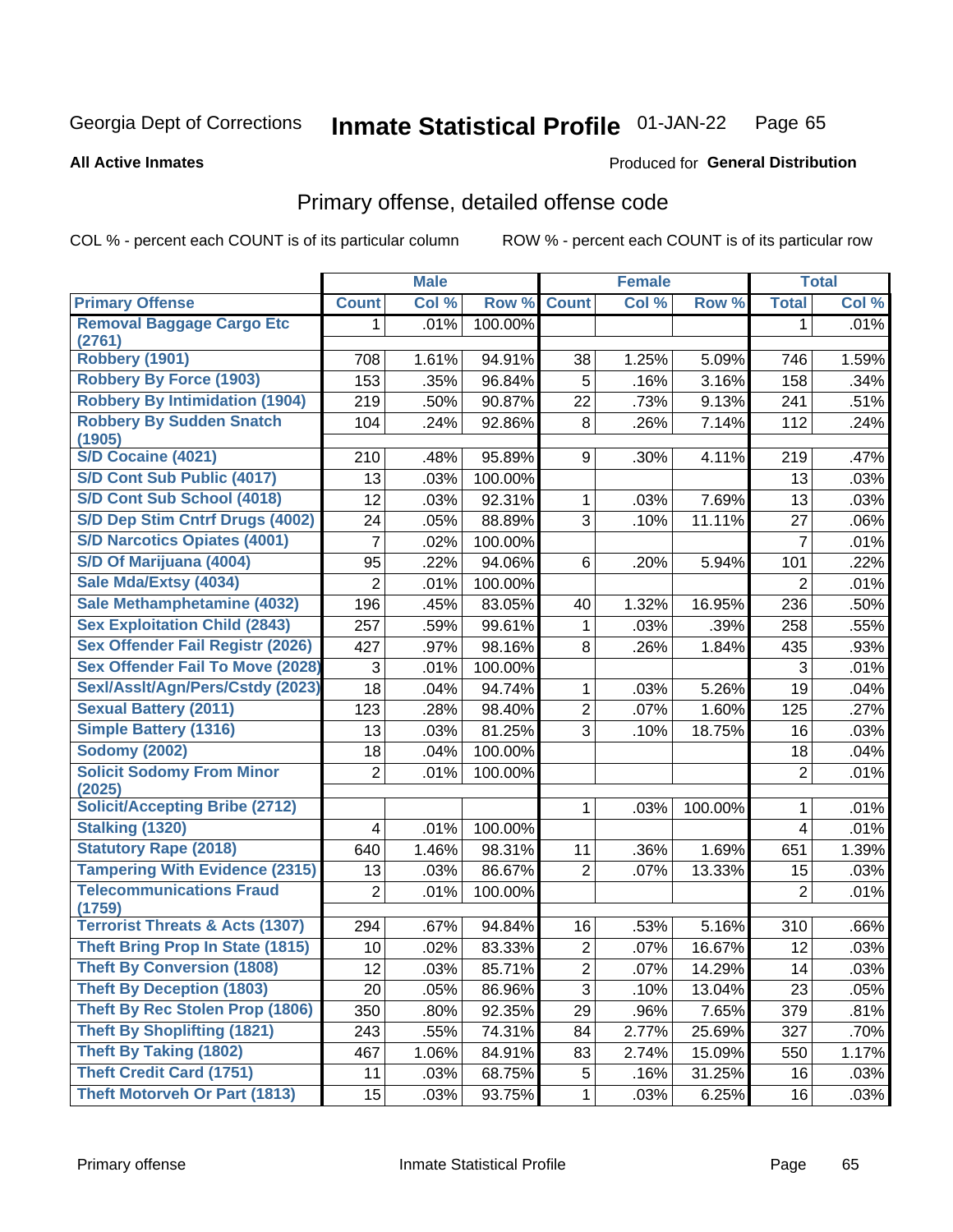Georgia Dept of Corrections **Inmate Statistical Profile** 01-JAN-22

**All Active Inmates**

Produced for **General Distribution**

## Primary offense, detailed offense code

COL % - percent each COUNT is of its particular column

ROW % - percent each COUNT is of its particular row

| | Male | | | Female | | | Total | |
|---|---|---|---|---|---|---|---|---|
| **Primary Offense** | **Count** | **Col %** | **Row %** | **Count** | **Col %** | **Row %** | **Total** | **Col %** |
| Removal Baggage Cargo Etc (2761) | 1 | .01% | 100.00% | | | | 1 | .01% |
| Robbery (1901) | 708 | 1.61% | 94.91% | 38 | 1.25% | 5.09% | 746 | 1.59% |
| Robbery By Force (1903) | 153 | .35% | 96.84% | 5 | .16% | 3.16% | 158 | .34% |
| Robbery By Intimidation (1904) | 219 | .50% | 90.87% | 22 | .73% | 9.13% | 241 | .51% |
| Robbery By Sudden Snatch (1905) | 104 | .24% | 92.86% | 8 | .26% | 7.14% | 112 | .24% |
| S/D Cocaine (4021) | 210 | .48% | 95.89% | 9 | .30% | 4.11% | 219 | .47% |
| S/D Cont Sub Public (4017) | 13 | .03% | 100.00% | | | | 13 | .03% |
| S/D Cont Sub School (4018) | 12 | .03% | 92.31% | 1 | .03% | 7.69% | 13 | .03% |
| S/D Dep Stim Cntrf Drugs (4002) | 24 | .05% | 88.89% | 3 | .10% | 11.11% | 27 | .06% |
| S/D Narcotics Opiates (4001) | 7 | .02% | 100.00% | | | | 7 | .01% |
| S/D Of Marijuana (4004) | 95 | .22% | 94.06% | 6 | .20% | 5.94% | 101 | .22% |
| Sale Mda/Extsy (4034) | 2 | .01% | 100.00% | | | | 2 | .01% |
| Sale Methamphetamine (4032) | 196 | .45% | 83.05% | 40 | 1.32% | 16.95% | 236 | .50% |
| Sex Exploitation Child (2843) | 257 | .59% | 99.61% | 1 | .03% | .39% | 258 | .55% |
| Sex Offender Fail Registr (2026) | 427 | .97% | 98.16% | 8 | .26% | 1.84% | 435 | .93% |
| Sex Offender Fail To Move (2028) | 3 | .01% | 100.00% | | | | 3 | .01% |
| Sexl/Asslt/Agn/Pers/Cstdy (2023) | 18 | .04% | 94.74% | 1 | .03% | 5.26% | 19 | .04% |
| Sexual Battery (2011) | 123 | .28% | 98.40% | 2 | .07% | 1.60% | 125 | .27% |
| Simple Battery (1316) | 13 | .03% | 81.25% | 3 | .10% | 18.75% | 16 | .03% |
| Sodomy (2002) | 18 | .04% | 100.00% | | | | 18 | .04% |
| Solicit Sodomy From Minor (2025) | 2 | .01% | 100.00% | | | | 2 | .01% |
| Solicit/Accepting Bribe (2712) | | | | 1 | .03% | 100.00% | 1 | .01% |
| Stalking (1320) | 4 | .01% | 100.00% | | | | 4 | .01% |
| Statutory Rape (2018) | 640 | 1.46% | 98.31% | 11 | .36% | 1.69% | 651 | 1.39% |
| Tampering With Evidence (2315) | 13 | .03% | 86.67% | 2 | .07% | 13.33% | 15 | .03% |
| Telecommunications Fraud (1759) | 2 | .01% | 100.00% | | | | 2 | .01% |
| Terrorist Threats & Acts (1307) | 294 | .67% | 94.84% | 16 | .53% | 5.16% | 310 | .66% |
| Theft Bring Prop In State (1815) | 10 | .02% | 83.33% | 2 | .07% | 16.67% | 12 | .03% |
| Theft By Conversion (1808) | 12 | .03% | 85.71% | 2 | .07% | 14.29% | 14 | .03% |
| Theft By Deception (1803) | 20 | .05% | 86.96% | 3 | .10% | 13.04% | 23 | .05% |
| Theft By Rec Stolen Prop (1806) | 350 | .80% | 92.35% | 29 | .96% | 7.65% | 379 | .81% |
| Theft By Shoplifting (1821) | 243 | .55% | 74.31% | 84 | 2.77% | 25.69% | 327 | .70% |
| Theft By Taking (1802) | 467 | 1.06% | 84.91% | 83 | 2.74% | 15.09% | 550 | 1.17% |
| Theft Credit Card (1751) | 11 | .03% | 68.75% | 5 | .16% | 31.25% | 16 | .03% |
| Theft Motorveh Or Part (1813) | 15 | .03% | 93.75% | 1 | .03% | 6.25% | 16 | .03% |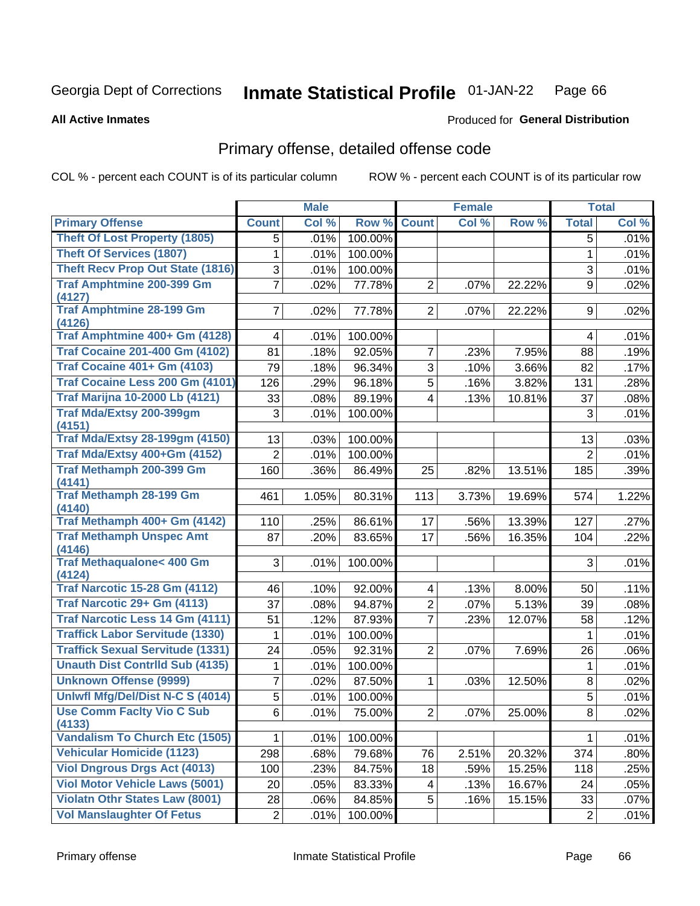Georgia Dept of Corrections **Inmate Statistical Profile** 01-JAN-22

**All Active Inmates**

Produced for **General Distribution**

## Primary offense, detailed offense code

COL % - percent each COUNT is of its particular column ROW % - percent each COUNT is of its particular row

| | Male | | | Female | | | Total | |
|---|---|---|---|---|---|---|---|---|
| **Primary Offense** | **Count** | **Col %** | **Row %** | **Count** | **Col %** | **Row %** | **Total** | **Col %** |
| Theft Of Lost Property (1805) | 5 | .01% | 100.00% | | | | 5 | .01% |
| Theft Of Services (1807) | 1 | .01% | 100.00% | | | | 1 | .01% |
| Theft Recv Prop Out State (1816) | 3 | .01% | 100.00% | | | | 3 | .01% |
| Traf Amphtmine 200-399 Gm (4127) | 7 | .02% | 77.78% | 2 | .07% | 22.22% | 9 | .02% |
| Traf Amphtmine 28-199 Gm (4126) | 7 | .02% | 77.78% | 2 | .07% | 22.22% | 9 | .02% |
| Traf Amphtmine 400+ Gm (4128) | 4 | .01% | 100.00% | | | | 4 | .01% |
| Traf Cocaine 201-400 Gm (4102) | 81 | .18% | 92.05% | 7 | .23% | 7.95% | 88 | .19% |
| Traf Cocaine 401+ Gm (4103) | 79 | .18% | 96.34% | 3 | .10% | 3.66% | 82 | .17% |
| Traf Cocaine Less 200 Gm (4101) | 126 | .29% | 96.18% | 5 | .16% | 3.82% | 131 | .28% |
| Traf Marijna 10-2000 Lb (4121) | 33 | .08% | 89.19% | 4 | .13% | 10.81% | 37 | .08% |
| Traf Mda/Extsy 200-399gm (4151) | 3 | .01% | 100.00% | | | | 3 | .01% |
| Traf Mda/Extsy 28-199gm (4150) | 13 | .03% | 100.00% | | | | 13 | .03% |
| Traf Mda/Extsy 400+Gm (4152) | 2 | .01% | 100.00% | | | | 2 | .01% |
| Traf Methamph 200-399 Gm (4141) | 160 | .36% | 86.49% | 25 | .82% | 13.51% | 185 | .39% |
| Traf Methamph 28-199 Gm (4140) | 461 | 1.05% | 80.31% | 113 | 3.73% | 19.69% | 574 | 1.22% |
| Traf Methamph 400+ Gm (4142) | 110 | .25% | 86.61% | 17 | .56% | 13.39% | 127 | .27% |
| Traf Methamph Unspec Amt (4146) | 87 | .20% | 83.65% | 17 | .56% | 16.35% | 104 | .22% |
| Traf Methaqualone< 400 Gm (4124) | 3 | .01% | 100.00% | | | | 3 | .01% |
| Traf Narcotic 15-28 Gm (4112) | 46 | .10% | 92.00% | 4 | .13% | 8.00% | 50 | .11% |
| Traf Narcotic 29+ Gm (4113) | 37 | .08% | 94.87% | 2 | .07% | 5.13% | 39 | .08% |
| Traf Narcotic Less 14 Gm (4111) | 51 | .12% | 87.93% | 7 | .23% | 12.07% | 58 | .12% |
| Traffick Labor Servitude (1330) | 1 | .01% | 100.00% | | | | 1 | .01% |
| Traffick Sexual Servitude (1331) | 24 | .05% | 92.31% | 2 | .07% | 7.69% | 26 | .06% |
| Unauth Dist Contrlld Sub (4135) | 1 | .01% | 100.00% | | | | 1 | .01% |
| Unknown Offense (9999) | 7 | .02% | 87.50% | 1 | .03% | 12.50% | 8 | .02% |
| Unlwfl Mfg/Del/Dist N-C S (4014) | 5 | .01% | 100.00% | | | | 5 | .01% |
| Use Comm Faclty Vio C Sub (4133) | 6 | .01% | 75.00% | 2 | .07% | 25.00% | 8 | .02% |
| Vandalism To Church Etc (1505) | 1 | .01% | 100.00% | | | | 1 | .01% |
| Vehicular Homicide (1123) | 298 | .68% | 79.68% | 76 | 2.51% | 20.32% | 374 | .80% |
| Viol Dngrous Drgs Act (4013) | 100 | .23% | 84.75% | 18 | .59% | 15.25% | 118 | .25% |
| Viol Motor Vehicle Laws (5001) | 20 | .05% | 83.33% | 4 | .13% | 16.67% | 24 | .05% |
| Violatn Othr States Law (8001) | 28 | .06% | 84.85% | 5 | .16% | 15.15% | 33 | .07% |
| Vol Manslaughter Of Fetus | 2 | .01% | 100.00% | | | | 2 | .01% |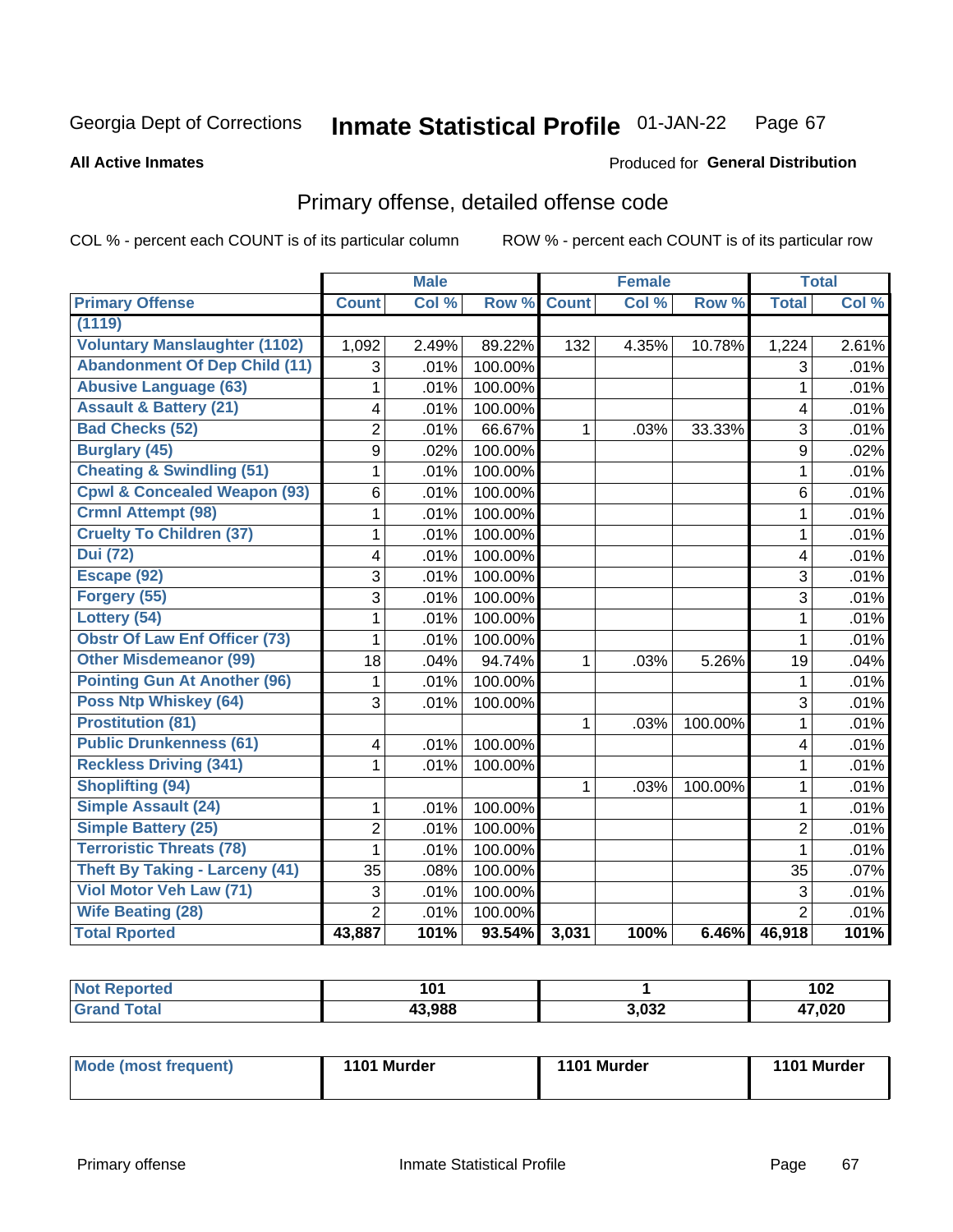Georgia Dept of Corrections **Inmate Statistical Profile** 01-JAN-22

**All Active Inmates**

Produced for **General Distribution**

## Primary offense, detailed offense code

COL % - percent each COUNT is of its particular column ROW % - percent each COUNT is of its particular row

| | Male | | | Female | | | Total | |
|---|---|---|---|---|---|---|---|---|
| **Primary Offense** | **Count** | **Col %** | **Row %** | **Count** | **Col %** | **Row %** | **Total** | **Col %** |
| **(1119)** | | | | | | | | |
| **Voluntary Manslaughter (1102)** | 1,092 | 2.49% | 89.22% | 132 | 4.35% | 10.78% | 1,224 | 2.61% |
| **Abandonment Of Dep Child (11)** | 3 | .01% | 100.00% | | | | 3 | .01% |
| **Abusive Language (63)** | 1 | .01% | 100.00% | | | | 1 | .01% |
| **Assault & Battery (21)** | 4 | .01% | 100.00% | | | | 4 | .01% |
| **Bad Checks (52)** | 2 | .01% | 66.67% | 1 | .03% | 33.33% | 3 | .01% |
| **Burglary (45)** | 9 | .02% | 100.00% | | | | 9 | .02% |
| **Cheating & Swindling (51)** | 1 | .01% | 100.00% | | | | 1 | .01% |
| **Cpwl & Concealed Weapon (93)** | 6 | .01% | 100.00% | | | | 6 | .01% |
| **Crmnl Attempt (98)** | 1 | .01% | 100.00% | | | | 1 | .01% |
| **Cruelty To Children (37)** | 1 | .01% | 100.00% | | | | 1 | .01% |
| **Dui (72)** | 4 | .01% | 100.00% | | | | 4 | .01% |
| **Escape (92)** | 3 | .01% | 100.00% | | | | 3 | .01% |
| **Forgery (55)** | 3 | .01% | 100.00% | | | | 3 | .01% |
| **Lottery (54)** | 1 | .01% | 100.00% | | | | 1 | .01% |
| **Obstr Of Law Enf Officer (73)** | 1 | .01% | 100.00% | | | | 1 | .01% |
| **Other Misdemeanor (99)** | 18 | .04% | 94.74% | 1 | .03% | 5.26% | 19 | .04% |
| **Pointing Gun At Another (96)** | 1 | .01% | 100.00% | | | | 1 | .01% |
| **Poss Ntp Whiskey (64)** | 3 | .01% | 100.00% | | | | 3 | .01% |
| **Prostitution (81)** | | | | 1 | .03% | 100.00% | 1 | .01% |
| **Public Drunkenness (61)** | 4 | .01% | 100.00% | | | | 4 | .01% |
| **Reckless Driving (341)** | 1 | .01% | 100.00% | | | | 1 | .01% |
| **Shoplifting (94)** | | | | 1 | .03% | 100.00% | 1 | .01% |
| **Simple Assault (24)** | 1 | .01% | 100.00% | | | | 1 | .01% |
| **Simple Battery (25)** | 2 | .01% | 100.00% | | | | 2 | .01% |
| **Terroristic Threats (78)** | 1 | .01% | 100.00% | | | | 1 | .01% |
| **Theft By Taking - Larceny (41)** | 35 | .08% | 100.00% | | | | 35 | .07% |
| **Viol Motor Veh Law (71)** | 3 | .01% | 100.00% | | | | 3 | .01% |
| **Wife Beating (28)** | 2 | .01% | 100.00% | | | | 2 | .01% |
| **Total Rported** | **43,887** | **101%** | **93.54%** | **3,031** | **100%** | **6.46%** | **46,918** | **101%** |

| | Male | Female | Total |
|---|---|---|---|
| **Not Reported** | **101** | **1** | **102** |
| **Grand Total** | **43,988** | **3,032** | **47,020** |

| | Male | Female | Total |
|---|---|---|---|
| **Mode (most frequent)** | **1101 Murder** | **1101 Murder** | **1101 Murder** |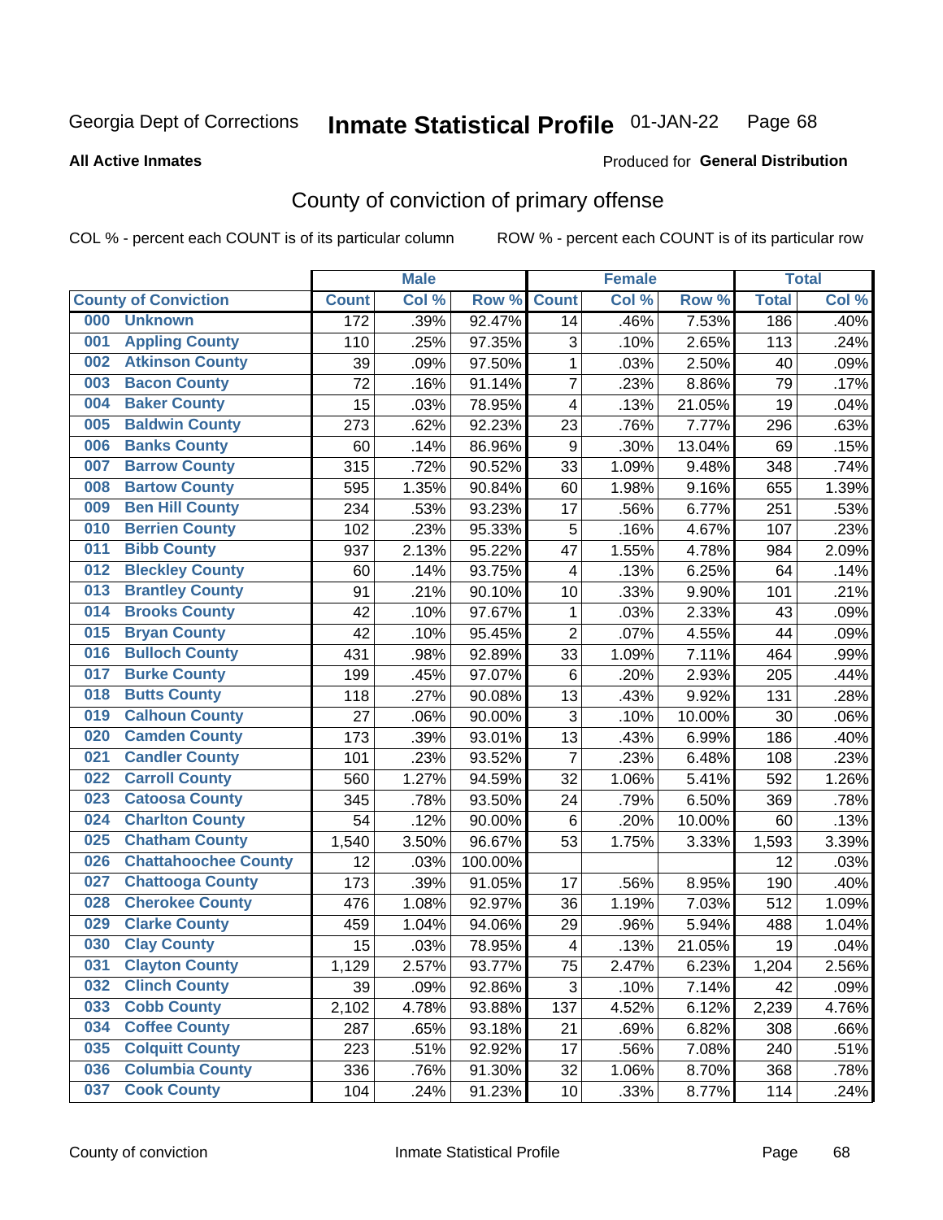Georgia Dept of Corrections **Inmate Statistical Profile** 01-JAN-22

**All Active Inmates**

Produced for **General Distribution**

## County of conviction of primary offense

COL % - percent each COUNT is of its particular column ROW % - percent each COUNT is of its particular row

| County of Conviction | | Male | | | Female | | | Total | |
|---|---|---|---|---|---|---|---|---|---|
| | | Count | Col % | Row % | Count | Col % | Row % | Total | Col % |
| 000 | Unknown | 172 | .39% | 92.47% | 14 | .46% | 7.53% | 186 | .40% |
| 001 | Appling County | 110 | .25% | 97.35% | 3 | .10% | 2.65% | 113 | .24% |
| 002 | Atkinson County | 39 | .09% | 97.50% | 1 | .03% | 2.50% | 40 | .09% |
| 003 | Bacon County | 72 | .16% | 91.14% | 7 | .23% | 8.86% | 79 | .17% |
| 004 | Baker County | 15 | .03% | 78.95% | 4 | .13% | 21.05% | 19 | .04% |
| 005 | Baldwin County | 273 | .62% | 92.23% | 23 | .76% | 7.77% | 296 | .63% |
| 006 | Banks County | 60 | .14% | 86.96% | 9 | .30% | 13.04% | 69 | .15% |
| 007 | Barrow County | 315 | .72% | 90.52% | 33 | 1.09% | 9.48% | 348 | .74% |
| 008 | Bartow County | 595 | 1.35% | 90.84% | 60 | 1.98% | 9.16% | 655 | 1.39% |
| 009 | Ben Hill County | 234 | .53% | 93.23% | 17 | .56% | 6.77% | 251 | .53% |
| 010 | Berrien County | 102 | .23% | 95.33% | 5 | .16% | 4.67% | 107 | .23% |
| 011 | Bibb County | 937 | 2.13% | 95.22% | 47 | 1.55% | 4.78% | 984 | 2.09% |
| 012 | Bleckley County | 60 | .14% | 93.75% | 4 | .13% | 6.25% | 64 | .14% |
| 013 | Brantley County | 91 | .21% | 90.10% | 10 | .33% | 9.90% | 101 | .21% |
| 014 | Brooks County | 42 | .10% | 97.67% | 1 | .03% | 2.33% | 43 | .09% |
| 015 | Bryan County | 42 | .10% | 95.45% | 2 | .07% | 4.55% | 44 | .09% |
| 016 | Bulloch County | 431 | .98% | 92.89% | 33 | 1.09% | 7.11% | 464 | .99% |
| 017 | Burke County | 199 | .45% | 97.07% | 6 | .20% | 2.93% | 205 | .44% |
| 018 | Butts County | 118 | .27% | 90.08% | 13 | .43% | 9.92% | 131 | .28% |
| 019 | Calhoun County | 27 | .06% | 90.00% | 3 | .10% | 10.00% | 30 | .06% |
| 020 | Camden County | 173 | .39% | 93.01% | 13 | .43% | 6.99% | 186 | .40% |
| 021 | Candler County | 101 | .23% | 93.52% | 7 | .23% | 6.48% | 108 | .23% |
| 022 | Carroll County | 560 | 1.27% | 94.59% | 32 | 1.06% | 5.41% | 592 | 1.26% |
| 023 | Catoosa County | 345 | .78% | 93.50% | 24 | .79% | 6.50% | 369 | .78% |
| 024 | Charlton County | 54 | .12% | 90.00% | 6 | .20% | 10.00% | 60 | .13% |
| 025 | Chatham County | 1,540 | 3.50% | 96.67% | 53 | 1.75% | 3.33% | 1,593 | 3.39% |
| 026 | Chattahoochee County | 12 | .03% | 100.00% | | | | 12 | .03% |
| 027 | Chattooga County | 173 | .39% | 91.05% | 17 | .56% | 8.95% | 190 | .40% |
| 028 | Cherokee County | 476 | 1.08% | 92.97% | 36 | 1.19% | 7.03% | 512 | 1.09% |
| 029 | Clarke County | 459 | 1.04% | 94.06% | 29 | .96% | 5.94% | 488 | 1.04% |
| 030 | Clay County | 15 | .03% | 78.95% | 4 | .13% | 21.05% | 19 | .04% |
| 031 | Clayton County | 1,129 | 2.57% | 93.77% | 75 | 2.47% | 6.23% | 1,204 | 2.56% |
| 032 | Clinch County | 39 | .09% | 92.86% | 3 | .10% | 7.14% | 42 | .09% |
| 033 | Cobb County | 2,102 | 4.78% | 93.88% | 137 | 4.52% | 6.12% | 2,239 | 4.76% |
| 034 | Coffee County | 287 | .65% | 93.18% | 21 | .69% | 6.82% | 308 | .66% |
| 035 | Colquitt County | 223 | .51% | 92.92% | 17 | .56% | 7.08% | 240 | .51% |
| 036 | Columbia County | 336 | .76% | 91.30% | 32 | 1.06% | 8.70% | 368 | .78% |
| 037 | Cook County | 104 | .24% | 91.23% | 10 | .33% | 8.77% | 114 | .24% |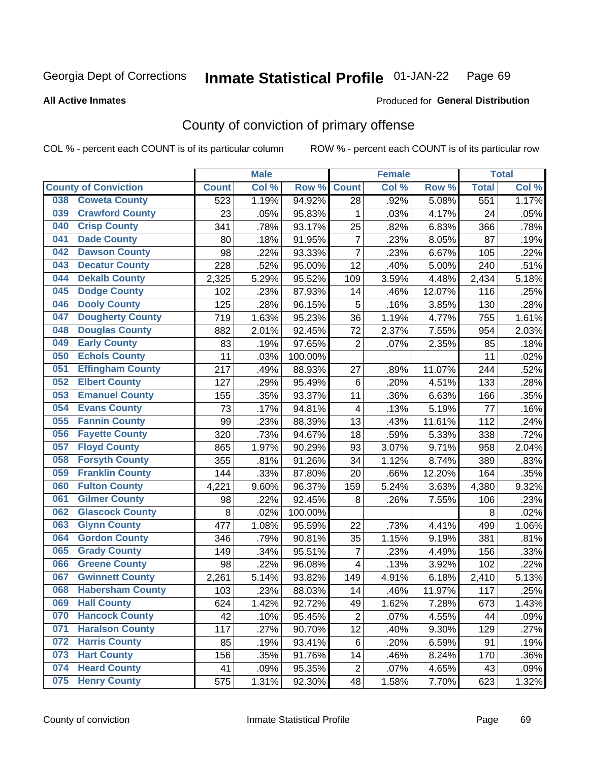Georgia Dept of Corrections **Inmate Statistical Profile** 01-JAN-22 Page 69

**All Active Inmates**

Produced for **General Distribution**

## County of conviction of primary offense

COL % - percent each COUNT is of its particular column    ROW % - percent each COUNT is of its particular row

| County of Conviction | Male | | | Female | | | Total | |
|---|---|---|---|---|---|---|---|---|
| | Count | Col % | Row % | Count | Col % | Row % | Total | Col % |
| 038 Coweta County | 523 | 1.19% | 94.92% | 28 | .92% | 5.08% | 551 | 1.17% |
| 039 Crawford County | 23 | .05% | 95.83% | 1 | .03% | 4.17% | 24 | .05% |
| 040 Crisp County | 341 | .78% | 93.17% | 25 | .82% | 6.83% | 366 | .78% |
| 041 Dade County | 80 | .18% | 91.95% | 7 | .23% | 8.05% | 87 | .19% |
| 042 Dawson County | 98 | .22% | 93.33% | 7 | .23% | 6.67% | 105 | .22% |
| 043 Decatur County | 228 | .52% | 95.00% | 12 | .40% | 5.00% | 240 | .51% |
| 044 Dekalb County | 2,325 | 5.29% | 95.52% | 109 | 3.59% | 4.48% | 2,434 | 5.18% |
| 045 Dodge County | 102 | .23% | 87.93% | 14 | .46% | 12.07% | 116 | .25% |
| 046 Dooly County | 125 | .28% | 96.15% | 5 | .16% | 3.85% | 130 | .28% |
| 047 Dougherty County | 719 | 1.63% | 95.23% | 36 | 1.19% | 4.77% | 755 | 1.61% |
| 048 Douglas County | 882 | 2.01% | 92.45% | 72 | 2.37% | 7.55% | 954 | 2.03% |
| 049 Early County | 83 | .19% | 97.65% | 2 | .07% | 2.35% | 85 | .18% |
| 050 Echols County | 11 | .03% | 100.00% | | | | 11 | .02% |
| 051 Effingham County | 217 | .49% | 88.93% | 27 | .89% | 11.07% | 244 | .52% |
| 052 Elbert County | 127 | .29% | 95.49% | 6 | .20% | 4.51% | 133 | .28% |
| 053 Emanuel County | 155 | .35% | 93.37% | 11 | .36% | 6.63% | 166 | .35% |
| 054 Evans County | 73 | .17% | 94.81% | 4 | .13% | 5.19% | 77 | .16% |
| 055 Fannin County | 99 | .23% | 88.39% | 13 | .43% | 11.61% | 112 | .24% |
| 056 Fayette County | 320 | .73% | 94.67% | 18 | .59% | 5.33% | 338 | .72% |
| 057 Floyd County | 865 | 1.97% | 90.29% | 93 | 3.07% | 9.71% | 958 | 2.04% |
| 058 Forsyth County | 355 | .81% | 91.26% | 34 | 1.12% | 8.74% | 389 | .83% |
| 059 Franklin County | 144 | .33% | 87.80% | 20 | .66% | 12.20% | 164 | .35% |
| 060 Fulton County | 4,221 | 9.60% | 96.37% | 159 | 5.24% | 3.63% | 4,380 | 9.32% |
| 061 Gilmer County | 98 | .22% | 92.45% | 8 | .26% | 7.55% | 106 | .23% |
| 062 Glascock County | 8 | .02% | 100.00% | | | | 8 | .02% |
| 063 Glynn County | 477 | 1.08% | 95.59% | 22 | .73% | 4.41% | 499 | 1.06% |
| 064 Gordon County | 346 | .79% | 90.81% | 35 | 1.15% | 9.19% | 381 | .81% |
| 065 Grady County | 149 | .34% | 95.51% | 7 | .23% | 4.49% | 156 | .33% |
| 066 Greene County | 98 | .22% | 96.08% | 4 | .13% | 3.92% | 102 | .22% |
| 067 Gwinnett County | 2,261 | 5.14% | 93.82% | 149 | 4.91% | 6.18% | 2,410 | 5.13% |
| 068 Habersham County | 103 | .23% | 88.03% | 14 | .46% | 11.97% | 117 | .25% |
| 069 Hall County | 624 | 1.42% | 92.72% | 49 | 1.62% | 7.28% | 673 | 1.43% |
| 070 Hancock County | 42 | .10% | 95.45% | 2 | .07% | 4.55% | 44 | .09% |
| 071 Haralson County | 117 | .27% | 90.70% | 12 | .40% | 9.30% | 129 | .27% |
| 072 Harris County | 85 | .19% | 93.41% | 6 | .20% | 6.59% | 91 | .19% |
| 073 Hart County | 156 | .35% | 91.76% | 14 | .46% | 8.24% | 170 | .36% |
| 074 Heard County | 41 | .09% | 95.35% | 2 | .07% | 4.65% | 43 | .09% |
| 075 Henry County | 575 | 1.31% | 92.30% | 48 | 1.58% | 7.70% | 623 | 1.32% |

County of conviction    Inmate Statistical Profile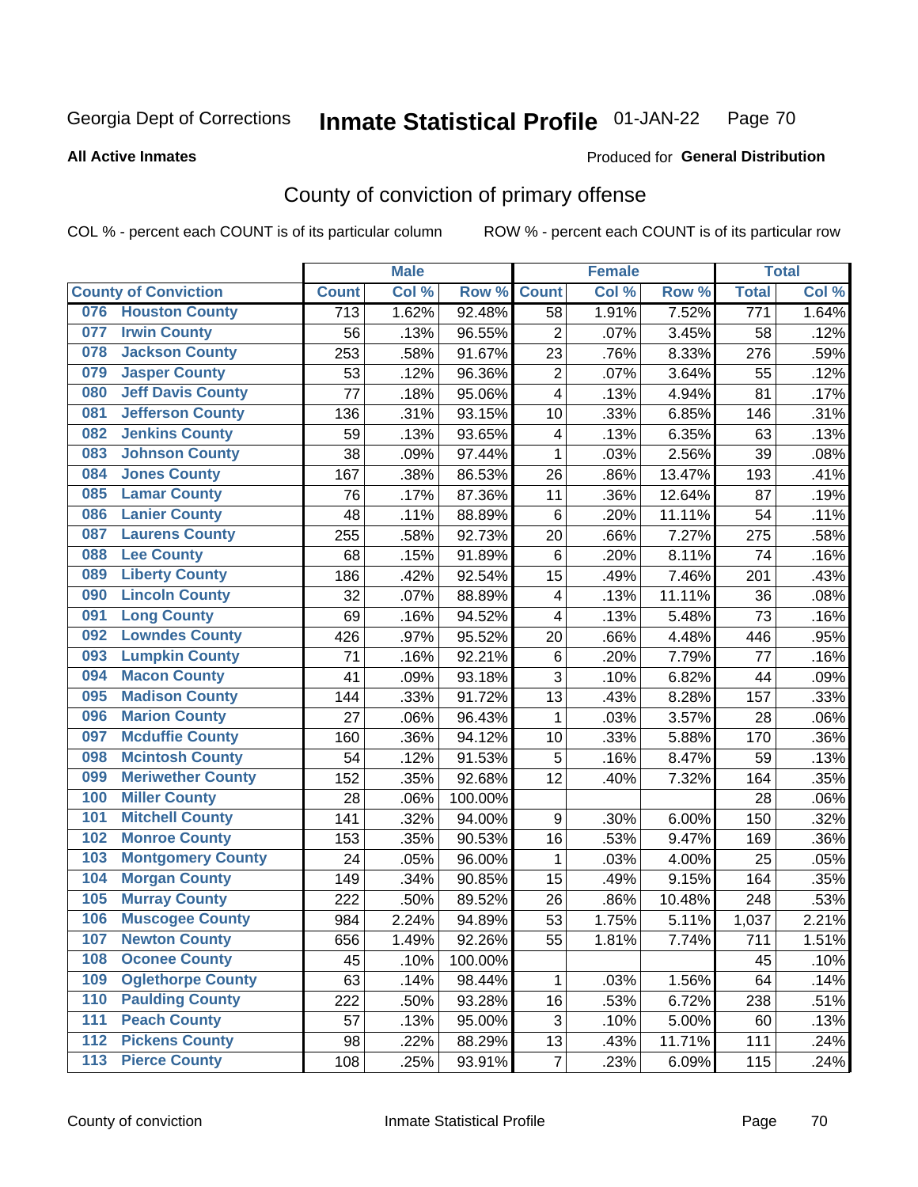Georgia Dept of Corrections **Inmate Statistical Profile** 01-JAN-22

**All Active Inmates**

Produced for **General Distribution**

## County of conviction of primary offense

COL % - percent each COUNT is of its particular column ROW % - percent each COUNT is of its particular row

| County of Conviction | Male | | | Female | | | Total | |
|---|---|---|---|---|---|---|---|---|
| | Count | Col % | Row % | Count | Col % | Row % | Total | Col % |
| 076 Houston County | 713 | 1.62% | 92.48% | 58 | 1.91% | 7.52% | 771 | 1.64% |
| 077 Irwin County | 56 | .13% | 96.55% | 2 | .07% | 3.45% | 58 | .12% |
| 078 Jackson County | 253 | .58% | 91.67% | 23 | .76% | 8.33% | 276 | .59% |
| 079 Jasper County | 53 | .12% | 96.36% | 2 | .07% | 3.64% | 55 | .12% |
| 080 Jeff Davis County | 77 | .18% | 95.06% | 4 | .13% | 4.94% | 81 | .17% |
| 081 Jefferson County | 136 | .31% | 93.15% | 10 | .33% | 6.85% | 146 | .31% |
| 082 Jenkins County | 59 | .13% | 93.65% | 4 | .13% | 6.35% | 63 | .13% |
| 083 Johnson County | 38 | .09% | 97.44% | 1 | .03% | 2.56% | 39 | .08% |
| 084 Jones County | 167 | .38% | 86.53% | 26 | .86% | 13.47% | 193 | .41% |
| 085 Lamar County | 76 | .17% | 87.36% | 11 | .36% | 12.64% | 87 | .19% |
| 086 Lanier County | 48 | .11% | 88.89% | 6 | .20% | 11.11% | 54 | .11% |
| 087 Laurens County | 255 | .58% | 92.73% | 20 | .66% | 7.27% | 275 | .58% |
| 088 Lee County | 68 | .15% | 91.89% | 6 | .20% | 8.11% | 74 | .16% |
| 089 Liberty County | 186 | .42% | 92.54% | 15 | .49% | 7.46% | 201 | .43% |
| 090 Lincoln County | 32 | .07% | 88.89% | 4 | .13% | 11.11% | 36 | .08% |
| 091 Long County | 69 | .16% | 94.52% | 4 | .13% | 5.48% | 73 | .16% |
| 092 Lowndes County | 426 | .97% | 95.52% | 20 | .66% | 4.48% | 446 | .95% |
| 093 Lumpkin County | 71 | .16% | 92.21% | 6 | .20% | 7.79% | 77 | .16% |
| 094 Macon County | 41 | .09% | 93.18% | 3 | .10% | 6.82% | 44 | .09% |
| 095 Madison County | 144 | .33% | 91.72% | 13 | .43% | 8.28% | 157 | .33% |
| 096 Marion County | 27 | .06% | 96.43% | 1 | .03% | 3.57% | 28 | .06% |
| 097 Mcduffie County | 160 | .36% | 94.12% | 10 | .33% | 5.88% | 170 | .36% |
| 098 Mcintosh County | 54 | .12% | 91.53% | 5 | .16% | 8.47% | 59 | .13% |
| 099 Meriwether County | 152 | .35% | 92.68% | 12 | .40% | 7.32% | 164 | .35% |
| 100 Miller County | 28 | .06% | 100.00% | | | | 28 | .06% |
| 101 Mitchell County | 141 | .32% | 94.00% | 9 | .30% | 6.00% | 150 | .32% |
| 102 Monroe County | 153 | .35% | 90.53% | 16 | .53% | 9.47% | 169 | .36% |
| 103 Montgomery County | 24 | .05% | 96.00% | 1 | .03% | 4.00% | 25 | .05% |
| 104 Morgan County | 149 | .34% | 90.85% | 15 | .49% | 9.15% | 164 | .35% |
| 105 Murray County | 222 | .50% | 89.52% | 26 | .86% | 10.48% | 248 | .53% |
| 106 Muscogee County | 984 | 2.24% | 94.89% | 53 | 1.75% | 5.11% | 1,037 | 2.21% |
| 107 Newton County | 656 | 1.49% | 92.26% | 55 | 1.81% | 7.74% | 711 | 1.51% |
| 108 Oconee County | 45 | .10% | 100.00% | | | | 45 | .10% |
| 109 Oglethorpe County | 63 | .14% | 98.44% | 1 | .03% | 1.56% | 64 | .14% |
| 110 Paulding County | 222 | .50% | 93.28% | 16 | .53% | 6.72% | 238 | .51% |
| 111 Peach County | 57 | .13% | 95.00% | 3 | .10% | 5.00% | 60 | .13% |
| 112 Pickens County | 98 | .22% | 88.29% | 13 | .43% | 11.71% | 111 | .24% |
| 113 Pierce County | 108 | .25% | 93.91% | 7 | .23% | 6.09% | 115 | .24% |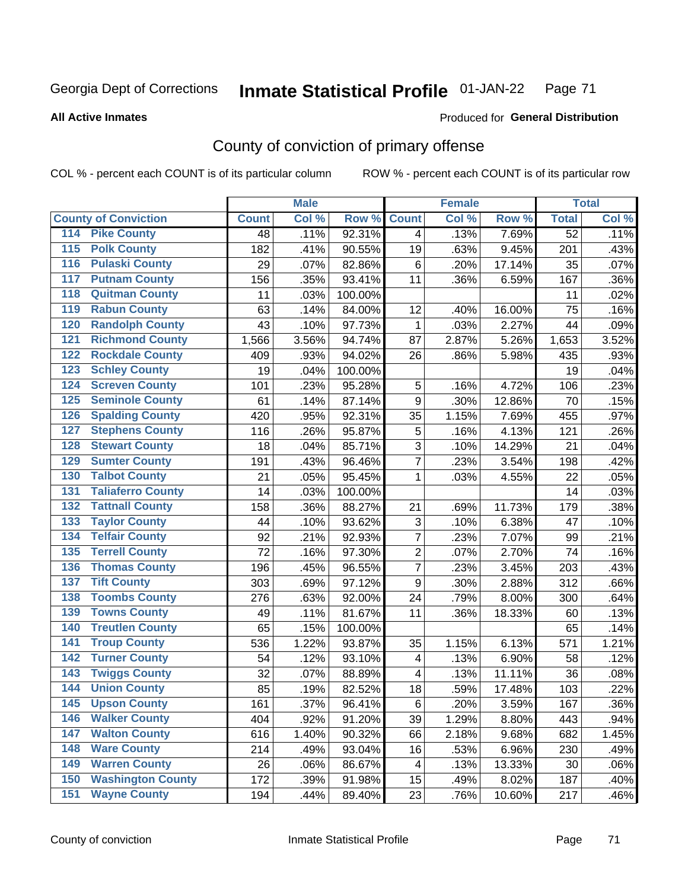Georgia Dept of Corrections **Inmate Statistical Profile** 01-JAN-22

**All Active Inmates**

Produced for **General Distribution**

## County of conviction of primary offense

COL % - percent each COUNT is of its particular column ROW % - percent each COUNT is of its particular row

| County of Conviction | Male | | | Female | | | Total | |
|---|---|---|---|---|---|---|---|---|
| | Count | Col % | Row % | Count | Col % | Row % | Total | Col % |
| 114 Pike County | 48 | .11% | 92.31% | 4 | .13% | 7.69% | 52 | .11% |
| 115 Polk County | 182 | .41% | 90.55% | 19 | .63% | 9.45% | 201 | .43% |
| 116 Pulaski County | 29 | .07% | 82.86% | 6 | .20% | 17.14% | 35 | .07% |
| 117 Putnam County | 156 | .35% | 93.41% | 11 | .36% | 6.59% | 167 | .36% |
| 118 Quitman County | 11 | .03% | 100.00% | | | | 11 | .02% |
| 119 Rabun County | 63 | .14% | 84.00% | 12 | .40% | 16.00% | 75 | .16% |
| 120 Randolph County | 43 | .10% | 97.73% | 1 | .03% | 2.27% | 44 | .09% |
| 121 Richmond County | 1,566 | 3.56% | 94.74% | 87 | 2.87% | 5.26% | 1,653 | 3.52% |
| 122 Rockdale County | 409 | .93% | 94.02% | 26 | .86% | 5.98% | 435 | .93% |
| 123 Schley County | 19 | .04% | 100.00% | | | | 19 | .04% |
| 124 Screven County | 101 | .23% | 95.28% | 5 | .16% | 4.72% | 106 | .23% |
| 125 Seminole County | 61 | .14% | 87.14% | 9 | .30% | 12.86% | 70 | .15% |
| 126 Spalding County | 420 | .95% | 92.31% | 35 | 1.15% | 7.69% | 455 | .97% |
| 127 Stephens County | 116 | .26% | 95.87% | 5 | .16% | 4.13% | 121 | .26% |
| 128 Stewart County | 18 | .04% | 85.71% | 3 | .10% | 14.29% | 21 | .04% |
| 129 Sumter County | 191 | .43% | 96.46% | 7 | .23% | 3.54% | 198 | .42% |
| 130 Talbot County | 21 | .05% | 95.45% | 1 | .03% | 4.55% | 22 | .05% |
| 131 Taliaferro County | 14 | .03% | 100.00% | | | | 14 | .03% |
| 132 Tattnall County | 158 | .36% | 88.27% | 21 | .69% | 11.73% | 179 | .38% |
| 133 Taylor County | 44 | .10% | 93.62% | 3 | .10% | 6.38% | 47 | .10% |
| 134 Telfair County | 92 | .21% | 92.93% | 7 | .23% | 7.07% | 99 | .21% |
| 135 Terrell County | 72 | .16% | 97.30% | 2 | .07% | 2.70% | 74 | .16% |
| 136 Thomas County | 196 | .45% | 96.55% | 7 | .23% | 3.45% | 203 | .43% |
| 137 Tift County | 303 | .69% | 97.12% | 9 | .30% | 2.88% | 312 | .66% |
| 138 Toombs County | 276 | .63% | 92.00% | 24 | .79% | 8.00% | 300 | .64% |
| 139 Towns County | 49 | .11% | 81.67% | 11 | .36% | 18.33% | 60 | .13% |
| 140 Treutlen County | 65 | .15% | 100.00% | | | | 65 | .14% |
| 141 Troup County | 536 | 1.22% | 93.87% | 35 | 1.15% | 6.13% | 571 | 1.21% |
| 142 Turner County | 54 | .12% | 93.10% | 4 | .13% | 6.90% | 58 | .12% |
| 143 Twiggs County | 32 | .07% | 88.89% | 4 | .13% | 11.11% | 36 | .08% |
| 144 Union County | 85 | .19% | 82.52% | 18 | .59% | 17.48% | 103 | .22% |
| 145 Upson County | 161 | .37% | 96.41% | 6 | .20% | 3.59% | 167 | .36% |
| 146 Walker County | 404 | .92% | 91.20% | 39 | 1.29% | 8.80% | 443 | .94% |
| 147 Walton County | 616 | 1.40% | 90.32% | 66 | 2.18% | 9.68% | 682 | 1.45% |
| 148 Ware County | 214 | .49% | 93.04% | 16 | .53% | 6.96% | 230 | .49% |
| 149 Warren County | 26 | .06% | 86.67% | 4 | .13% | 13.33% | 30 | .06% |
| 150 Washington County | 172 | .39% | 91.98% | 15 | .49% | 8.02% | 187 | .40% |
| 151 Wayne County | 194 | .44% | 89.40% | 23 | .76% | 10.60% | 217 | .46% |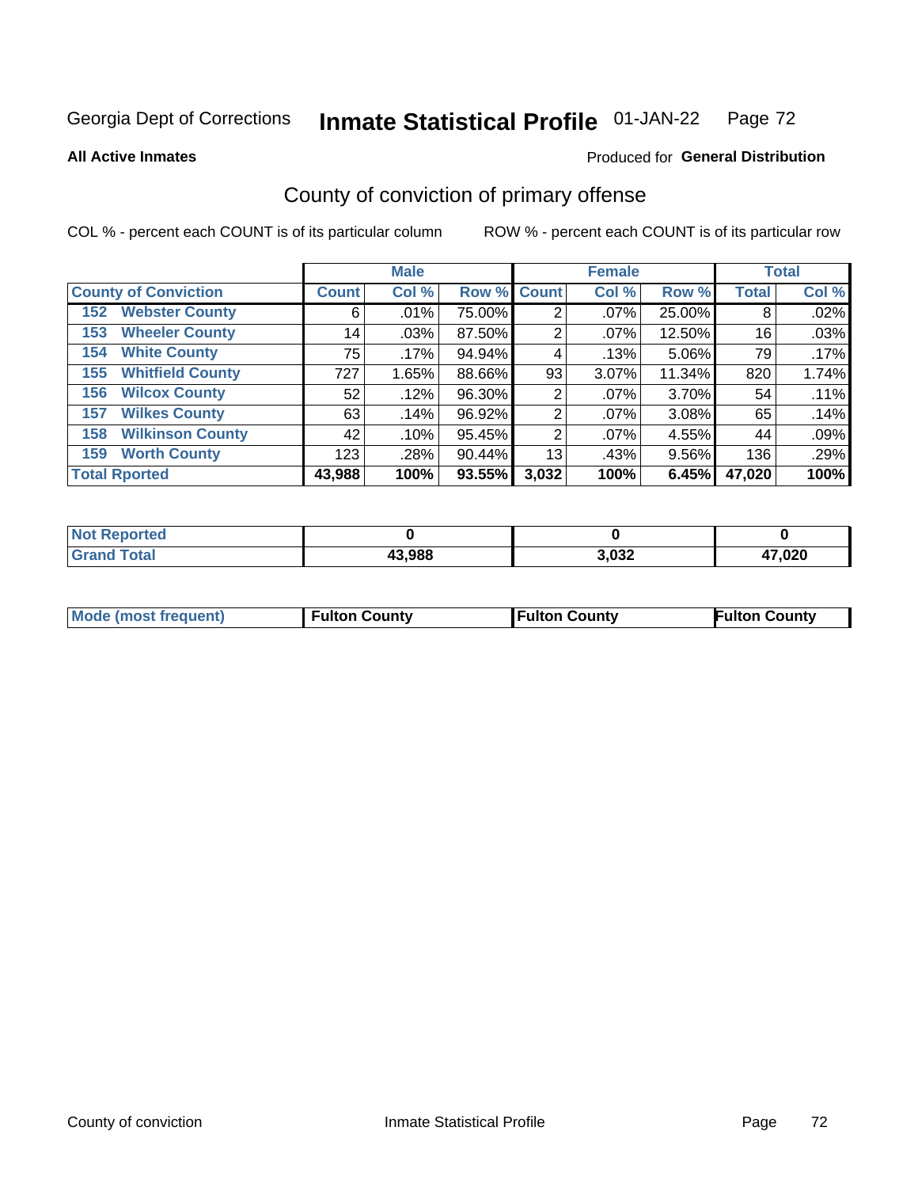Georgia Dept of Corrections **Inmate Statistical Profile** 01-JAN-22

**All Active Inmates**

Produced for **General Distribution**

## County of conviction of primary offense

COL % - percent each COUNT is of its particular column

ROW % - percent each COUNT is of its particular row

| County of Conviction | Male | | | Female | | | Total | |
|---|---|---|---|---|---|---|---|---|
| | Count | Col % | Row % | Count | Col % | Row % | Total | Col % |
| 152 Webster County | 6 | .01% | 75.00% | 2 | .07% | 25.00% | 8 | .02% |
| 153 Wheeler County | 14 | .03% | 87.50% | 2 | .07% | 12.50% | 16 | .03% |
| 154 White County | 75 | .17% | 94.94% | 4 | .13% | 5.06% | 79 | .17% |
| 155 Whitfield County | 727 | 1.65% | 88.66% | 93 | 3.07% | 11.34% | 820 | 1.74% |
| 156 Wilcox County | 52 | .12% | 96.30% | 2 | .07% | 3.70% | 54 | .11% |
| 157 Wilkes County | 63 | .14% | 96.92% | 2 | .07% | 3.08% | 65 | .14% |
| 158 Wilkinson County | 42 | .10% | 95.45% | 2 | .07% | 4.55% | 44 | .09% |
| 159 Worth County | 123 | .28% | 90.44% | 13 | .43% | 9.56% | 136 | .29% |
| **Total Rported** | **43,988** | **100%** | **93.55%** | **3,032** | **100%** | **6.45%** | **47,020** | **100%** |

| | Male | Female | Total |
|---|---|---|---|
| Not Reported | 0 | 0 | 0 |
| Grand Total | 43,988 | 3,032 | 47,020 |

| | Male | Female | Total |
|---|---|---|---|
| Mode (most frequent) | Fulton County | Fulton County | Fulton County |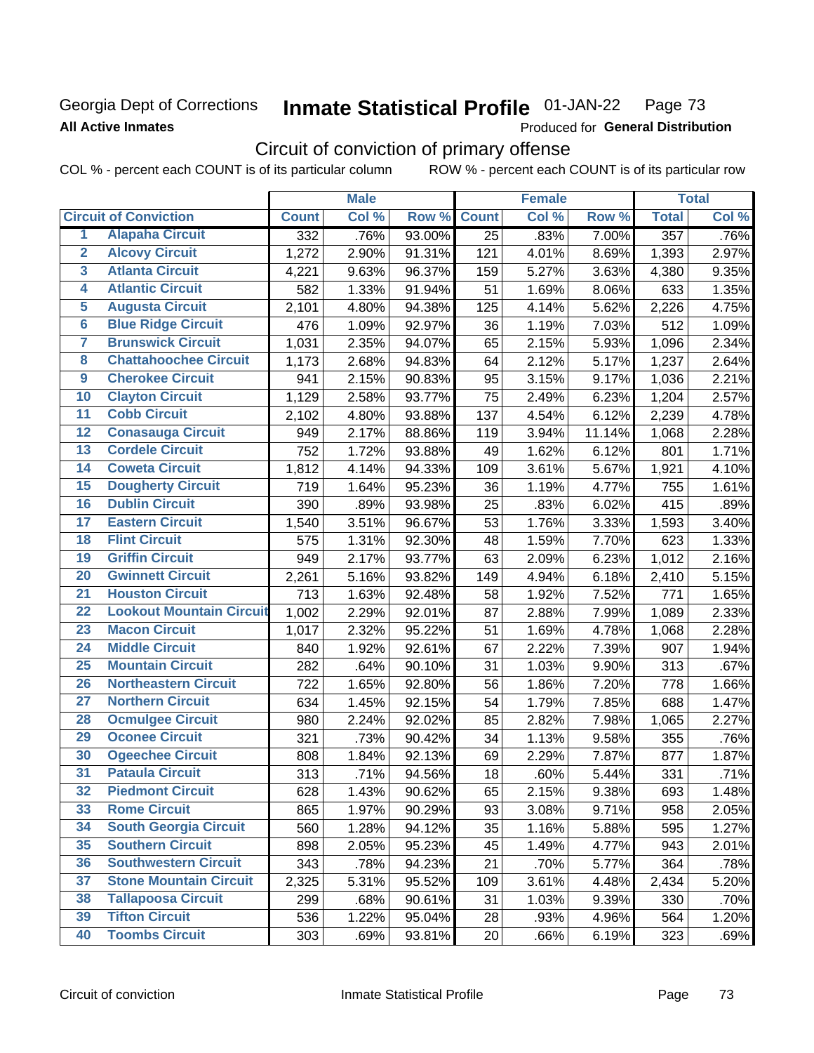Georgia Dept of Corrections **Inmate Statistical Profile** 01-JAN-22

**All Active Inmates**

Produced for **General Distribution**

## Circuit of conviction of primary offense

COL % - percent each COUNT is of its particular column ROW % - percent each COUNT is of its particular row

| | Circuit of Conviction | Male | | | Female | | | Total | |
|---|---|---|---|---|---|---|---|---|---|
| | | Count | Col % | Row % | Count | Col % | Row % | Total | Col % |
| 1 | Alapaha Circuit | 332 | .76% | 93.00% | 25 | .83% | 7.00% | 357 | .76% |
| 2 | Alcovy Circuit | 1,272 | 2.90% | 91.31% | 121 | 4.01% | 8.69% | 1,393 | 2.97% |
| 3 | Atlanta Circuit | 4,221 | 9.63% | 96.37% | 159 | 5.27% | 3.63% | 4,380 | 9.35% |
| 4 | Atlantic Circuit | 582 | 1.33% | 91.94% | 51 | 1.69% | 8.06% | 633 | 1.35% |
| 5 | Augusta Circuit | 2,101 | 4.80% | 94.38% | 125 | 4.14% | 5.62% | 2,226 | 4.75% |
| 6 | Blue Ridge Circuit | 476 | 1.09% | 92.97% | 36 | 1.19% | 7.03% | 512 | 1.09% |
| 7 | Brunswick Circuit | 1,031 | 2.35% | 94.07% | 65 | 2.15% | 5.93% | 1,096 | 2.34% |
| 8 | Chattahoochee Circuit | 1,173 | 2.68% | 94.83% | 64 | 2.12% | 5.17% | 1,237 | 2.64% |
| 9 | Cherokee Circuit | 941 | 2.15% | 90.83% | 95 | 3.15% | 9.17% | 1,036 | 2.21% |
| 10 | Clayton Circuit | 1,129 | 2.58% | 93.77% | 75 | 2.49% | 6.23% | 1,204 | 2.57% |
| 11 | Cobb Circuit | 2,102 | 4.80% | 93.88% | 137 | 4.54% | 6.12% | 2,239 | 4.78% |
| 12 | Conasauga Circuit | 949 | 2.17% | 88.86% | 119 | 3.94% | 11.14% | 1,068 | 2.28% |
| 13 | Cordele Circuit | 752 | 1.72% | 93.88% | 49 | 1.62% | 6.12% | 801 | 1.71% |
| 14 | Coweta Circuit | 1,812 | 4.14% | 94.33% | 109 | 3.61% | 5.67% | 1,921 | 4.10% |
| 15 | Dougherty Circuit | 719 | 1.64% | 95.23% | 36 | 1.19% | 4.77% | 755 | 1.61% |
| 16 | Dublin Circuit | 390 | .89% | 93.98% | 25 | .83% | 6.02% | 415 | .89% |
| 17 | Eastern Circuit | 1,540 | 3.51% | 96.67% | 53 | 1.76% | 3.33% | 1,593 | 3.40% |
| 18 | Flint Circuit | 575 | 1.31% | 92.30% | 48 | 1.59% | 7.70% | 623 | 1.33% |
| 19 | Griffin Circuit | 949 | 2.17% | 93.77% | 63 | 2.09% | 6.23% | 1,012 | 2.16% |
| 20 | Gwinnett Circuit | 2,261 | 5.16% | 93.82% | 149 | 4.94% | 6.18% | 2,410 | 5.15% |
| 21 | Houston Circuit | 713 | 1.63% | 92.48% | 58 | 1.92% | 7.52% | 771 | 1.65% |
| 22 | Lookout Mountain Circuit | 1,002 | 2.29% | 92.01% | 87 | 2.88% | 7.99% | 1,089 | 2.33% |
| 23 | Macon Circuit | 1,017 | 2.32% | 95.22% | 51 | 1.69% | 4.78% | 1,068 | 2.28% |
| 24 | Middle Circuit | 840 | 1.92% | 92.61% | 67 | 2.22% | 7.39% | 907 | 1.94% |
| 25 | Mountain Circuit | 282 | .64% | 90.10% | 31 | 1.03% | 9.90% | 313 | .67% |
| 26 | Northeastern Circuit | 722 | 1.65% | 92.80% | 56 | 1.86% | 7.20% | 778 | 1.66% |
| 27 | Northern Circuit | 634 | 1.45% | 92.15% | 54 | 1.79% | 7.85% | 688 | 1.47% |
| 28 | Ocmulgee Circuit | 980 | 2.24% | 92.02% | 85 | 2.82% | 7.98% | 1,065 | 2.27% |
| 29 | Oconee Circuit | 321 | .73% | 90.42% | 34 | 1.13% | 9.58% | 355 | .76% |
| 30 | Ogeechee Circuit | 808 | 1.84% | 92.13% | 69 | 2.29% | 7.87% | 877 | 1.87% |
| 31 | Pataula Circuit | 313 | .71% | 94.56% | 18 | .60% | 5.44% | 331 | .71% |
| 32 | Piedmont Circuit | 628 | 1.43% | 90.62% | 65 | 2.15% | 9.38% | 693 | 1.48% |
| 33 | Rome Circuit | 865 | 1.97% | 90.29% | 93 | 3.08% | 9.71% | 958 | 2.05% |
| 34 | South Georgia Circuit | 560 | 1.28% | 94.12% | 35 | 1.16% | 5.88% | 595 | 1.27% |
| 35 | Southern Circuit | 898 | 2.05% | 95.23% | 45 | 1.49% | 4.77% | 943 | 2.01% |
| 36 | Southwestern Circuit | 343 | .78% | 94.23% | 21 | .70% | 5.77% | 364 | .78% |
| 37 | Stone Mountain Circuit | 2,325 | 5.31% | 95.52% | 109 | 3.61% | 4.48% | 2,434 | 5.20% |
| 38 | Tallapoosa Circuit | 299 | .68% | 90.61% | 31 | 1.03% | 9.39% | 330 | .70% |
| 39 | Tifton Circuit | 536 | 1.22% | 95.04% | 28 | .93% | 4.96% | 564 | 1.20% |
| 40 | Toombs Circuit | 303 | .69% | 93.81% | 20 | .66% | 6.19% | 323 | .69% |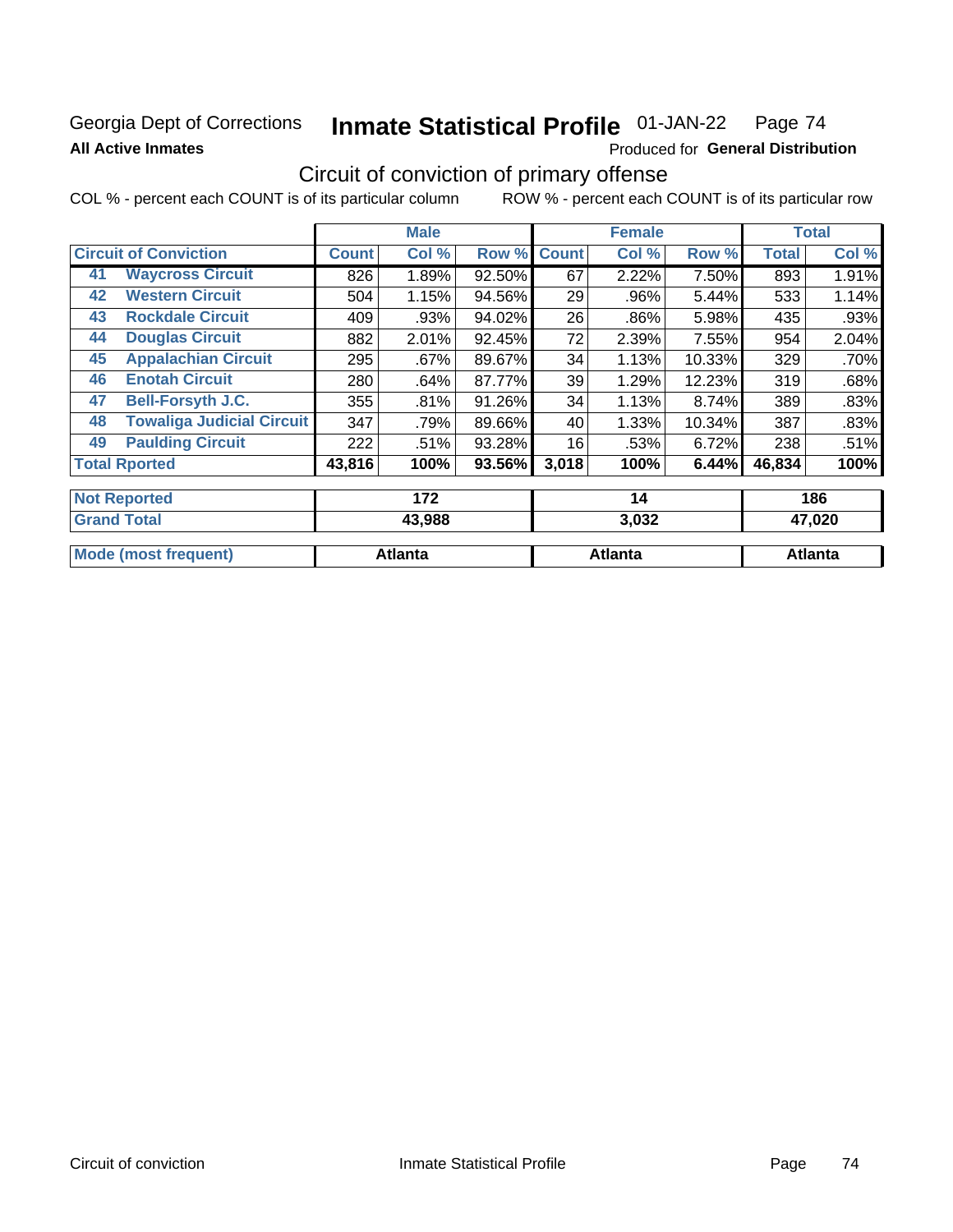Georgia Dept of Corrections **Inmate Statistical Profile** 01-JAN-22

**All Active Inmates**

Produced for **General Distribution**

## Circuit of conviction of primary offense

COL % - percent each COUNT is of its particular column    ROW % - percent each COUNT is of its particular row

| Circuit of Conviction | | Male | | | Female | | | Total | |
|---|---|---|---|---|---|---|---|---|---|
| | | Count | Col % | Row % | Count | Col % | Row % | Total | Col % |
| 41 | Waycross Circuit | 826 | 1.89% | 92.50% | 67 | 2.22% | 7.50% | 893 | 1.91% |
| 42 | Western Circuit | 504 | 1.15% | 94.56% | 29 | .96% | 5.44% | 533 | 1.14% |
| 43 | Rockdale Circuit | 409 | .93% | 94.02% | 26 | .86% | 5.98% | 435 | .93% |
| 44 | Douglas Circuit | 882 | 2.01% | 92.45% | 72 | 2.39% | 7.55% | 954 | 2.04% |
| 45 | Appalachian Circuit | 295 | .67% | 89.67% | 34 | 1.13% | 10.33% | 329 | .70% |
| 46 | Enotah Circuit | 280 | .64% | 87.77% | 39 | 1.29% | 12.23% | 319 | .68% |
| 47 | Bell-Forsyth J.C. | 355 | .81% | 91.26% | 34 | 1.13% | 8.74% | 389 | .83% |
| 48 | Towaliga Judicial Circuit | 347 | .79% | 89.66% | 40 | 1.33% | 10.34% | 387 | .83% |
| 49 | Paulding Circuit | 222 | .51% | 93.28% | 16 | .53% | 6.72% | 238 | .51% |
| Total Rported | | 43,816 | 100% | 93.56% | 3,018 | 100% | 6.44% | 46,834 | 100% |
| Not Reported | | 172 | | | 14 | | | 186 | |
| Grand Total | | 43,988 | | | 3,032 | | | 47,020 | |
| Mode (most frequent) | | Atlanta | | | Atlanta | | | Atlanta | |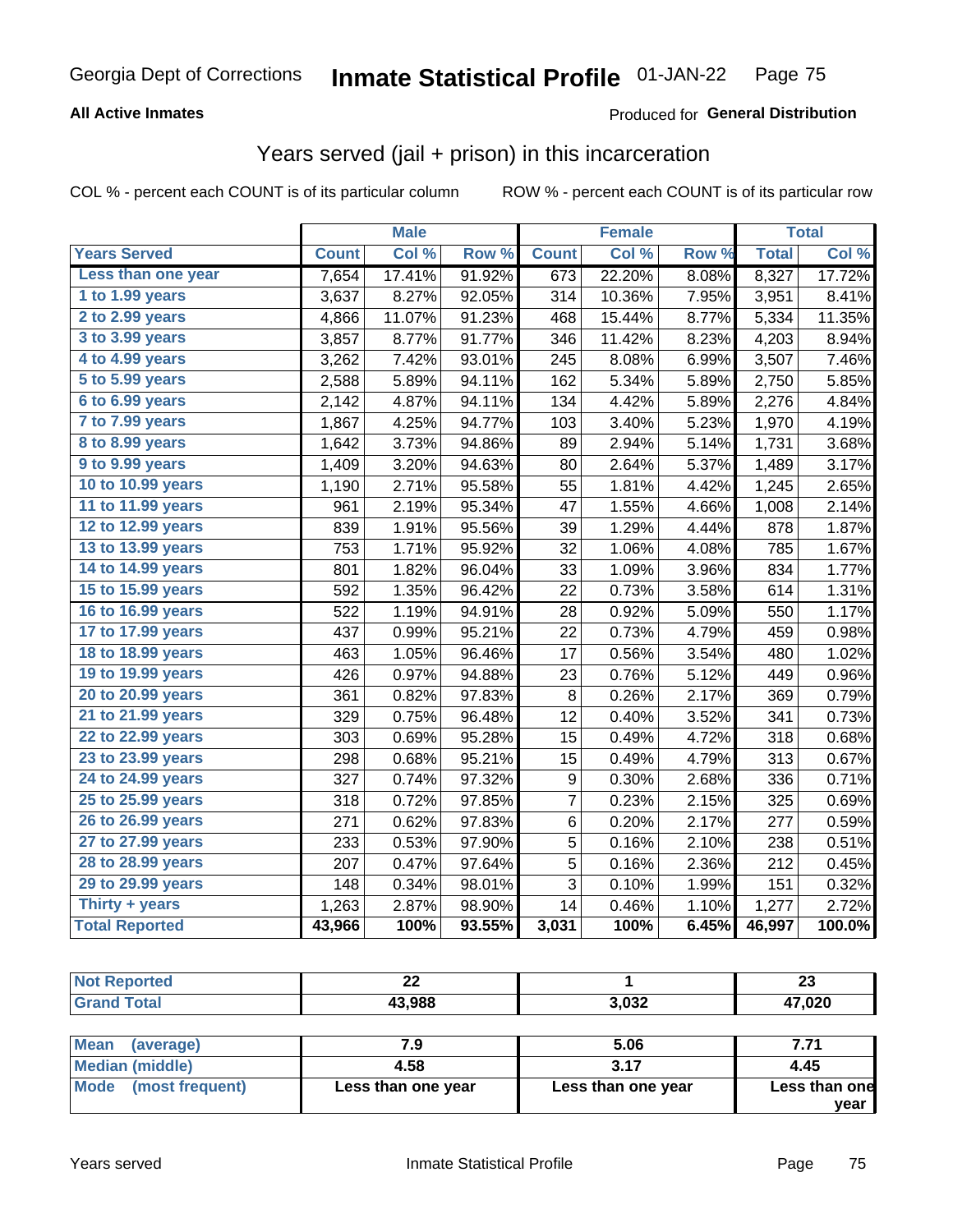Georgia Dept of Corrections **Inmate Statistical Profile** 01-JAN-22

**All Active Inmates**

Produced for **General Distribution**

## Years served (jail + prison) in this incarceration

COL % - percent each COUNT is of its particular column

ROW % - percent each COUNT is of its particular row

| | Male | | | Female | | | Total | |
|---|---|---|---|---|---|---|---|---|
| **Years Served** | **Count** | **Col %** | **Row %** | **Count** | **Col %** | **Row %** | **Total** | **Col %** |
| Less than one year | 7,654 | 17.41% | 91.92% | 673 | 22.20% | 8.08% | 8,327 | 17.72% |
| 1 to 1.99 years | 3,637 | 8.27% | 92.05% | 314 | 10.36% | 7.95% | 3,951 | 8.41% |
| 2 to 2.99 years | 4,866 | 11.07% | 91.23% | 468 | 15.44% | 8.77% | 5,334 | 11.35% |
| 3 to 3.99 years | 3,857 | 8.77% | 91.77% | 346 | 11.42% | 8.23% | 4,203 | 8.94% |
| 4 to 4.99 years | 3,262 | 7.42% | 93.01% | 245 | 8.08% | 6.99% | 3,507 | 7.46% |
| 5 to 5.99 years | 2,588 | 5.89% | 94.11% | 162 | 5.34% | 5.89% | 2,750 | 5.85% |
| 6 to 6.99 years | 2,142 | 4.87% | 94.11% | 134 | 4.42% | 5.89% | 2,276 | 4.84% |
| 7 to 7.99 years | 1,867 | 4.25% | 94.77% | 103 | 3.40% | 5.23% | 1,970 | 4.19% |
| 8 to 8.99 years | 1,642 | 3.73% | 94.86% | 89 | 2.94% | 5.14% | 1,731 | 3.68% |
| 9 to 9.99 years | 1,409 | 3.20% | 94.63% | 80 | 2.64% | 5.37% | 1,489 | 3.17% |
| 10 to 10.99 years | 1,190 | 2.71% | 95.58% | 55 | 1.81% | 4.42% | 1,245 | 2.65% |
| 11 to 11.99 years | 961 | 2.19% | 95.34% | 47 | 1.55% | 4.66% | 1,008 | 2.14% |
| 12 to 12.99 years | 839 | 1.91% | 95.56% | 39 | 1.29% | 4.44% | 878 | 1.87% |
| 13 to 13.99 years | 753 | 1.71% | 95.92% | 32 | 1.06% | 4.08% | 785 | 1.67% |
| 14 to 14.99 years | 801 | 1.82% | 96.04% | 33 | 1.09% | 3.96% | 834 | 1.77% |
| 15 to 15.99 years | 592 | 1.35% | 96.42% | 22 | 0.73% | 3.58% | 614 | 1.31% |
| 16 to 16.99 years | 522 | 1.19% | 94.91% | 28 | 0.92% | 5.09% | 550 | 1.17% |
| 17 to 17.99 years | 437 | 0.99% | 95.21% | 22 | 0.73% | 4.79% | 459 | 0.98% |
| 18 to 18.99 years | 463 | 1.05% | 96.46% | 17 | 0.56% | 3.54% | 480 | 1.02% |
| 19 to 19.99 years | 426 | 0.97% | 94.88% | 23 | 0.76% | 5.12% | 449 | 0.96% |
| 20 to 20.99 years | 361 | 0.82% | 97.83% | 8 | 0.26% | 2.17% | 369 | 0.79% |
| 21 to 21.99 years | 329 | 0.75% | 96.48% | 12 | 0.40% | 3.52% | 341 | 0.73% |
| 22 to 22.99 years | 303 | 0.69% | 95.28% | 15 | 0.49% | 4.72% | 318 | 0.68% |
| 23 to 23.99 years | 298 | 0.68% | 95.21% | 15 | 0.49% | 4.79% | 313 | 0.67% |
| 24 to 24.99 years | 327 | 0.74% | 97.32% | 9 | 0.30% | 2.68% | 336 | 0.71% |
| 25 to 25.99 years | 318 | 0.72% | 97.85% | 7 | 0.23% | 2.15% | 325 | 0.69% |
| 26 to 26.99 years | 271 | 0.62% | 97.83% | 6 | 0.20% | 2.17% | 277 | 0.59% |
| 27 to 27.99 years | 233 | 0.53% | 97.90% | 5 | 0.16% | 2.10% | 238 | 0.51% |
| 28 to 28.99 years | 207 | 0.47% | 97.64% | 5 | 0.16% | 2.36% | 212 | 0.45% |
| 29 to 29.99 years | 148 | 0.34% | 98.01% | 3 | 0.10% | 1.99% | 151 | 0.32% |
| Thirty + years | 1,263 | 2.87% | 98.90% | 14 | 0.46% | 1.10% | 1,277 | 2.72% |
| **Total Reported** | **43,966** | **100%** | **93.55%** | **3,031** | **100%** | **6.45%** | **46,997** | **100.0%** |

| | Male | Female | Total |
|---|---|---|---|
| Not Reported | 22 | 1 | 23 |
| Grand Total | 43,988 | 3,032 | 47,020 |

| | Male | Female | Total |
|---|---|---|---|
| Mean (average) | 7.9 | 5.06 | 7.71 |
| Median (middle) | 4.58 | 3.17 | 4.45 |
| Mode (most frequent) | Less than one year | Less than one year | Less than one year |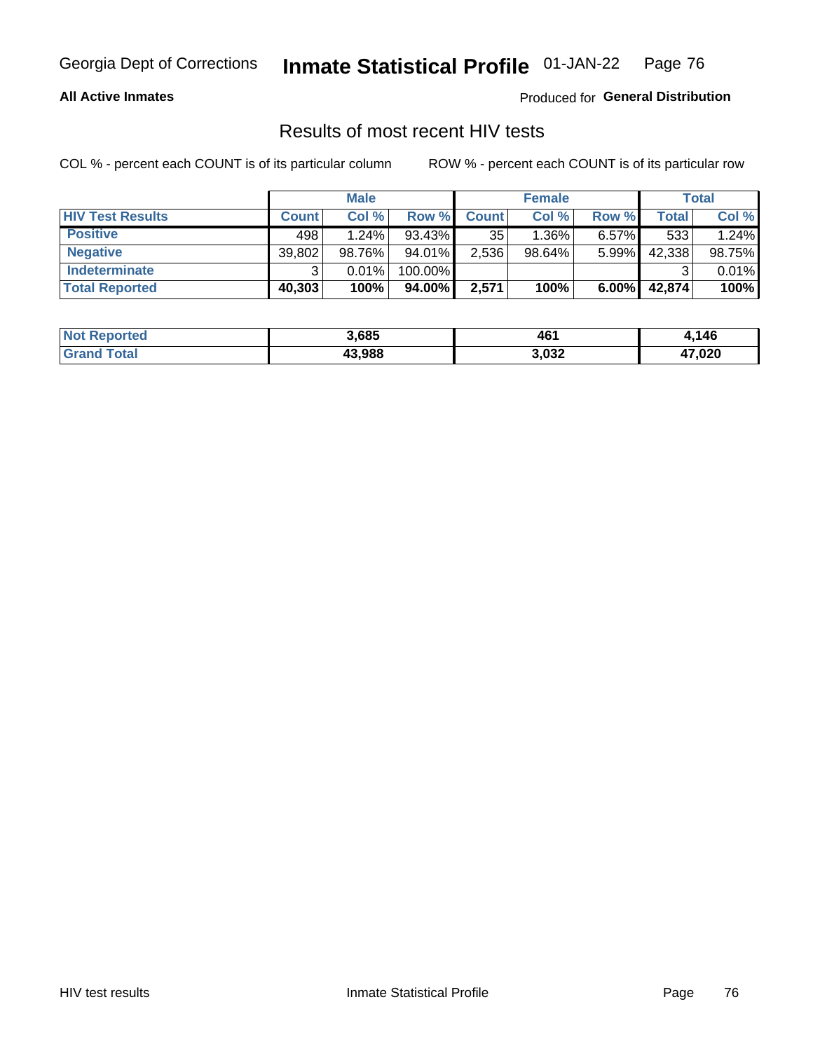Georgia Dept of Corrections **Inmate Statistical Profile** 01-JAN-22

**All Active Inmates**

Produced for **General Distribution**

## Results of most recent HIV tests

COL % - percent each COUNT is of its particular column    ROW % - percent each COUNT is of its particular row

| | Male | | | Female | | | Total | |
|---|---|---|---|---|---|---|---|---|
| **HIV Test Results** | **Count** | **Col %** | **Row %** | **Count** | **Col %** | **Row %** | **Total** | **Col %** |
| **Positive** | 498 | 1.24% | 93.43% | 35 | 1.36% | 6.57% | 533 | 1.24% |
| **Negative** | 39,802 | 98.76% | 94.01% | 2,536 | 98.64% | 5.99% | 42,338 | 98.75% |
| **Indeterminate** | 3 | 0.01% | 100.00% | | | | 3 | 0.01% |
| **Total Reported** | **40,303** | **100%** | **94.00%** | **2,571** | **100%** | **6.00%** | **42,874** | **100%** |

| | Male | Female | Total |
|---|---|---|---|
| **Not Reported** | **3,685** | **461** | **4,146** |
| **Grand Total** | **43,988** | **3,032** | **47,020** |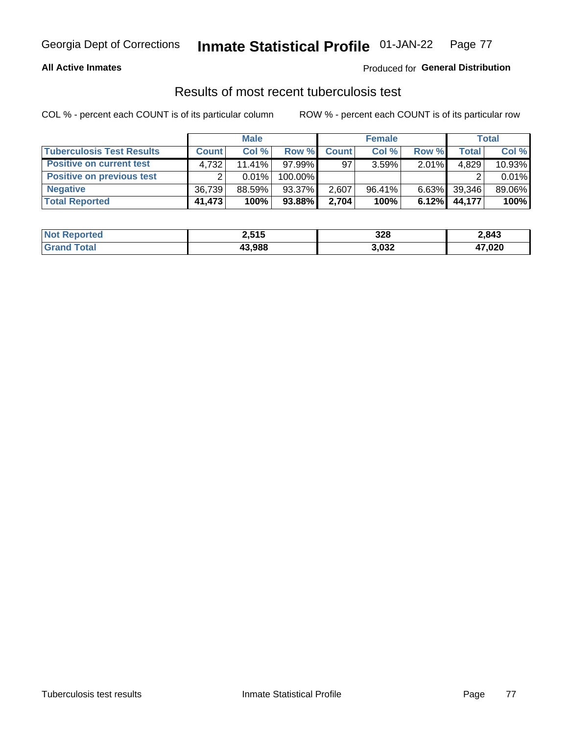Georgia Dept of Corrections **Inmate Statistical Profile** 01-JAN-22

**All Active Inmates**

Produced for **General Distribution**

## Results of most recent tuberculosis test

COL % - percent each COUNT is of its particular column

ROW % - percent each COUNT is of its particular row

| | Male | | | Female | | | Total | |
|---|---|---|---|---|---|---|---|---|
| **Tuberculosis Test Results** | **Count** | **Col %** | **Row %** | **Count** | **Col %** | **Row %** | **Total** | **Col %** |
| **Positive on current test** | 4,732 | 11.41% | 97.99% | 97 | 3.59% | 2.01% | 4,829 | 10.93% |
| **Positive on previous test** | 2 | 0.01% | 100.00% | | | | 2 | 0.01% |
| **Negative** | 36,739 | 88.59% | 93.37% | 2,607 | 96.41% | 6.63% | 39,346 | 89.06% |
| **Total Reported** | **41,473** | **100%** | **93.88%** | **2,704** | **100%** | **6.12%** | **44,177** | **100%** |

| | Male | Female | Total |
|---|---|---|---|
| **Not Reported** | **2,515** | **328** | **2,843** |
| **Grand Total** | **43,988** | **3,032** | **47,020** |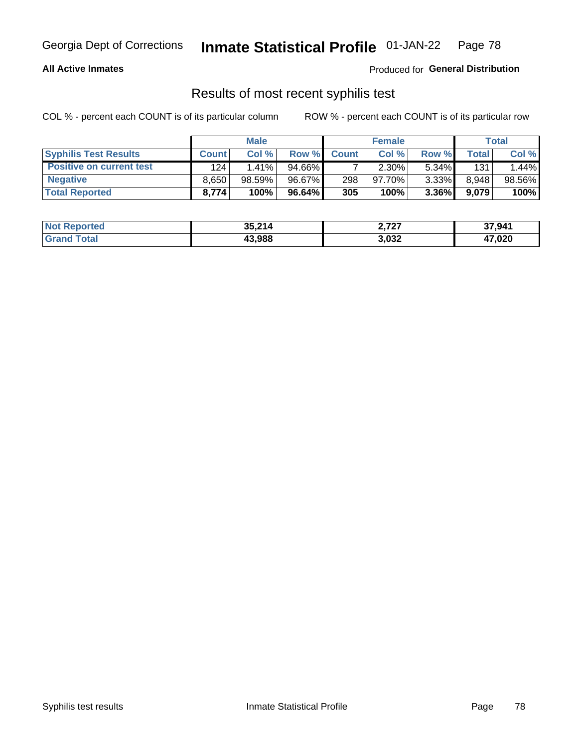Georgia Dept of Corrections **Inmate Statistical Profile** 01-JAN-22

**All Active Inmates**

Produced for **General Distribution**

## Results of most recent syphilis test

COL % - percent each COUNT is of its particular column ROW % - percent each COUNT is of its particular row

| | Male | | | Female | | | Total | |
|---|---|---|---|---|---|---|---|---|
| **Syphilis Test Results** | **Count** | **Col %** | **Row %** | **Count** | **Col %** | **Row %** | **Total** | **Col %** |
| **Positive on current test** | 124 | 1.41% | 94.66% | 7 | 2.30% | 5.34% | 131 | 1.44% |
| **Negative** | 8,650 | 98.59% | 96.67% | 298 | 97.70% | 3.33% | 8,948 | 98.56% |
| **Total Reported** | **8,774** | **100%** | **96.64%** | **305** | **100%** | **3.36%** | **9,079** | **100%** |

| | Male | Female | Total |
|---|---|---|---|
| **Not Reported** | **35,214** | **2,727** | **37,941** |
| **Grand Total** | **43,988** | **3,032** | **47,020** |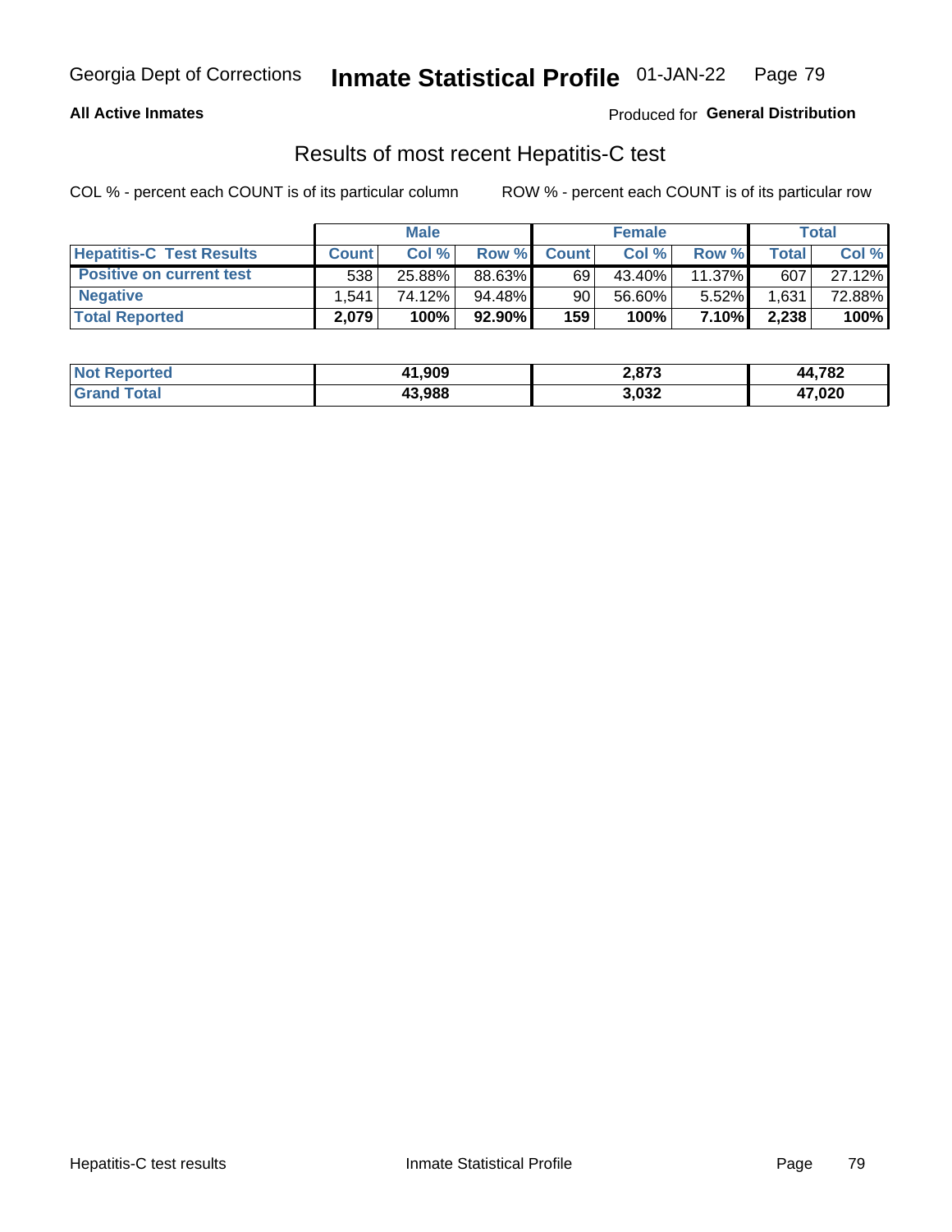Georgia Dept of Corrections **Inmate Statistical Profile** 01-JAN-22

**All Active Inmates**

Produced for **General Distribution**

## Results of most recent Hepatitis-C test

COL % - percent each COUNT is of its particular column ROW % - percent each COUNT is of its particular row

| | Male | | | Female | | | Total | |
|---|---|---|---|---|---|---|---|---|
| **Hepatitis-C Test Results** | **Count** | **Col %** | **Row %** | **Count** | **Col %** | **Row %** | **Total** | **Col %** |
| **Positive on current test** | 538 | 25.88% | 88.63% | 69 | 43.40% | 11.37% | 607 | 27.12% |
| **Negative** | 1,541 | 74.12% | 94.48% | 90 | 56.60% | 5.52% | 1,631 | 72.88% |
| **Total Reported** | **2,079** | **100%** | **92.90%** | **159** | **100%** | **7.10%** | **2,238** | **100%** |

| | Male | Female | Total |
|---|---|---|---|
| **Not Reported** | **41,909** | **2,873** | **44,782** |
| **Grand Total** | **43,988** | **3,032** | **47,020** |